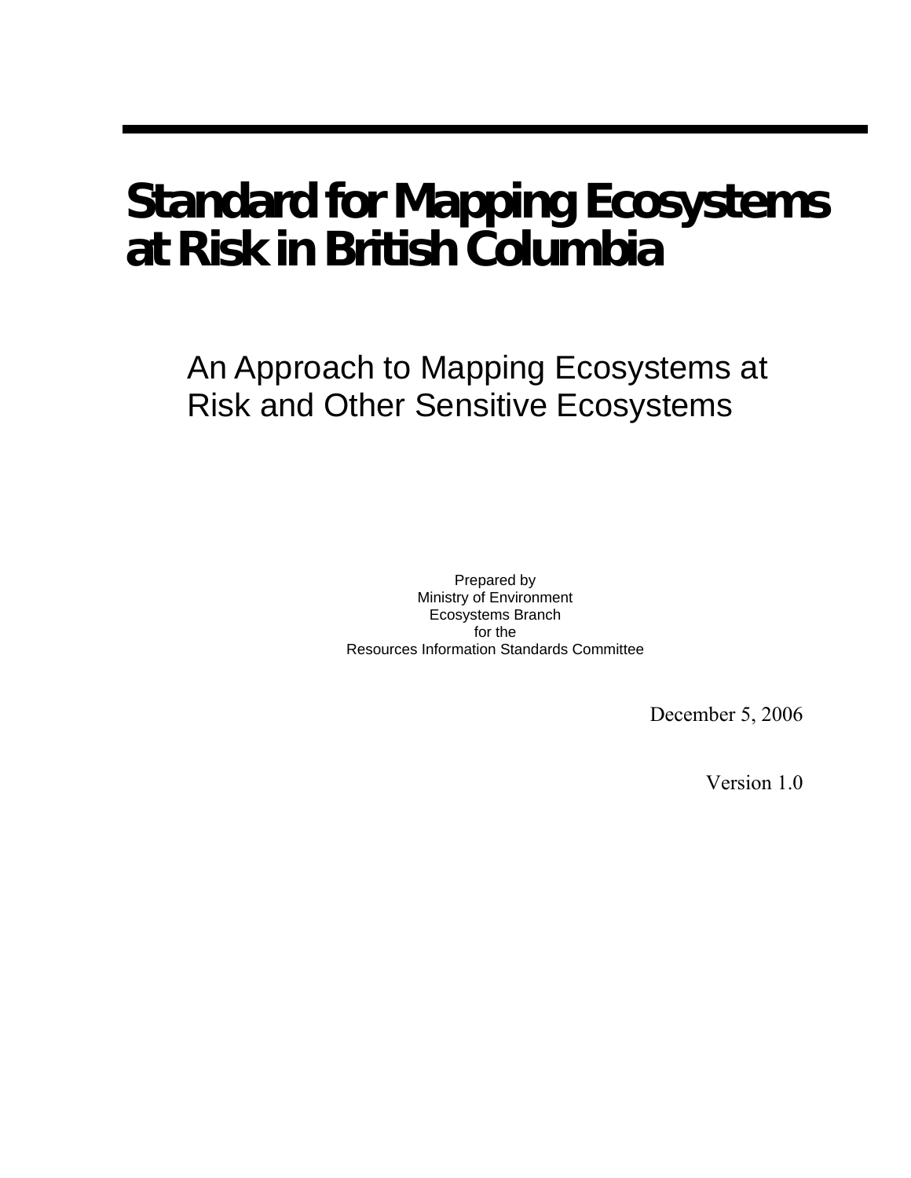# Standard for Mapping Ecosystems at Risk in British Columbia

## An Approach to Mapping Ecosystems at Risk and Other Sensitive Ecosystems

Prepared by
Ministry of Environment
Ecosystems Branch
for the
Resources Information Standards Committee

December 5, 2006

Version 1.0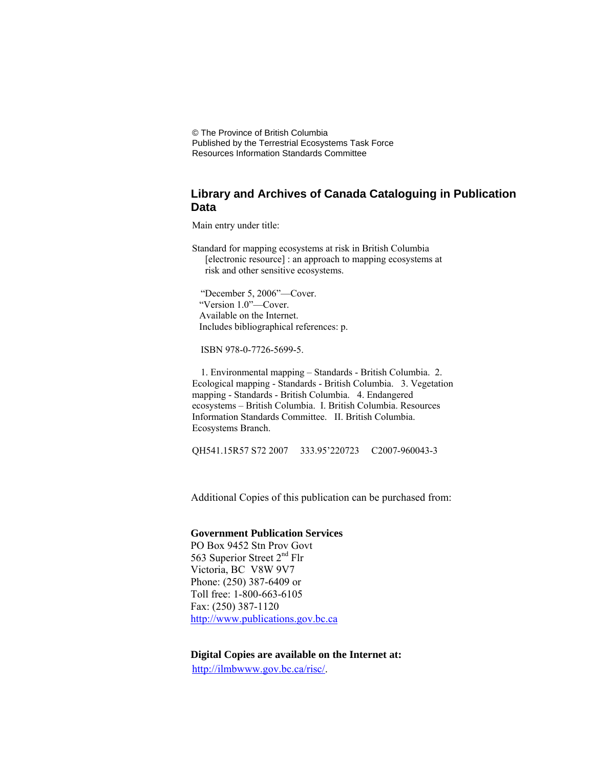© The Province of British Columbia
Published by the Terrestrial Ecosystems Task Force
Resources Information Standards Committee

## Library and Archives of Canada Cataloguing in Publication Data

Main entry under title:

Standard for mapping ecosystems at risk in British Columbia [electronic resource] : an approach to mapping ecosystems at risk and other sensitive ecosystems.

"December 5, 2006"—Cover.
"Version 1.0"—Cover.
Available on the Internet.
Includes bibliographical references: p.

ISBN 978-0-7726-5699-5.

1. Environmental mapping – Standards - British Columbia. 2. Ecological mapping - Standards - British Columbia. 3. Vegetation mapping - Standards - British Columbia. 4. Endangered ecosystems – British Columbia. I. British Columbia. Resources Information Standards Committee. II. British Columbia. Ecosystems Branch.

QH541.15R57 S72 2007 333.95'220723 C2007-960043-3

Additional Copies of this publication can be purchased from:

**Government Publication Services**
PO Box 9452 Stn Prov Govt
563 Superior Street 2nd Flr
Victoria, BC V8W 9V7
Phone: (250) 387-6409 or
Toll free: 1-800-663-6105
Fax: (250) 387-1120
http://www.publications.gov.bc.ca

**Digital Copies are available on the Internet at:**
http://ilmbwww.gov.bc.ca/risc/.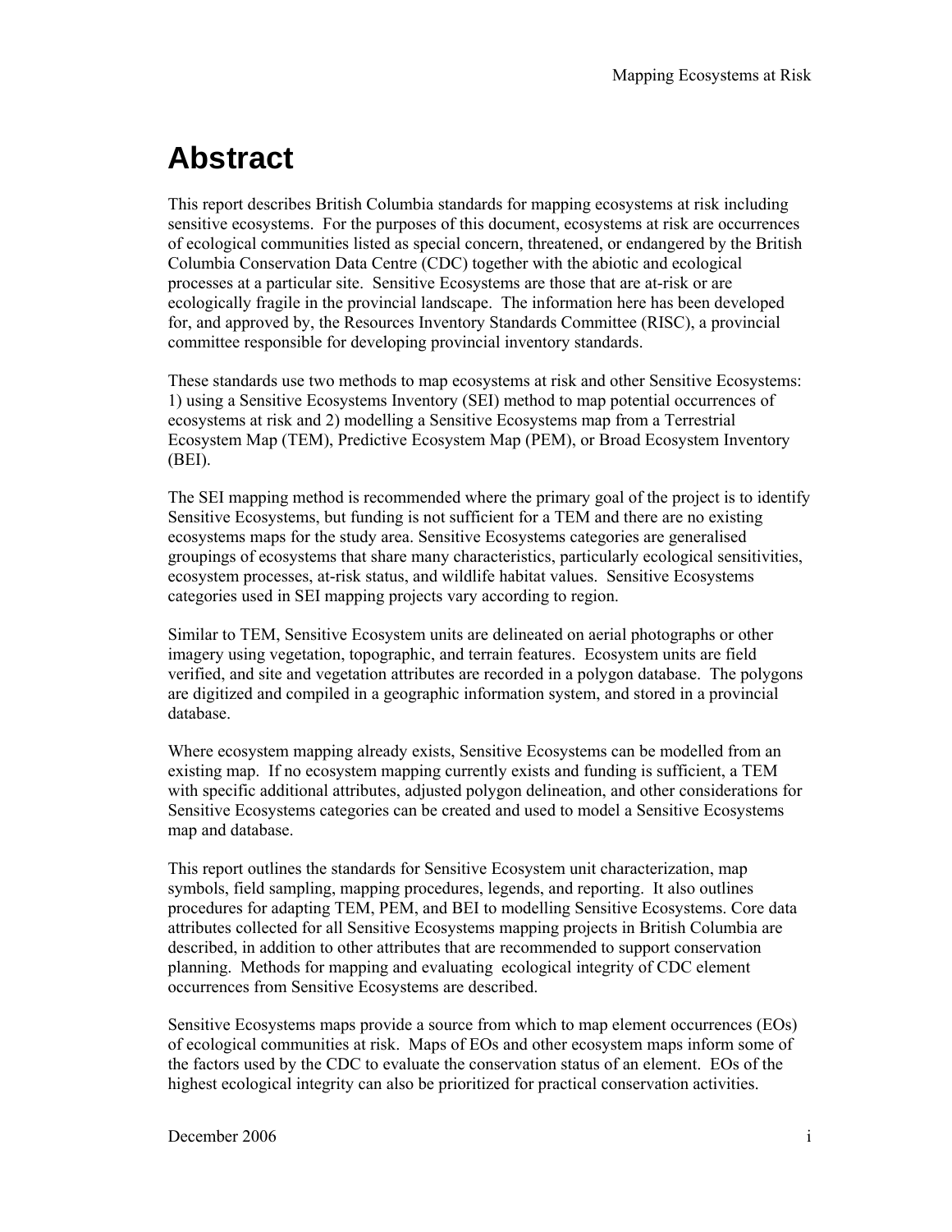# Abstract

This report describes British Columbia standards for mapping ecosystems at risk including sensitive ecosystems. For the purposes of this document, ecosystems at risk are occurrences of ecological communities listed as special concern, threatened, or endangered by the British Columbia Conservation Data Centre (CDC) together with the abiotic and ecological processes at a particular site. Sensitive Ecosystems are those that are at-risk or are ecologically fragile in the provincial landscape. The information here has been developed for, and approved by, the Resources Inventory Standards Committee (RISC), a provincial committee responsible for developing provincial inventory standards.

These standards use two methods to map ecosystems at risk and other Sensitive Ecosystems: 1) using a Sensitive Ecosystems Inventory (SEI) method to map potential occurrences of ecosystems at risk and 2) modelling a Sensitive Ecosystems map from a Terrestrial Ecosystem Map (TEM), Predictive Ecosystem Map (PEM), or Broad Ecosystem Inventory (BEI).

The SEI mapping method is recommended where the primary goal of the project is to identify Sensitive Ecosystems, but funding is not sufficient for a TEM and there are no existing ecosystems maps for the study area. Sensitive Ecosystems categories are generalised groupings of ecosystems that share many characteristics, particularly ecological sensitivities, ecosystem processes, at-risk status, and wildlife habitat values. Sensitive Ecosystems categories used in SEI mapping projects vary according to region.

Similar to TEM, Sensitive Ecosystem units are delineated on aerial photographs or other imagery using vegetation, topographic, and terrain features. Ecosystem units are field verified, and site and vegetation attributes are recorded in a polygon database. The polygons are digitized and compiled in a geographic information system, and stored in a provincial database.

Where ecosystem mapping already exists, Sensitive Ecosystems can be modelled from an existing map. If no ecosystem mapping currently exists and funding is sufficient, a TEM with specific additional attributes, adjusted polygon delineation, and other considerations for Sensitive Ecosystems categories can be created and used to model a Sensitive Ecosystems map and database.

This report outlines the standards for Sensitive Ecosystem unit characterization, map symbols, field sampling, mapping procedures, legends, and reporting. It also outlines procedures for adapting TEM, PEM, and BEI to modelling Sensitive Ecosystems. Core data attributes collected for all Sensitive Ecosystems mapping projects in British Columbia are described, in addition to other attributes that are recommended to support conservation planning. Methods for mapping and evaluating ecological integrity of CDC element occurrences from Sensitive Ecosystems are described.

Sensitive Ecosystems maps provide a source from which to map element occurrences (EOs) of ecological communities at risk. Maps of EOs and other ecosystem maps inform some of the factors used by the CDC to evaluate the conservation status of an element. EOs of the highest ecological integrity can also be prioritized for practical conservation activities.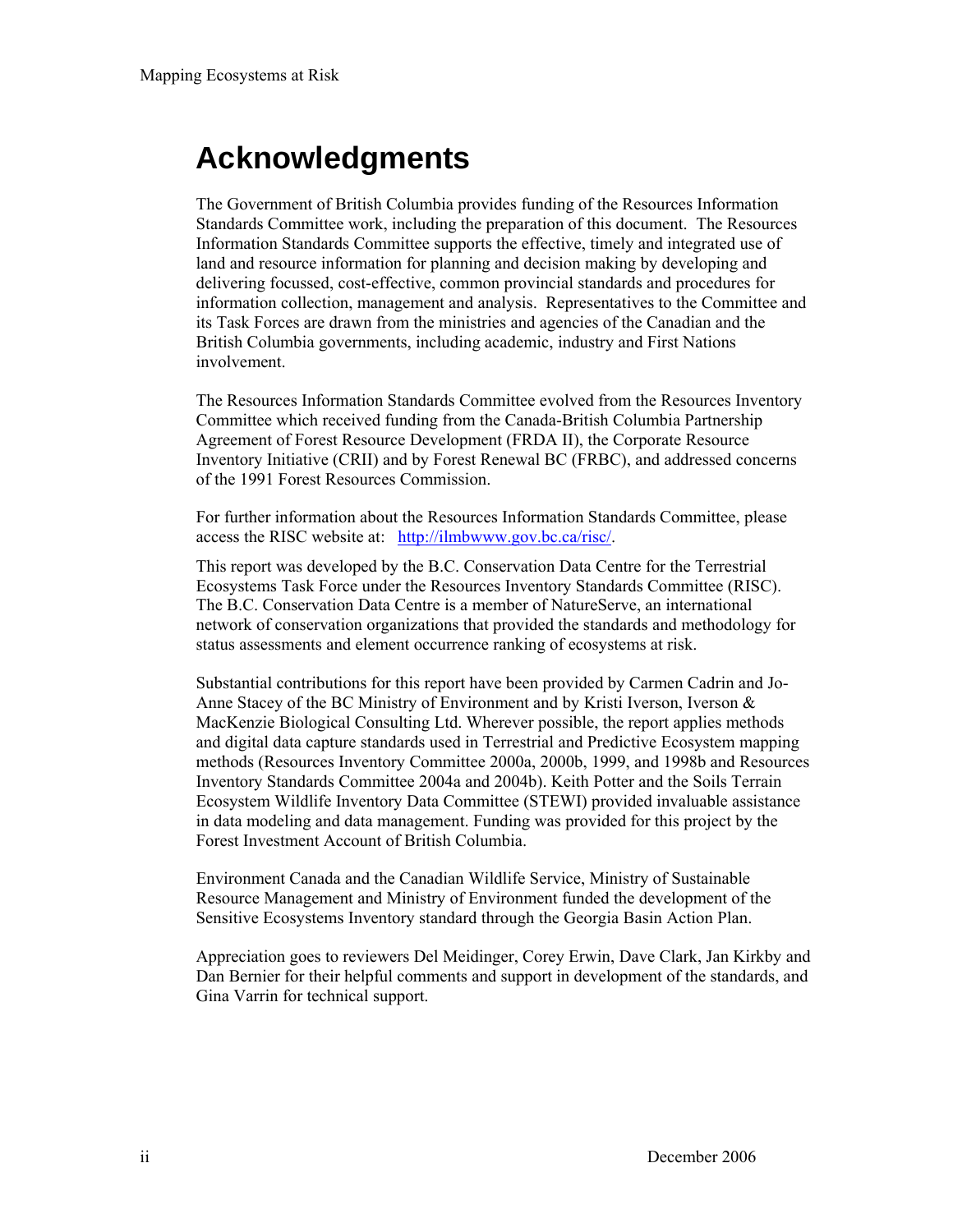# Acknowledgments

The Government of British Columbia provides funding of the Resources Information Standards Committee work, including the preparation of this document. The Resources Information Standards Committee supports the effective, timely and integrated use of land and resource information for planning and decision making by developing and delivering focussed, cost-effective, common provincial standards and procedures for information collection, management and analysis. Representatives to the Committee and its Task Forces are drawn from the ministries and agencies of the Canadian and the British Columbia governments, including academic, industry and First Nations involvement.

The Resources Information Standards Committee evolved from the Resources Inventory Committee which received funding from the Canada-British Columbia Partnership Agreement of Forest Resource Development (FRDA II), the Corporate Resource Inventory Initiative (CRII) and by Forest Renewal BC (FRBC), and addressed concerns of the 1991 Forest Resources Commission.

For further information about the Resources Information Standards Committee, please access the RISC website at: http://ilmbwww.gov.bc.ca/risc/.

This report was developed by the B.C. Conservation Data Centre for the Terrestrial Ecosystems Task Force under the Resources Inventory Standards Committee (RISC). The B.C. Conservation Data Centre is a member of NatureServe, an international network of conservation organizations that provided the standards and methodology for status assessments and element occurrence ranking of ecosystems at risk.

Substantial contributions for this report have been provided by Carmen Cadrin and Jo-Anne Stacey of the BC Ministry of Environment and by Kristi Iverson, Iverson & MacKenzie Biological Consulting Ltd. Wherever possible, the report applies methods and digital data capture standards used in Terrestrial and Predictive Ecosystem mapping methods (Resources Inventory Committee 2000a, 2000b, 1999, and 1998b and Resources Inventory Standards Committee 2004a and 2004b). Keith Potter and the Soils Terrain Ecosystem Wildlife Inventory Data Committee (STEWI) provided invaluable assistance in data modeling and data management. Funding was provided for this project by the Forest Investment Account of British Columbia.

Environment Canada and the Canadian Wildlife Service, Ministry of Sustainable Resource Management and Ministry of Environment funded the development of the Sensitive Ecosystems Inventory standard through the Georgia Basin Action Plan.

Appreciation goes to reviewers Del Meidinger, Corey Erwin, Dave Clark, Jan Kirkby and Dan Bernier for their helpful comments and support in development of the standards, and Gina Varrin for technical support.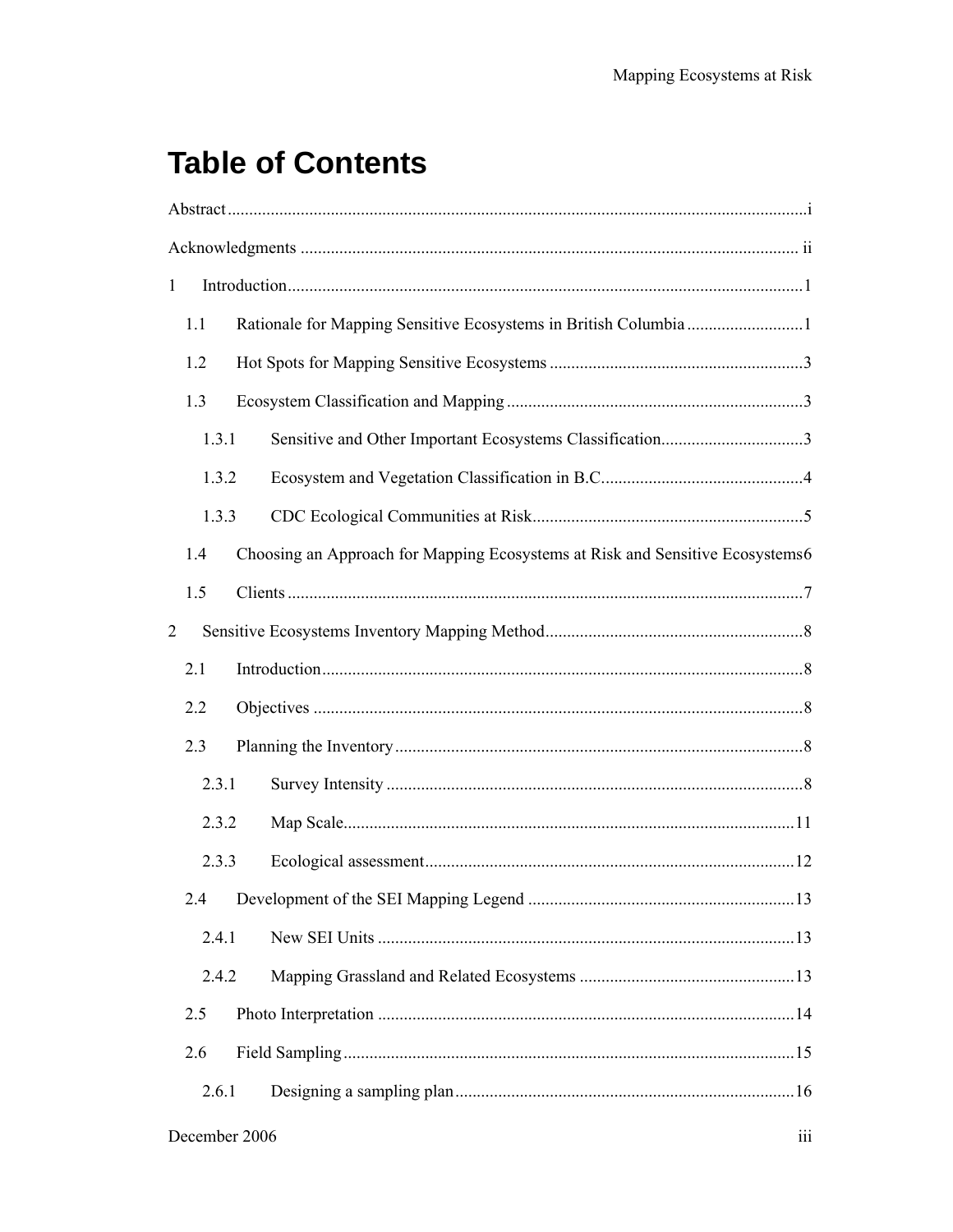# Table of Contents

Abstract ..................................................................................................................................i

Acknowledgments ................................................................................................................ ii

1 Introduction.......................................................................................................................1

- 1.1 Rationale for Mapping Sensitive Ecosystems in British Columbia ...........................1
- 1.2 Hot Spots for Mapping Sensitive Ecosystems ...........................................................3
- 1.3 Ecosystem Classification and Mapping .....................................................................3
  - 1.3.1 Sensitive and Other Important Ecosystems Classification.................................3
  - 1.3.2 Ecosystem and Vegetation Classification in B.C...............................................4
  - 1.3.3 CDC Ecological Communities at Risk...............................................................5
- 1.4 Choosing an Approach for Mapping Ecosystems at Risk and Sensitive Ecosystems6
- 1.5 Clients .......................................................................................................................7

2 Sensitive Ecosystems Inventory Mapping Method............................................................8

- 2.1 Introduction...............................................................................................................8
- 2.2 Objectives .................................................................................................................8
- 2.3 Planning the Inventory..............................................................................................8
  - 2.3.1 Survey Intensity ................................................................................................8
  - 2.3.2 Map Scale........................................................................................................11
  - 2.3.3 Ecological assessment.....................................................................................12
- 2.4 Development of the SEI Mapping Legend .............................................................13
  - 2.4.1 New SEI Units ................................................................................................13
  - 2.4.2 Mapping Grassland and Related Ecosystems ..................................................13
- 2.5 Photo Interpretation ................................................................................................14
- 2.6 Field Sampling........................................................................................................15
  - 2.6.1 Designing a sampling plan..............................................................................16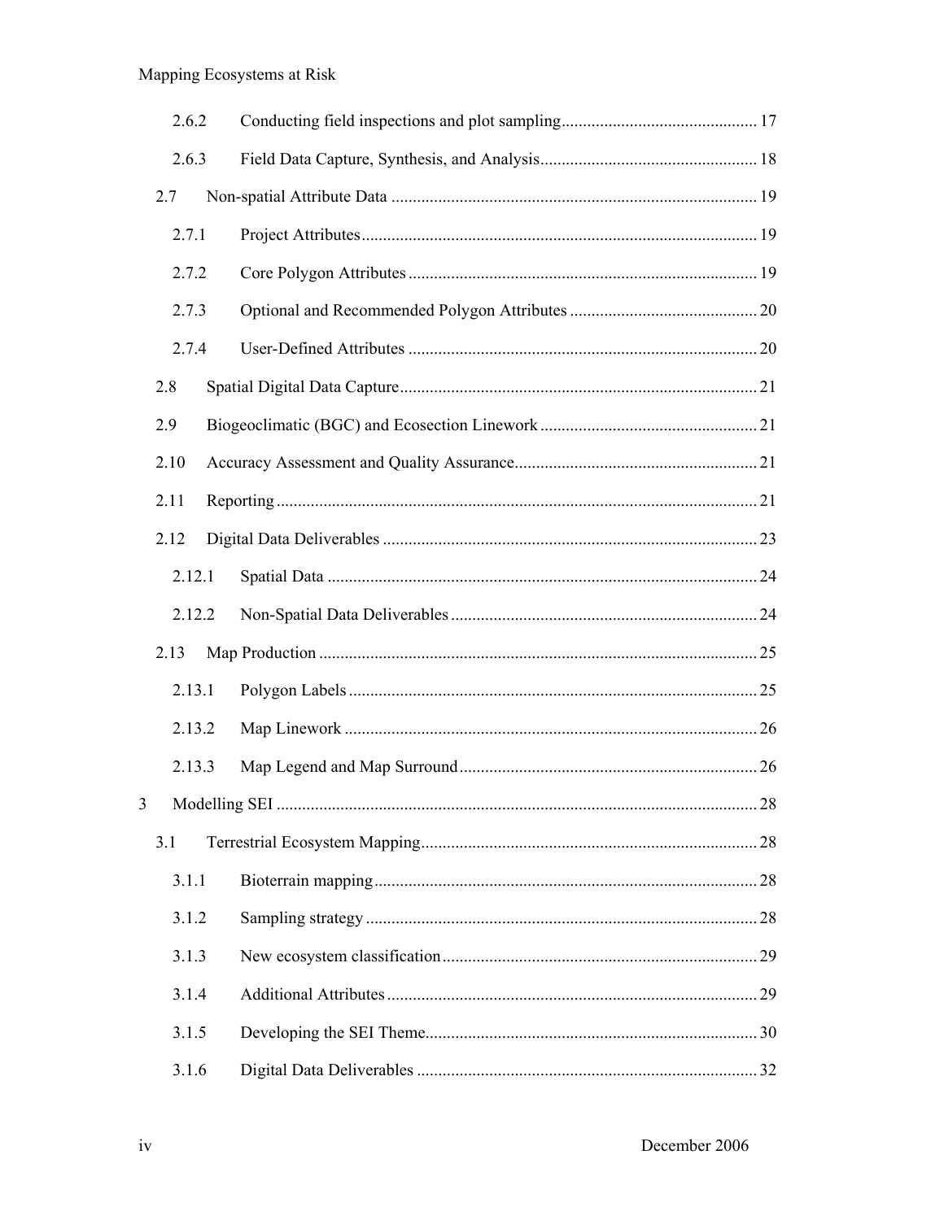2.6.2 Conducting field inspections and plot sampling ............................................. 17

2.6.3 Field Data Capture, Synthesis, and Analysis .................................................. 18

2.7 Non-spatial Attribute Data ..................................................................................... 19

2.7.1 Project Attributes ............................................................................................ 19

2.7.2 Core Polygon Attributes ................................................................................. 19

2.7.3 Optional and Recommended Polygon Attributes ............................................ 20

2.7.4 User-Defined Attributes ................................................................................. 20

2.8 Spatial Digital Data Capture .................................................................................. 21

2.9 Biogeoclimatic (BGC) and Ecosection Linework .................................................. 21

2.10 Accuracy Assessment and Quality Assurance ........................................................ 21

2.11 Reporting ............................................................................................................... 21

2.12 Digital Data Deliverables ....................................................................................... 23

2.12.1 Spatial Data .................................................................................................... 24

2.12.2 Non-Spatial Data Deliverables ....................................................................... 24

2.13 Map Production ..................................................................................................... 25

2.13.1 Polygon Labels ............................................................................................... 25

2.13.2 Map Linework ................................................................................................ 26

2.13.3 Map Legend and Map Surround ..................................................................... 26

3 Modelling SEI ................................................................................................................ 28

3.1 Terrestrial Ecosystem Mapping .............................................................................. 28

3.1.1 Bioterrain mapping ......................................................................................... 28

3.1.2 Sampling strategy ........................................................................................... 28

3.1.3 New ecosystem classification .......................................................................... 29

3.1.4 Additional Attributes ...................................................................................... 29

3.1.5 Developing the SEI Theme ............................................................................. 30

3.1.6 Digital Data Deliverables ............................................................................... 32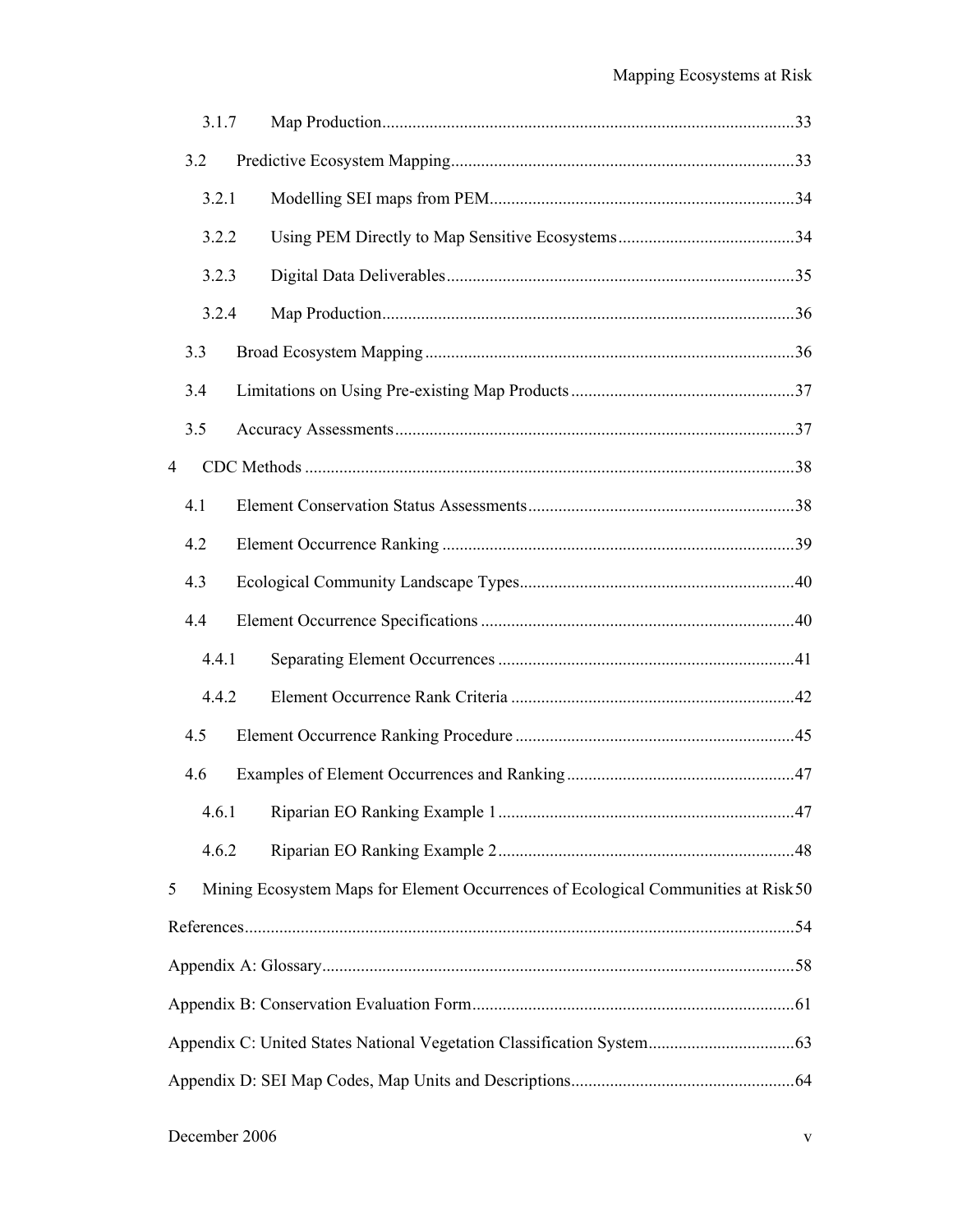3.1.7 Map Production ....................................................................................................33

3.2 Predictive Ecosystem Mapping ................................................................................33

3.2.1 Modelling SEI maps from PEM ............................................................................34

3.2.2 Using PEM Directly to Map Sensitive Ecosystems ..............................................34

3.2.3 Digital Data Deliverables .......................................................................................35

3.2.4 Map Production ....................................................................................................36

3.3 Broad Ecosystem Mapping ......................................................................................36

3.4 Limitations on Using Pre-existing Map Products .....................................................37

3.5 Accuracy Assessments ............................................................................................37

4 CDC Methods ..............................................................................................................38

4.1 Element Conservation Status Assessments .............................................................38

4.2 Element Occurrence Ranking ..................................................................................39

4.3 Ecological Community Landscape Types .................................................................40

4.4 Element Occurrence Specifications .........................................................................40

4.4.1 Separating Element Occurrences .........................................................................41

4.4.2 Element Occurrence Rank Criteria .......................................................................42

4.5 Element Occurrence Ranking Procedure .................................................................45

4.6 Examples of Element Occurrences and Ranking .....................................................47

4.6.1 Riparian EO Ranking Example 1 ..........................................................................47

4.6.2 Riparian EO Ranking Example 2 ..........................................................................48

5 Mining Ecosystem Maps for Element Occurrences of Ecological Communities at Risk 50

References .....................................................................................................................54

Appendix A: Glossary .....................................................................................................58

Appendix B: Conservation Evaluation Form ...................................................................61

Appendix C: United States National Vegetation Classification System ..........................63

Appendix D: SEI Map Codes, Map Units and Descriptions ............................................64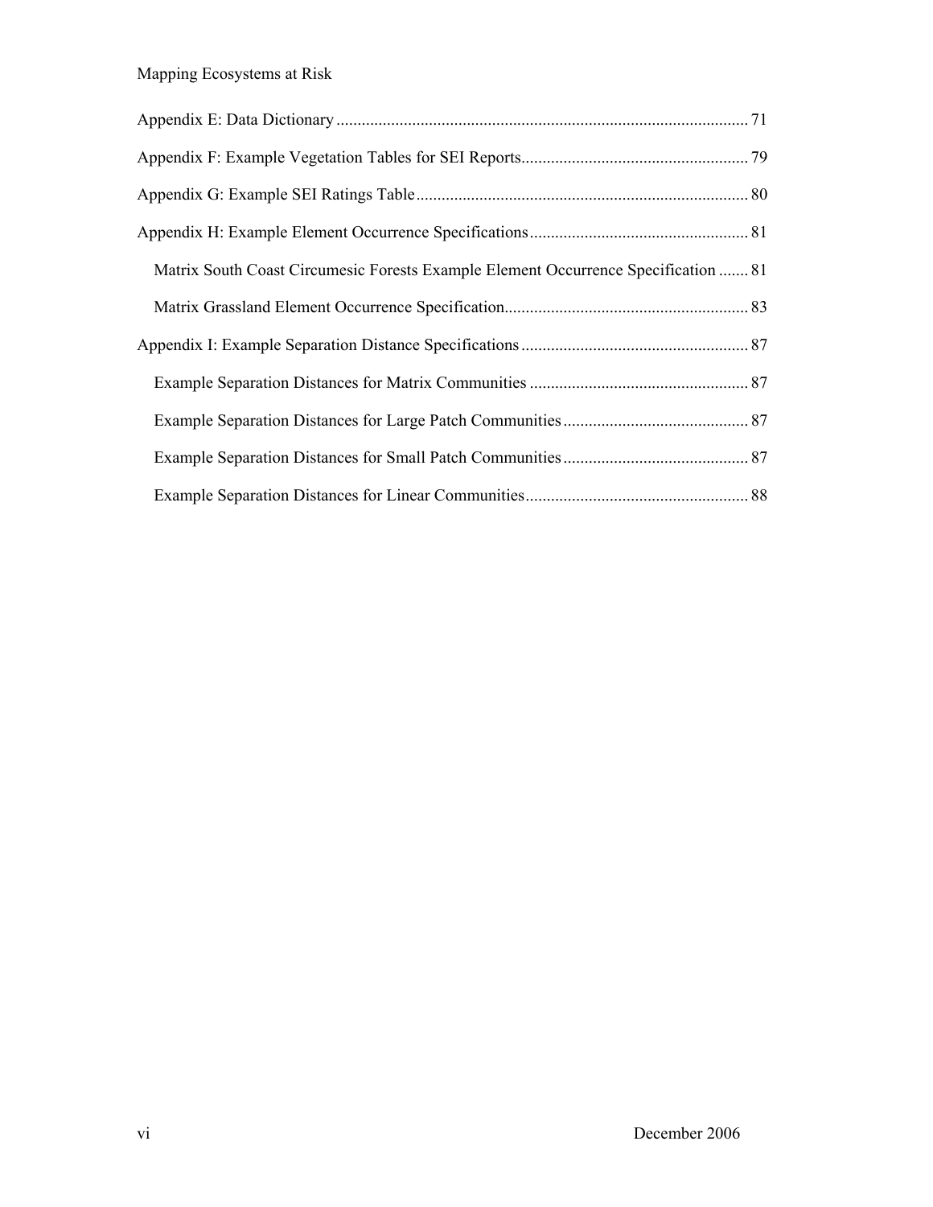Appendix E: Data Dictionary .................................................................................................. 71

Appendix F: Example Vegetation Tables for SEI Reports...................................................... 79

Appendix G: Example SEI Ratings Table ............................................................................... 80

Appendix H: Example Element Occurrence Specifications .................................................... 81

    Matrix South Coast Circumesic Forests Example Element Occurrence Specification ....... 81

    Matrix Grassland Element Occurrence Specification.......................................................... 83

Appendix I: Example Separation Distance Specifications ...................................................... 87

    Example Separation Distances for Matrix Communities .................................................... 87

    Example Separation Distances for Large Patch Communities ............................................ 87

    Example Separation Distances for Small Patch Communities ............................................ 87

    Example Separation Distances for Linear Communities ..................................................... 88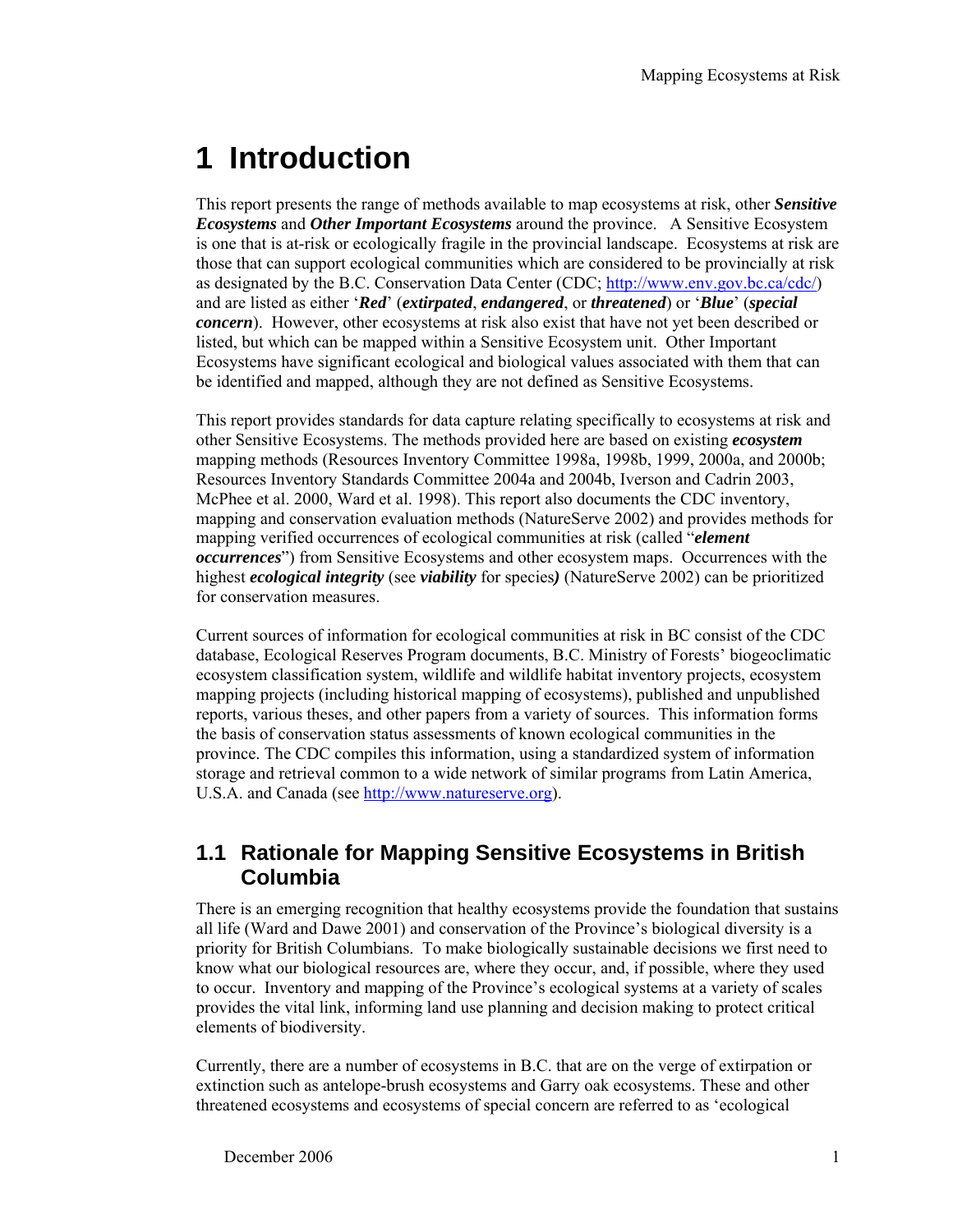# 1 Introduction

This report presents the range of methods available to map ecosystems at risk, other ***Sensitive Ecosystems*** and ***Other Important Ecosystems*** around the province. A Sensitive Ecosystem is one that is at-risk or ecologically fragile in the provincial landscape. Ecosystems at risk are those that can support ecological communities which are considered to be provincially at risk as designated by the B.C. Conservation Data Center (CDC; http://www.env.gov.bc.ca/cdc/) and are listed as either '***Red***' (***extirpated***, ***endangered***, or ***threatened***) or '***Blue***' (***special concern***). However, other ecosystems at risk also exist that have not yet been described or listed, but which can be mapped within a Sensitive Ecosystem unit. Other Important Ecosystems have significant ecological and biological values associated with them that can be identified and mapped, although they are not defined as Sensitive Ecosystems.

This report provides standards for data capture relating specifically to ecosystems at risk and other Sensitive Ecosystems. The methods provided here are based on existing ***ecosystem*** mapping methods (Resources Inventory Committee 1998a, 1998b, 1999, 2000a, and 2000b; Resources Inventory Standards Committee 2004a and 2004b, Iverson and Cadrin 2003, McPhee et al. 2000, Ward et al. 1998). This report also documents the CDC inventory, mapping and conservation evaluation methods (NatureServe 2002) and provides methods for mapping verified occurrences of ecological communities at risk (called "***element occurrences***") from Sensitive Ecosystems and other ecosystem maps. Occurrences with the highest ***ecological integrity*** (see ***viability*** for species***)*** (NatureServe 2002) can be prioritized for conservation measures.

Current sources of information for ecological communities at risk in BC consist of the CDC database, Ecological Reserves Program documents, B.C. Ministry of Forests' biogeoclimatic ecosystem classification system, wildlife and wildlife habitat inventory projects, ecosystem mapping projects (including historical mapping of ecosystems), published and unpublished reports, various theses, and other papers from a variety of sources. This information forms the basis of conservation status assessments of known ecological communities in the province. The CDC compiles this information, using a standardized system of information storage and retrieval common to a wide network of similar programs from Latin America, U.S.A. and Canada (see http://www.natureserve.org).

## 1.1 Rationale for Mapping Sensitive Ecosystems in British Columbia

There is an emerging recognition that healthy ecosystems provide the foundation that sustains all life (Ward and Dawe 2001) and conservation of the Province's biological diversity is a priority for British Columbians. To make biologically sustainable decisions we first need to know what our biological resources are, where they occur, and, if possible, where they used to occur. Inventory and mapping of the Province's ecological systems at a variety of scales provides the vital link, informing land use planning and decision making to protect critical elements of biodiversity.

Currently, there are a number of ecosystems in B.C. that are on the verge of extirpation or extinction such as antelope-brush ecosystems and Garry oak ecosystems. These and other threatened ecosystems and ecosystems of special concern are referred to as 'ecological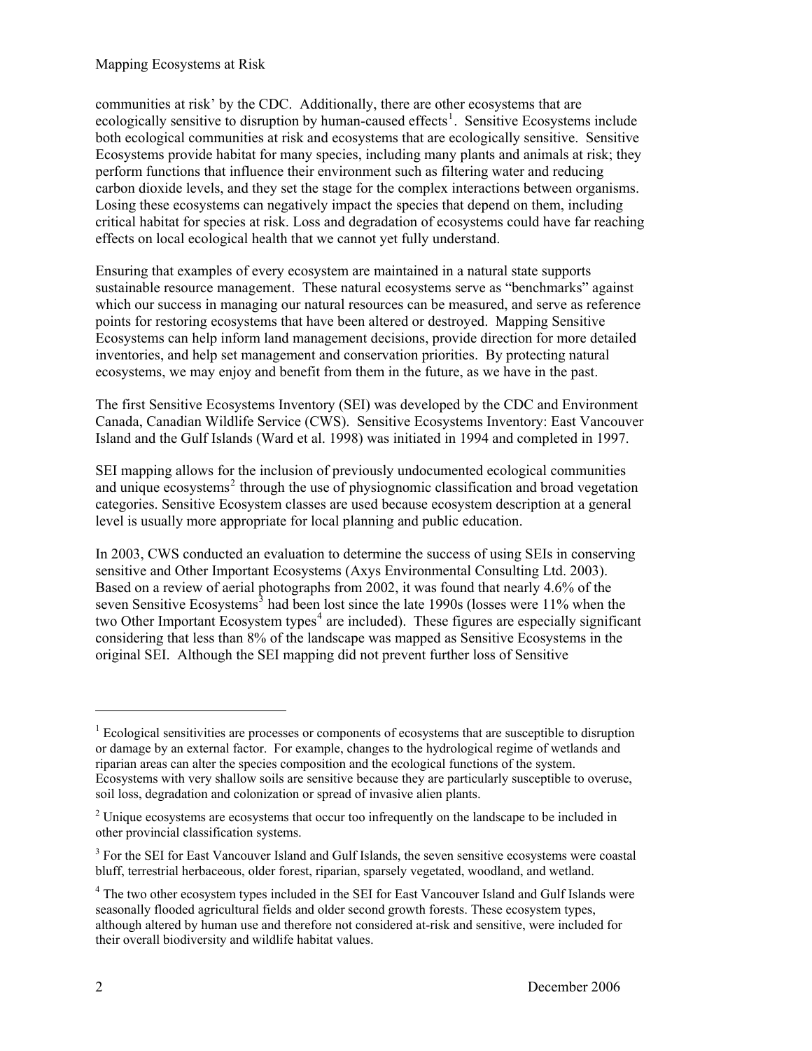communities at risk' by the CDC. Additionally, there are other ecosystems that are ecologically sensitive to disruption by human-caused effects[1]. Sensitive Ecosystems include both ecological communities at risk and ecosystems that are ecologically sensitive. Sensitive Ecosystems provide habitat for many species, including many plants and animals at risk; they perform functions that influence their environment such as filtering water and reducing carbon dioxide levels, and they set the stage for the complex interactions between organisms. Losing these ecosystems can negatively impact the species that depend on them, including critical habitat for species at risk. Loss and degradation of ecosystems could have far reaching effects on local ecological health that we cannot yet fully understand.

Ensuring that examples of every ecosystem are maintained in a natural state supports sustainable resource management. These natural ecosystems serve as "benchmarks" against which our success in managing our natural resources can be measured, and serve as reference points for restoring ecosystems that have been altered or destroyed. Mapping Sensitive Ecosystems can help inform land management decisions, provide direction for more detailed inventories, and help set management and conservation priorities. By protecting natural ecosystems, we may enjoy and benefit from them in the future, as we have in the past.

The first Sensitive Ecosystems Inventory (SEI) was developed by the CDC and Environment Canada, Canadian Wildlife Service (CWS). Sensitive Ecosystems Inventory: East Vancouver Island and the Gulf Islands (Ward et al. 1998) was initiated in 1994 and completed in 1997.

SEI mapping allows for the inclusion of previously undocumented ecological communities and unique ecosystems[2] through the use of physiognomic classification and broad vegetation categories. Sensitive Ecosystem classes are used because ecosystem description at a general level is usually more appropriate for local planning and public education.

In 2003, CWS conducted an evaluation to determine the success of using SEIs in conserving sensitive and Other Important Ecosystems (Axys Environmental Consulting Ltd. 2003). Based on a review of aerial photographs from 2002, it was found that nearly 4.6% of the seven Sensitive Ecosystems[3] had been lost since the late 1990s (losses were 11% when the two Other Important Ecosystem types[4] are included). These figures are especially significant considering that less than 8% of the landscape was mapped as Sensitive Ecosystems in the original SEI. Although the SEI mapping did not prevent further loss of Sensitive

---

[1] Ecological sensitivities are processes or components of ecosystems that are susceptible to disruption or damage by an external factor. For example, changes to the hydrological regime of wetlands and riparian areas can alter the species composition and the ecological functions of the system. Ecosystems with very shallow soils are sensitive because they are particularly susceptible to overuse, soil loss, degradation and colonization or spread of invasive alien plants.

[2] Unique ecosystems are ecosystems that occur too infrequently on the landscape to be included in other provincial classification systems.

[3] For the SEI for East Vancouver Island and Gulf Islands, the seven sensitive ecosystems were coastal bluff, terrestrial herbaceous, older forest, riparian, sparsely vegetated, woodland, and wetland.

[4] The two other ecosystem types included in the SEI for East Vancouver Island and Gulf Islands were seasonally flooded agricultural fields and older second growth forests. These ecosystem types, although altered by human use and therefore not considered at-risk and sensitive, were included for their overall biodiversity and wildlife habitat values.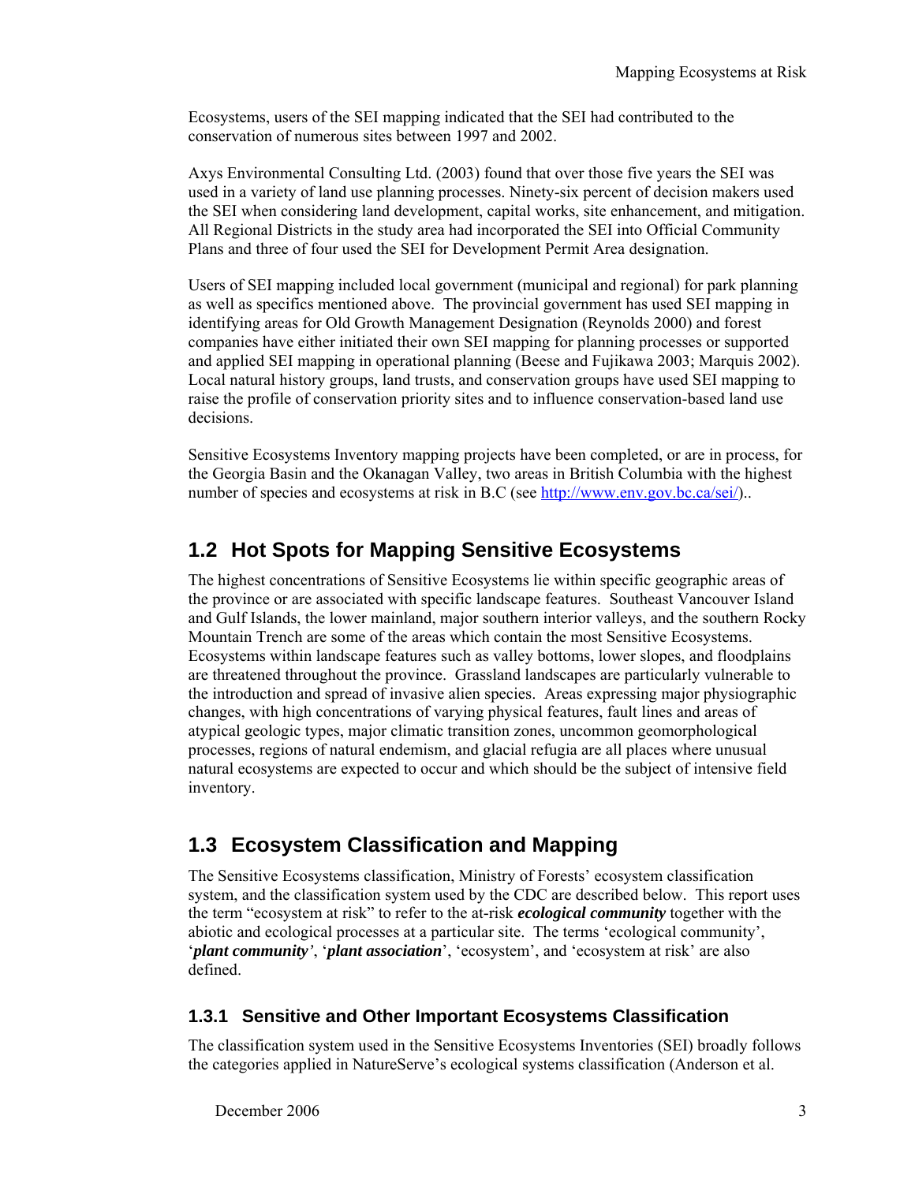Ecosystems, users of the SEI mapping indicated that the SEI had contributed to the conservation of numerous sites between 1997 and 2002.

Axys Environmental Consulting Ltd. (2003) found that over those five years the SEI was used in a variety of land use planning processes. Ninety-six percent of decision makers used the SEI when considering land development, capital works, site enhancement, and mitigation. All Regional Districts in the study area had incorporated the SEI into Official Community Plans and three of four used the SEI for Development Permit Area designation.

Users of SEI mapping included local government (municipal and regional) for park planning as well as specifics mentioned above. The provincial government has used SEI mapping in identifying areas for Old Growth Management Designation (Reynolds 2000) and forest companies have either initiated their own SEI mapping for planning processes or supported and applied SEI mapping in operational planning (Beese and Fujikawa 2003; Marquis 2002). Local natural history groups, land trusts, and conservation groups have used SEI mapping to raise the profile of conservation priority sites and to influence conservation-based land use decisions.

Sensitive Ecosystems Inventory mapping projects have been completed, or are in process, for the Georgia Basin and the Okanagan Valley, two areas in British Columbia with the highest number of species and ecosystems at risk in B.C (see http://www.env.gov.bc.ca/sei/)..

## 1.2 Hot Spots for Mapping Sensitive Ecosystems

The highest concentrations of Sensitive Ecosystems lie within specific geographic areas of the province or are associated with specific landscape features. Southeast Vancouver Island and Gulf Islands, the lower mainland, major southern interior valleys, and the southern Rocky Mountain Trench are some of the areas which contain the most Sensitive Ecosystems. Ecosystems within landscape features such as valley bottoms, lower slopes, and floodplains are threatened throughout the province. Grassland landscapes are particularly vulnerable to the introduction and spread of invasive alien species. Areas expressing major physiographic changes, with high concentrations of varying physical features, fault lines and areas of atypical geologic types, major climatic transition zones, uncommon geomorphological processes, regions of natural endemism, and glacial refugia are all places where unusual natural ecosystems are expected to occur and which should be the subject of intensive field inventory.

## 1.3 Ecosystem Classification and Mapping

The Sensitive Ecosystems classification, Ministry of Forests' ecosystem classification system, and the classification system used by the CDC are described below. This report uses the term "ecosystem at risk" to refer to the at-risk ***ecological community*** together with the abiotic and ecological processes at a particular site. The terms 'ecological community', '***plant community***', '***plant association***', 'ecosystem', and 'ecosystem at risk' are also defined.

### 1.3.1 Sensitive and Other Important Ecosystems Classification

The classification system used in the Sensitive Ecosystems Inventories (SEI) broadly follows the categories applied in NatureServe's ecological systems classification (Anderson et al.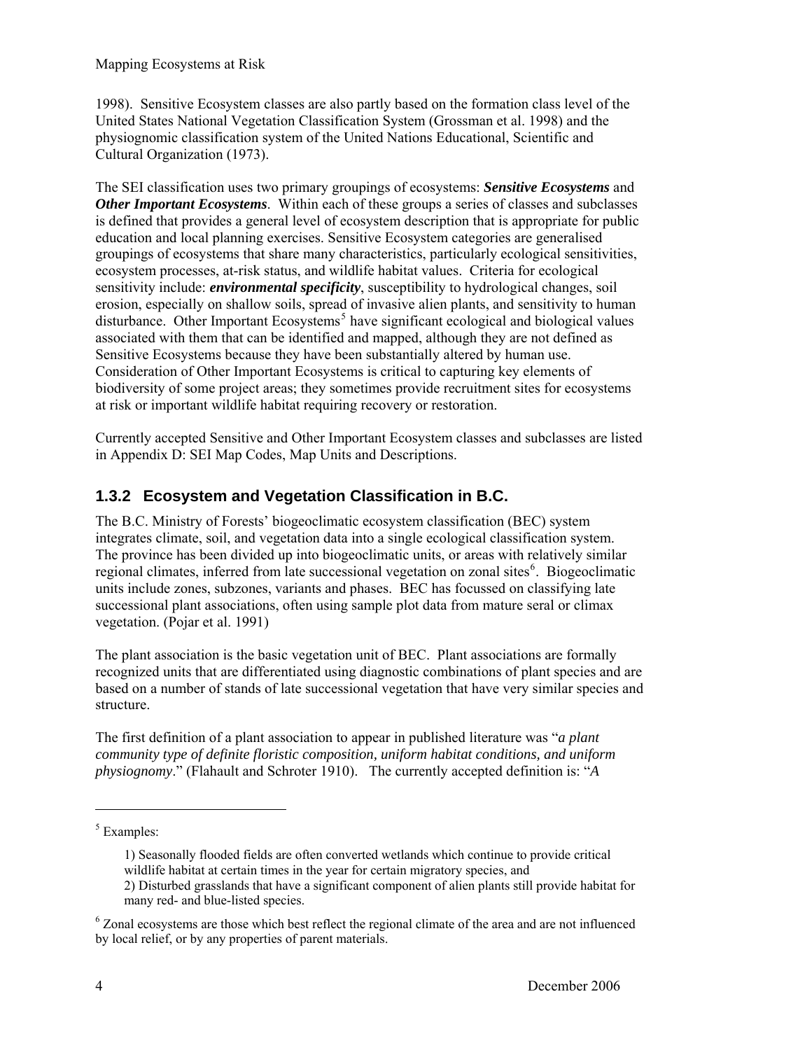1998). Sensitive Ecosystem classes are also partly based on the formation class level of the United States National Vegetation Classification System (Grossman et al. 1998) and the physiognomic classification system of the United Nations Educational, Scientific and Cultural Organization (1973).

The SEI classification uses two primary groupings of ecosystems: ***Sensitive Ecosystems*** and ***Other Important Ecosystems***. Within each of these groups a series of classes and subclasses is defined that provides a general level of ecosystem description that is appropriate for public education and local planning exercises. Sensitive Ecosystem categories are generalised groupings of ecosystems that share many characteristics, particularly ecological sensitivities, ecosystem processes, at-risk status, and wildlife habitat values. Criteria for ecological sensitivity include: ***environmental specificity***, susceptibility to hydrological changes, soil erosion, especially on shallow soils, spread of invasive alien plants, and sensitivity to human disturbance. Other Important Ecosystems[5] have significant ecological and biological values associated with them that can be identified and mapped, although they are not defined as Sensitive Ecosystems because they have been substantially altered by human use. Consideration of Other Important Ecosystems is critical to capturing key elements of biodiversity of some project areas; they sometimes provide recruitment sites for ecosystems at risk or important wildlife habitat requiring recovery or restoration.

Currently accepted Sensitive and Other Important Ecosystem classes and subclasses are listed in Appendix D: SEI Map Codes, Map Units and Descriptions.

### 1.3.2 Ecosystem and Vegetation Classification in B.C.

The B.C. Ministry of Forests' biogeoclimatic ecosystem classification (BEC) system integrates climate, soil, and vegetation data into a single ecological classification system. The province has been divided up into biogeoclimatic units, or areas with relatively similar regional climates, inferred from late successional vegetation on zonal sites[6]. Biogeoclimatic units include zones, subzones, variants and phases. BEC has focussed on classifying late successional plant associations, often using sample plot data from mature seral or climax vegetation. (Pojar et al. 1991)

The plant association is the basic vegetation unit of BEC. Plant associations are formally recognized units that are differentiated using diagnostic combinations of plant species and are based on a number of stands of late successional vegetation that have very similar species and structure.

The first definition of a plant association to appear in published literature was "*a plant community type of definite floristic composition, uniform habitat conditions, and uniform physiognomy*." (Flahault and Schroter 1910). The currently accepted definition is: "*A*

---

[5] Examples:

1) Seasonally flooded fields are often converted wetlands which continue to provide critical wildlife habitat at certain times in the year for certain migratory species, and
2) Disturbed grasslands that have a significant component of alien plants still provide habitat for many red- and blue-listed species.

[6] Zonal ecosystems are those which best reflect the regional climate of the area and are not influenced by local relief, or by any properties of parent materials.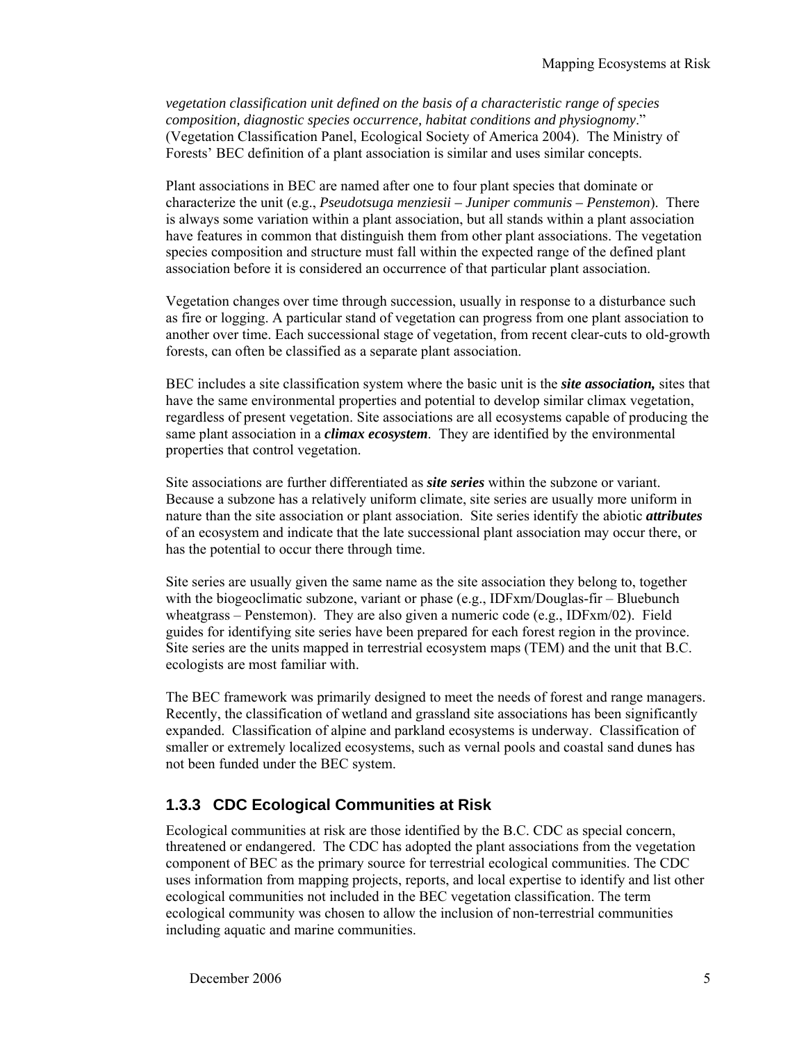*vegetation classification unit defined on the basis of a characteristic range of species composition, diagnostic species occurrence, habitat conditions and physiognomy*." (Vegetation Classification Panel, Ecological Society of America 2004). The Ministry of Forests' BEC definition of a plant association is similar and uses similar concepts.

Plant associations in BEC are named after one to four plant species that dominate or characterize the unit (e.g., *Pseudotsuga menziesii – Juniper communis – Penstemon*). There is always some variation within a plant association, but all stands within a plant association have features in common that distinguish them from other plant associations. The vegetation species composition and structure must fall within the expected range of the defined plant association before it is considered an occurrence of that particular plant association.

Vegetation changes over time through succession, usually in response to a disturbance such as fire or logging. A particular stand of vegetation can progress from one plant association to another over time. Each successional stage of vegetation, from recent clear-cuts to old-growth forests, can often be classified as a separate plant association.

BEC includes a site classification system where the basic unit is the ***site association,*** sites that have the same environmental properties and potential to develop similar climax vegetation, regardless of present vegetation. Site associations are all ecosystems capable of producing the same plant association in a ***climax ecosystem***. They are identified by the environmental properties that control vegetation.

Site associations are further differentiated as ***site series*** within the subzone or variant. Because a subzone has a relatively uniform climate, site series are usually more uniform in nature than the site association or plant association. Site series identify the abiotic ***attributes*** of an ecosystem and indicate that the late successional plant association may occur there, or has the potential to occur there through time.

Site series are usually given the same name as the site association they belong to, together with the biogeoclimatic subzone, variant or phase (e.g., IDFxm/Douglas-fir – Bluebunch wheatgrass – Penstemon). They are also given a numeric code (e.g., IDFxm/02). Field guides for identifying site series have been prepared for each forest region in the province. Site series are the units mapped in terrestrial ecosystem maps (TEM) and the unit that B.C. ecologists are most familiar with.

The BEC framework was primarily designed to meet the needs of forest and range managers. Recently, the classification of wetland and grassland site associations has been significantly expanded. Classification of alpine and parkland ecosystems is underway. Classification of smaller or extremely localized ecosystems, such as vernal pools and coastal sand dunes has not been funded under the BEC system.

### 1.3.3 CDC Ecological Communities at Risk

Ecological communities at risk are those identified by the B.C. CDC as special concern, threatened or endangered. The CDC has adopted the plant associations from the vegetation component of BEC as the primary source for terrestrial ecological communities. The CDC uses information from mapping projects, reports, and local expertise to identify and list other ecological communities not included in the BEC vegetation classification. The term ecological community was chosen to allow the inclusion of non-terrestrial communities including aquatic and marine communities.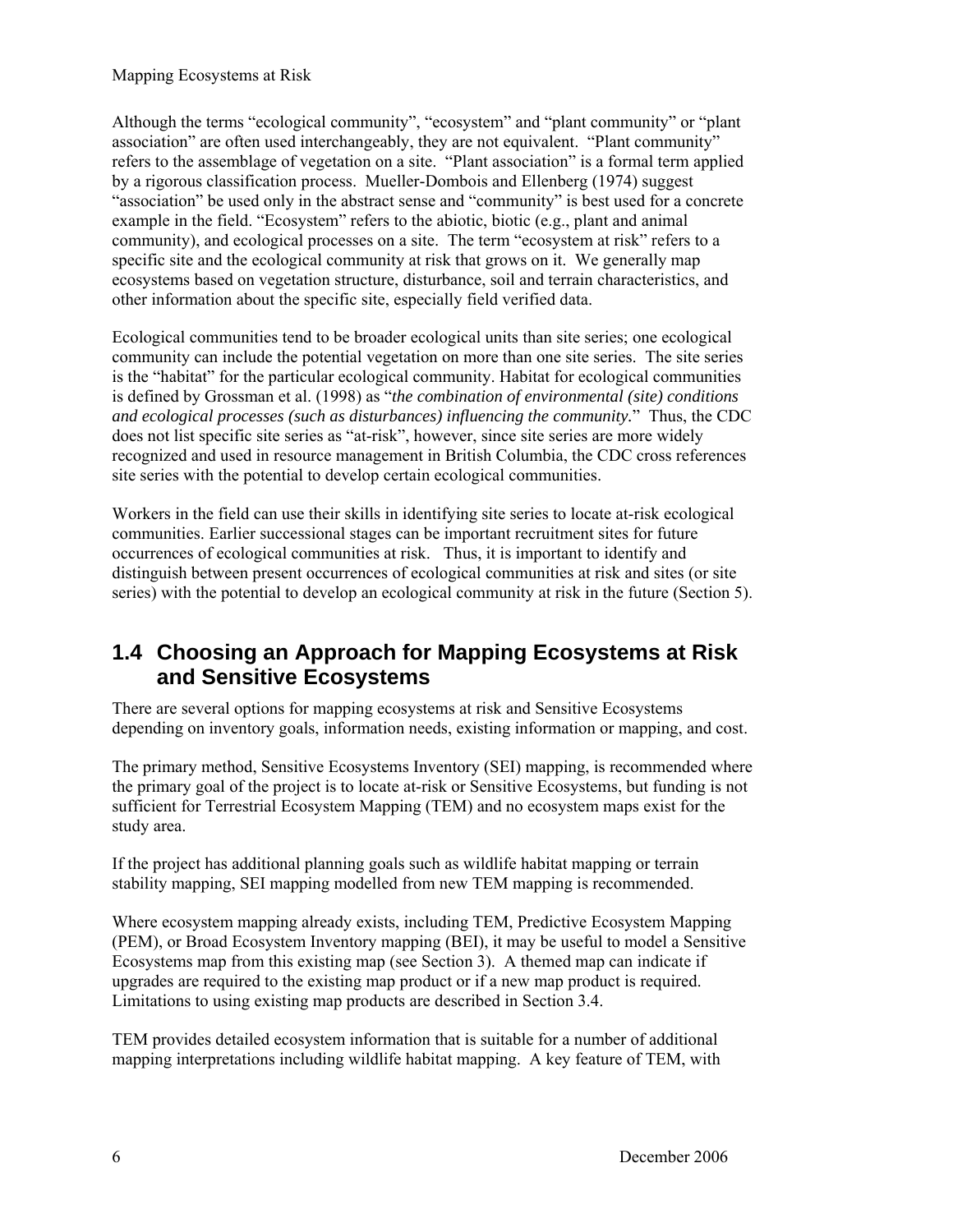Although the terms "ecological community", "ecosystem" and "plant community" or "plant association" are often used interchangeably, they are not equivalent. "Plant community" refers to the assemblage of vegetation on a site. "Plant association" is a formal term applied by a rigorous classification process. Mueller-Dombois and Ellenberg (1974) suggest "association" be used only in the abstract sense and "community" is best used for a concrete example in the field. "Ecosystem" refers to the abiotic, biotic (e.g., plant and animal community), and ecological processes on a site. The term "ecosystem at risk" refers to a specific site and the ecological community at risk that grows on it. We generally map ecosystems based on vegetation structure, disturbance, soil and terrain characteristics, and other information about the specific site, especially field verified data.

Ecological communities tend to be broader ecological units than site series; one ecological community can include the potential vegetation on more than one site series. The site series is the "habitat" for the particular ecological community. Habitat for ecological communities is defined by Grossman et al. (1998) as "*the combination of environmental (site) conditions and ecological processes (such as disturbances) influencing the community.*" Thus, the CDC does not list specific site series as "at-risk", however, since site series are more widely recognized and used in resource management in British Columbia, the CDC cross references site series with the potential to develop certain ecological communities.

Workers in the field can use their skills in identifying site series to locate at-risk ecological communities. Earlier successional stages can be important recruitment sites for future occurrences of ecological communities at risk. Thus, it is important to identify and distinguish between present occurrences of ecological communities at risk and sites (or site series) with the potential to develop an ecological community at risk in the future (Section 5).

## 1.4 Choosing an Approach for Mapping Ecosystems at Risk and Sensitive Ecosystems

There are several options for mapping ecosystems at risk and Sensitive Ecosystems depending on inventory goals, information needs, existing information or mapping, and cost.

The primary method, Sensitive Ecosystems Inventory (SEI) mapping, is recommended where the primary goal of the project is to locate at-risk or Sensitive Ecosystems, but funding is not sufficient for Terrestrial Ecosystem Mapping (TEM) and no ecosystem maps exist for the study area.

If the project has additional planning goals such as wildlife habitat mapping or terrain stability mapping, SEI mapping modelled from new TEM mapping is recommended.

Where ecosystem mapping already exists, including TEM, Predictive Ecosystem Mapping (PEM), or Broad Ecosystem Inventory mapping (BEI), it may be useful to model a Sensitive Ecosystems map from this existing map (see Section 3). A themed map can indicate if upgrades are required to the existing map product or if a new map product is required. Limitations to using existing map products are described in Section 3.4.

TEM provides detailed ecosystem information that is suitable for a number of additional mapping interpretations including wildlife habitat mapping. A key feature of TEM, with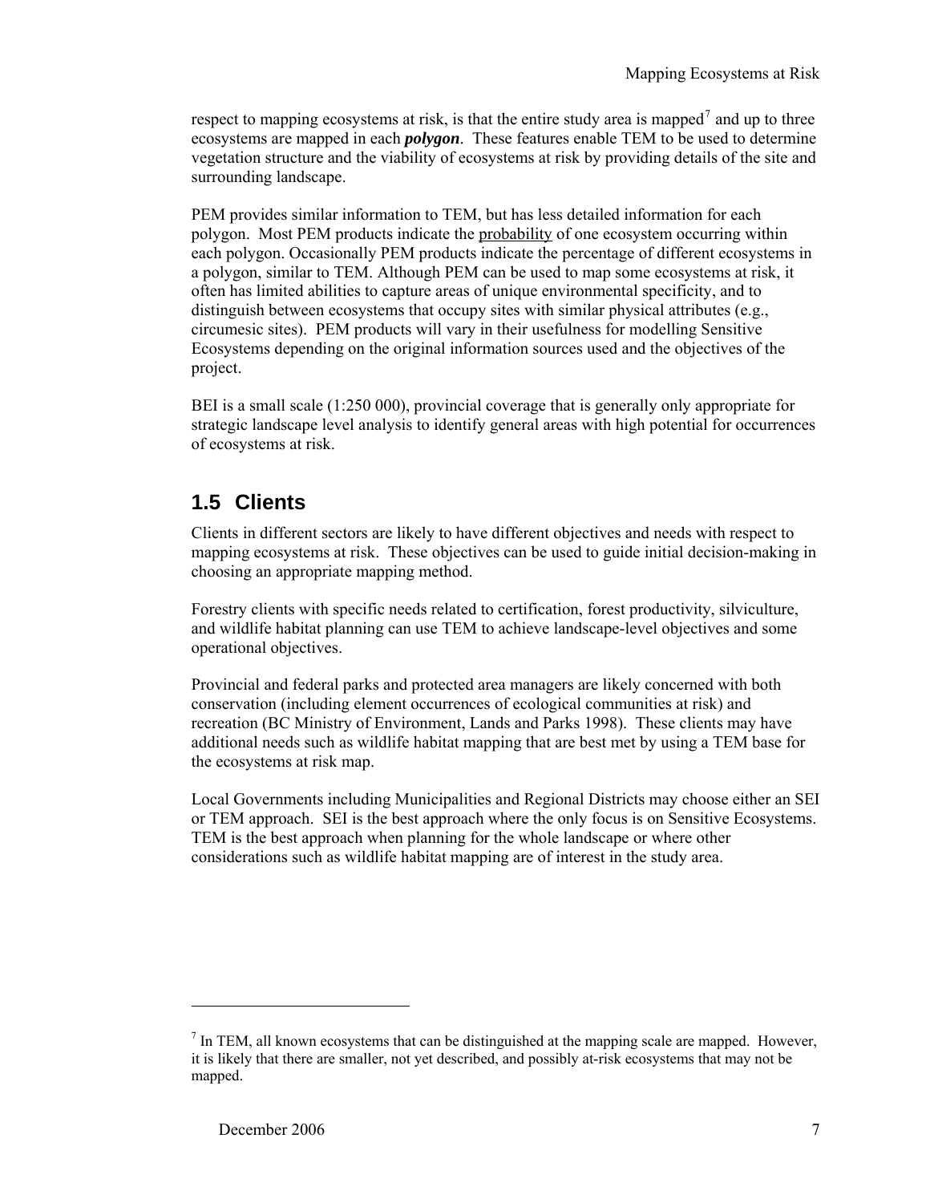respect to mapping ecosystems at risk, is that the entire study area is mapped[7] and up to three ecosystems are mapped in each ***polygon***. These features enable TEM to be used to determine vegetation structure and the viability of ecosystems at risk by providing details of the site and surrounding landscape.

PEM provides similar information to TEM, but has less detailed information for each polygon. Most PEM products indicate the <u>probability</u> of one ecosystem occurring within each polygon. Occasionally PEM products indicate the percentage of different ecosystems in a polygon, similar to TEM. Although PEM can be used to map some ecosystems at risk, it often has limited abilities to capture areas of unique environmental specificity, and to distinguish between ecosystems that occupy sites with similar physical attributes (e.g., circumesic sites). PEM products will vary in their usefulness for modelling Sensitive Ecosystems depending on the original information sources used and the objectives of the project.

BEI is a small scale (1:250 000), provincial coverage that is generally only appropriate for strategic landscape level analysis to identify general areas with high potential for occurrences of ecosystems at risk.

## 1.5 Clients

Clients in different sectors are likely to have different objectives and needs with respect to mapping ecosystems at risk. These objectives can be used to guide initial decision-making in choosing an appropriate mapping method.

Forestry clients with specific needs related to certification, forest productivity, silviculture, and wildlife habitat planning can use TEM to achieve landscape-level objectives and some operational objectives.

Provincial and federal parks and protected area managers are likely concerned with both conservation (including element occurrences of ecological communities at risk) and recreation (BC Ministry of Environment, Lands and Parks 1998). These clients may have additional needs such as wildlife habitat mapping that are best met by using a TEM base for the ecosystems at risk map.

Local Governments including Municipalities and Regional Districts may choose either an SEI or TEM approach. SEI is the best approach where the only focus is on Sensitive Ecosystems. TEM is the best approach when planning for the whole landscape or where other considerations such as wildlife habitat mapping are of interest in the study area.

---

[7] In TEM, all known ecosystems that can be distinguished at the mapping scale are mapped. However, it is likely that there are smaller, not yet described, and possibly at-risk ecosystems that may not be mapped.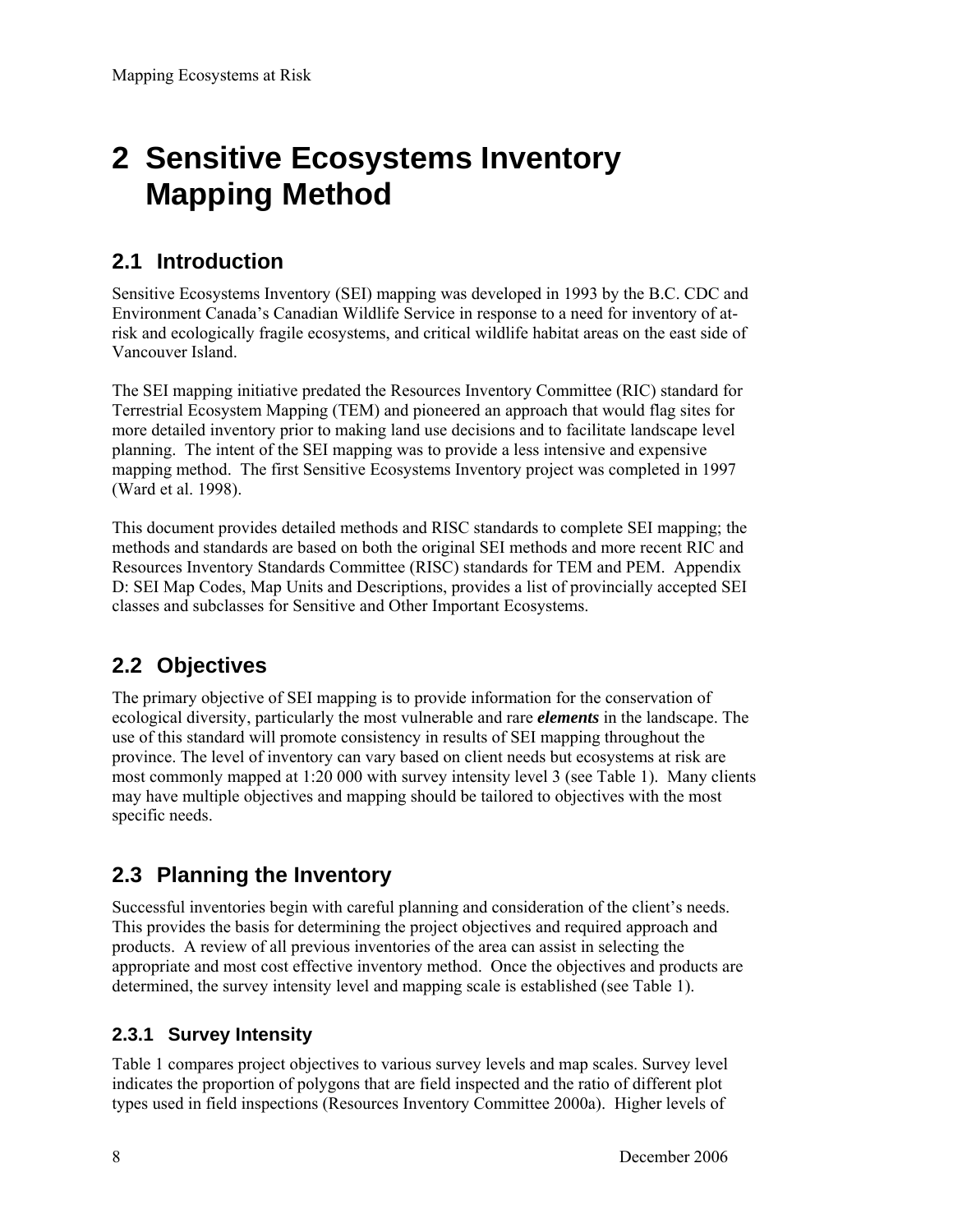# 2 Sensitive Ecosystems Inventory Mapping Method

## 2.1 Introduction

Sensitive Ecosystems Inventory (SEI) mapping was developed in 1993 by the B.C. CDC and Environment Canada's Canadian Wildlife Service in response to a need for inventory of at-risk and ecologically fragile ecosystems, and critical wildlife habitat areas on the east side of Vancouver Island.

The SEI mapping initiative predated the Resources Inventory Committee (RIC) standard for Terrestrial Ecosystem Mapping (TEM) and pioneered an approach that would flag sites for more detailed inventory prior to making land use decisions and to facilitate landscape level planning. The intent of the SEI mapping was to provide a less intensive and expensive mapping method. The first Sensitive Ecosystems Inventory project was completed in 1997 (Ward et al. 1998).

This document provides detailed methods and RISC standards to complete SEI mapping; the methods and standards are based on both the original SEI methods and more recent RIC and Resources Inventory Standards Committee (RISC) standards for TEM and PEM. Appendix D: SEI Map Codes, Map Units and Descriptions, provides a list of provincially accepted SEI classes and subclasses for Sensitive and Other Important Ecosystems.

## 2.2 Objectives

The primary objective of SEI mapping is to provide information for the conservation of ecological diversity, particularly the most vulnerable and rare ***elements*** in the landscape. The use of this standard will promote consistency in results of SEI mapping throughout the province. The level of inventory can vary based on client needs but ecosystems at risk are most commonly mapped at 1:20 000 with survey intensity level 3 (see Table 1). Many clients may have multiple objectives and mapping should be tailored to objectives with the most specific needs.

## 2.3 Planning the Inventory

Successful inventories begin with careful planning and consideration of the client's needs. This provides the basis for determining the project objectives and required approach and products. A review of all previous inventories of the area can assist in selecting the appropriate and most cost effective inventory method. Once the objectives and products are determined, the survey intensity level and mapping scale is established (see Table 1).

### 2.3.1 Survey Intensity

Table 1 compares project objectives to various survey levels and map scales. Survey level indicates the proportion of polygons that are field inspected and the ratio of different plot types used in field inspections (Resources Inventory Committee 2000a). Higher levels of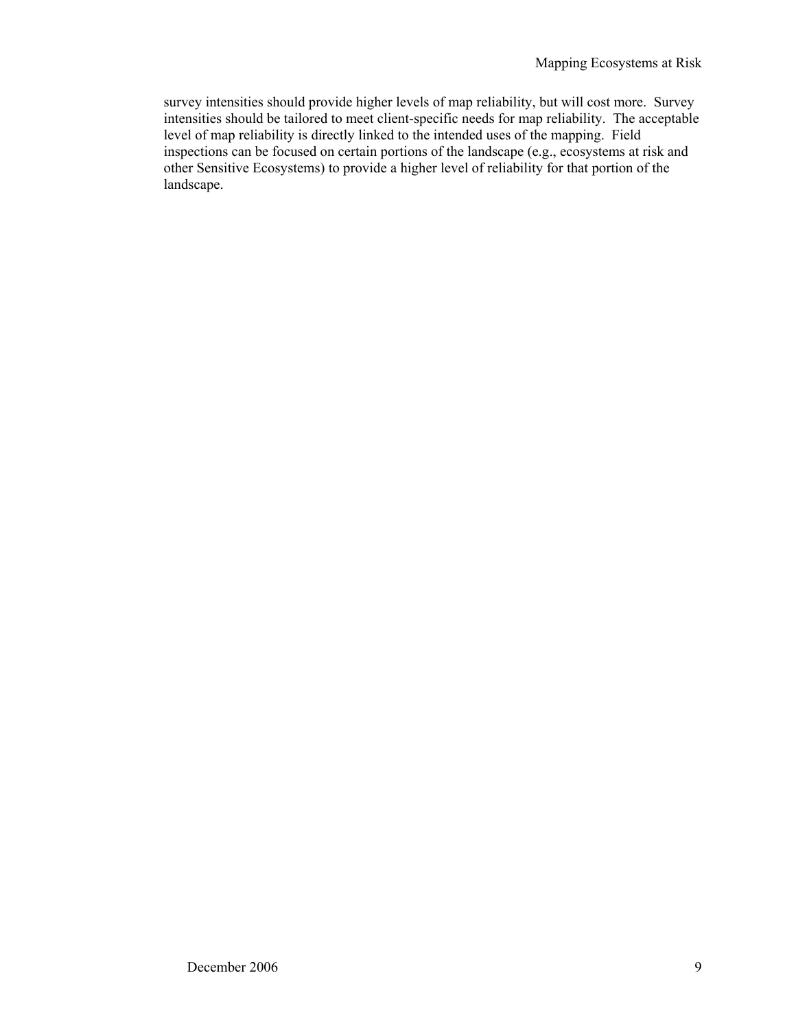survey intensities should provide higher levels of map reliability, but will cost more. Survey intensities should be tailored to meet client-specific needs for map reliability. The acceptable level of map reliability is directly linked to the intended uses of the mapping. Field inspections can be focused on certain portions of the landscape (e.g., ecosystems at risk and other Sensitive Ecosystems) to provide a higher level of reliability for that portion of the landscape.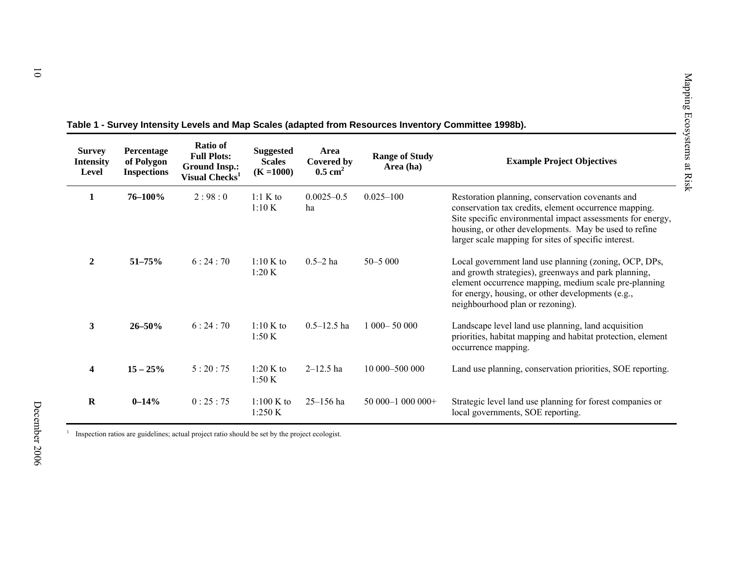**Table 1 - Survey Intensity Levels and Map Scales (adapted from Resources Inventory Committee 1998b).**

| Survey Intensity Level | Percentage of Polygon Inspections | Ratio of Full Plots: Ground Insp.: Visual Checks[1] | Suggested Scales (K =1000) | Area Covered by 0.5 $cm^2$ | Range of Study Area (ha) | Example Project Objectives |
|---|---|---|---|---|---|---|
| **1** | **76–100%** | 2 : 98 : 0 | 1:1 K to 1:10 K | 0.0025–0.5 ha | 0.025–100 | Restoration planning, conservation covenants and conservation tax credits, element occurrence mapping. Site specific environmental impact assessments for energy, housing, or other developments. May be used to refine larger scale mapping for sites of specific interest. |
| **2** | **51–75%** | 6 : 24 : 70 | 1:10 K to 1:20 K | 0.5–2 ha | 50–5 000 | Local government land use planning (zoning, OCP, DPs, and growth strategies), greenways and park planning, element occurrence mapping, medium scale pre-planning for energy, housing, or other developments (e.g., neighbourhood plan or rezoning). |
| **3** | **26–50%** | 6 : 24 : 70 | 1:10 K to 1:50 K | 0.5–12.5 ha | 1 000– 50 000 | Landscape level land use planning, land acquisition priorities, habitat mapping and habitat protection, element occurrence mapping. |
| **4** | **15 – 25%** | 5 : 20 : 75 | 1:20 K to 1:50 K | 2–12.5 ha | 10 000–500 000 | Land use planning, conservation priorities, SOE reporting. |
| **R** | **0–14%** | 0 : 25 : 75 | 1:100 K to 1:250 K | 25–156 ha | 50 000–1 000 000+ | Strategic level land use planning for forest companies or local governments, SOE reporting. |

[1] Inspection ratios are guidelines; actual project ratio should be set by the project ecologist.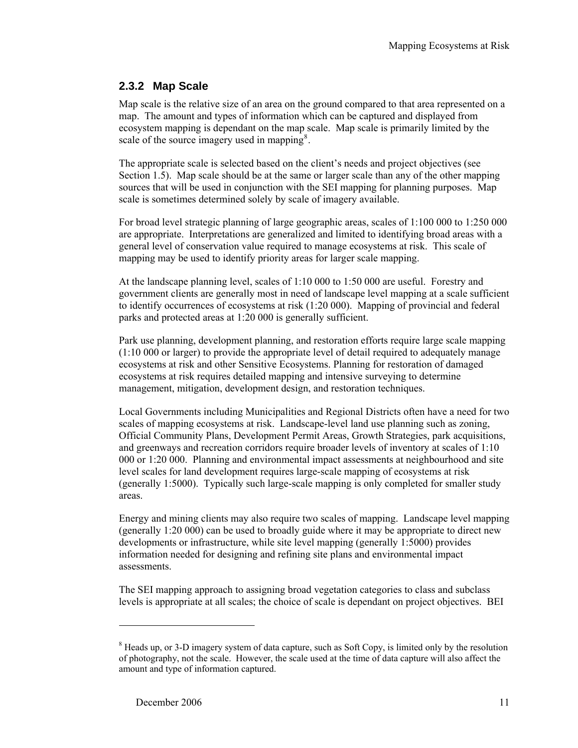### 2.3.2 Map Scale

Map scale is the relative size of an area on the ground compared to that area represented on a map. The amount and types of information which can be captured and displayed from ecosystem mapping is dependant on the map scale. Map scale is primarily limited by the scale of the source imagery used in mapping[8].

The appropriate scale is selected based on the client's needs and project objectives (see Section 1.5). Map scale should be at the same or larger scale than any of the other mapping sources that will be used in conjunction with the SEI mapping for planning purposes. Map scale is sometimes determined solely by scale of imagery available.

For broad level strategic planning of large geographic areas, scales of 1:100 000 to 1:250 000 are appropriate. Interpretations are generalized and limited to identifying broad areas with a general level of conservation value required to manage ecosystems at risk. This scale of mapping may be used to identify priority areas for larger scale mapping.

At the landscape planning level, scales of 1:10 000 to 1:50 000 are useful. Forestry and government clients are generally most in need of landscape level mapping at a scale sufficient to identify occurrences of ecosystems at risk (1:20 000). Mapping of provincial and federal parks and protected areas at 1:20 000 is generally sufficient.

Park use planning, development planning, and restoration efforts require large scale mapping (1:10 000 or larger) to provide the appropriate level of detail required to adequately manage ecosystems at risk and other Sensitive Ecosystems. Planning for restoration of damaged ecosystems at risk requires detailed mapping and intensive surveying to determine management, mitigation, development design, and restoration techniques.

Local Governments including Municipalities and Regional Districts often have a need for two scales of mapping ecosystems at risk. Landscape-level land use planning such as zoning, Official Community Plans, Development Permit Areas, Growth Strategies, park acquisitions, and greenways and recreation corridors require broader levels of inventory at scales of 1:10 000 or 1:20 000. Planning and environmental impact assessments at neighbourhood and site level scales for land development requires large-scale mapping of ecosystems at risk (generally 1:5000). Typically such large-scale mapping is only completed for smaller study areas.

Energy and mining clients may also require two scales of mapping. Landscape level mapping (generally 1:20 000) can be used to broadly guide where it may be appropriate to direct new developments or infrastructure, while site level mapping (generally 1:5000) provides information needed for designing and refining site plans and environmental impact assessments.

The SEI mapping approach to assigning broad vegetation categories to class and subclass levels is appropriate at all scales; the choice of scale is dependant on project objectives. BEI

[8] Heads up, or 3-D imagery system of data capture, such as Soft Copy, is limited only by the resolution of photography, not the scale. However, the scale used at the time of data capture will also affect the amount and type of information captured.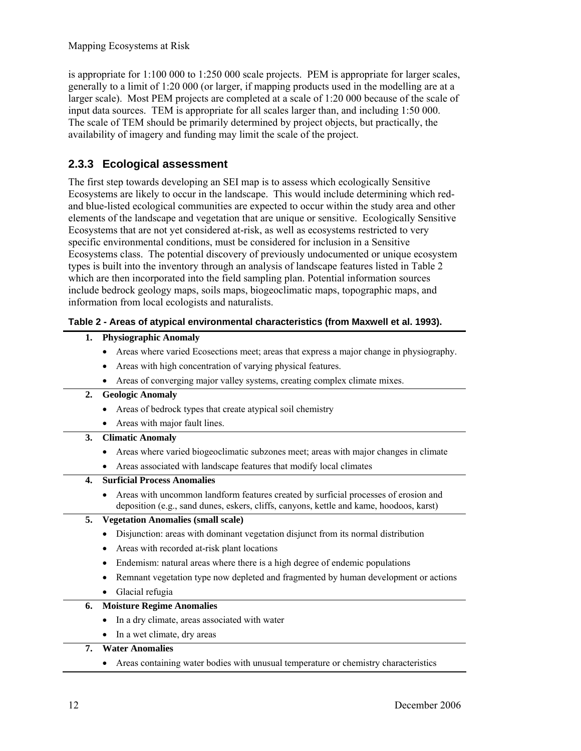is appropriate for 1:100 000 to 1:250 000 scale projects. PEM is appropriate for larger scales, generally to a limit of 1:20 000 (or larger, if mapping products used in the modelling are at a larger scale). Most PEM projects are completed at a scale of 1:20 000 because of the scale of input data sources. TEM is appropriate for all scales larger than, and including 1:50 000. The scale of TEM should be primarily determined by project objects, but practically, the availability of imagery and funding may limit the scale of the project.

### 2.3.3 Ecological assessment

The first step towards developing an SEI map is to assess which ecologically Sensitive Ecosystems are likely to occur in the landscape. This would include determining which red- and blue-listed ecological communities are expected to occur within the study area and other elements of the landscape and vegetation that are unique or sensitive. Ecologically Sensitive Ecosystems that are not yet considered at-risk, as well as ecosystems restricted to very specific environmental conditions, must be considered for inclusion in a Sensitive Ecosystems class. The potential discovery of previously undocumented or unique ecosystem types is built into the inventory through an analysis of landscape features listed in Table 2 which are then incorporated into the field sampling plan. Potential information sources include bedrock geology maps, soils maps, biogeoclimatic maps, topographic maps, and information from local ecologists and naturalists.

**Table 2 - Areas of atypical environmental characteristics (from Maxwell et al. 1993).**

| | |
|---|---|
| **1.** | **Physiographic Anomaly** |
| | • Areas where varied Ecosections meet; areas that express a major change in physiography. |
| | • Areas with high concentration of varying physical features. |
| | • Areas of converging major valley systems, creating complex climate mixes. |
| **2.** | **Geologic Anomaly** |
| | • Areas of bedrock types that create atypical soil chemistry |
| | • Areas with major fault lines. |
| **3.** | **Climatic Anomaly** |
| | • Areas where varied biogeoclimatic subzones meet; areas with major changes in climate |
| | • Areas associated with landscape features that modify local climates |
| **4.** | **Surficial Process Anomalies** |
| | • Areas with uncommon landform features created by surficial processes of erosion and deposition (e.g., sand dunes, eskers, cliffs, canyons, kettle and kame, hoodoos, karst) |
| **5.** | **Vegetation Anomalies (small scale)** |
| | • Disjunction: areas with dominant vegetation disjunct from its normal distribution |
| | • Areas with recorded at-risk plant locations |
| | • Endemism: natural areas where there is a high degree of endemic populations |
| | • Remnant vegetation type now depleted and fragmented by human development or actions |
| | • Glacial refugia |
| **6.** | **Moisture Regime Anomalies** |
| | • In a dry climate, areas associated with water |
| | • In a wet climate, dry areas |
| **7.** | **Water Anomalies** |
| | • Areas containing water bodies with unusual temperature or chemistry characteristics |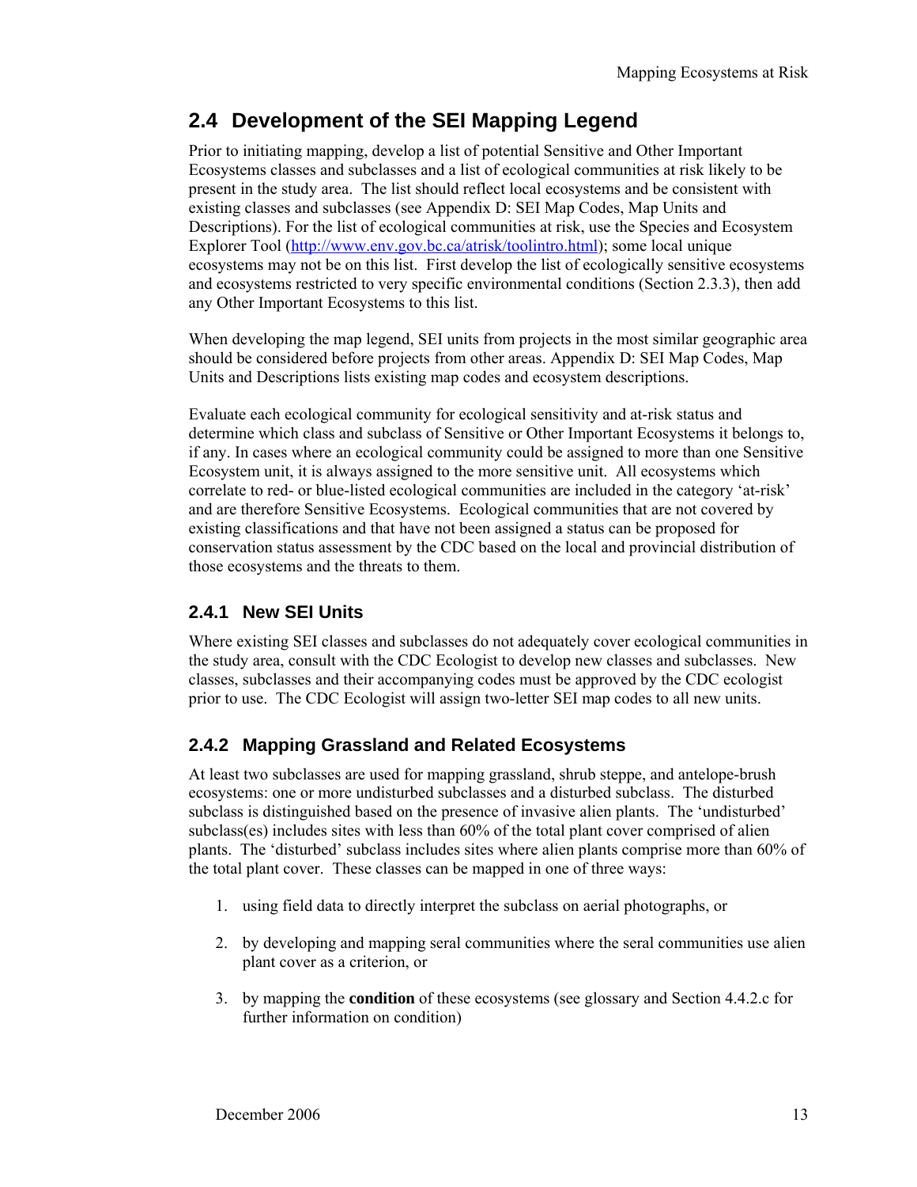## 2.4 Development of the SEI Mapping Legend

Prior to initiating mapping, develop a list of potential Sensitive and Other Important Ecosystems classes and subclasses and a list of ecological communities at risk likely to be present in the study area. The list should reflect local ecosystems and be consistent with existing classes and subclasses (see Appendix D: SEI Map Codes, Map Units and Descriptions). For the list of ecological communities at risk, use the Species and Ecosystem Explorer Tool (http://www.env.gov.bc.ca/atrisk/toolintro.html); some local unique ecosystems may not be on this list. First develop the list of ecologically sensitive ecosystems and ecosystems restricted to very specific environmental conditions (Section 2.3.3), then add any Other Important Ecosystems to this list.

When developing the map legend, SEI units from projects in the most similar geographic area should be considered before projects from other areas. Appendix D: SEI Map Codes, Map Units and Descriptions lists existing map codes and ecosystem descriptions.

Evaluate each ecological community for ecological sensitivity and at-risk status and determine which class and subclass of Sensitive or Other Important Ecosystems it belongs to, if any. In cases where an ecological community could be assigned to more than one Sensitive Ecosystem unit, it is always assigned to the more sensitive unit. All ecosystems which correlate to red- or blue-listed ecological communities are included in the category 'at-risk' and are therefore Sensitive Ecosystems. Ecological communities that are not covered by existing classifications and that have not been assigned a status can be proposed for conservation status assessment by the CDC based on the local and provincial distribution of those ecosystems and the threats to them.

### 2.4.1 New SEI Units

Where existing SEI classes and subclasses do not adequately cover ecological communities in the study area, consult with the CDC Ecologist to develop new classes and subclasses. New classes, subclasses and their accompanying codes must be approved by the CDC ecologist prior to use. The CDC Ecologist will assign two-letter SEI map codes to all new units.

### 2.4.2 Mapping Grassland and Related Ecosystems

At least two subclasses are used for mapping grassland, shrub steppe, and antelope-brush ecosystems: one or more undisturbed subclasses and a disturbed subclass. The disturbed subclass is distinguished based on the presence of invasive alien plants. The 'undisturbed' subclass(es) includes sites with less than 60% of the total plant cover comprised of alien plants. The 'disturbed' subclass includes sites where alien plants comprise more than 60% of the total plant cover. These classes can be mapped in one of three ways:

1. using field data to directly interpret the subclass on aerial photographs, or
2. by developing and mapping seral communities where the seral communities use alien plant cover as a criterion, or
3. by mapping the **condition** of these ecosystems (see glossary and Section 4.4.2.c for further information on condition)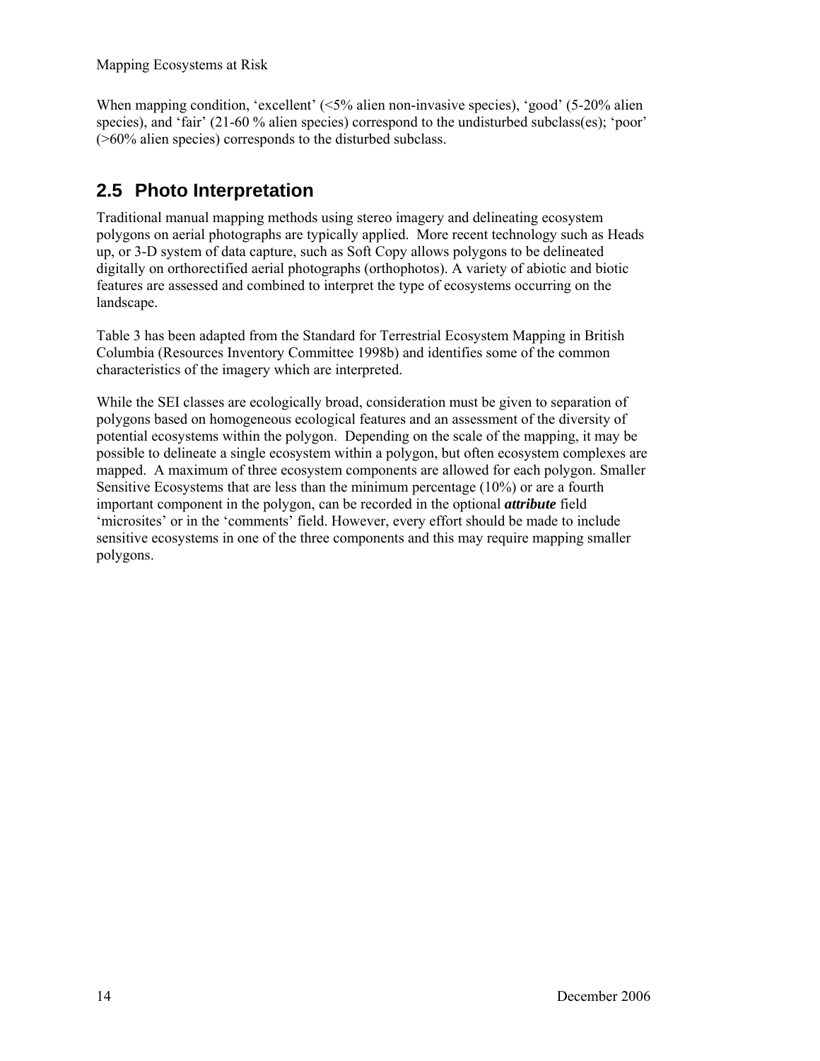When mapping condition, 'excellent' (<5% alien non-invasive species), 'good' (5-20% alien species), and 'fair' (21-60 % alien species) correspond to the undisturbed subclass(es); 'poor' (>60% alien species) corresponds to the disturbed subclass.

## 2.5 Photo Interpretation

Traditional manual mapping methods using stereo imagery and delineating ecosystem polygons on aerial photographs are typically applied. More recent technology such as Heads up, or 3-D system of data capture, such as Soft Copy allows polygons to be delineated digitally on orthorectified aerial photographs (orthophotos). A variety of abiotic and biotic features are assessed and combined to interpret the type of ecosystems occurring on the landscape.

Table 3 has been adapted from the Standard for Terrestrial Ecosystem Mapping in British Columbia (Resources Inventory Committee 1998b) and identifies some of the common characteristics of the imagery which are interpreted.

While the SEI classes are ecologically broad, consideration must be given to separation of polygons based on homogeneous ecological features and an assessment of the diversity of potential ecosystems within the polygon. Depending on the scale of the mapping, it may be possible to delineate a single ecosystem within a polygon, but often ecosystem complexes are mapped. A maximum of three ecosystem components are allowed for each polygon. Smaller Sensitive Ecosystems that are less than the minimum percentage (10%) or are a fourth important component in the polygon, can be recorded in the optional ***attribute*** field 'microsites' or in the 'comments' field. However, every effort should be made to include sensitive ecosystems in one of the three components and this may require mapping smaller polygons.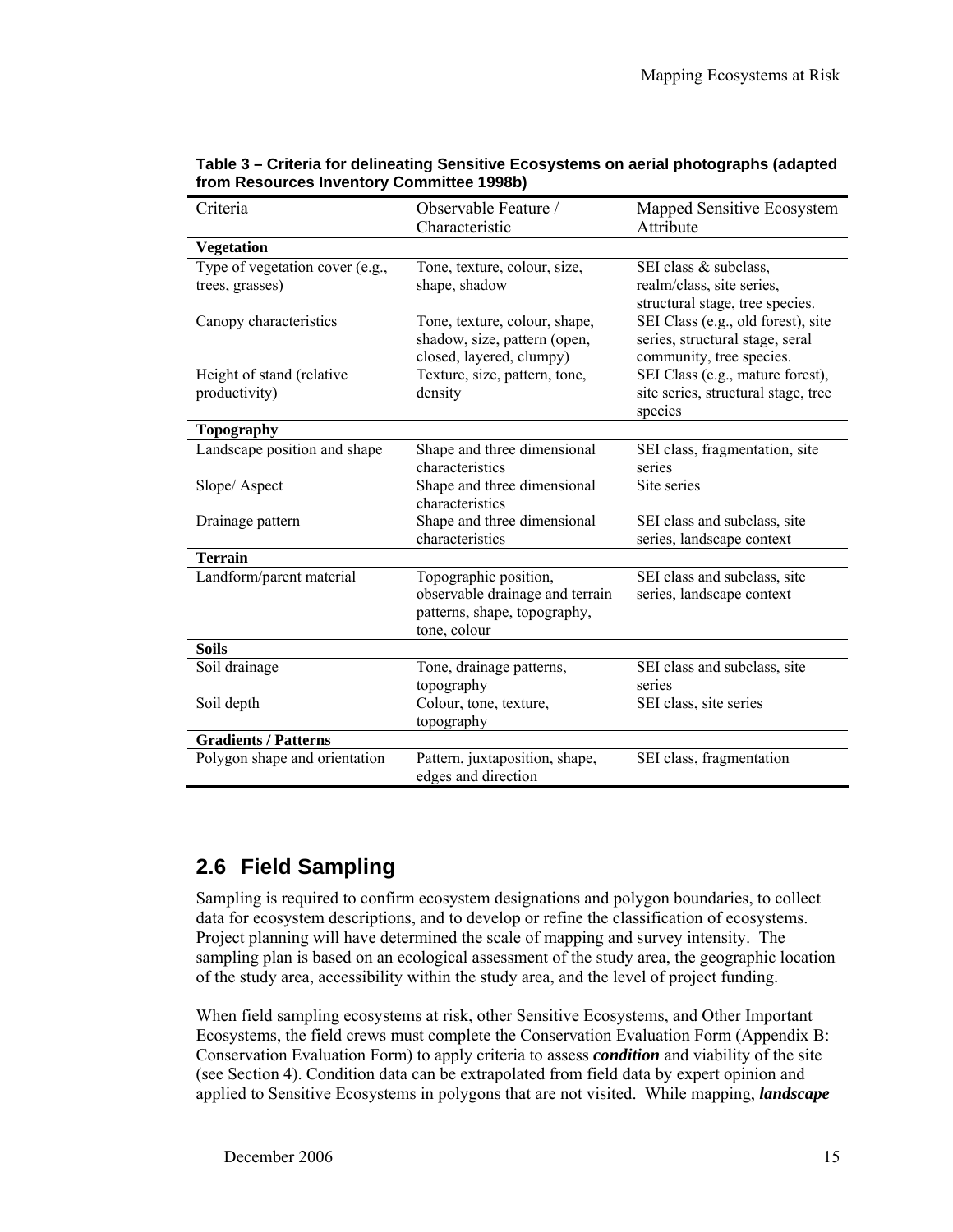**Table 3 – Criteria for delineating Sensitive Ecosystems on aerial photographs (adapted from Resources Inventory Committee 1998b)**

| Criteria | Observable Feature / Characteristic | Mapped Sensitive Ecosystem Attribute |
|---|---|---|
| **Vegetation** | | |
| Type of vegetation cover (e.g., trees, grasses) | Tone, texture, colour, size, shape, shadow | SEI class & subclass, realm/class, site series, structural stage, tree species. |
| Canopy characteristics | Tone, texture, colour, shape, shadow, size, pattern (open, closed, layered, clumpy) | SEI Class (e.g., old forest), site series, structural stage, seral community, tree species. |
| Height of stand (relative productivity) | Texture, size, pattern, tone, density | SEI Class (e.g., mature forest), site series, structural stage, tree species |
| **Topography** | | |
| Landscape position and shape | Shape and three dimensional characteristics | SEI class, fragmentation, site series |
| Slope/ Aspect | Shape and three dimensional characteristics | Site series |
| Drainage pattern | Shape and three dimensional characteristics | SEI class and subclass, site series, landscape context |
| **Terrain** | | |
| Landform/parent material | Topographic position, observable drainage and terrain patterns, shape, topography, tone, colour | SEI class and subclass, site series, landscape context |
| **Soils** | | |
| Soil drainage | Tone, drainage patterns, topography | SEI class and subclass, site series |
| Soil depth | Colour, tone, texture, topography | SEI class, site series |
| **Gradients / Patterns** | | |
| Polygon shape and orientation | Pattern, juxtaposition, shape, edges and direction | SEI class, fragmentation |

## 2.6 Field Sampling

Sampling is required to confirm ecosystem designations and polygon boundaries, to collect data for ecosystem descriptions, and to develop or refine the classification of ecosystems. Project planning will have determined the scale of mapping and survey intensity. The sampling plan is based on an ecological assessment of the study area, the geographic location of the study area, accessibility within the study area, and the level of project funding.

When field sampling ecosystems at risk, other Sensitive Ecosystems, and Other Important Ecosystems, the field crews must complete the Conservation Evaluation Form (Appendix B: Conservation Evaluation Form) to apply criteria to assess ***condition*** and viability of the site (see Section 4). Condition data can be extrapolated from field data by expert opinion and applied to Sensitive Ecosystems in polygons that are not visited. While mapping, ***landscape***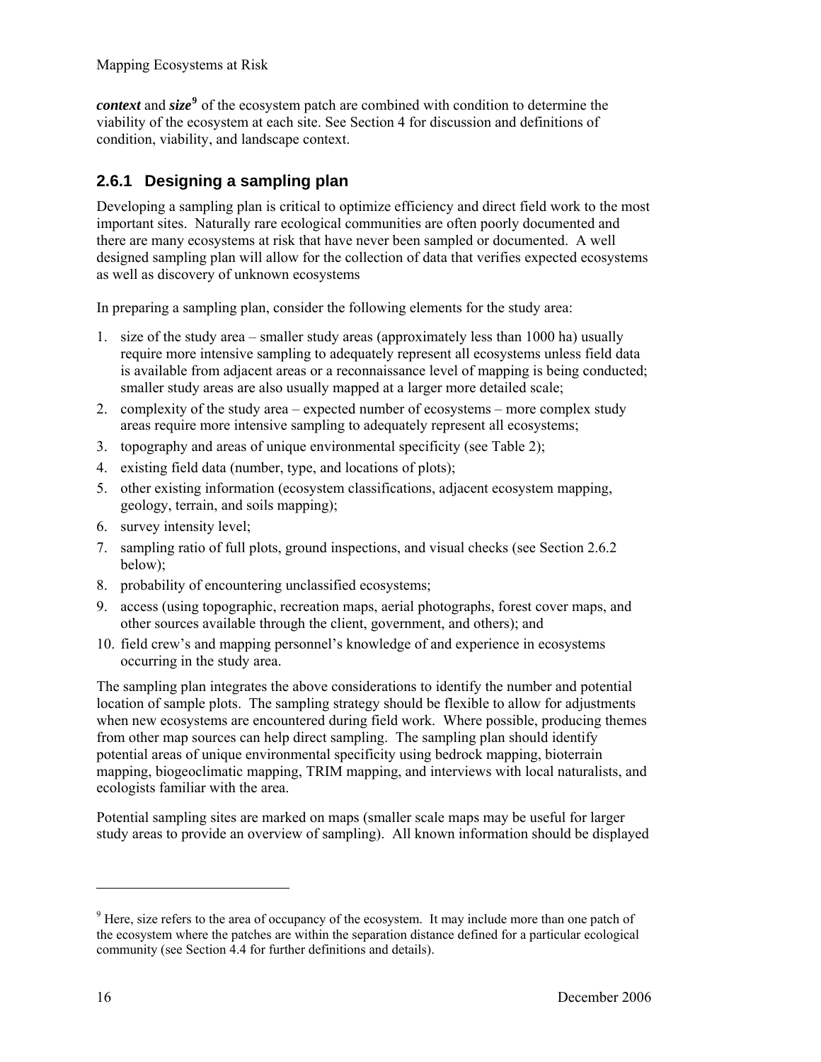***context*** and ***size***[9] of the ecosystem patch are combined with condition to determine the viability of the ecosystem at each site. See Section 4 for discussion and definitions of condition, viability, and landscape context.

### 2.6.1 Designing a sampling plan

Developing a sampling plan is critical to optimize efficiency and direct field work to the most important sites. Naturally rare ecological communities are often poorly documented and there are many ecosystems at risk that have never been sampled or documented. A well designed sampling plan will allow for the collection of data that verifies expected ecosystems as well as discovery of unknown ecosystems

In preparing a sampling plan, consider the following elements for the study area:

1. size of the study area – smaller study areas (approximately less than 1000 ha) usually require more intensive sampling to adequately represent all ecosystems unless field data is available from adjacent areas or a reconnaissance level of mapping is being conducted; smaller study areas are also usually mapped at a larger more detailed scale;
2. complexity of the study area – expected number of ecosystems – more complex study areas require more intensive sampling to adequately represent all ecosystems;
3. topography and areas of unique environmental specificity (see Table 2);
4. existing field data (number, type, and locations of plots);
5. other existing information (ecosystem classifications, adjacent ecosystem mapping, geology, terrain, and soils mapping);
6. survey intensity level;
7. sampling ratio of full plots, ground inspections, and visual checks (see Section 2.6.2 below);
8. probability of encountering unclassified ecosystems;
9. access (using topographic, recreation maps, aerial photographs, forest cover maps, and other sources available through the client, government, and others); and
10. field crew's and mapping personnel's knowledge of and experience in ecosystems occurring in the study area.

The sampling plan integrates the above considerations to identify the number and potential location of sample plots. The sampling strategy should be flexible to allow for adjustments when new ecosystems are encountered during field work. Where possible, producing themes from other map sources can help direct sampling. The sampling plan should identify potential areas of unique environmental specificity using bedrock mapping, bioterrain mapping, biogeoclimatic mapping, TRIM mapping, and interviews with local naturalists, and ecologists familiar with the area.

Potential sampling sites are marked on maps (smaller scale maps may be useful for larger study areas to provide an overview of sampling). All known information should be displayed

---

[9] Here, size refers to the area of occupancy of the ecosystem. It may include more than one patch of the ecosystem where the patches are within the separation distance defined for a particular ecological community (see Section 4.4 for further definitions and details).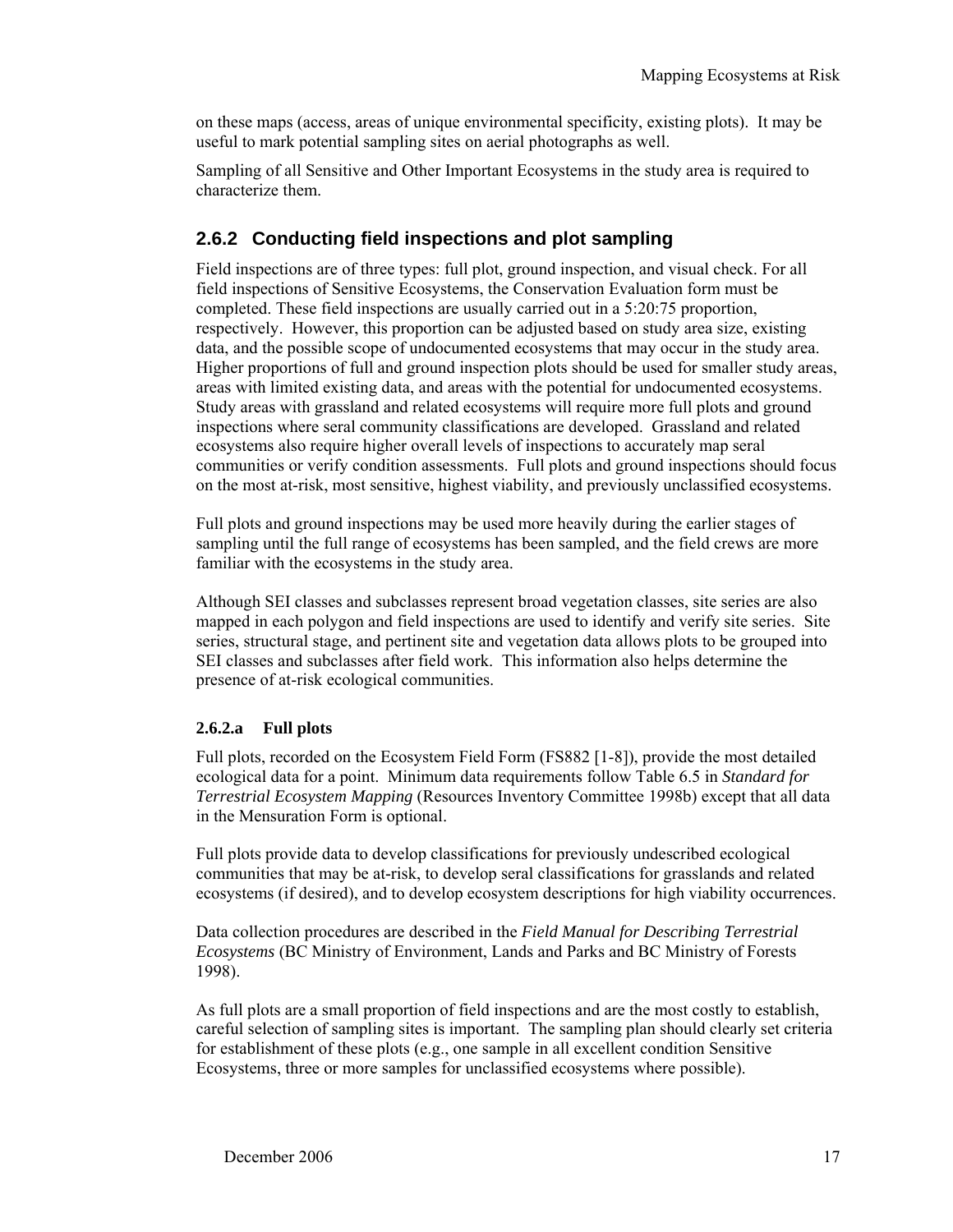on these maps (access, areas of unique environmental specificity, existing plots). It may be useful to mark potential sampling sites on aerial photographs as well.

Sampling of all Sensitive and Other Important Ecosystems in the study area is required to characterize them.

## 2.6.2 Conducting field inspections and plot sampling

Field inspections are of three types: full plot, ground inspection, and visual check. For all field inspections of Sensitive Ecosystems, the Conservation Evaluation form must be completed. These field inspections are usually carried out in a 5:20:75 proportion, respectively. However, this proportion can be adjusted based on study area size, existing data, and the possible scope of undocumented ecosystems that may occur in the study area. Higher proportions of full and ground inspection plots should be used for smaller study areas, areas with limited existing data, and areas with the potential for undocumented ecosystems. Study areas with grassland and related ecosystems will require more full plots and ground inspections where seral community classifications are developed. Grassland and related ecosystems also require higher overall levels of inspections to accurately map seral communities or verify condition assessments. Full plots and ground inspections should focus on the most at-risk, most sensitive, highest viability, and previously unclassified ecosystems.

Full plots and ground inspections may be used more heavily during the earlier stages of sampling until the full range of ecosystems has been sampled, and the field crews are more familiar with the ecosystems in the study area.

Although SEI classes and subclasses represent broad vegetation classes, site series are also mapped in each polygon and field inspections are used to identify and verify site series. Site series, structural stage, and pertinent site and vegetation data allows plots to be grouped into SEI classes and subclasses after field work. This information also helps determine the presence of at-risk ecological communities.

### 2.6.2.a Full plots

Full plots, recorded on the Ecosystem Field Form (FS882 [1-8]), provide the most detailed ecological data for a point. Minimum data requirements follow Table 6.5 in *Standard for Terrestrial Ecosystem Mapping* (Resources Inventory Committee 1998b) except that all data in the Mensuration Form is optional.

Full plots provide data to develop classifications for previously undescribed ecological communities that may be at-risk, to develop seral classifications for grasslands and related ecosystems (if desired), and to develop ecosystem descriptions for high viability occurrences.

Data collection procedures are described in the *Field Manual for Describing Terrestrial Ecosystems* (BC Ministry of Environment, Lands and Parks and BC Ministry of Forests 1998).

As full plots are a small proportion of field inspections and are the most costly to establish, careful selection of sampling sites is important. The sampling plan should clearly set criteria for establishment of these plots (e.g., one sample in all excellent condition Sensitive Ecosystems, three or more samples for unclassified ecosystems where possible).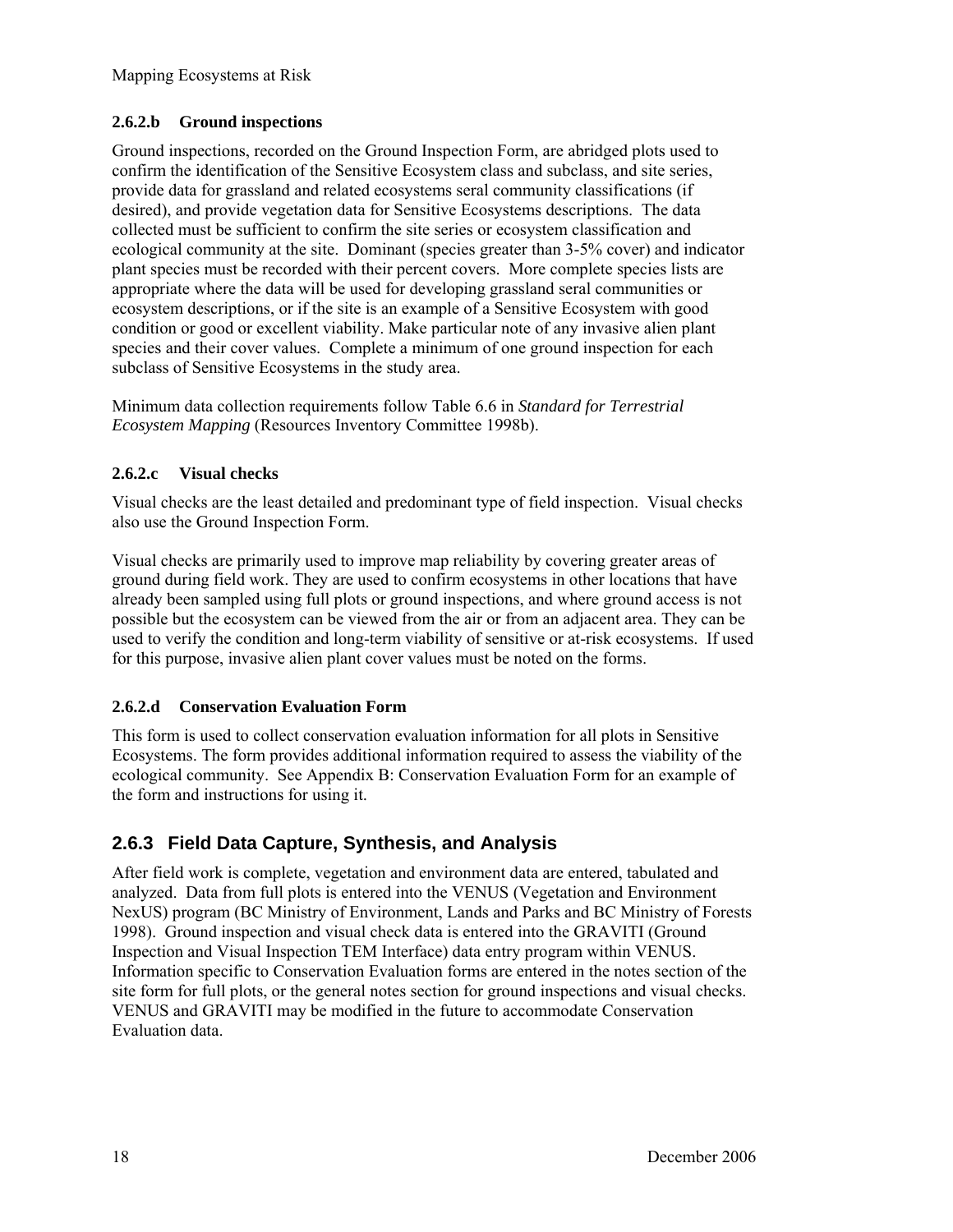#### 2.6.2.b Ground inspections

Ground inspections, recorded on the Ground Inspection Form, are abridged plots used to confirm the identification of the Sensitive Ecosystem class and subclass, and site series, provide data for grassland and related ecosystems seral community classifications (if desired), and provide vegetation data for Sensitive Ecosystems descriptions. The data collected must be sufficient to confirm the site series or ecosystem classification and ecological community at the site. Dominant (species greater than 3-5% cover) and indicator plant species must be recorded with their percent covers. More complete species lists are appropriate where the data will be used for developing grassland seral communities or ecosystem descriptions, or if the site is an example of a Sensitive Ecosystem with good condition or good or excellent viability. Make particular note of any invasive alien plant species and their cover values. Complete a minimum of one ground inspection for each subclass of Sensitive Ecosystems in the study area.

Minimum data collection requirements follow Table 6.6 in *Standard for Terrestrial Ecosystem Mapping* (Resources Inventory Committee 1998b).

#### 2.6.2.c Visual checks

Visual checks are the least detailed and predominant type of field inspection. Visual checks also use the Ground Inspection Form.

Visual checks are primarily used to improve map reliability by covering greater areas of ground during field work. They are used to confirm ecosystems in other locations that have already been sampled using full plots or ground inspections, and where ground access is not possible but the ecosystem can be viewed from the air or from an adjacent area. They can be used to verify the condition and long-term viability of sensitive or at-risk ecosystems. If used for this purpose, invasive alien plant cover values must be noted on the forms.

#### 2.6.2.d Conservation Evaluation Form

This form is used to collect conservation evaluation information for all plots in Sensitive Ecosystems. The form provides additional information required to assess the viability of the ecological community. See Appendix B: Conservation Evaluation Form for an example of the form and instructions for using it.

### 2.6.3 Field Data Capture, Synthesis, and Analysis

After field work is complete, vegetation and environment data are entered, tabulated and analyzed. Data from full plots is entered into the VENUS (Vegetation and Environment NexUS) program (BC Ministry of Environment, Lands and Parks and BC Ministry of Forests 1998). Ground inspection and visual check data is entered into the GRAVITI (Ground Inspection and Visual Inspection TEM Interface) data entry program within VENUS. Information specific to Conservation Evaluation forms are entered in the notes section of the site form for full plots, or the general notes section for ground inspections and visual checks. VENUS and GRAVITI may be modified in the future to accommodate Conservation Evaluation data.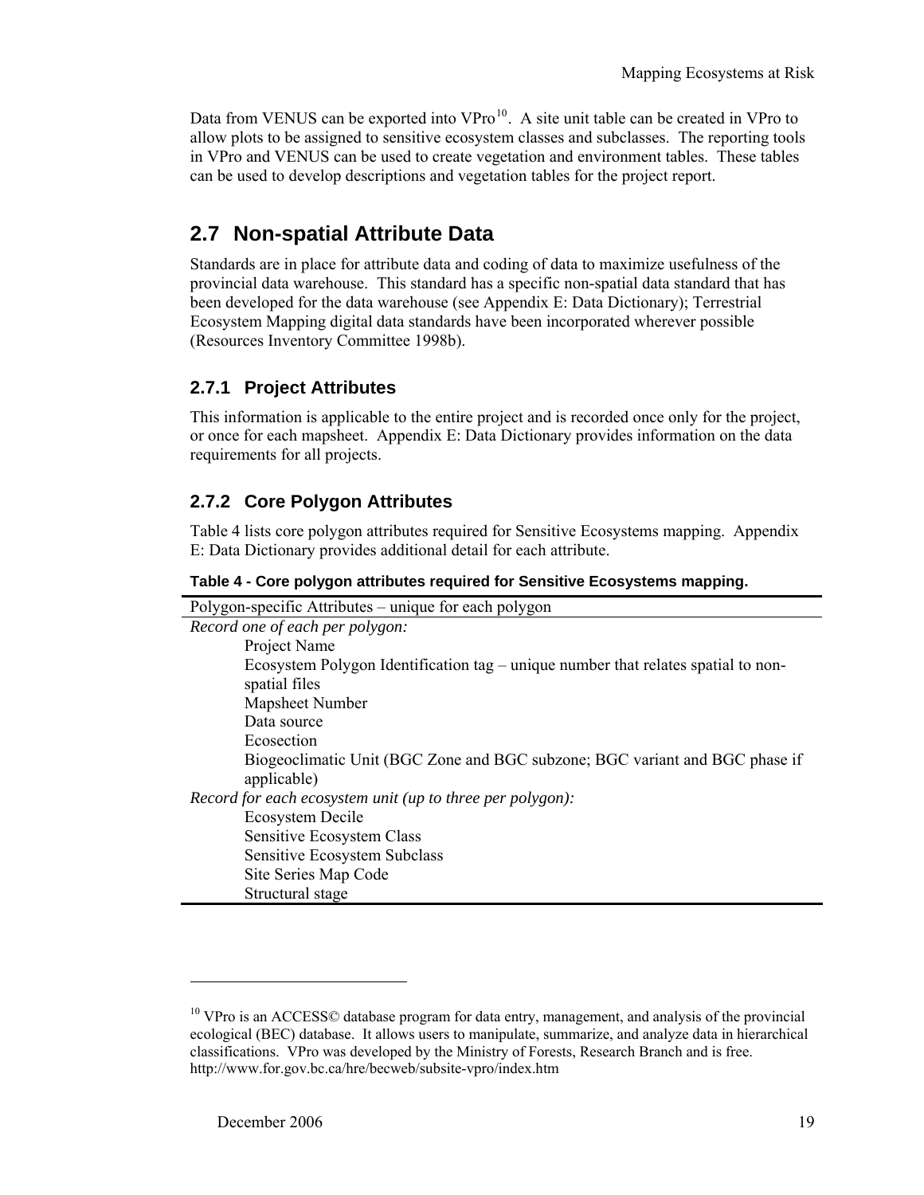Data from VENUS can be exported into VPro[10]. A site unit table can be created in VPro to allow plots to be assigned to sensitive ecosystem classes and subclasses. The reporting tools in VPro and VENUS can be used to create vegetation and environment tables. These tables can be used to develop descriptions and vegetation tables for the project report.

## 2.7 Non-spatial Attribute Data

Standards are in place for attribute data and coding of data to maximize usefulness of the provincial data warehouse. This standard has a specific non-spatial data standard that has been developed for the data warehouse (see Appendix E: Data Dictionary); Terrestrial Ecosystem Mapping digital data standards have been incorporated wherever possible (Resources Inventory Committee 1998b).

### 2.7.1 Project Attributes

This information is applicable to the entire project and is recorded once only for the project, or once for each mapsheet. Appendix E: Data Dictionary provides information on the data requirements for all projects.

### 2.7.2 Core Polygon Attributes

Table 4 lists core polygon attributes required for Sensitive Ecosystems mapping. Appendix E: Data Dictionary provides additional detail for each attribute.

**Table 4 - Core polygon attributes required for Sensitive Ecosystems mapping.**

| Polygon-specific Attributes – unique for each polygon |
|---|
| *Record one of each per polygon:* |
| Project Name |
| Ecosystem Polygon Identification tag – unique number that relates spatial to non-spatial files |
| Mapsheet Number |
| Data source |
| Ecosection |
| Biogeoclimatic Unit (BGC Zone and BGC subzone; BGC variant and BGC phase if applicable) |
| *Record for each ecosystem unit (up to three per polygon):* |
| Ecosystem Decile |
| Sensitive Ecosystem Class |
| Sensitive Ecosystem Subclass |
| Site Series Map Code |
| Structural stage |

[10] VPro is an ACCESS© database program for data entry, management, and analysis of the provincial ecological (BEC) database. It allows users to manipulate, summarize, and analyze data in hierarchical classifications. VPro was developed by the Ministry of Forests, Research Branch and is free. http://www.for.gov.bc.ca/hre/becweb/subsite-vpro/index.htm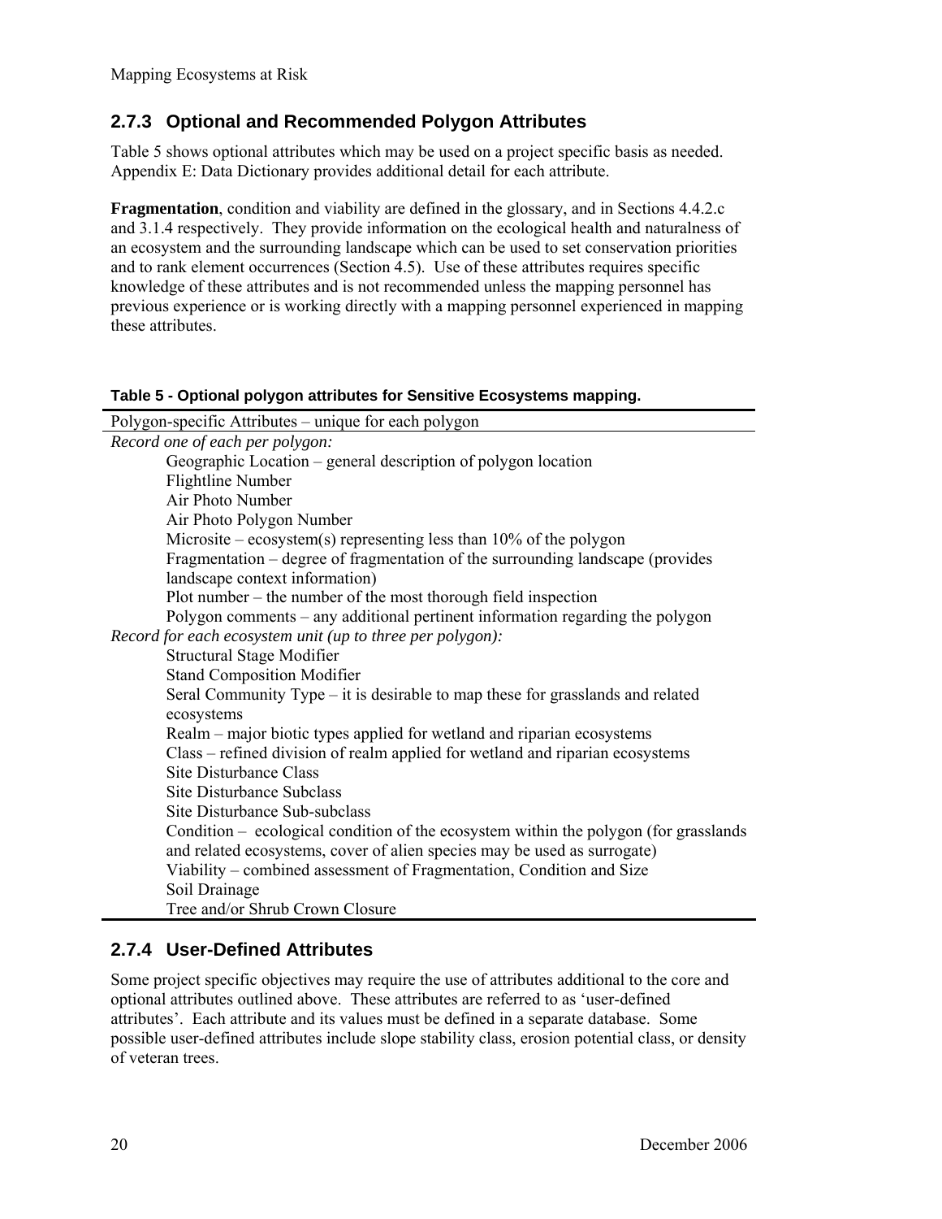### 2.7.3 Optional and Recommended Polygon Attributes

Table 5 shows optional attributes which may be used on a project specific basis as needed. Appendix E: Data Dictionary provides additional detail for each attribute.

**Fragmentation**, condition and viability are defined in the glossary, and in Sections 4.4.2.c and 3.1.4 respectively. They provide information on the ecological health and naturalness of an ecosystem and the surrounding landscape which can be used to set conservation priorities and to rank element occurrences (Section 4.5). Use of these attributes requires specific knowledge of these attributes and is not recommended unless the mapping personnel has previous experience or is working directly with a mapping personnel experienced in mapping these attributes.

**Table 5 - Optional polygon attributes for Sensitive Ecosystems mapping.**

| Polygon-specific Attributes – unique for each polygon |
|---|
| *Record one of each per polygon:* |
| Geographic Location – general description of polygon location |
| Flightline Number |
| Air Photo Number |
| Air Photo Polygon Number |
| Microsite – ecosystem(s) representing less than 10% of the polygon |
| Fragmentation – degree of fragmentation of the surrounding landscape (provides landscape context information) |
| Plot number – the number of the most thorough field inspection |
| Polygon comments – any additional pertinent information regarding the polygon |
| *Record for each ecosystem unit (up to three per polygon):* |
| Structural Stage Modifier |
| Stand Composition Modifier |
| Seral Community Type – it is desirable to map these for grasslands and related ecosystems |
| Realm – major biotic types applied for wetland and riparian ecosystems |
| Class – refined division of realm applied for wetland and riparian ecosystems |
| Site Disturbance Class |
| Site Disturbance Subclass |
| Site Disturbance Sub-subclass |
| Condition – ecological condition of the ecosystem within the polygon (for grasslands and related ecosystems, cover of alien species may be used as surrogate) |
| Viability – combined assessment of Fragmentation, Condition and Size |
| Soil Drainage |
| Tree and/or Shrub Crown Closure |

### 2.7.4 User-Defined Attributes

Some project specific objectives may require the use of attributes additional to the core and optional attributes outlined above. These attributes are referred to as 'user-defined attributes'. Each attribute and its values must be defined in a separate database. Some possible user-defined attributes include slope stability class, erosion potential class, or density of veteran trees.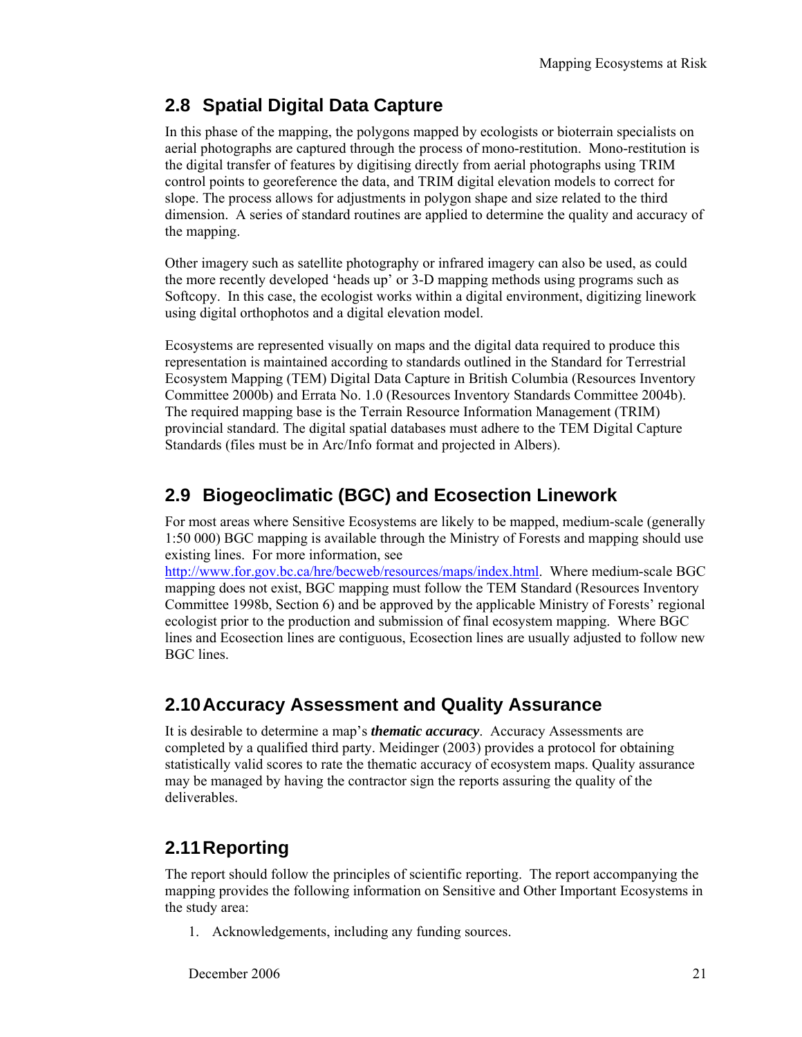## 2.8 Spatial Digital Data Capture

In this phase of the mapping, the polygons mapped by ecologists or bioterrain specialists on aerial photographs are captured through the process of mono-restitution. Mono-restitution is the digital transfer of features by digitising directly from aerial photographs using TRIM control points to georeference the data, and TRIM digital elevation models to correct for slope. The process allows for adjustments in polygon shape and size related to the third dimension. A series of standard routines are applied to determine the quality and accuracy of the mapping.

Other imagery such as satellite photography or infrared imagery can also be used, as could the more recently developed 'heads up' or 3-D mapping methods using programs such as Softcopy. In this case, the ecologist works within a digital environment, digitizing linework using digital orthophotos and a digital elevation model.

Ecosystems are represented visually on maps and the digital data required to produce this representation is maintained according to standards outlined in the Standard for Terrestrial Ecosystem Mapping (TEM) Digital Data Capture in British Columbia (Resources Inventory Committee 2000b) and Errata No. 1.0 (Resources Inventory Standards Committee 2004b). The required mapping base is the Terrain Resource Information Management (TRIM) provincial standard. The digital spatial databases must adhere to the TEM Digital Capture Standards (files must be in Arc/Info format and projected in Albers).

## 2.9 Biogeoclimatic (BGC) and Ecosection Linework

For most areas where Sensitive Ecosystems are likely to be mapped, medium-scale (generally 1:50 000) BGC mapping is available through the Ministry of Forests and mapping should use existing lines. For more information, see http://www.for.gov.bc.ca/hre/becweb/resources/maps/index.html. Where medium-scale BGC mapping does not exist, BGC mapping must follow the TEM Standard (Resources Inventory Committee 1998b, Section 6) and be approved by the applicable Ministry of Forests' regional ecologist prior to the production and submission of final ecosystem mapping. Where BGC lines and Ecosection lines are contiguous, Ecosection lines are usually adjusted to follow new BGC lines.

## 2.10 Accuracy Assessment and Quality Assurance

It is desirable to determine a map's ***thematic accuracy***. Accuracy Assessments are completed by a qualified third party. Meidinger (2003) provides a protocol for obtaining statistically valid scores to rate the thematic accuracy of ecosystem maps. Quality assurance may be managed by having the contractor sign the reports assuring the quality of the deliverables.

## 2.11 Reporting

The report should follow the principles of scientific reporting. The report accompanying the mapping provides the following information on Sensitive and Other Important Ecosystems in the study area:

1. Acknowledgements, including any funding sources.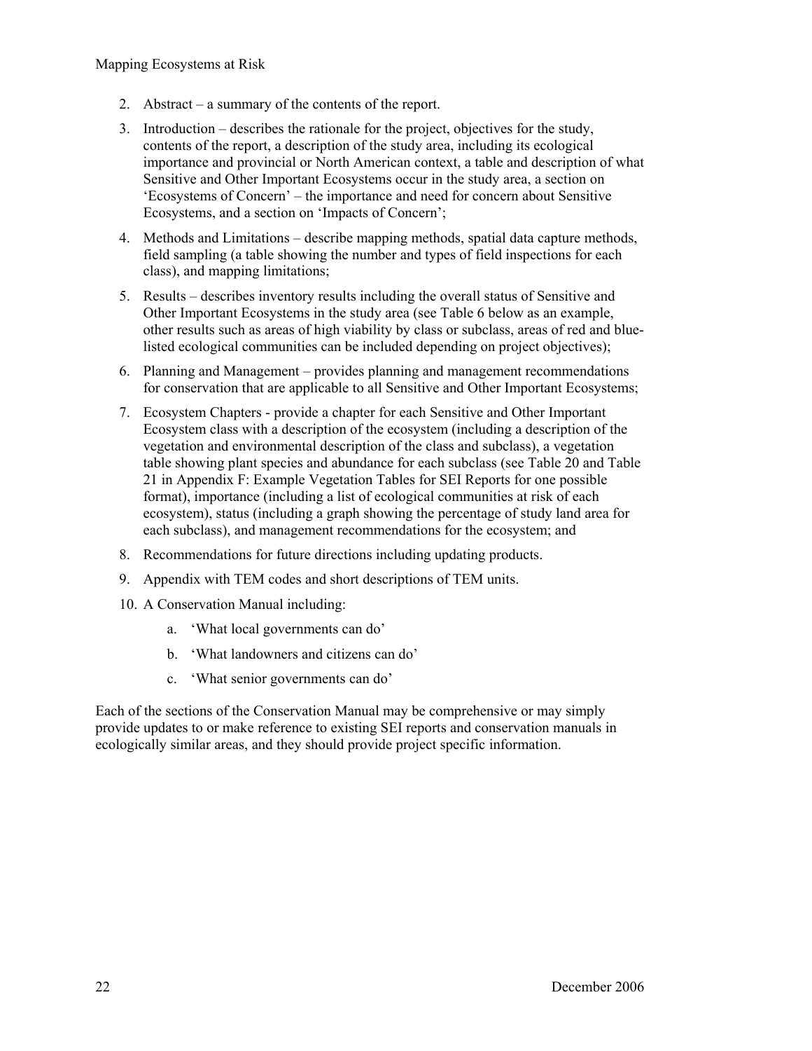2. Abstract – a summary of the contents of the report.
3. Introduction – describes the rationale for the project, objectives for the study, contents of the report, a description of the study area, including its ecological importance and provincial or North American context, a table and description of what Sensitive and Other Important Ecosystems occur in the study area, a section on 'Ecosystems of Concern' – the importance and need for concern about Sensitive Ecosystems, and a section on 'Impacts of Concern';
4. Methods and Limitations – describe mapping methods, spatial data capture methods, field sampling (a table showing the number and types of field inspections for each class), and mapping limitations;
5. Results – describes inventory results including the overall status of Sensitive and Other Important Ecosystems in the study area (see Table 6 below as an example, other results such as areas of high viability by class or subclass, areas of red and blue-listed ecological communities can be included depending on project objectives);
6. Planning and Management – provides planning and management recommendations for conservation that are applicable to all Sensitive and Other Important Ecosystems;
7. Ecosystem Chapters - provide a chapter for each Sensitive and Other Important Ecosystem class with a description of the ecosystem (including a description of the vegetation and environmental description of the class and subclass), a vegetation table showing plant species and abundance for each subclass (see Table 20 and Table 21 in Appendix F: Example Vegetation Tables for SEI Reports for one possible format), importance (including a list of ecological communities at risk of each ecosystem), status (including a graph showing the percentage of study land area for each subclass), and management recommendations for the ecosystem; and
8. Recommendations for future directions including updating products.
9. Appendix with TEM codes and short descriptions of TEM units.
10. A Conservation Manual including:
    a. 'What local governments can do'
    b. 'What landowners and citizens can do'
    c. 'What senior governments can do'

Each of the sections of the Conservation Manual may be comprehensive or may simply provide updates to or make reference to existing SEI reports and conservation manuals in ecologically similar areas, and they should provide project specific information.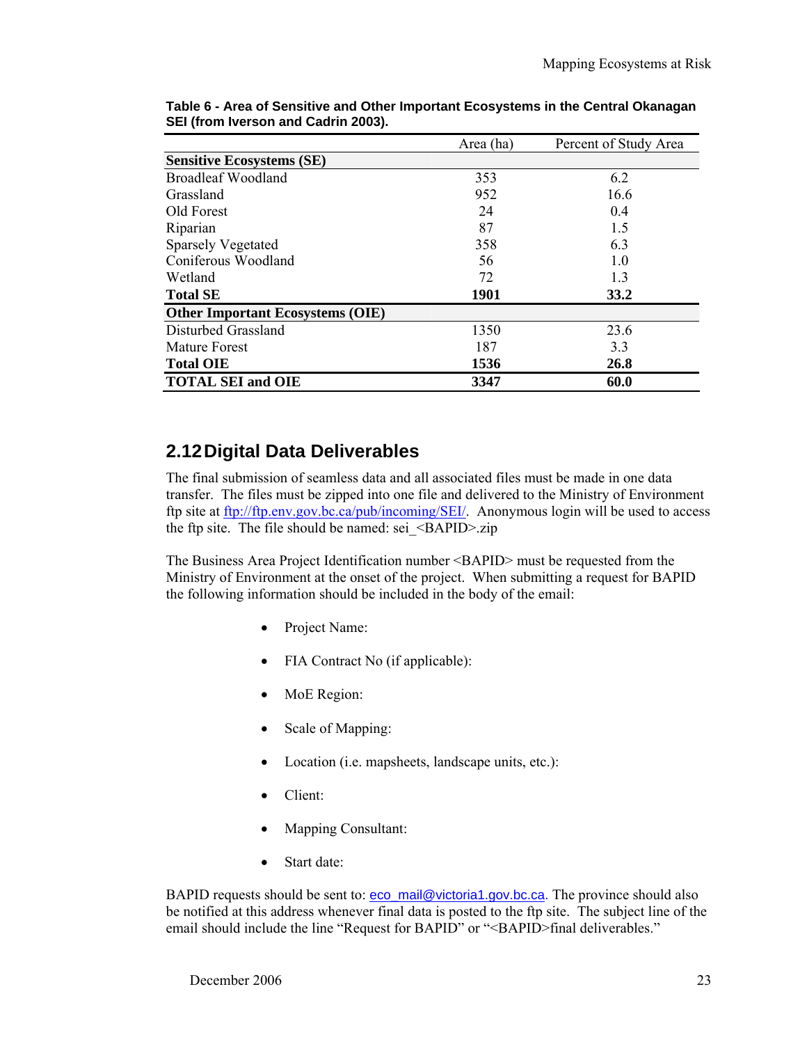**Table 6 - Area of Sensitive and Other Important Ecosystems in the Central Okanagan SEI (from Iverson and Cadrin 2003).**

| | Area (ha) | Percent of Study Area |
|---|---|---|
| **Sensitive Ecosystems (SE)** | | |
| Broadleaf Woodland | 353 | 6.2 |
| Grassland | 952 | 16.6 |
| Old Forest | 24 | 0.4 |
| Riparian | 87 | 1.5 |
| Sparsely Vegetated | 358 | 6.3 |
| Coniferous Woodland | 56 | 1.0 |
| Wetland | 72 | 1.3 |
| **Total SE** | **1901** | **33.2** |
| **Other Important Ecosystems (OIE)** | | |
| Disturbed Grassland | 1350 | 23.6 |
| Mature Forest | 187 | 3.3 |
| **Total OIE** | **1536** | **26.8** |
| **TOTAL SEI and OIE** | **3347** | **60.0** |

## 2.12 Digital Data Deliverables

The final submission of seamless data and all associated files must be made in one data transfer. The files must be zipped into one file and delivered to the Ministry of Environment ftp site at ftp://ftp.env.gov.bc.ca/pub/incoming/SEI/. Anonymous login will be used to access the ftp site. The file should be named: sei_<BAPID>.zip

The Business Area Project Identification number <BAPID> must be requested from the Ministry of Environment at the onset of the project. When submitting a request for BAPID the following information should be included in the body of the email:

- Project Name:
- FIA Contract No (if applicable):
- MoE Region:
- Scale of Mapping:
- Location (i.e. mapsheets, landscape units, etc.):
- Client:
- Mapping Consultant:
- Start date:

BAPID requests should be sent to: eco_mail@victoria1.gov.bc.ca. The province should also be notified at this address whenever final data is posted to the ftp site. The subject line of the email should include the line "Request for BAPID" or "<BAPID>final deliverables."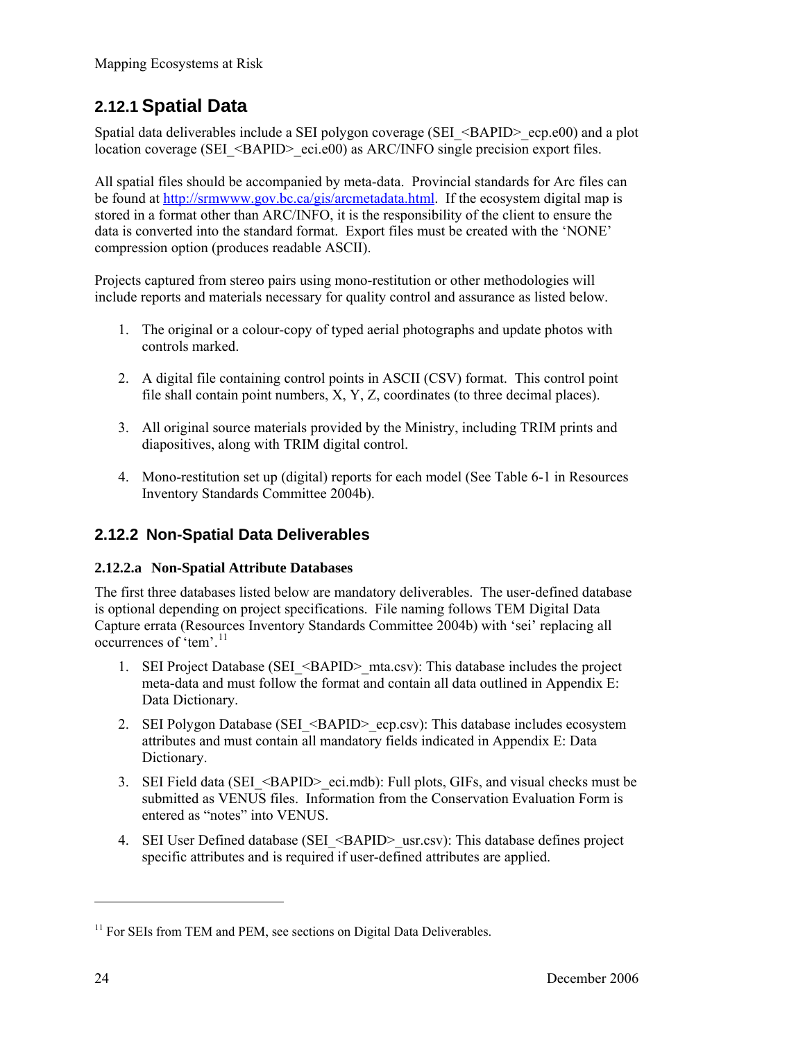### 2.12.1 Spatial Data

Spatial data deliverables include a SEI polygon coverage (SEI_<BAPID>_ecp.e00) and a plot location coverage (SEI_<BAPID>_eci.e00) as ARC/INFO single precision export files.

All spatial files should be accompanied by meta-data. Provincial standards for Arc files can be found at http://srmwww.gov.bc.ca/gis/arcmetadata.html. If the ecosystem digital map is stored in a format other than ARC/INFO, it is the responsibility of the client to ensure the data is converted into the standard format. Export files must be created with the 'NONE' compression option (produces readable ASCII).

Projects captured from stereo pairs using mono-restitution or other methodologies will include reports and materials necessary for quality control and assurance as listed below.

1. The original or a colour-copy of typed aerial photographs and update photos with controls marked.
2. A digital file containing control points in ASCII (CSV) format. This control point file shall contain point numbers, X, Y, Z, coordinates (to three decimal places).
3. All original source materials provided by the Ministry, including TRIM prints and diapositives, along with TRIM digital control.
4. Mono-restitution set up (digital) reports for each model (See Table 6-1 in Resources Inventory Standards Committee 2004b).

### 2.12.2 Non-Spatial Data Deliverables

#### 2.12.2.a Non-Spatial Attribute Databases

The first three databases listed below are mandatory deliverables. The user-defined database is optional depending on project specifications. File naming follows TEM Digital Data Capture errata (Resources Inventory Standards Committee 2004b) with 'sei' replacing all occurrences of 'tem'.[11]

1. SEI Project Database (SEI_<BAPID>_mta.csv): This database includes the project meta-data and must follow the format and contain all data outlined in Appendix E: Data Dictionary.
2. SEI Polygon Database (SEI_<BAPID>_ecp.csv): This database includes ecosystem attributes and must contain all mandatory fields indicated in Appendix E: Data Dictionary.
3. SEI Field data (SEI_<BAPID>_eci.mdb): Full plots, GIFs, and visual checks must be submitted as VENUS files. Information from the Conservation Evaluation Form is entered as "notes" into VENUS.
4. SEI User Defined database (SEI_<BAPID>_usr.csv): This database defines project specific attributes and is required if user-defined attributes are applied.

---

[11] For SEIs from TEM and PEM, see sections on Digital Data Deliverables.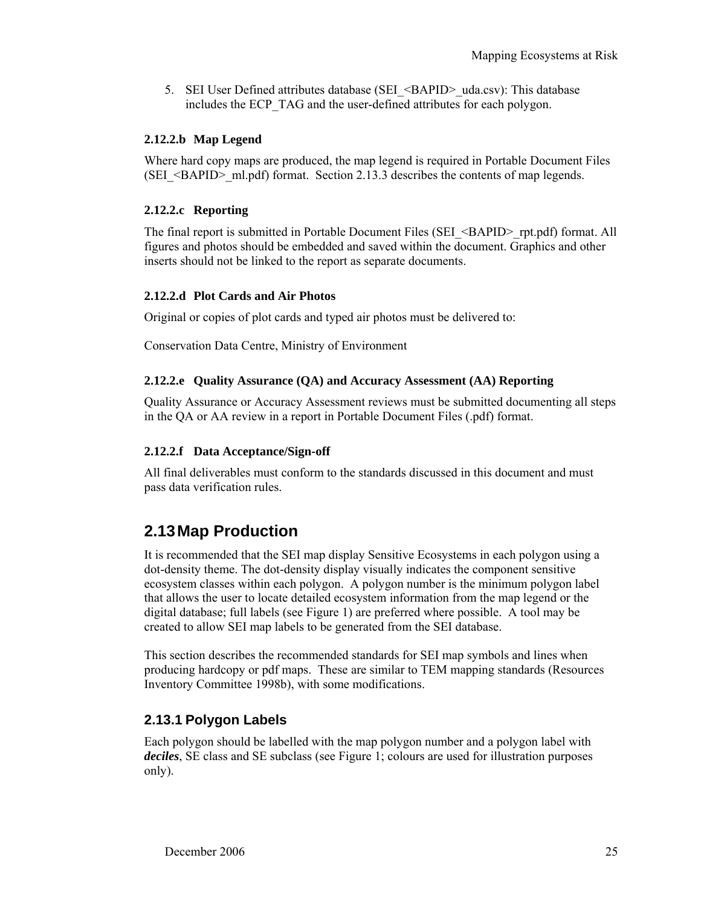5. SEI User Defined attributes database (SEI_<BAPID>_uda.csv): This database includes the ECP_TAG and the user-defined attributes for each polygon.

#### 2.12.2.b Map Legend

Where hard copy maps are produced, the map legend is required in Portable Document Files (SEI_<BAPID>_ml.pdf) format. Section 2.13.3 describes the contents of map legends.

#### 2.12.2.c Reporting

The final report is submitted in Portable Document Files (SEI_<BAPID>_rpt.pdf) format. All figures and photos should be embedded and saved within the document. Graphics and other inserts should not be linked to the report as separate documents.

#### 2.12.2.d Plot Cards and Air Photos

Original or copies of plot cards and typed air photos must be delivered to:

Conservation Data Centre, Ministry of Environment

#### 2.12.2.e Quality Assurance (QA) and Accuracy Assessment (AA) Reporting

Quality Assurance or Accuracy Assessment reviews must be submitted documenting all steps in the QA or AA review in a report in Portable Document Files (.pdf) format.

#### 2.12.2.f Data Acceptance/Sign-off

All final deliverables must conform to the standards discussed in this document and must pass data verification rules.

## 2.13 Map Production

It is recommended that the SEI map display Sensitive Ecosystems in each polygon using a dot-density theme. The dot-density display visually indicates the component sensitive ecosystem classes within each polygon. A polygon number is the minimum polygon label that allows the user to locate detailed ecosystem information from the map legend or the digital database; full labels (see Figure 1) are preferred where possible. A tool may be created to allow SEI map labels to be generated from the SEI database.

This section describes the recommended standards for SEI map symbols and lines when producing hardcopy or pdf maps. These are similar to TEM mapping standards (Resources Inventory Committee 1998b), with some modifications.

### 2.13.1 Polygon Labels

Each polygon should be labelled with the map polygon number and a polygon label with ***deciles***, SE class and SE subclass (see Figure 1; colours are used for illustration purposes only).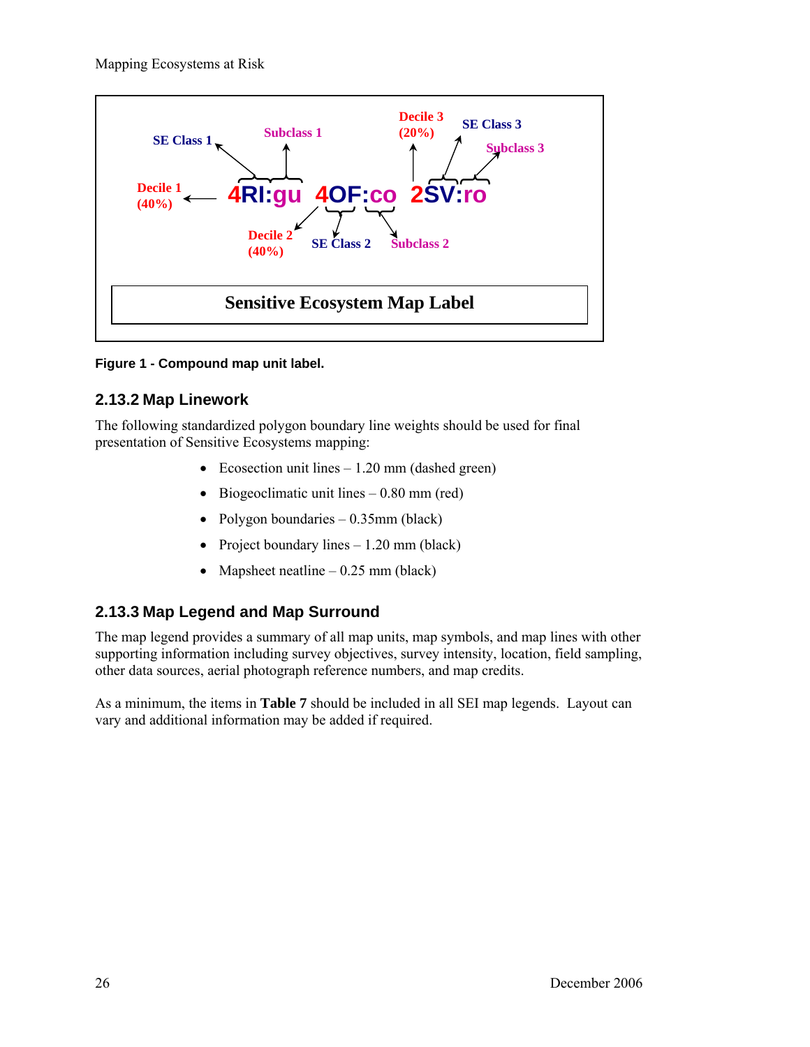Decile 1 (40%)

SE Class 1

Subclass 1

4RI:gu 4OF:co 2SV:ro

Decile 2 (40%)

SE Class 2

Subclass 2

Decile 3 (20%)

SE Class 3

Subclass 3

Sensitive Ecosystem Map Label

**Figure 1 - Compound map unit label.**

### 2.13.2 Map Linework

The following standardized polygon boundary line weights should be used for final presentation of Sensitive Ecosystems mapping:

- Ecosection unit lines – 1.20 mm (dashed green)
- Biogeoclimatic unit lines – 0.80 mm (red)
- Polygon boundaries – 0.35mm (black)
- Project boundary lines – 1.20 mm (black)
- Mapsheet neatline – 0.25 mm (black)

### 2.13.3 Map Legend and Map Surround

The map legend provides a summary of all map units, map symbols, and map lines with other supporting information including survey objectives, survey intensity, location, field sampling, other data sources, aerial photograph reference numbers, and map credits.

As a minimum, the items in **Table 7** should be included in all SEI map legends. Layout can vary and additional information may be added if required.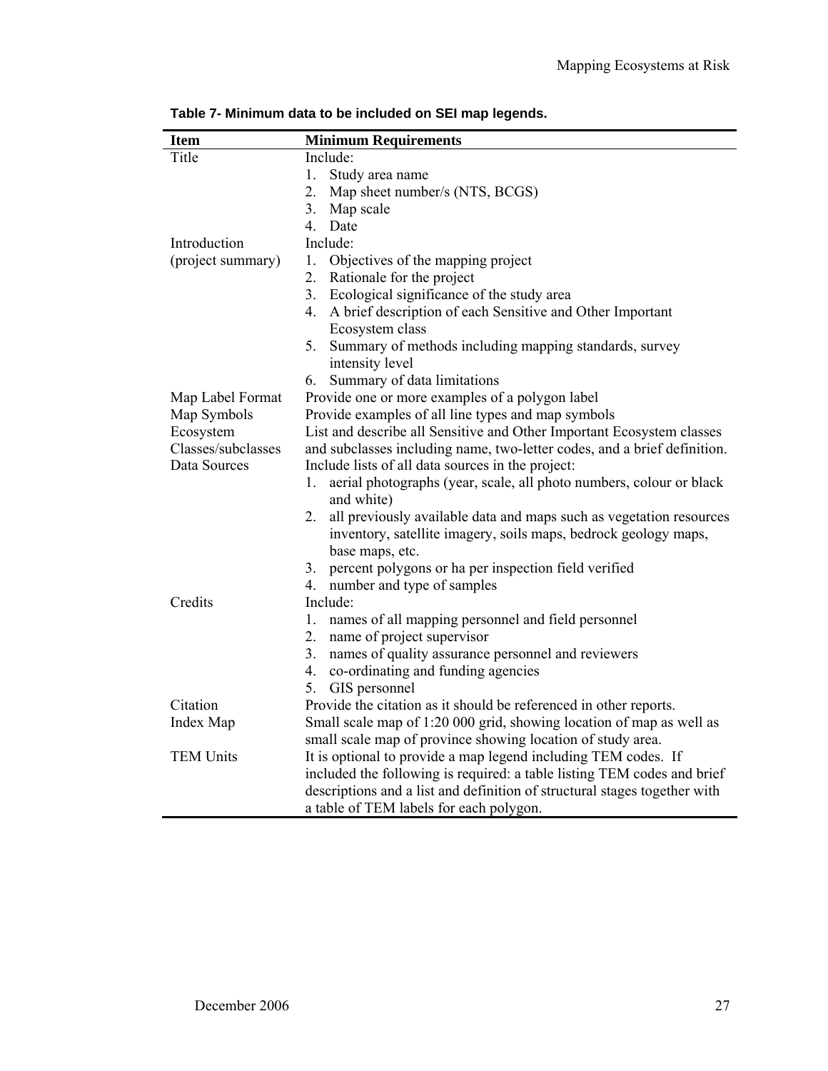**Table 7- Minimum data to be included on SEI map legends.**

| Item | Minimum Requirements |
|---|---|
| Title | Include:<br>1. Study area name<br>2. Map sheet number/s (NTS, BCGS)<br>3. Map scale<br>4. Date |
| Introduction (project summary) | Include:<br>1. Objectives of the mapping project<br>2. Rationale for the project<br>3. Ecological significance of the study area<br>4. A brief description of each Sensitive and Other Important Ecosystem class<br>5. Summary of methods including mapping standards, survey intensity level<br>6. Summary of data limitations |
| Map Label Format | Provide one or more examples of a polygon label |
| Map Symbols | Provide examples of all line types and map symbols |
| Ecosystem Classes/subclasses | List and describe all Sensitive and Other Important Ecosystem classes and subclasses including name, two-letter codes, and a brief definition. |
| Data Sources | Include lists of all data sources in the project:<br>1. aerial photographs (year, scale, all photo numbers, colour or black and white)<br>2. all previously available data and maps such as vegetation resources inventory, satellite imagery, soils maps, bedrock geology maps, base maps, etc.<br>3. percent polygons or ha per inspection field verified<br>4. number and type of samples |
| Credits | Include:<br>1. names of all mapping personnel and field personnel<br>2. name of project supervisor<br>3. names of quality assurance personnel and reviewers<br>4. co-ordinating and funding agencies<br>5. GIS personnel |
| Citation | Provide the citation as it should be referenced in other reports. |
| Index Map | Small scale map of 1:20 000 grid, showing location of map as well as small scale map of province showing location of study area. |
| TEM Units | It is optional to provide a map legend including TEM codes. If included the following is required: a table listing TEM codes and brief descriptions and a list and definition of structural stages together with a table of TEM labels for each polygon. |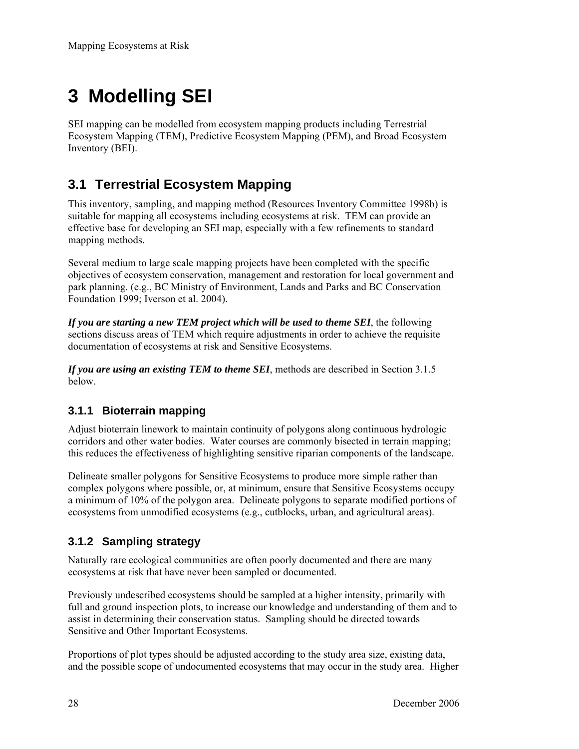# 3 Modelling SEI

SEI mapping can be modelled from ecosystem mapping products including Terrestrial Ecosystem Mapping (TEM), Predictive Ecosystem Mapping (PEM), and Broad Ecosystem Inventory (BEI).

## 3.1 Terrestrial Ecosystem Mapping

This inventory, sampling, and mapping method (Resources Inventory Committee 1998b) is suitable for mapping all ecosystems including ecosystems at risk. TEM can provide an effective base for developing an SEI map, especially with a few refinements to standard mapping methods.

Several medium to large scale mapping projects have been completed with the specific objectives of ecosystem conservation, management and restoration for local government and park planning. (e.g., BC Ministry of Environment, Lands and Parks and BC Conservation Foundation 1999; Iverson et al. 2004).

***If you are starting a new TEM project which will be used to theme SEI***, the following sections discuss areas of TEM which require adjustments in order to achieve the requisite documentation of ecosystems at risk and Sensitive Ecosystems.

***If you are using an existing TEM to theme SEI***, methods are described in Section 3.1.5 below.

### 3.1.1 Bioterrain mapping

Adjust bioterrain linework to maintain continuity of polygons along continuous hydrologic corridors and other water bodies. Water courses are commonly bisected in terrain mapping; this reduces the effectiveness of highlighting sensitive riparian components of the landscape.

Delineate smaller polygons for Sensitive Ecosystems to produce more simple rather than complex polygons where possible, or, at minimum, ensure that Sensitive Ecosystems occupy a minimum of 10% of the polygon area. Delineate polygons to separate modified portions of ecosystems from unmodified ecosystems (e.g., cutblocks, urban, and agricultural areas).

### 3.1.2 Sampling strategy

Naturally rare ecological communities are often poorly documented and there are many ecosystems at risk that have never been sampled or documented.

Previously undescribed ecosystems should be sampled at a higher intensity, primarily with full and ground inspection plots, to increase our knowledge and understanding of them and to assist in determining their conservation status. Sampling should be directed towards Sensitive and Other Important Ecosystems.

Proportions of plot types should be adjusted according to the study area size, existing data, and the possible scope of undocumented ecosystems that may occur in the study area. Higher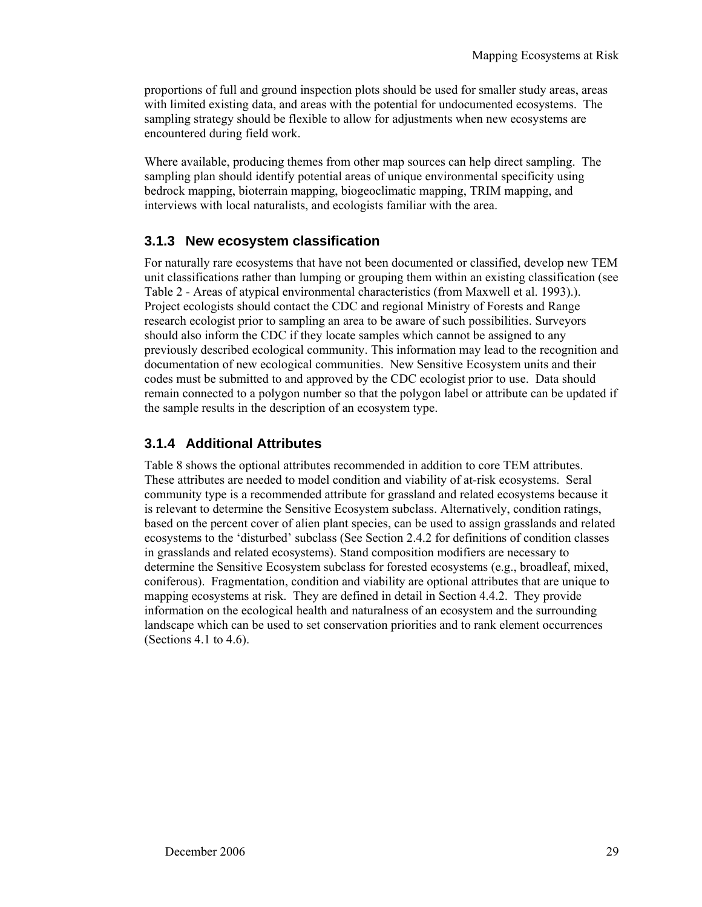proportions of full and ground inspection plots should be used for smaller study areas, areas with limited existing data, and areas with the potential for undocumented ecosystems. The sampling strategy should be flexible to allow for adjustments when new ecosystems are encountered during field work.

Where available, producing themes from other map sources can help direct sampling. The sampling plan should identify potential areas of unique environmental specificity using bedrock mapping, bioterrain mapping, biogeoclimatic mapping, TRIM mapping, and interviews with local naturalists, and ecologists familiar with the area.

### 3.1.3 New ecosystem classification

For naturally rare ecosystems that have not been documented or classified, develop new TEM unit classifications rather than lumping or grouping them within an existing classification (see Table 2 - Areas of atypical environmental characteristics (from Maxwell et al. 1993).). Project ecologists should contact the CDC and regional Ministry of Forests and Range research ecologist prior to sampling an area to be aware of such possibilities. Surveyors should also inform the CDC if they locate samples which cannot be assigned to any previously described ecological community. This information may lead to the recognition and documentation of new ecological communities. New Sensitive Ecosystem units and their codes must be submitted to and approved by the CDC ecologist prior to use. Data should remain connected to a polygon number so that the polygon label or attribute can be updated if the sample results in the description of an ecosystem type.

### 3.1.4 Additional Attributes

Table 8 shows the optional attributes recommended in addition to core TEM attributes. These attributes are needed to model condition and viability of at-risk ecosystems. Seral community type is a recommended attribute for grassland and related ecosystems because it is relevant to determine the Sensitive Ecosystem subclass. Alternatively, condition ratings, based on the percent cover of alien plant species, can be used to assign grasslands and related ecosystems to the 'disturbed' subclass (See Section 2.4.2 for definitions of condition classes in grasslands and related ecosystems). Stand composition modifiers are necessary to determine the Sensitive Ecosystem subclass for forested ecosystems (e.g., broadleaf, mixed, coniferous). Fragmentation, condition and viability are optional attributes that are unique to mapping ecosystems at risk. They are defined in detail in Section 4.4.2. They provide information on the ecological health and naturalness of an ecosystem and the surrounding landscape which can be used to set conservation priorities and to rank element occurrences (Sections 4.1 to 4.6).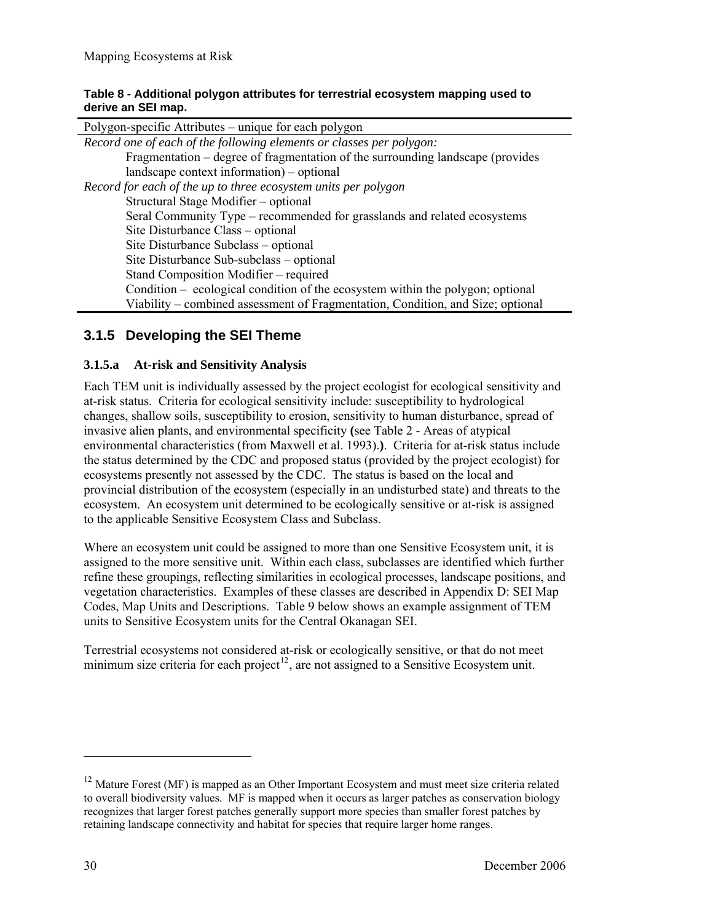**Table 8 - Additional polygon attributes for terrestrial ecosystem mapping used to derive an SEI map.**

| Polygon-specific Attributes – unique for each polygon |
|---|
| *Record one of each of the following elements or classes per polygon:* |
| Fragmentation – degree of fragmentation of the surrounding landscape (provides landscape context information) – optional |
| *Record for each of the up to three ecosystem units per polygon* |
| Structural Stage Modifier – optional |
| Seral Community Type – recommended for grasslands and related ecosystems |
| Site Disturbance Class – optional |
| Site Disturbance Subclass – optional |
| Site Disturbance Sub-subclass – optional |
| Stand Composition Modifier – required |
| Condition – ecological condition of the ecosystem within the polygon; optional |
| Viability – combined assessment of Fragmentation, Condition, and Size; optional |

### 3.1.5 Developing the SEI Theme

#### 3.1.5.a At-risk and Sensitivity Analysis

Each TEM unit is individually assessed by the project ecologist for ecological sensitivity and at-risk status. Criteria for ecological sensitivity include: susceptibility to hydrological changes, shallow soils, susceptibility to erosion, sensitivity to human disturbance, spread of invasive alien plants, and environmental specificity **(**see Table 2 - Areas of atypical environmental characteristics (from Maxwell et al. 1993).**)**. Criteria for at-risk status include the status determined by the CDC and proposed status (provided by the project ecologist) for ecosystems presently not assessed by the CDC. The status is based on the local and provincial distribution of the ecosystem (especially in an undisturbed state) and threats to the ecosystem. An ecosystem unit determined to be ecologically sensitive or at-risk is assigned to the applicable Sensitive Ecosystem Class and Subclass.

Where an ecosystem unit could be assigned to more than one Sensitive Ecosystem unit, it is assigned to the more sensitive unit. Within each class, subclasses are identified which further refine these groupings, reflecting similarities in ecological processes, landscape positions, and vegetation characteristics. Examples of these classes are described in Appendix D: SEI Map Codes, Map Units and Descriptions. Table 9 below shows an example assignment of TEM units to Sensitive Ecosystem units for the Central Okanagan SEI.

Terrestrial ecosystems not considered at-risk or ecologically sensitive, or that do not meet minimum size criteria for each project[12], are not assigned to a Sensitive Ecosystem unit.

---

[12] Mature Forest (MF) is mapped as an Other Important Ecosystem and must meet size criteria related to overall biodiversity values. MF is mapped when it occurs as larger patches as conservation biology recognizes that larger forest patches generally support more species than smaller forest patches by retaining landscape connectivity and habitat for species that require larger home ranges.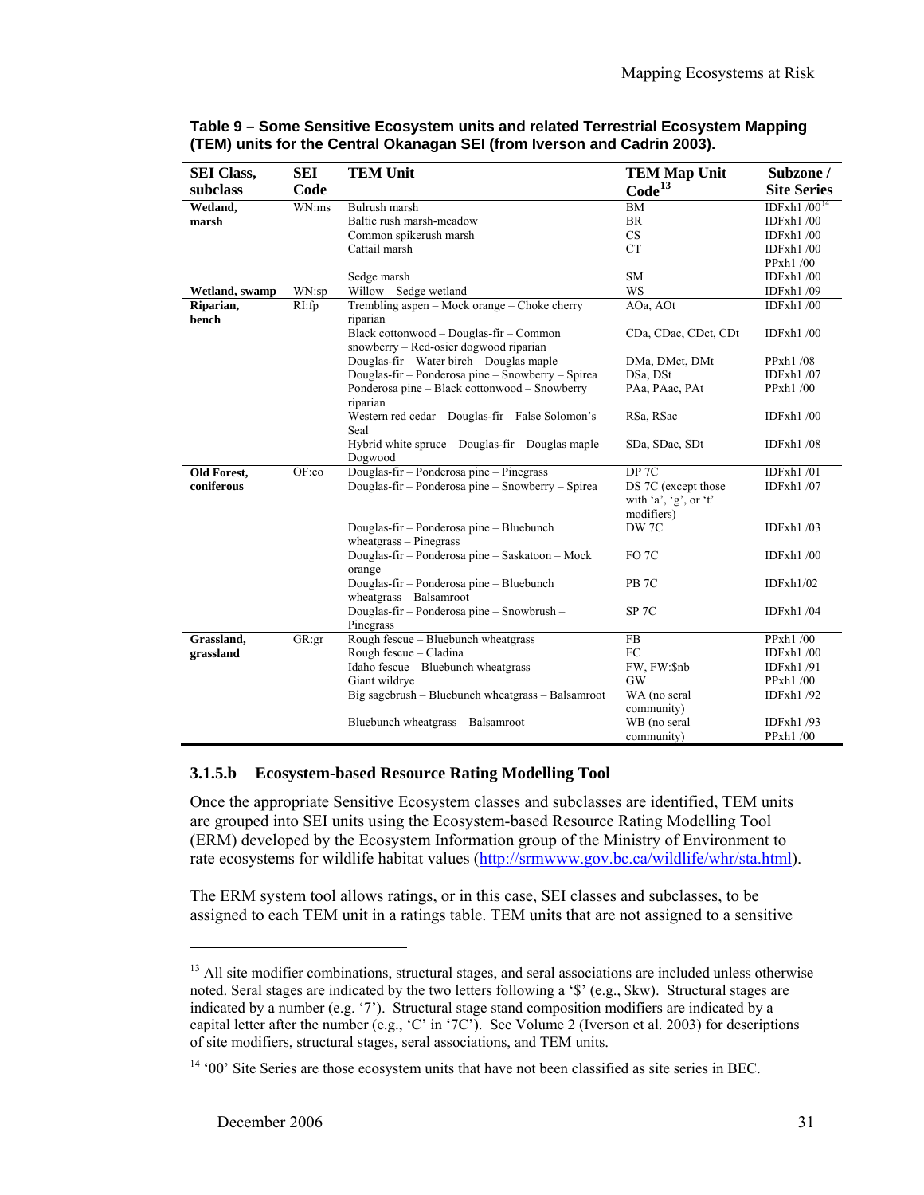**Table 9 – Some Sensitive Ecosystem units and related Terrestrial Ecosystem Mapping (TEM) units for the Central Okanagan SEI (from Iverson and Cadrin 2003).**

| SEI Class, subclass | SEI Code | TEM Unit | TEM Map Unit Code[13] | Subzone / Site Series |
|---|---|---|---|---|
| **Wetland, marsh** | WN:ms | Bulrush marsh | BM | IDFxh1 /00[14] |
| | | Baltic rush marsh-meadow | BR | IDFxh1 /00 |
| | | Common spikerush marsh | CS | IDFxh1 /00 |
| | | Cattail marsh | CT | IDFxh1 /00<br>PPxh1 /00 |
| | | Sedge marsh | SM | IDFxh1 /00 |
| **Wetland, swamp** | WN:sp | Willow – Sedge wetland | WS | IDFxh1 /09 |
| **Riparian, bench** | RI:fp | Trembling aspen – Mock orange – Choke cherry riparian | AOa, AOt | IDFxh1 /00 |
| | | Black cottonwood – Douglas-fir – Common snowberry – Red-osier dogwood riparian | CDa, CDac, CDct, CDt | IDFxh1 /00 |
| | | Douglas-fir – Water birch – Douglas maple | DMa, DMct, DMt | PPxh1 /08 |
| | | Douglas-fir – Ponderosa pine – Snowberry – Spirea | DSa, DSt | IDFxh1 /07 |
| | | Ponderosa pine – Black cottonwood – Snowberry riparian | PAa, PAac, PAt | PPxh1 /00 |
| | | Western red cedar – Douglas-fir – False Solomon's Seal | RSa, RSac | IDFxh1 /00 |
| | | Hybrid white spruce – Douglas-fir – Douglas maple – Dogwood | SDa, SDac, SDt | IDFxh1 /08 |
| **Old Forest, coniferous** | OF:co | Douglas-fir – Ponderosa pine – Pinegrass | DP 7C | IDFxh1 /01 |
| | | Douglas-fir – Ponderosa pine – Snowberry – Spirea | DS 7C (except those with 'a', 'g', or 't' modifiers) | IDFxh1 /07 |
| | | Douglas-fir – Ponderosa pine – Bluebunch wheatgrass – Pinegrass | DW 7C | IDFxh1 /03 |
| | | Douglas-fir – Ponderosa pine – Saskatoon – Mock orange | FO 7C | IDFxh1 /00 |
| | | Douglas-fir – Ponderosa pine – Bluebunch wheatgrass – Balsamroot | PB 7C | IDFxh1/02 |
| | | Douglas-fir – Ponderosa pine – Snowbrush – Pinegrass | SP 7C | IDFxh1 /04 |
| **Grassland, grassland** | GR:gr | Rough fescue – Bluebunch wheatgrass | FB | PPxh1 /00 |
| | | Rough fescue – Cladina | FC | IDFxh1 /00 |
| | | Idaho fescue – Bluebunch wheatgrass | FW, FW:$nb | IDFxh1 /91 |
| | | Giant wildrye | GW | PPxh1 /00 |
| | | Big sagebrush – Bluebunch wheatgrass – Balsamroot | WA (no seral community) | IDFxh1 /92 |
| | | Bluebunch wheatgrass – Balsamroot | WB (no seral community) | IDFxh1 /93<br>PPxh1 /00 |

### 3.1.5.b Ecosystem-based Resource Rating Modelling Tool

Once the appropriate Sensitive Ecosystem classes and subclasses are identified, TEM units are grouped into SEI units using the Ecosystem-based Resource Rating Modelling Tool (ERM) developed by the Ecosystem Information group of the Ministry of Environment to rate ecosystems for wildlife habitat values (http://srmwww.gov.bc.ca/wildlife/whr/sta.html).

The ERM system tool allows ratings, or in this case, SEI classes and subclasses, to be assigned to each TEM unit in a ratings table. TEM units that are not assigned to a sensitive

---

[13] All site modifier combinations, structural stages, and seral associations are included unless otherwise noted. Seral stages are indicated by the two letters following a '$' (e.g., $kw). Structural stages are indicated by a number (e.g. '7'). Structural stage stand composition modifiers are indicated by a capital letter after the number (e.g., 'C' in '7C'). See Volume 2 (Iverson et al. 2003) for descriptions of site modifiers, structural stages, seral associations, and TEM units.

[14] '00' Site Series are those ecosystem units that have not been classified as site series in BEC.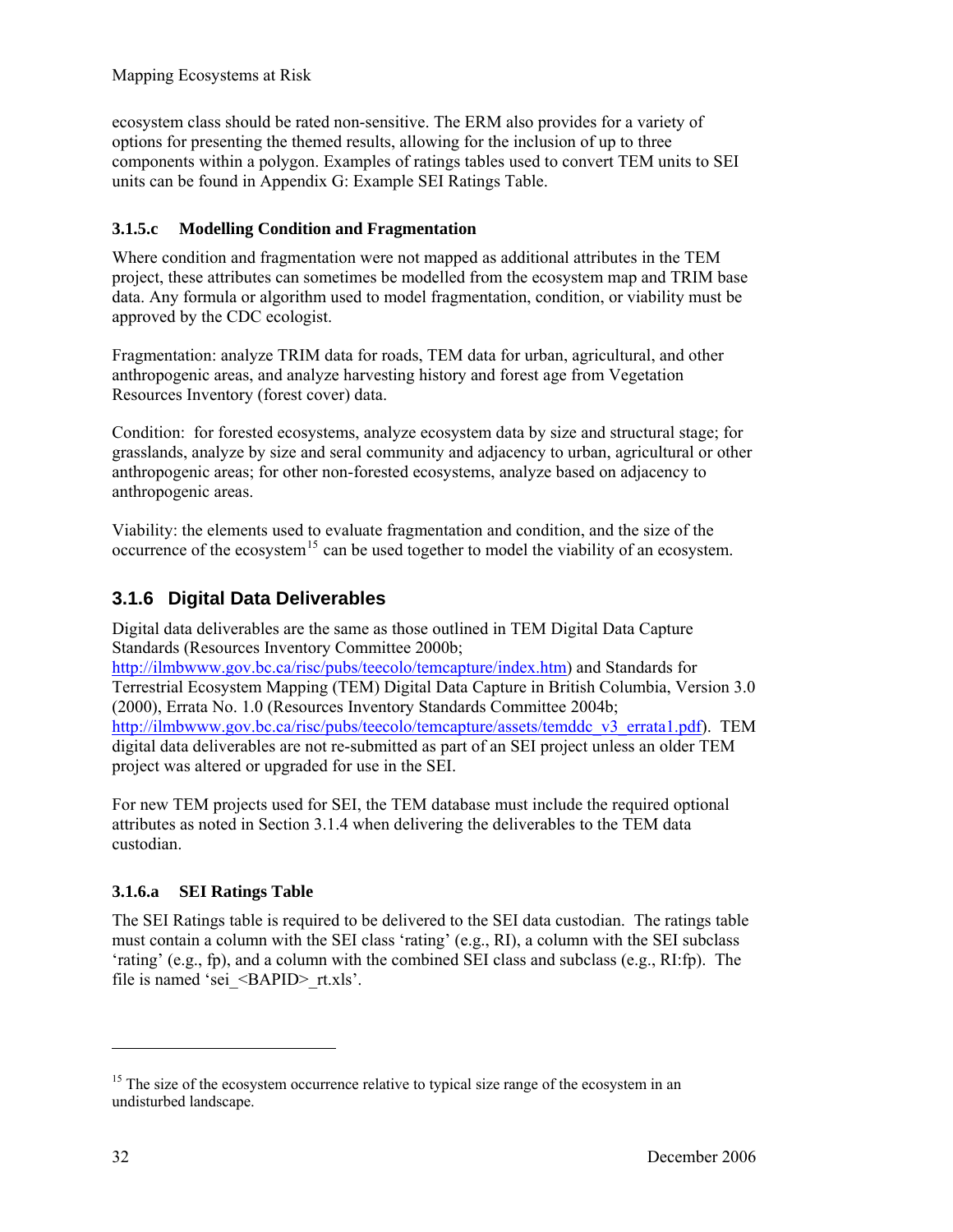ecosystem class should be rated non-sensitive. The ERM also provides for a variety of options for presenting the themed results, allowing for the inclusion of up to three components within a polygon. Examples of ratings tables used to convert TEM units to SEI units can be found in Appendix G: Example SEI Ratings Table.

#### 3.1.5.c Modelling Condition and Fragmentation

Where condition and fragmentation were not mapped as additional attributes in the TEM project, these attributes can sometimes be modelled from the ecosystem map and TRIM base data. Any formula or algorithm used to model fragmentation, condition, or viability must be approved by the CDC ecologist.

Fragmentation: analyze TRIM data for roads, TEM data for urban, agricultural, and other anthropogenic areas, and analyze harvesting history and forest age from Vegetation Resources Inventory (forest cover) data.

Condition: for forested ecosystems, analyze ecosystem data by size and structural stage; for grasslands, analyze by size and seral community and adjacency to urban, agricultural or other anthropogenic areas; for other non-forested ecosystems, analyze based on adjacency to anthropogenic areas.

Viability: the elements used to evaluate fragmentation and condition, and the size of the occurrence of the ecosystem[15] can be used together to model the viability of an ecosystem.

### 3.1.6 Digital Data Deliverables

Digital data deliverables are the same as those outlined in TEM Digital Data Capture Standards (Resources Inventory Committee 2000b; http://ilmbwww.gov.bc.ca/risc/pubs/teecolo/temcapture/index.htm) and Standards for Terrestrial Ecosystem Mapping (TEM) Digital Data Capture in British Columbia, Version 3.0 (2000), Errata No. 1.0 (Resources Inventory Standards Committee 2004b; http://ilmbwww.gov.bc.ca/risc/pubs/teecolo/temcapture/assets/temddc_v3_errata1.pdf). TEM digital data deliverables are not re-submitted as part of an SEI project unless an older TEM project was altered or upgraded for use in the SEI.

For new TEM projects used for SEI, the TEM database must include the required optional attributes as noted in Section 3.1.4 when delivering the deliverables to the TEM data custodian.

#### 3.1.6.a SEI Ratings Table

The SEI Ratings table is required to be delivered to the SEI data custodian. The ratings table must contain a column with the SEI class 'rating' (e.g., RI), a column with the SEI subclass 'rating' (e.g., fp), and a column with the combined SEI class and subclass (e.g., RI:fp). The file is named 'sei_<BAPID>_rt.xls'.

---

[15] The size of the ecosystem occurrence relative to typical size range of the ecosystem in an undisturbed landscape.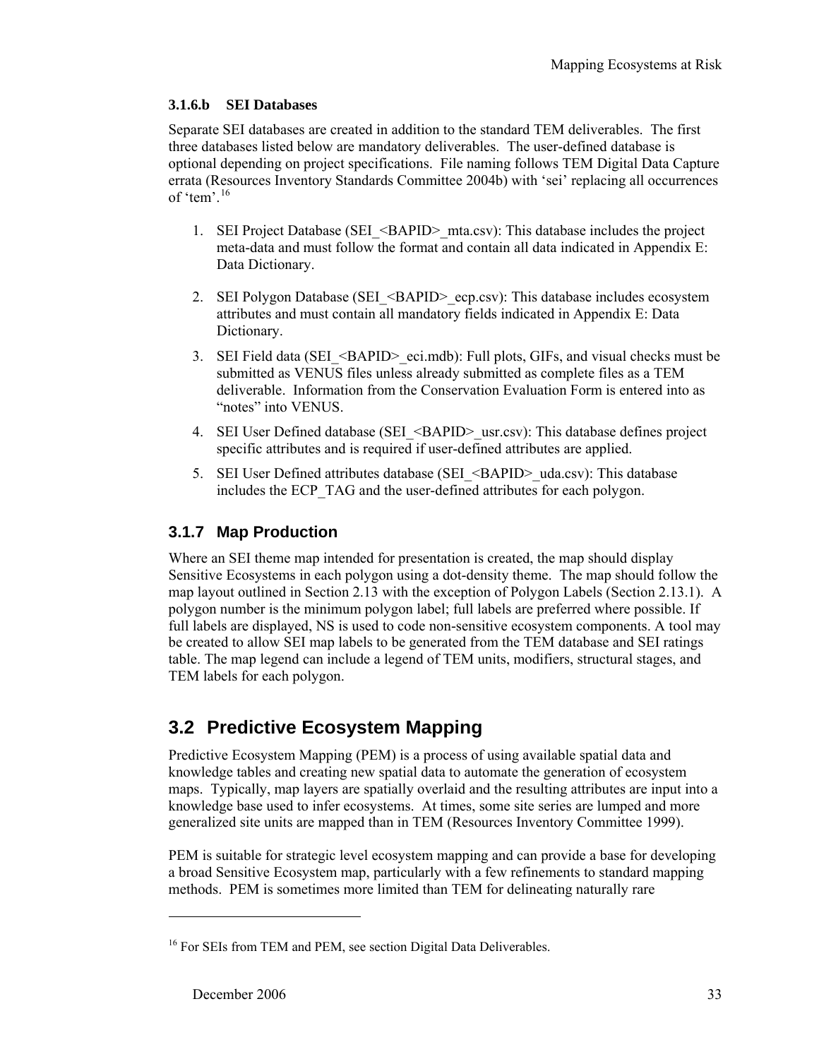#### 3.1.6.b SEI Databases

Separate SEI databases are created in addition to the standard TEM deliverables. The first three databases listed below are mandatory deliverables. The user-defined database is optional depending on project specifications. File naming follows TEM Digital Data Capture errata (Resources Inventory Standards Committee 2004b) with 'sei' replacing all occurrences of 'tem'.[16]

1. SEI Project Database (SEI_<BAPID>_mta.csv): This database includes the project meta-data and must follow the format and contain all data indicated in Appendix E: Data Dictionary.

2. SEI Polygon Database (SEI_<BAPID>_ecp.csv): This database includes ecosystem attributes and must contain all mandatory fields indicated in Appendix E: Data Dictionary.

3. SEI Field data (SEI_<BAPID>_eci.mdb): Full plots, GIFs, and visual checks must be submitted as VENUS files unless already submitted as complete files as a TEM deliverable. Information from the Conservation Evaluation Form is entered into as "notes" into VENUS.

4. SEI User Defined database (SEI_<BAPID>_usr.csv): This database defines project specific attributes and is required if user-defined attributes are applied.

5. SEI User Defined attributes database (SEI_<BAPID>_uda.csv): This database includes the ECP_TAG and the user-defined attributes for each polygon.

### 3.1.7 Map Production

Where an SEI theme map intended for presentation is created, the map should display Sensitive Ecosystems in each polygon using a dot-density theme. The map should follow the map layout outlined in Section 2.13 with the exception of Polygon Labels (Section 2.13.1). A polygon number is the minimum polygon label; full labels are preferred where possible. If full labels are displayed, NS is used to code non-sensitive ecosystem components. A tool may be created to allow SEI map labels to be generated from the TEM database and SEI ratings table. The map legend can include a legend of TEM units, modifiers, structural stages, and TEM labels for each polygon.

## 3.2 Predictive Ecosystem Mapping

Predictive Ecosystem Mapping (PEM) is a process of using available spatial data and knowledge tables and creating new spatial data to automate the generation of ecosystem maps. Typically, map layers are spatially overlaid and the resulting attributes are input into a knowledge base used to infer ecosystems. At times, some site series are lumped and more generalized site units are mapped than in TEM (Resources Inventory Committee 1999).

PEM is suitable for strategic level ecosystem mapping and can provide a base for developing a broad Sensitive Ecosystem map, particularly with a few refinements to standard mapping methods. PEM is sometimes more limited than TEM for delineating naturally rare

[16] For SEIs from TEM and PEM, see section Digital Data Deliverables.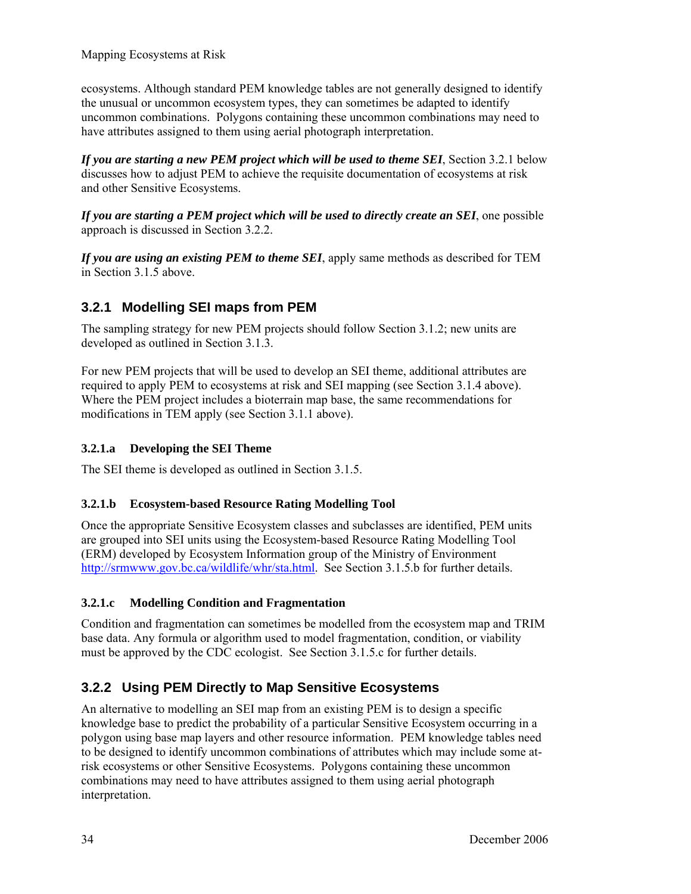ecosystems. Although standard PEM knowledge tables are not generally designed to identify the unusual or uncommon ecosystem types, they can sometimes be adapted to identify uncommon combinations. Polygons containing these uncommon combinations may need to have attributes assigned to them using aerial photograph interpretation.

***If you are starting a new PEM project which will be used to theme SEI***, Section 3.2.1 below discusses how to adjust PEM to achieve the requisite documentation of ecosystems at risk and other Sensitive Ecosystems.

***If you are starting a PEM project which will be used to directly create an SEI***, one possible approach is discussed in Section 3.2.2.

***If you are using an existing PEM to theme SEI***, apply same methods as described for TEM in Section 3.1.5 above.

## 3.2.1 Modelling SEI maps from PEM

The sampling strategy for new PEM projects should follow Section 3.1.2; new units are developed as outlined in Section 3.1.3.

For new PEM projects that will be used to develop an SEI theme, additional attributes are required to apply PEM to ecosystems at risk and SEI mapping (see Section 3.1.4 above). Where the PEM project includes a bioterrain map base, the same recommendations for modifications in TEM apply (see Section 3.1.1 above).

### 3.2.1.a Developing the SEI Theme

The SEI theme is developed as outlined in Section 3.1.5.

### 3.2.1.b Ecosystem-based Resource Rating Modelling Tool

Once the appropriate Sensitive Ecosystem classes and subclasses are identified, PEM units are grouped into SEI units using the Ecosystem-based Resource Rating Modelling Tool (ERM) developed by Ecosystem Information group of the Ministry of Environment http://srmwww.gov.bc.ca/wildlife/whr/sta.html. See Section 3.1.5.b for further details.

### 3.2.1.c Modelling Condition and Fragmentation

Condition and fragmentation can sometimes be modelled from the ecosystem map and TRIM base data. Any formula or algorithm used to model fragmentation, condition, or viability must be approved by the CDC ecologist. See Section 3.1.5.c for further details.

## 3.2.2 Using PEM Directly to Map Sensitive Ecosystems

An alternative to modelling an SEI map from an existing PEM is to design a specific knowledge base to predict the probability of a particular Sensitive Ecosystem occurring in a polygon using base map layers and other resource information. PEM knowledge tables need to be designed to identify uncommon combinations of attributes which may include some at-risk ecosystems or other Sensitive Ecosystems. Polygons containing these uncommon combinations may need to have attributes assigned to them using aerial photograph interpretation.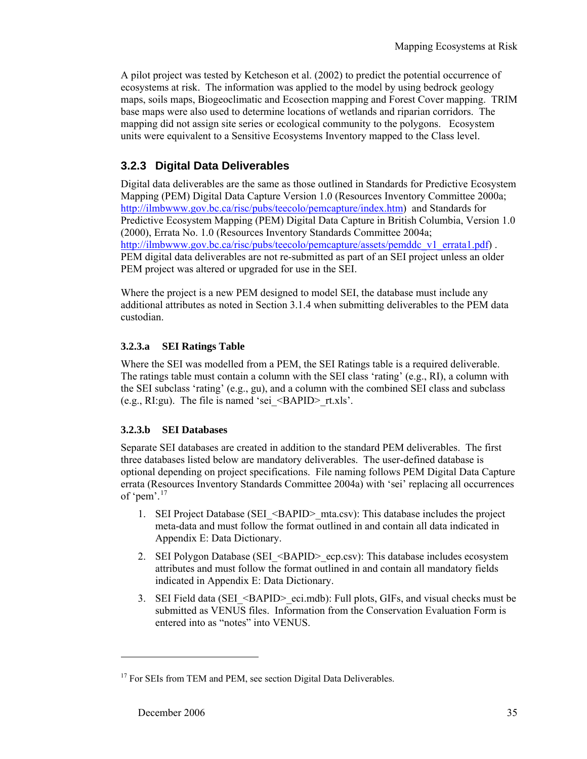A pilot project was tested by Ketcheson et al. (2002) to predict the potential occurrence of ecosystems at risk. The information was applied to the model by using bedrock geology maps, soils maps, Biogeoclimatic and Ecosection mapping and Forest Cover mapping. TRIM base maps were also used to determine locations of wetlands and riparian corridors. The mapping did not assign site series or ecological community to the polygons. Ecosystem units were equivalent to a Sensitive Ecosystems Inventory mapped to the Class level.

### 3.2.3 Digital Data Deliverables

Digital data deliverables are the same as those outlined in Standards for Predictive Ecosystem Mapping (PEM) Digital Data Capture Version 1.0 (Resources Inventory Committee 2000a; http://ilmbwww.gov.bc.ca/risc/pubs/teecolo/pemcapture/index.htm) and Standards for Predictive Ecosystem Mapping (PEM) Digital Data Capture in British Columbia, Version 1.0 (2000), Errata No. 1.0 (Resources Inventory Standards Committee 2004a; http://ilmbwww.gov.bc.ca/risc/pubs/teecolo/pemcapture/assets/pemddc_v1_errata1.pdf) . PEM digital data deliverables are not re-submitted as part of an SEI project unless an older PEM project was altered or upgraded for use in the SEI.

Where the project is a new PEM designed to model SEI, the database must include any additional attributes as noted in Section 3.1.4 when submitting deliverables to the PEM data custodian.

#### 3.2.3.a SEI Ratings Table

Where the SEI was modelled from a PEM, the SEI Ratings table is a required deliverable. The ratings table must contain a column with the SEI class 'rating' (e.g., RI), a column with the SEI subclass 'rating' (e.g., gu), and a column with the combined SEI class and subclass (e.g., RI:gu). The file is named 'sei_<BAPID>_rt.xls'.

#### 3.2.3.b SEI Databases

Separate SEI databases are created in addition to the standard PEM deliverables. The first three databases listed below are mandatory deliverables. The user-defined database is optional depending on project specifications. File naming follows PEM Digital Data Capture errata (Resources Inventory Standards Committee 2004a) with 'sei' replacing all occurrences of 'pem'.[17]

1. SEI Project Database (SEI_<BAPID>_mta.csv): This database includes the project meta-data and must follow the format outlined in and contain all data indicated in Appendix E: Data Dictionary.
2. SEI Polygon Database (SEI_<BAPID>_ecp.csv): This database includes ecosystem attributes and must follow the format outlined in and contain all mandatory fields indicated in Appendix E: Data Dictionary.
3. SEI Field data (SEI_<BAPID>_eci.mdb): Full plots, GIFs, and visual checks must be submitted as VENUS files. Information from the Conservation Evaluation Form is entered into as "notes" into VENUS.

---

[17] For SEIs from TEM and PEM, see section Digital Data Deliverables.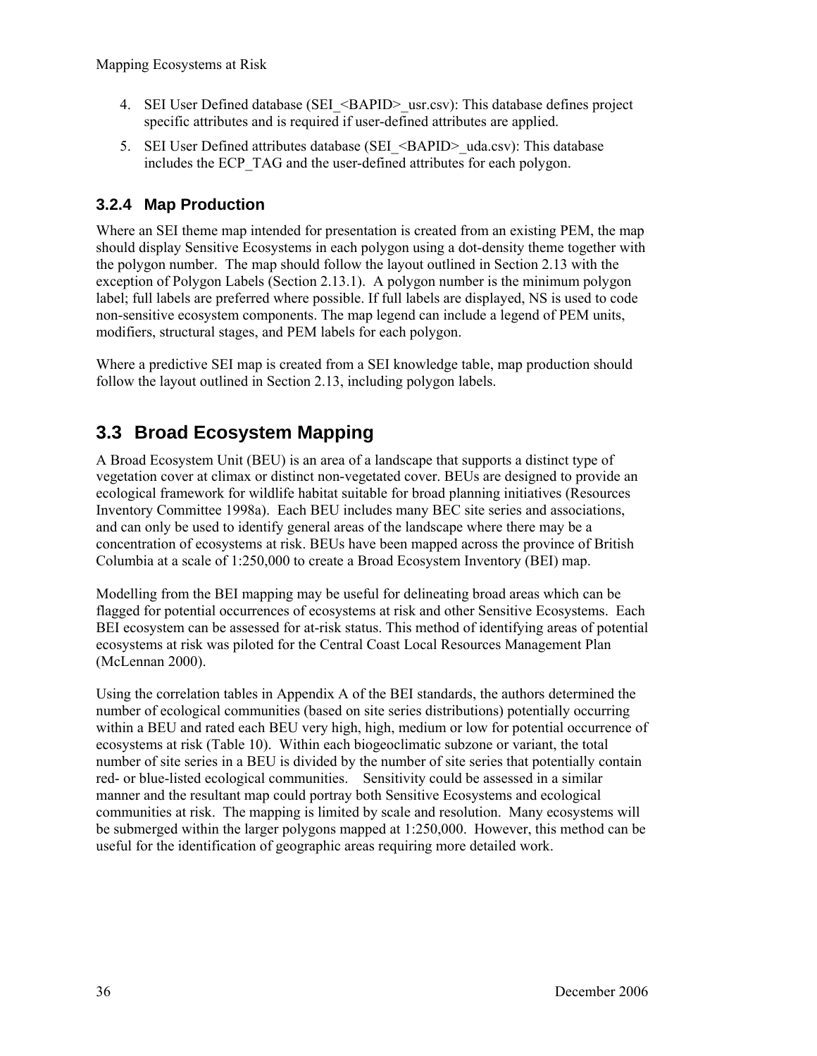4. SEI User Defined database (SEI_<BAPID>_usr.csv): This database defines project specific attributes and is required if user-defined attributes are applied.
5. SEI User Defined attributes database (SEI_<BAPID>_uda.csv): This database includes the ECP_TAG and the user-defined attributes for each polygon.

### 3.2.4 Map Production

Where an SEI theme map intended for presentation is created from an existing PEM, the map should display Sensitive Ecosystems in each polygon using a dot-density theme together with the polygon number. The map should follow the layout outlined in Section 2.13 with the exception of Polygon Labels (Section 2.13.1). A polygon number is the minimum polygon label; full labels are preferred where possible. If full labels are displayed, NS is used to code non-sensitive ecosystem components. The map legend can include a legend of PEM units, modifiers, structural stages, and PEM labels for each polygon.

Where a predictive SEI map is created from a SEI knowledge table, map production should follow the layout outlined in Section 2.13, including polygon labels.

## 3.3 Broad Ecosystem Mapping

A Broad Ecosystem Unit (BEU) is an area of a landscape that supports a distinct type of vegetation cover at climax or distinct non-vegetated cover. BEUs are designed to provide an ecological framework for wildlife habitat suitable for broad planning initiatives (Resources Inventory Committee 1998a). Each BEU includes many BEC site series and associations, and can only be used to identify general areas of the landscape where there may be a concentration of ecosystems at risk. BEUs have been mapped across the province of British Columbia at a scale of 1:250,000 to create a Broad Ecosystem Inventory (BEI) map.

Modelling from the BEI mapping may be useful for delineating broad areas which can be flagged for potential occurrences of ecosystems at risk and other Sensitive Ecosystems. Each BEI ecosystem can be assessed for at-risk status. This method of identifying areas of potential ecosystems at risk was piloted for the Central Coast Local Resources Management Plan (McLennan 2000).

Using the correlation tables in Appendix A of the BEI standards, the authors determined the number of ecological communities (based on site series distributions) potentially occurring within a BEU and rated each BEU very high, high, medium or low for potential occurrence of ecosystems at risk (Table 10). Within each biogeoclimatic subzone or variant, the total number of site series in a BEU is divided by the number of site series that potentially contain red- or blue-listed ecological communities. Sensitivity could be assessed in a similar manner and the resultant map could portray both Sensitive Ecosystems and ecological communities at risk. The mapping is limited by scale and resolution. Many ecosystems will be submerged within the larger polygons mapped at 1:250,000. However, this method can be useful for the identification of geographic areas requiring more detailed work.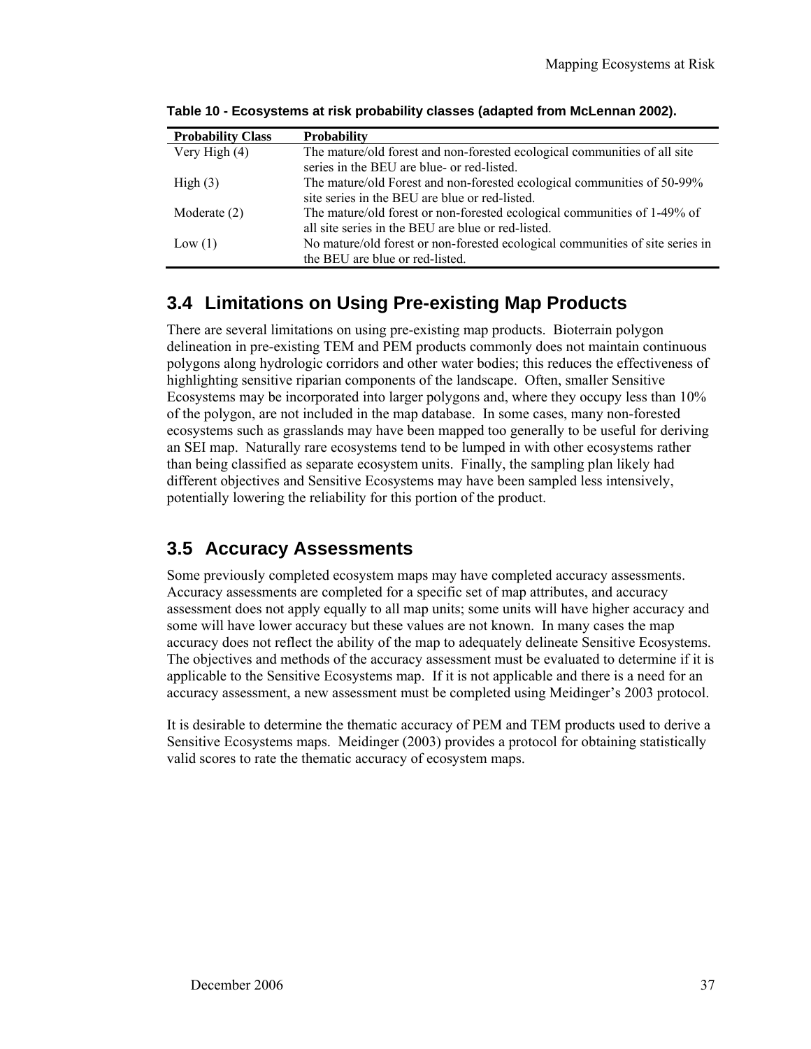**Table 10 - Ecosystems at risk probability classes (adapted from McLennan 2002).**

| Probability Class | Probability |
| --- | --- |
| Very High (4) | The mature/old forest and non-forested ecological communities of all site series in the BEU are blue- or red-listed. |
| High (3) | The mature/old Forest and non-forested ecological communities of 50-99% site series in the BEU are blue or red-listed. |
| Moderate (2) | The mature/old forest or non-forested ecological communities of 1-49% of all site series in the BEU are blue or red-listed. |
| Low (1) | No mature/old forest or non-forested ecological communities of site series in the BEU are blue or red-listed. |

## 3.4 Limitations on Using Pre-existing Map Products

There are several limitations on using pre-existing map products. Bioterrain polygon delineation in pre-existing TEM and PEM products commonly does not maintain continuous polygons along hydrologic corridors and other water bodies; this reduces the effectiveness of highlighting sensitive riparian components of the landscape. Often, smaller Sensitive Ecosystems may be incorporated into larger polygons and, where they occupy less than 10% of the polygon, are not included in the map database. In some cases, many non-forested ecosystems such as grasslands may have been mapped too generally to be useful for deriving an SEI map. Naturally rare ecosystems tend to be lumped in with other ecosystems rather than being classified as separate ecosystem units. Finally, the sampling plan likely had different objectives and Sensitive Ecosystems may have been sampled less intensively, potentially lowering the reliability for this portion of the product.

## 3.5 Accuracy Assessments

Some previously completed ecosystem maps may have completed accuracy assessments. Accuracy assessments are completed for a specific set of map attributes, and accuracy assessment does not apply equally to all map units; some units will have higher accuracy and some will have lower accuracy but these values are not known. In many cases the map accuracy does not reflect the ability of the map to adequately delineate Sensitive Ecosystems. The objectives and methods of the accuracy assessment must be evaluated to determine if it is applicable to the Sensitive Ecosystems map. If it is not applicable and there is a need for an accuracy assessment, a new assessment must be completed using Meidinger's 2003 protocol.

It is desirable to determine the thematic accuracy of PEM and TEM products used to derive a Sensitive Ecosystems maps. Meidinger (2003) provides a protocol for obtaining statistically valid scores to rate the thematic accuracy of ecosystem maps.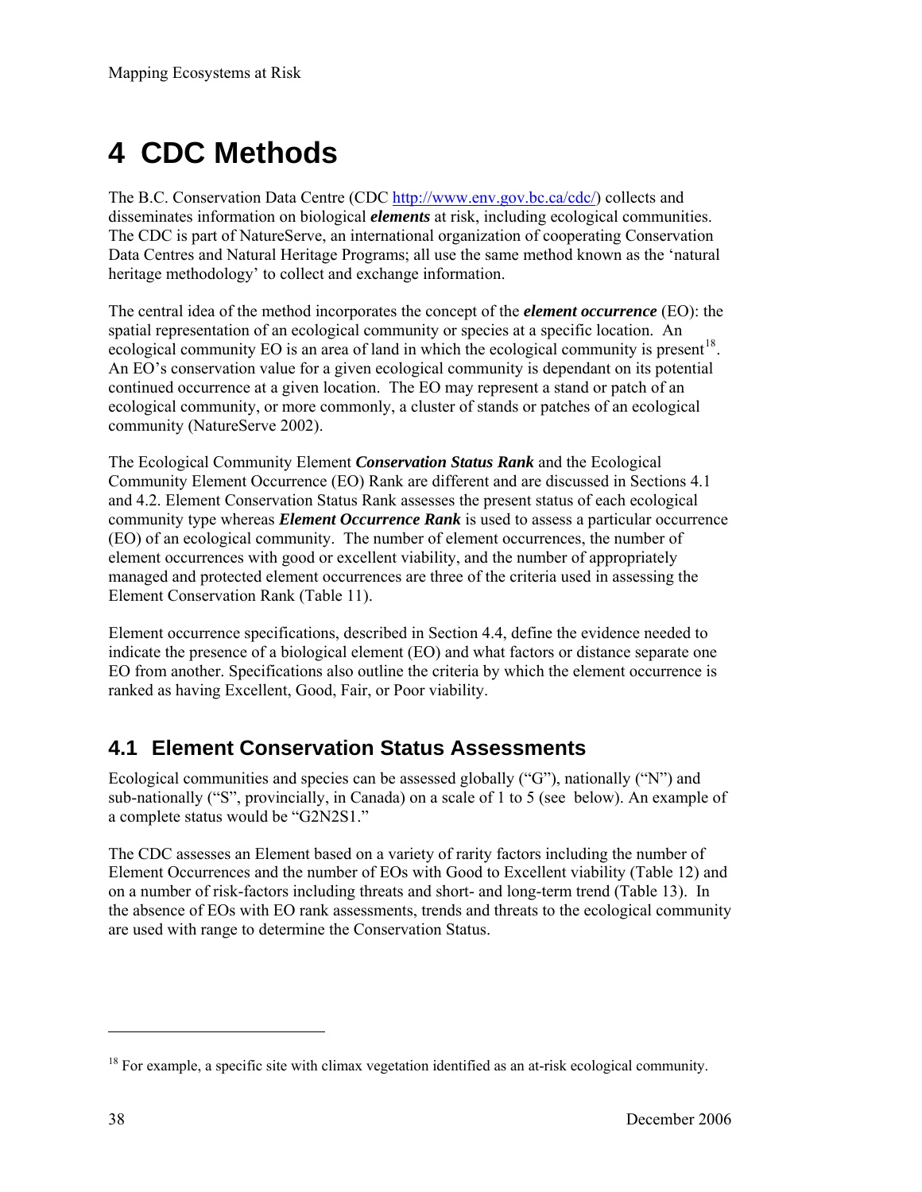# 4 CDC Methods

The B.C. Conservation Data Centre (CDC http://www.env.gov.bc.ca/cdc/) collects and disseminates information on biological ***elements*** at risk, including ecological communities. The CDC is part of NatureServe, an international organization of cooperating Conservation Data Centres and Natural Heritage Programs; all use the same method known as the 'natural heritage methodology' to collect and exchange information.

The central idea of the method incorporates the concept of the ***element occurrence*** (EO): the spatial representation of an ecological community or species at a specific location. An ecological community EO is an area of land in which the ecological community is present[18]. An EO's conservation value for a given ecological community is dependant on its potential continued occurrence at a given location. The EO may represent a stand or patch of an ecological community, or more commonly, a cluster of stands or patches of an ecological community (NatureServe 2002).

The Ecological Community Element ***Conservation Status Rank*** and the Ecological Community Element Occurrence (EO) Rank are different and are discussed in Sections 4.1 and 4.2. Element Conservation Status Rank assesses the present status of each ecological community type whereas ***Element Occurrence Rank*** is used to assess a particular occurrence (EO) of an ecological community. The number of element occurrences, the number of element occurrences with good or excellent viability, and the number of appropriately managed and protected element occurrences are three of the criteria used in assessing the Element Conservation Rank (Table 11).

Element occurrence specifications, described in Section 4.4, define the evidence needed to indicate the presence of a biological element (EO) and what factors or distance separate one EO from another. Specifications also outline the criteria by which the element occurrence is ranked as having Excellent, Good, Fair, or Poor viability.

## 4.1 Element Conservation Status Assessments

Ecological communities and species can be assessed globally ("G"), nationally ("N") and sub-nationally ("S", provincially, in Canada) on a scale of 1 to 5 (see below). An example of a complete status would be "G2N2S1."

The CDC assesses an Element based on a variety of rarity factors including the number of Element Occurrences and the number of EOs with Good to Excellent viability (Table 12) and on a number of risk-factors including threats and short- and long-term trend (Table 13). In the absence of EOs with EO rank assessments, trends and threats to the ecological community are used with range to determine the Conservation Status.

---

[18] For example, a specific site with climax vegetation identified as an at-risk ecological community.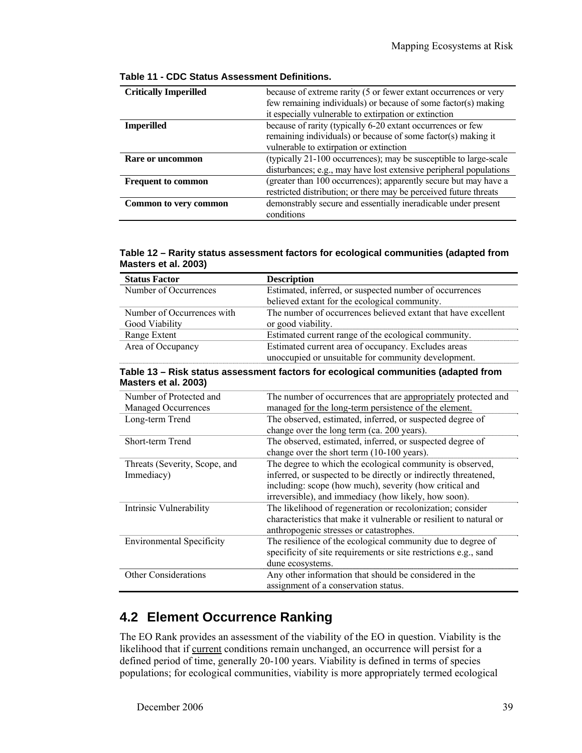**Table 11 - CDC Status Assessment Definitions.**

| | |
|---|---|
| **Critically Imperilled** | because of extreme rarity (5 or fewer extant occurrences or very few remaining individuals) or because of some factor(s) making it especially vulnerable to extirpation or extinction |
| **Imperilled** | because of rarity (typically 6-20 extant occurrences or few remaining individuals) or because of some factor(s) making it vulnerable to extirpation or extinction |
| **Rare or uncommon** | (typically 21-100 occurrences); may be susceptible to large-scale disturbances; e.g., may have lost extensive peripheral populations |
| **Frequent to common** | (greater than 100 occurrences); apparently secure but may have a restricted distribution; or there may be perceived future threats |
| **Common to very common** | demonstrably secure and essentially ineradicable under present conditions |

**Table 12 – Rarity status assessment factors for ecological communities (adapted from Masters et al. 2003)**

| Status Factor | Description |
|---|---|
| Number of Occurrences | Estimated, inferred, or suspected number of occurrences believed extant for the ecological community. |
| Number of Occurrences with Good Viability | The number of occurrences believed extant that have excellent or good viability. |
| Range Extent | Estimated current range of the ecological community. |
| Area of Occupancy | Estimated current area of occupancy. Excludes areas unoccupied or unsuitable for community development. |

**Table 13 – Risk status assessment factors for ecological communities (adapted from Masters et al. 2003)**

| | |
|---|---|
| Number of Protected and Managed Occurrences | The number of occurrences that are appropriately protected and managed for the long-term persistence of the element. |
| Long-term Trend | The observed, estimated, inferred, or suspected degree of change over the long term (ca. 200 years). |
| Short-term Trend | The observed, estimated, inferred, or suspected degree of change over the short term (10-100 years). |
| Threats (Severity, Scope, and Immediacy) | The degree to which the ecological community is observed, inferred, or suspected to be directly or indirectly threatened, including: scope (how much), severity (how critical and irreversible), and immediacy (how likely, how soon). |
| Intrinsic Vulnerability | The likelihood of regeneration or recolonization; consider characteristics that make it vulnerable or resilient to natural or anthropogenic stresses or catastrophes. |
| Environmental Specificity | The resilience of the ecological community due to degree of specificity of site requirements or site restrictions e.g., sand dune ecosystems. |
| Other Considerations | Any other information that should be considered in the assignment of a conservation status. |

## 4.2 Element Occurrence Ranking

The EO Rank provides an assessment of the viability of the EO in question. Viability is the likelihood that if current conditions remain unchanged, an occurrence will persist for a defined period of time, generally 20-100 years. Viability is defined in terms of species populations; for ecological communities, viability is more appropriately termed ecological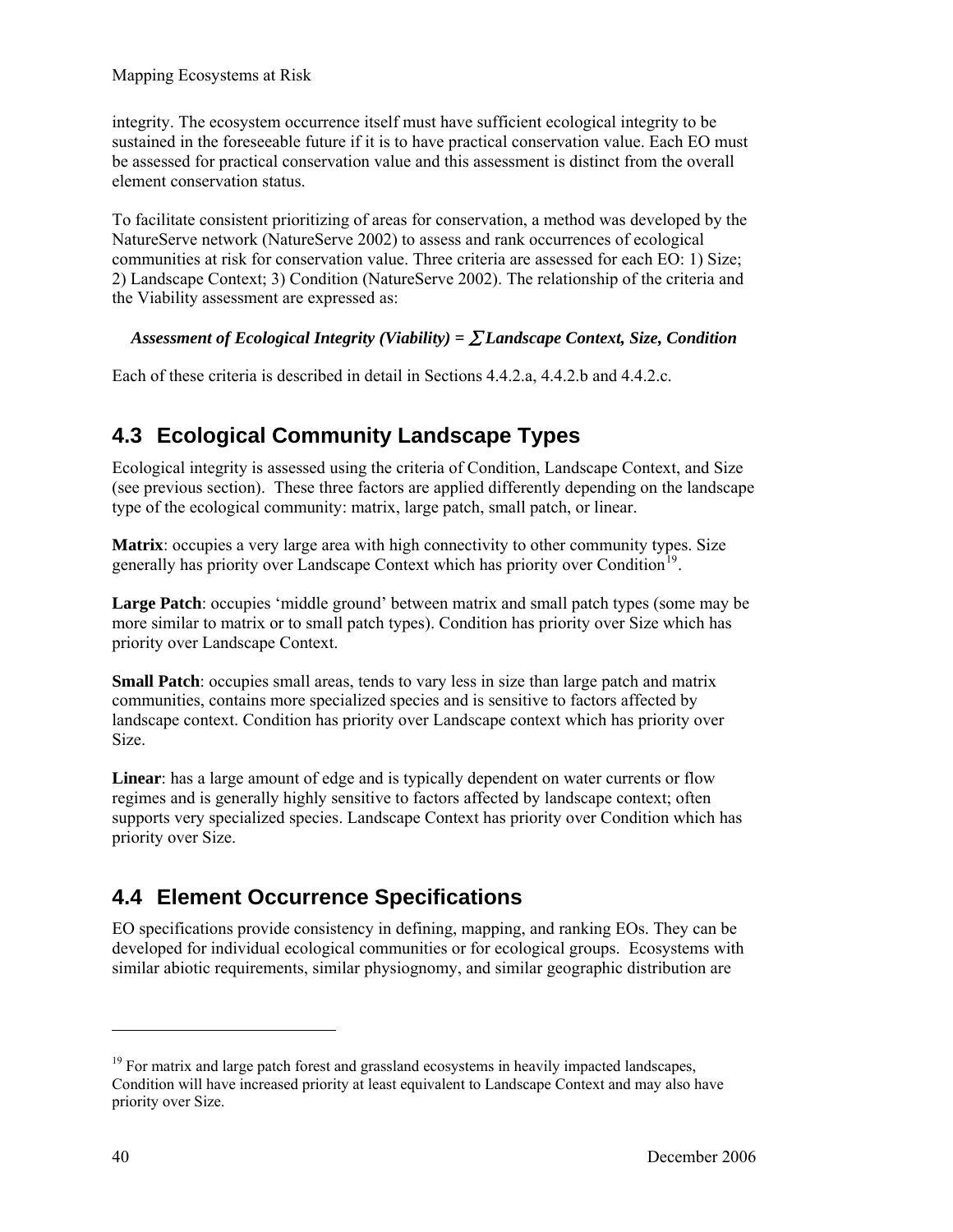integrity. The ecosystem occurrence itself must have sufficient ecological integrity to be sustained in the foreseeable future if it is to have practical conservation value. Each EO must be assessed for practical conservation value and this assessment is distinct from the overall element conservation status.

To facilitate consistent prioritizing of areas for conservation, a method was developed by the NatureServe network (NatureServe 2002) to assess and rank occurrences of ecological communities at risk for conservation value. Three criteria are assessed for each EO: 1) Size; 2) Landscape Context; 3) Condition (NatureServe 2002). The relationship of the criteria and the Viability assessment are expressed as:

***Assessment of Ecological Integrity (Viability) = ∑ Landscape Context, Size, Condition***

Each of these criteria is described in detail in Sections 4.4.2.a, 4.4.2.b and 4.4.2.c.

## 4.3 Ecological Community Landscape Types

Ecological integrity is assessed using the criteria of Condition, Landscape Context, and Size (see previous section). These three factors are applied differently depending on the landscape type of the ecological community: matrix, large patch, small patch, or linear.

**Matrix**: occupies a very large area with high connectivity to other community types. Size generally has priority over Landscape Context which has priority over Condition[19].

**Large Patch**: occupies 'middle ground' between matrix and small patch types (some may be more similar to matrix or to small patch types). Condition has priority over Size which has priority over Landscape Context.

**Small Patch**: occupies small areas, tends to vary less in size than large patch and matrix communities, contains more specialized species and is sensitive to factors affected by landscape context. Condition has priority over Landscape context which has priority over Size.

**Linear**: has a large amount of edge and is typically dependent on water currents or flow regimes and is generally highly sensitive to factors affected by landscape context; often supports very specialized species. Landscape Context has priority over Condition which has priority over Size.

## 4.4 Element Occurrence Specifications

EO specifications provide consistency in defining, mapping, and ranking EOs. They can be developed for individual ecological communities or for ecological groups. Ecosystems with similar abiotic requirements, similar physiognomy, and similar geographic distribution are

---

[19] For matrix and large patch forest and grassland ecosystems in heavily impacted landscapes, Condition will have increased priority at least equivalent to Landscape Context and may also have priority over Size.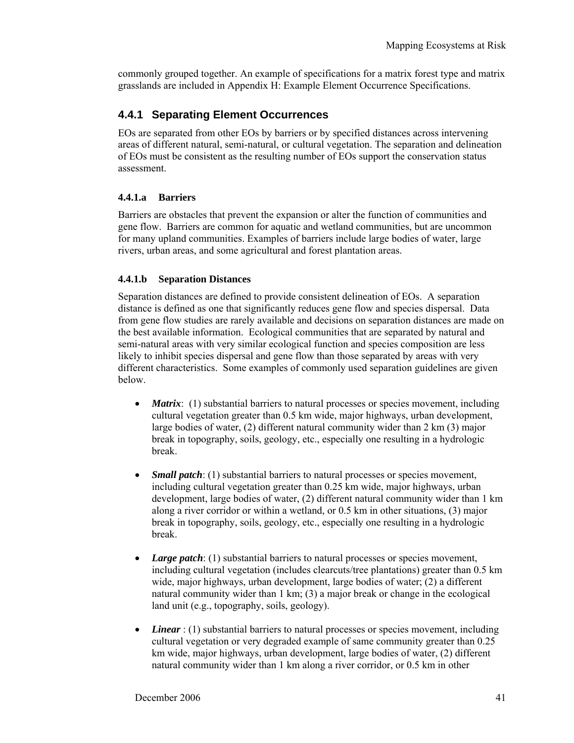commonly grouped together. An example of specifications for a matrix forest type and matrix grasslands are included in Appendix H: Example Element Occurrence Specifications.

### 4.4.1 Separating Element Occurrences

EOs are separated from other EOs by barriers or by specified distances across intervening areas of different natural, semi-natural, or cultural vegetation. The separation and delineation of EOs must be consistent as the resulting number of EOs support the conservation status assessment.

#### 4.4.1.a Barriers

Barriers are obstacles that prevent the expansion or alter the function of communities and gene flow. Barriers are common for aquatic and wetland communities, but are uncommon for many upland communities. Examples of barriers include large bodies of water, large rivers, urban areas, and some agricultural and forest plantation areas.

#### 4.4.1.b Separation Distances

Separation distances are defined to provide consistent delineation of EOs. A separation distance is defined as one that significantly reduces gene flow and species dispersal. Data from gene flow studies are rarely available and decisions on separation distances are made on the best available information. Ecological communities that are separated by natural and semi-natural areas with very similar ecological function and species composition are less likely to inhibit species dispersal and gene flow than those separated by areas with very different characteristics. Some examples of commonly used separation guidelines are given below.

- ***Matrix***: (1) substantial barriers to natural processes or species movement, including cultural vegetation greater than 0.5 km wide, major highways, urban development, large bodies of water, (2) different natural community wider than 2 km (3) major break in topography, soils, geology, etc., especially one resulting in a hydrologic break.

- ***Small patch***: (1) substantial barriers to natural processes or species movement, including cultural vegetation greater than 0.25 km wide, major highways, urban development, large bodies of water, (2) different natural community wider than 1 km along a river corridor or within a wetland, or 0.5 km in other situations, (3) major break in topography, soils, geology, etc., especially one resulting in a hydrologic break.

- ***Large patch***: (1) substantial barriers to natural processes or species movement, including cultural vegetation (includes clearcuts/tree plantations) greater than 0.5 km wide, major highways, urban development, large bodies of water; (2) a different natural community wider than 1 km; (3) a major break or change in the ecological land unit (e.g., topography, soils, geology).

- ***Linear*** : (1) substantial barriers to natural processes or species movement, including cultural vegetation or very degraded example of same community greater than 0.25 km wide, major highways, urban development, large bodies of water, (2) different natural community wider than 1 km along a river corridor, or 0.5 km in other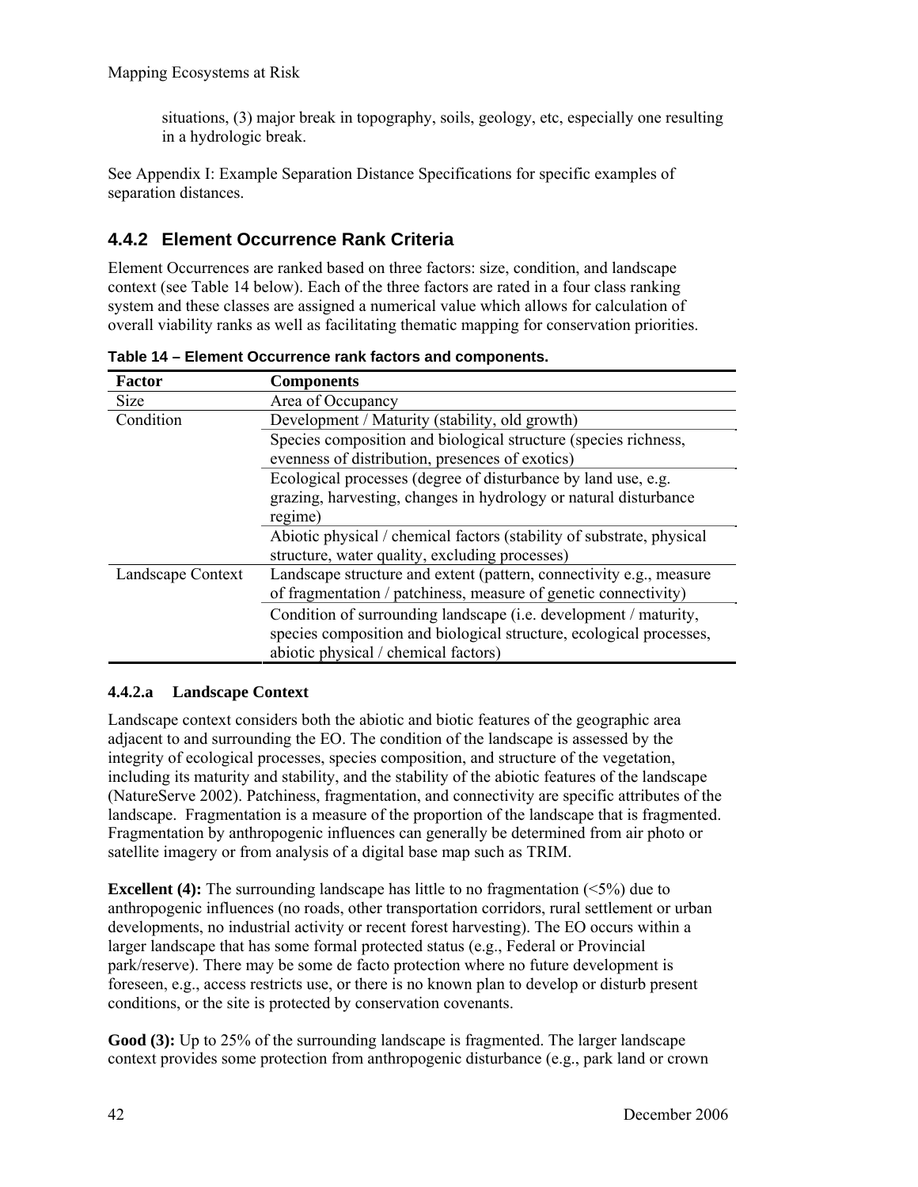situations, (3) major break in topography, soils, geology, etc, especially one resulting in a hydrologic break.

See Appendix I: Example Separation Distance Specifications for specific examples of separation distances.

### 4.4.2 Element Occurrence Rank Criteria

Element Occurrences are ranked based on three factors: size, condition, and landscape context (see Table 14 below). Each of the three factors are rated in a four class ranking system and these classes are assigned a numerical value which allows for calculation of overall viability ranks as well as facilitating thematic mapping for conservation priorities.

**Table 14 – Element Occurrence rank factors and components.**

| Factor | Components |
|---|---|
| Size | Area of Occupancy |
| Condition | Development / Maturity (stability, old growth) |
| | Species composition and biological structure (species richness, evenness of distribution, presences of exotics) |
| | Ecological processes (degree of disturbance by land use, e.g. grazing, harvesting, changes in hydrology or natural disturbance regime) |
| | Abiotic physical / chemical factors (stability of substrate, physical structure, water quality, excluding processes) |
| Landscape Context | Landscape structure and extent (pattern, connectivity e.g., measure of fragmentation / patchiness, measure of genetic connectivity) |
| | Condition of surrounding landscape (i.e. development / maturity, species composition and biological structure, ecological processes, abiotic physical / chemical factors) |

#### 4.4.2.a Landscape Context

Landscape context considers both the abiotic and biotic features of the geographic area adjacent to and surrounding the EO. The condition of the landscape is assessed by the integrity of ecological processes, species composition, and structure of the vegetation, including its maturity and stability, and the stability of the abiotic features of the landscape (NatureServe 2002). Patchiness, fragmentation, and connectivity are specific attributes of the landscape. Fragmentation is a measure of the proportion of the landscape that is fragmented. Fragmentation by anthropogenic influences can generally be determined from air photo or satellite imagery or from analysis of a digital base map such as TRIM.

**Excellent (4):** The surrounding landscape has little to no fragmentation (<5%) due to anthropogenic influences (no roads, other transportation corridors, rural settlement or urban developments, no industrial activity or recent forest harvesting). The EO occurs within a larger landscape that has some formal protected status (e.g., Federal or Provincial park/reserve). There may be some de facto protection where no future development is foreseen, e.g., access restricts use, or there is no known plan to develop or disturb present conditions, or the site is protected by conservation covenants.

**Good (3):** Up to 25% of the surrounding landscape is fragmented. The larger landscape context provides some protection from anthropogenic disturbance (e.g., park land or crown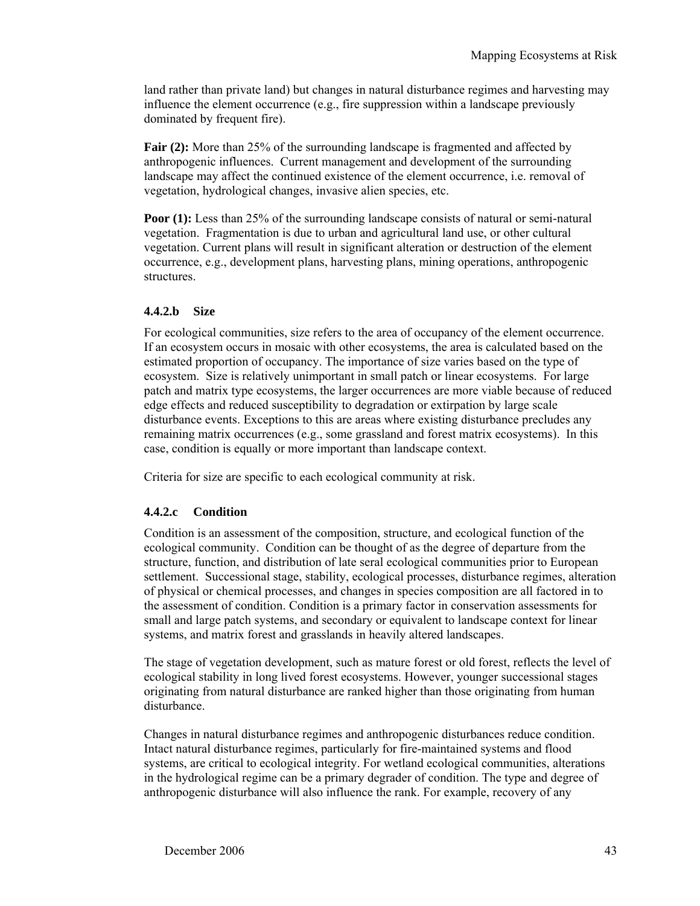land rather than private land) but changes in natural disturbance regimes and harvesting may influence the element occurrence (e.g., fire suppression within a landscape previously dominated by frequent fire).

**Fair (2):** More than 25% of the surrounding landscape is fragmented and affected by anthropogenic influences. Current management and development of the surrounding landscape may affect the continued existence of the element occurrence, i.e. removal of vegetation, hydrological changes, invasive alien species, etc.

**Poor (1):** Less than 25% of the surrounding landscape consists of natural or semi-natural vegetation. Fragmentation is due to urban and agricultural land use, or other cultural vegetation. Current plans will result in significant alteration or destruction of the element occurrence, e.g., development plans, harvesting plans, mining operations, anthropogenic structures.

#### 4.4.2.b Size

For ecological communities, size refers to the area of occupancy of the element occurrence. If an ecosystem occurs in mosaic with other ecosystems, the area is calculated based on the estimated proportion of occupancy. The importance of size varies based on the type of ecosystem. Size is relatively unimportant in small patch or linear ecosystems. For large patch and matrix type ecosystems, the larger occurrences are more viable because of reduced edge effects and reduced susceptibility to degradation or extirpation by large scale disturbance events. Exceptions to this are areas where existing disturbance precludes any remaining matrix occurrences (e.g., some grassland and forest matrix ecosystems). In this case, condition is equally or more important than landscape context.

Criteria for size are specific to each ecological community at risk.

#### 4.4.2.c Condition

Condition is an assessment of the composition, structure, and ecological function of the ecological community. Condition can be thought of as the degree of departure from the structure, function, and distribution of late seral ecological communities prior to European settlement. Successional stage, stability, ecological processes, disturbance regimes, alteration of physical or chemical processes, and changes in species composition are all factored in to the assessment of condition. Condition is a primary factor in conservation assessments for small and large patch systems, and secondary or equivalent to landscape context for linear systems, and matrix forest and grasslands in heavily altered landscapes.

The stage of vegetation development, such as mature forest or old forest, reflects the level of ecological stability in long lived forest ecosystems. However, younger successional stages originating from natural disturbance are ranked higher than those originating from human disturbance.

Changes in natural disturbance regimes and anthropogenic disturbances reduce condition. Intact natural disturbance regimes, particularly for fire-maintained systems and flood systems, are critical to ecological integrity. For wetland ecological communities, alterations in the hydrological regime can be a primary degrader of condition. The type and degree of anthropogenic disturbance will also influence the rank. For example, recovery of any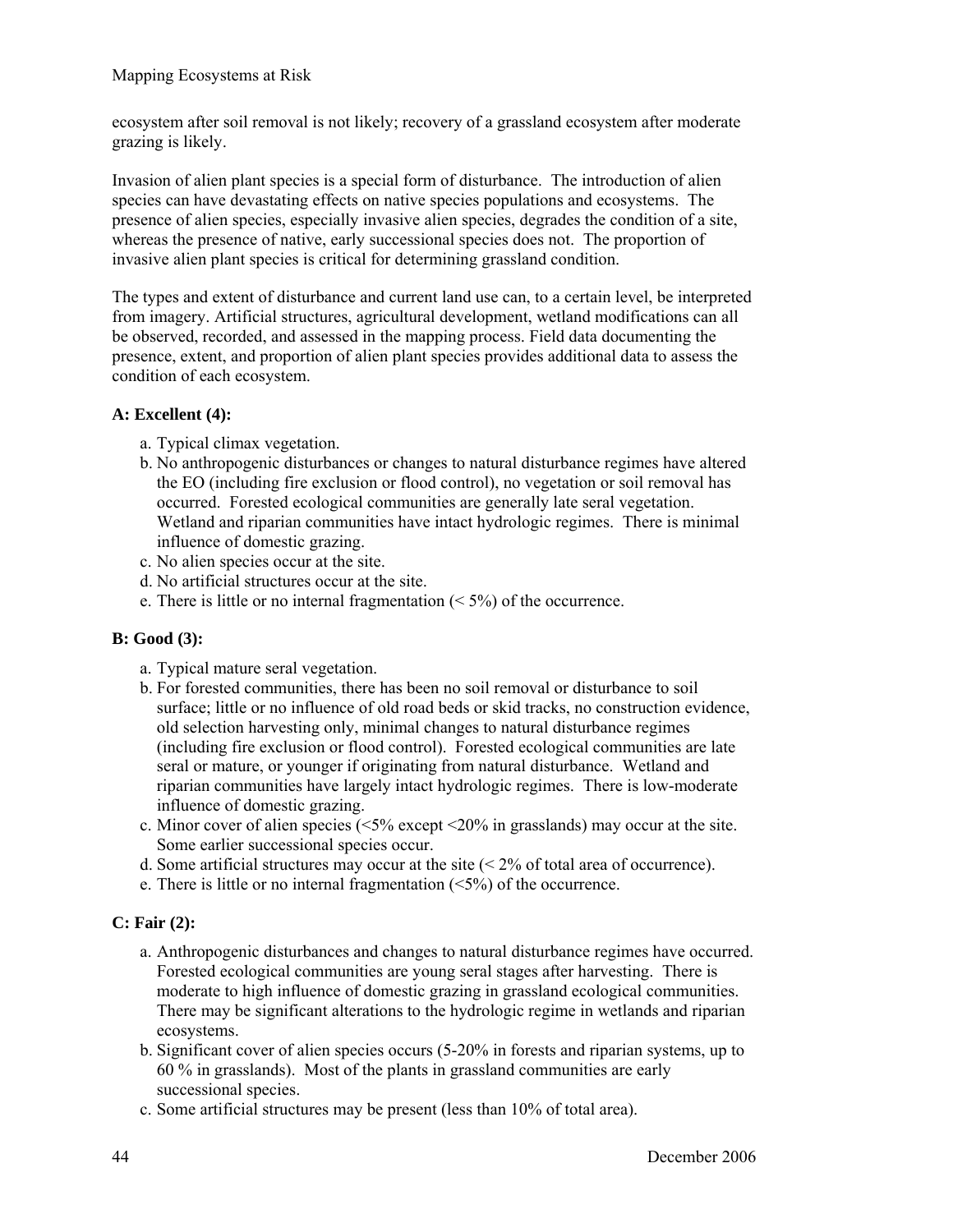ecosystem after soil removal is not likely; recovery of a grassland ecosystem after moderate grazing is likely.

Invasion of alien plant species is a special form of disturbance. The introduction of alien species can have devastating effects on native species populations and ecosystems. The presence of alien species, especially invasive alien species, degrades the condition of a site, whereas the presence of native, early successional species does not. The proportion of invasive alien plant species is critical for determining grassland condition.

The types and extent of disturbance and current land use can, to a certain level, be interpreted from imagery. Artificial structures, agricultural development, wetland modifications can all be observed, recorded, and assessed in the mapping process. Field data documenting the presence, extent, and proportion of alien plant species provides additional data to assess the condition of each ecosystem.

**A: Excellent (4):**

a. Typical climax vegetation.
b. No anthropogenic disturbances or changes to natural disturbance regimes have altered the EO (including fire exclusion or flood control), no vegetation or soil removal has occurred. Forested ecological communities are generally late seral vegetation. Wetland and riparian communities have intact hydrologic regimes. There is minimal influence of domestic grazing.
c. No alien species occur at the site.
d. No artificial structures occur at the site.
e. There is little or no internal fragmentation (< 5%) of the occurrence.

**B: Good (3):**

a. Typical mature seral vegetation.
b. For forested communities, there has been no soil removal or disturbance to soil surface; little or no influence of old road beds or skid tracks, no construction evidence, old selection harvesting only, minimal changes to natural disturbance regimes (including fire exclusion or flood control). Forested ecological communities are late seral or mature, or younger if originating from natural disturbance. Wetland and riparian communities have largely intact hydrologic regimes. There is low-moderate influence of domestic grazing.
c. Minor cover of alien species (<5% except <20% in grasslands) may occur at the site. Some earlier successional species occur.
d. Some artificial structures may occur at the site (< 2% of total area of occurrence).
e. There is little or no internal fragmentation (<5%) of the occurrence.

**C: Fair (2):**

a. Anthropogenic disturbances and changes to natural disturbance regimes have occurred. Forested ecological communities are young seral stages after harvesting. There is moderate to high influence of domestic grazing in grassland ecological communities. There may be significant alterations to the hydrologic regime in wetlands and riparian ecosystems.
b. Significant cover of alien species occurs (5-20% in forests and riparian systems, up to 60 % in grasslands). Most of the plants in grassland communities are early successional species.
c. Some artificial structures may be present (less than 10% of total area).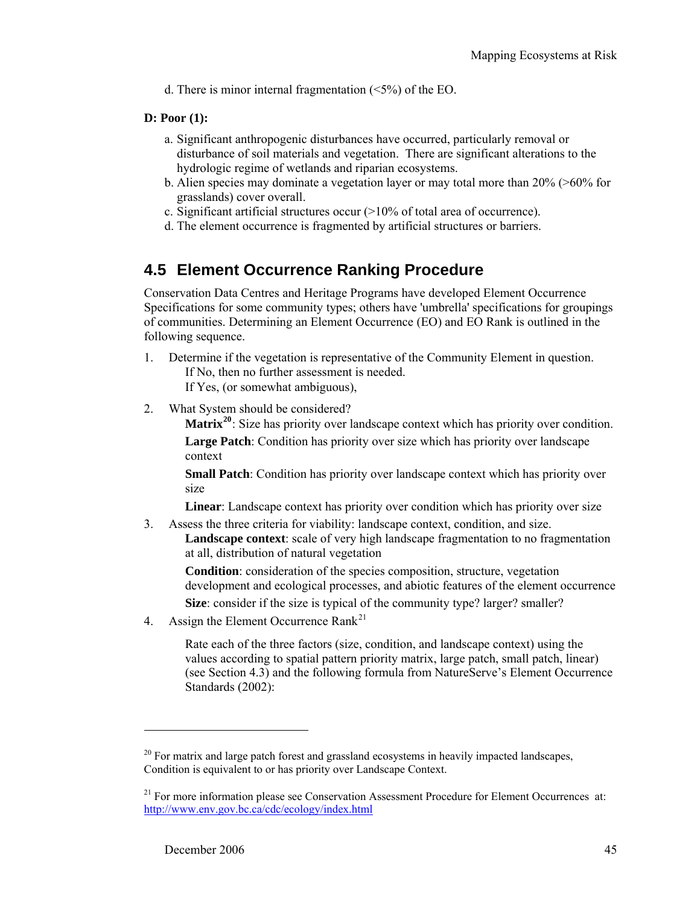d. There is minor internal fragmentation (<5%) of the EO.

**D: Poor (1):**

a. Significant anthropogenic disturbances have occurred, particularly removal or disturbance of soil materials and vegetation. There are significant alterations to the hydrologic regime of wetlands and riparian ecosystems.
b. Alien species may dominate a vegetation layer or may total more than 20% (>60% for grasslands) cover overall.
c. Significant artificial structures occur (>10% of total area of occurrence).
d. The element occurrence is fragmented by artificial structures or barriers.

## 4.5 Element Occurrence Ranking Procedure

Conservation Data Centres and Heritage Programs have developed Element Occurrence Specifications for some community types; others have 'umbrella' specifications for groupings of communities. Determining an Element Occurrence (EO) and EO Rank is outlined in the following sequence.

1. Determine if the vegetation is representative of the Community Element in question.
   If No, then no further assessment is needed.
   If Yes, (or somewhat ambiguous),

2. What System should be considered?
   **Matrix**[20]: Size has priority over landscape context which has priority over condition.

   **Large Patch**: Condition has priority over size which has priority over landscape context

   **Small Patch**: Condition has priority over landscape context which has priority over size

   **Linear**: Landscape context has priority over condition which has priority over size

3. Assess the three criteria for viability: landscape context, condition, and size.
   **Landscape context**: scale of very high landscape fragmentation to no fragmentation at all, distribution of natural vegetation

   **Condition**: consideration of the species composition, structure, vegetation development and ecological processes, and abiotic features of the element occurrence

   **Size**: consider if the size is typical of the community type? larger? smaller?

4. Assign the Element Occurrence Rank[21]

   Rate each of the three factors (size, condition, and landscape context) using the values according to spatial pattern priority matrix, large patch, small patch, linear) (see Section 4.3) and the following formula from NatureServe's Element Occurrence Standards (2002):

---

[20] For matrix and large patch forest and grassland ecosystems in heavily impacted landscapes, Condition is equivalent to or has priority over Landscape Context.

[21] For more information please see Conservation Assessment Procedure for Element Occurrences at: http://www.env.gov.bc.ca/cdc/ecology/index.html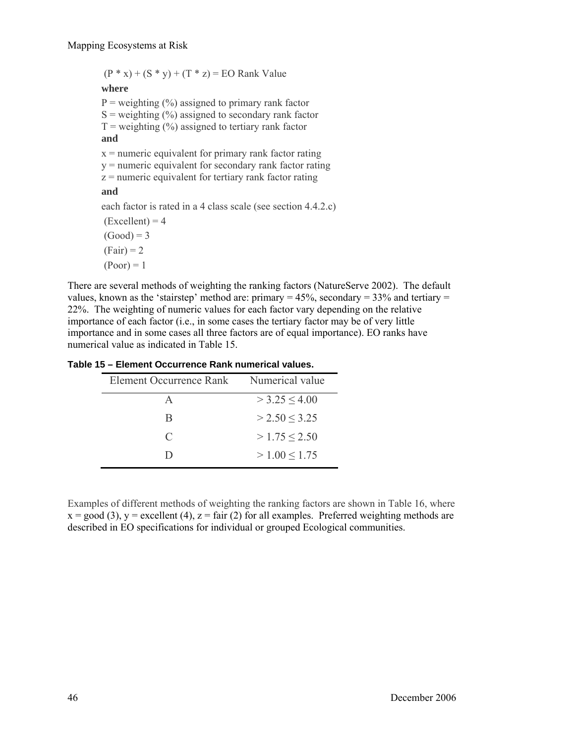$(P * x) + (S * y) + (T * z) = \text{EO Rank Value}$

**where**

$P$ = weighting (%) assigned to primary rank factor
$S$ = weighting (%) assigned to secondary rank factor
$T$ = weighting (%) assigned to tertiary rank factor

**and**

$x$ = numeric equivalent for primary rank factor rating
$y$ = numeric equivalent for secondary rank factor rating
$z$ = numeric equivalent for tertiary rank factor rating

**and**

each factor is rated in a 4 class scale (see section 4.4.2.c)

(Excellent) = 4

(Good) = 3

(Fair) = 2

(Poor) = 1

There are several methods of weighting the ranking factors (NatureServe 2002). The default values, known as the 'stairstep' method are: primary = 45%, secondary = 33% and tertiary = 22%. The weighting of numeric values for each factor vary depending on the relative importance of each factor (i.e., in some cases the tertiary factor may be of very little importance and in some cases all three factors are of equal importance). EO ranks have numerical value as indicated in Table 15.

**Table 15 – Element Occurrence Rank numerical values.**

| Element Occurrence Rank | Numerical value |
|---|---|
| A | $> 3.25 \leq 4.00$ |
| B | $> 2.50 \leq 3.25$ |
| C | $> 1.75 \leq 2.50$ |
| D | $> 1.00 \leq 1.75$ |

Examples of different methods of weighting the ranking factors are shown in Table 16, where $x$ = good (3), $y$ = excellent (4), $z$ = fair (2) for all examples. Preferred weighting methods are described in EO specifications for individual or grouped Ecological communities.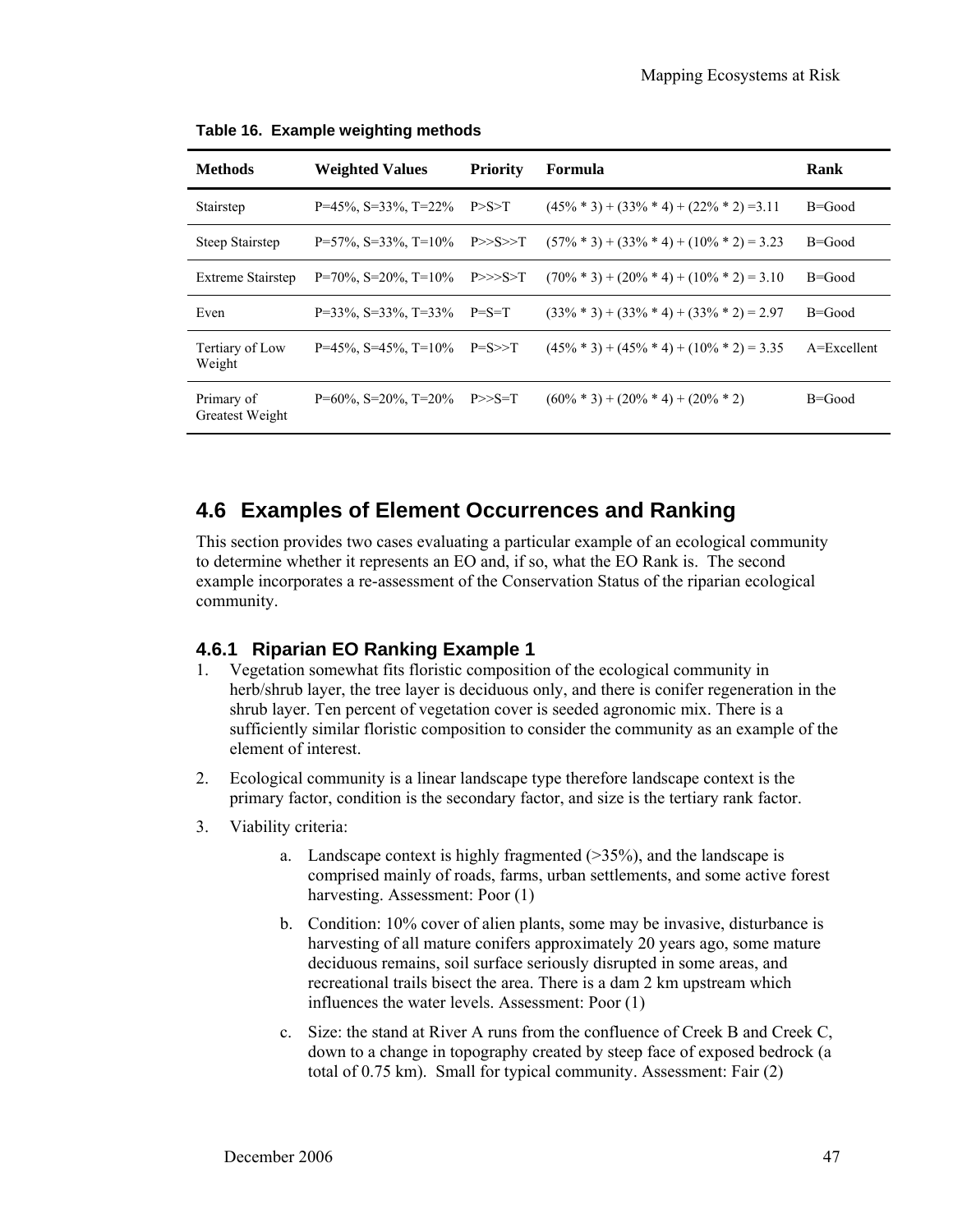**Table 16. Example weighting methods**

| Methods | Weighted Values | Priority | Formula | Rank |
|---|---|---|---|---|
| Stairstep | P=45%, S=33%, T=22% | P>S>T | (45% * 3) + (33% * 4) + (22% * 2) =3.11 | B=Good |
| Steep Stairstep | P=57%, S=33%, T=10% | P>>S>>T | (57% * 3) + (33% * 4) + (10% * 2) = 3.23 | B=Good |
| Extreme Stairstep | P=70%, S=20%, T=10% | P>>>S>T | (70% * 3) + (20% * 4) + (10% * 2) = 3.10 | B=Good |
| Even | P=33%, S=33%, T=33% | P=S=T | (33% * 3) + (33% * 4) + (33% * 2) = 2.97 | B=Good |
| Tertiary of Low Weight | P=45%, S=45%, T=10% | P=S>>T | (45% * 3) + (45% * 4) + (10% * 2) = 3.35 | A=Excellent |
| Primary of Greatest Weight | P=60%, S=20%, T=20% | P>>S=T | (60% * 3) + (20% * 4) + (20% * 2) | B=Good |

## 4.6 Examples of Element Occurrences and Ranking

This section provides two cases evaluating a particular example of an ecological community to determine whether it represents an EO and, if so, what the EO Rank is. The second example incorporates a re-assessment of the Conservation Status of the riparian ecological community.

### 4.6.1 Riparian EO Ranking Example 1

1. Vegetation somewhat fits floristic composition of the ecological community in herb/shrub layer, the tree layer is deciduous only, and there is conifer regeneration in the shrub layer. Ten percent of vegetation cover is seeded agronomic mix. There is a sufficiently similar floristic composition to consider the community as an example of the element of interest.
2. Ecological community is a linear landscape type therefore landscape context is the primary factor, condition is the secondary factor, and size is the tertiary rank factor.
3. Viability criteria:
   a. Landscape context is highly fragmented (>35%), and the landscape is comprised mainly of roads, farms, urban settlements, and some active forest harvesting. Assessment: Poor (1)
   b. Condition: 10% cover of alien plants, some may be invasive, disturbance is harvesting of all mature conifers approximately 20 years ago, some mature deciduous remains, soil surface seriously disrupted in some areas, and recreational trails bisect the area. There is a dam 2 km upstream which influences the water levels. Assessment: Poor (1)
   c. Size: the stand at River A runs from the confluence of Creek B and Creek C, down to a change in topography created by steep face of exposed bedrock (a total of 0.75 km). Small for typical community. Assessment: Fair (2)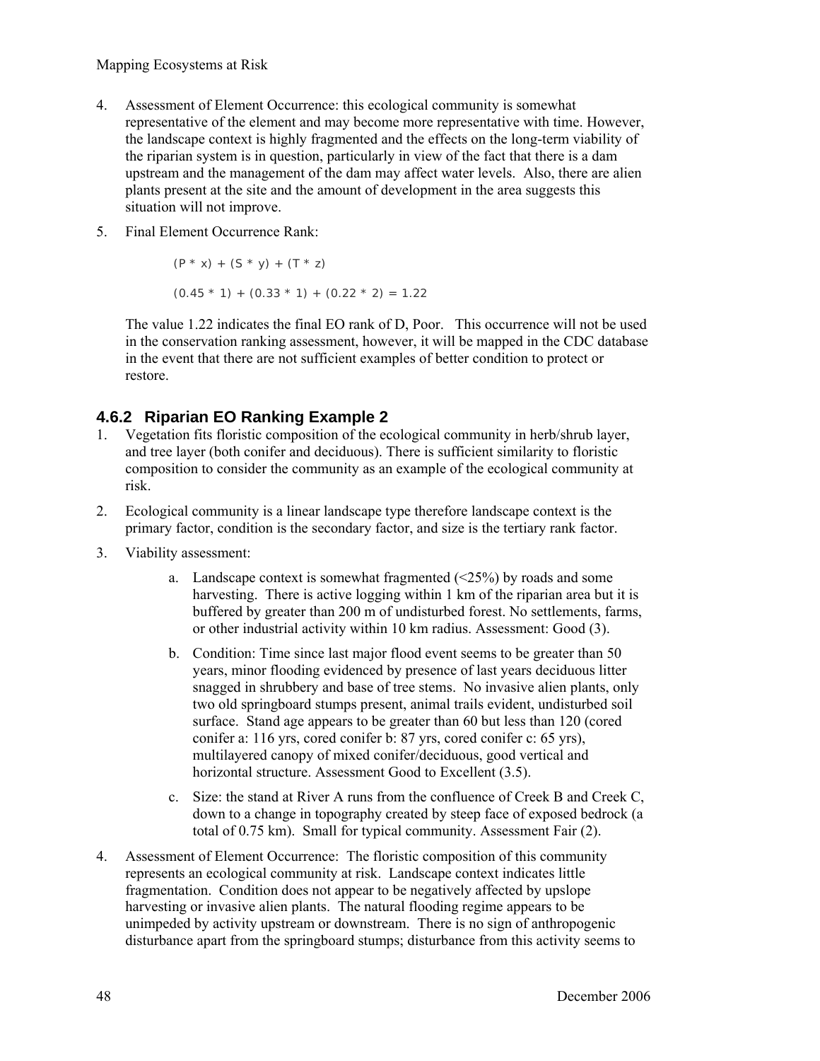4. Assessment of Element Occurrence: this ecological community is somewhat representative of the element and may become more representative with time. However, the landscape context is highly fragmented and the effects on the long-term viability of the riparian system is in question, particularly in view of the fact that there is a dam upstream and the management of the dam may affect water levels. Also, there are alien plants present at the site and the amount of development in the area suggests this situation will not improve.

5. Final Element Occurrence Rank:

   $$(P * x) + (S * y) + (T * z)$$

   $$(0.45 * 1) + (0.33 * 1) + (0.22 * 2) = 1.22$$

   The value 1.22 indicates the final EO rank of D, Poor. This occurrence will not be used in the conservation ranking assessment, however, it will be mapped in the CDC database in the event that there are not sufficient examples of better condition to protect or restore.

### 4.6.2 Riparian EO Ranking Example 2

1. Vegetation fits floristic composition of the ecological community in herb/shrub layer, and tree layer (both conifer and deciduous). There is sufficient similarity to floristic composition to consider the community as an example of the ecological community at risk.

2. Ecological community is a linear landscape type therefore landscape context is the primary factor, condition is the secondary factor, and size is the tertiary rank factor.

3. Viability assessment:

   a. Landscape context is somewhat fragmented (<25%) by roads and some harvesting. There is active logging within 1 km of the riparian area but it is buffered by greater than 200 m of undisturbed forest. No settlements, farms, or other industrial activity within 10 km radius. Assessment: Good (3).

   b. Condition: Time since last major flood event seems to be greater than 50 years, minor flooding evidenced by presence of last years deciduous litter snagged in shrubbery and base of tree stems. No invasive alien plants, only two old springboard stumps present, animal trails evident, undisturbed soil surface. Stand age appears to be greater than 60 but less than 120 (cored conifer a: 116 yrs, cored conifer b: 87 yrs, cored conifer c: 65 yrs), multilayered canopy of mixed conifer/deciduous, good vertical and horizontal structure. Assessment Good to Excellent (3.5).

   c. Size: the stand at River A runs from the confluence of Creek B and Creek C, down to a change in topography created by steep face of exposed bedrock (a total of 0.75 km). Small for typical community. Assessment Fair (2).

4. Assessment of Element Occurrence: The floristic composition of this community represents an ecological community at risk. Landscape context indicates little fragmentation. Condition does not appear to be negatively affected by upslope harvesting or invasive alien plants. The natural flooding regime appears to be unimpeded by activity upstream or downstream. There is no sign of anthropogenic disturbance apart from the springboard stumps; disturbance from this activity seems to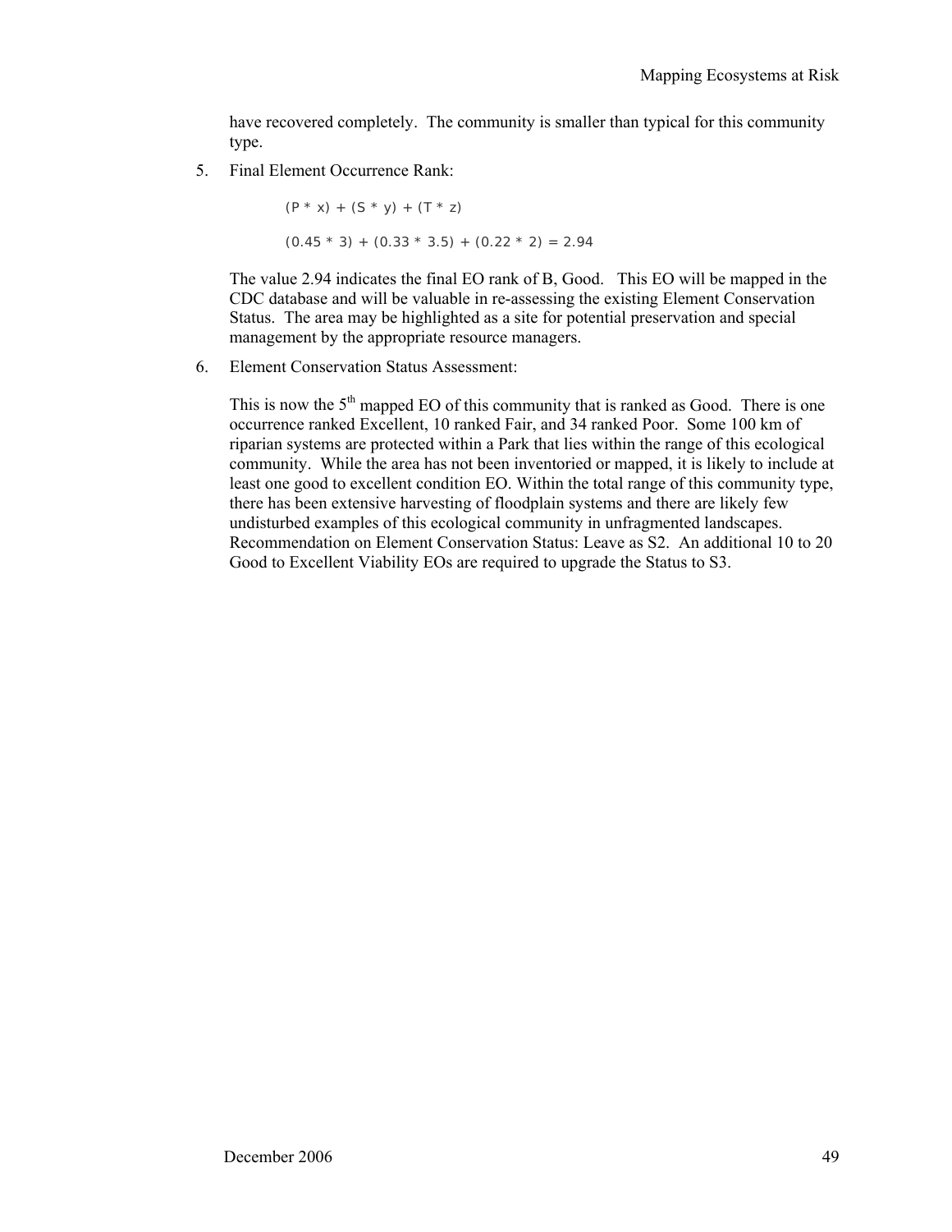have recovered completely. The community is smaller than typical for this community type.

5. Final Element Occurrence Rank:

   $$(P * x) + (S * y) + (T * z)$$

   $$(0.45 * 3) + (0.33 * 3.5) + (0.22 * 2) = 2.94$$

   The value 2.94 indicates the final EO rank of B, Good. This EO will be mapped in the CDC database and will be valuable in re-assessing the existing Element Conservation Status. The area may be highlighted as a site for potential preservation and special management by the appropriate resource managers.

6. Element Conservation Status Assessment:

   This is now the 5th mapped EO of this community that is ranked as Good. There is one occurrence ranked Excellent, 10 ranked Fair, and 34 ranked Poor. Some 100 km of riparian systems are protected within a Park that lies within the range of this ecological community. While the area has not been inventoried or mapped, it is likely to include at least one good to excellent condition EO. Within the total range of this community type, there has been extensive harvesting of floodplain systems and there are likely few undisturbed examples of this ecological community in unfragmented landscapes. Recommendation on Element Conservation Status: Leave as S2. An additional 10 to 20 Good to Excellent Viability EOs are required to upgrade the Status to S3.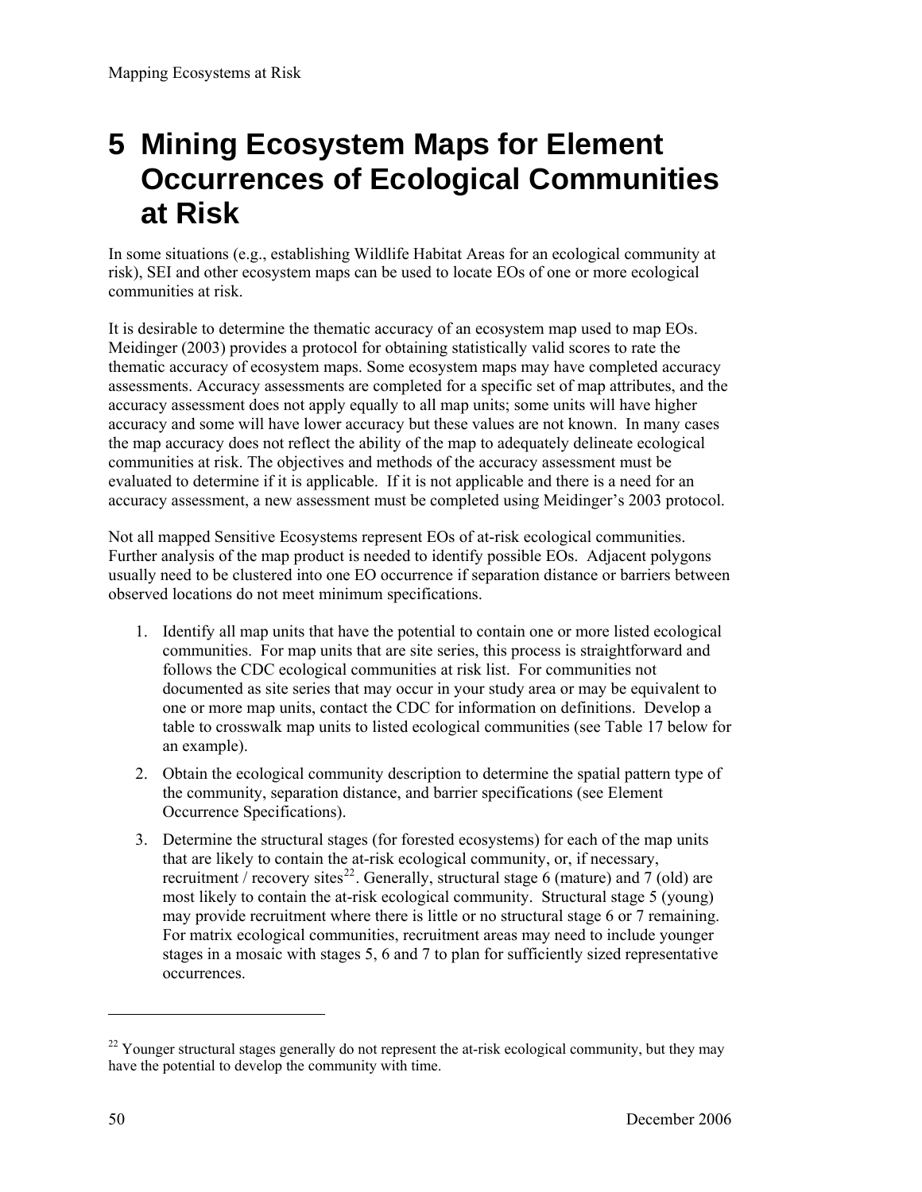# 5 Mining Ecosystem Maps for Element Occurrences of Ecological Communities at Risk

In some situations (e.g., establishing Wildlife Habitat Areas for an ecological community at risk), SEI and other ecosystem maps can be used to locate EOs of one or more ecological communities at risk.

It is desirable to determine the thematic accuracy of an ecosystem map used to map EOs. Meidinger (2003) provides a protocol for obtaining statistically valid scores to rate the thematic accuracy of ecosystem maps. Some ecosystem maps may have completed accuracy assessments. Accuracy assessments are completed for a specific set of map attributes, and the accuracy assessment does not apply equally to all map units; some units will have higher accuracy and some will have lower accuracy but these values are not known. In many cases the map accuracy does not reflect the ability of the map to adequately delineate ecological communities at risk. The objectives and methods of the accuracy assessment must be evaluated to determine if it is applicable. If it is not applicable and there is a need for an accuracy assessment, a new assessment must be completed using Meidinger's 2003 protocol.

Not all mapped Sensitive Ecosystems represent EOs of at-risk ecological communities. Further analysis of the map product is needed to identify possible EOs. Adjacent polygons usually need to be clustered into one EO occurrence if separation distance or barriers between observed locations do not meet minimum specifications.

1. Identify all map units that have the potential to contain one or more listed ecological communities. For map units that are site series, this process is straightforward and follows the CDC ecological communities at risk list. For communities not documented as site series that may occur in your study area or may be equivalent to one or more map units, contact the CDC for information on definitions. Develop a table to crosswalk map units to listed ecological communities (see Table 17 below for an example).
2. Obtain the ecological community description to determine the spatial pattern type of the community, separation distance, and barrier specifications (see Element Occurrence Specifications).
3. Determine the structural stages (for forested ecosystems) for each of the map units that are likely to contain the at-risk ecological community, or, if necessary, recruitment / recovery sites[22]. Generally, structural stage 6 (mature) and 7 (old) are most likely to contain the at-risk ecological community. Structural stage 5 (young) may provide recruitment where there is little or no structural stage 6 or 7 remaining. For matrix ecological communities, recruitment areas may need to include younger stages in a mosaic with stages 5, 6 and 7 to plan for sufficiently sized representative occurrences.

[22] Younger structural stages generally do not represent the at-risk ecological community, but they may have the potential to develop the community with time.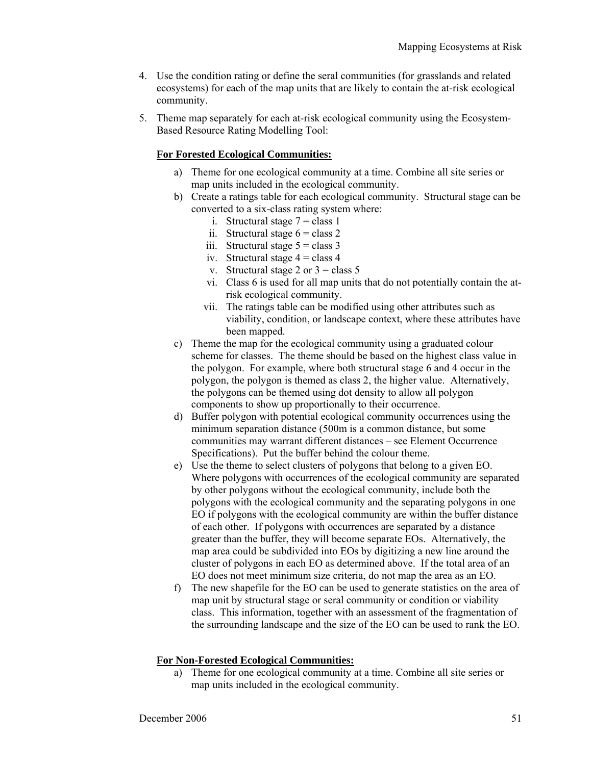4. Use the condition rating or define the seral communities (for grasslands and related ecosystems) for each of the map units that are likely to contain the at-risk ecological community.

5. Theme map separately for each at-risk ecological community using the Ecosystem-Based Resource Rating Modelling Tool:

   **For Forested Ecological Communities:**

   a) Theme for one ecological community at a time. Combine all site series or map units included in the ecological community.
   b) Create a ratings table for each ecological community. Structural stage can be converted to a six-class rating system where:
      i. Structural stage 7 = class 1
      ii. Structural stage 6 = class 2
      iii. Structural stage 5 = class 3
      iv. Structural stage 4 = class 4
      v. Structural stage 2 or 3 = class 5
      vi. Class 6 is used for all map units that do not potentially contain the at-risk ecological community.
      vii. The ratings table can be modified using other attributes such as viability, condition, or landscape context, where these attributes have been mapped.
   c) Theme the map for the ecological community using a graduated colour scheme for classes. The theme should be based on the highest class value in the polygon. For example, where both structural stage 6 and 4 occur in the polygon, the polygon is themed as class 2, the higher value. Alternatively, the polygons can be themed using dot density to allow all polygon components to show up proportionally to their occurrence.
   d) Buffer polygon with potential ecological community occurrences using the minimum separation distance (500m is a common distance, but some communities may warrant different distances – see Element Occurrence Specifications). Put the buffer behind the colour theme.
   e) Use the theme to select clusters of polygons that belong to a given EO. Where polygons with occurrences of the ecological community are separated by other polygons without the ecological community, include both the polygons with the ecological community and the separating polygons in one EO if polygons with the ecological community are within the buffer distance of each other. If polygons with occurrences are separated by a distance greater than the buffer, they will become separate EOs. Alternatively, the map area could be subdivided into EOs by digitizing a new line around the cluster of polygons in each EO as determined above. If the total area of an EO does not meet minimum size criteria, do not map the area as an EO.
   f) The new shapefile for the EO can be used to generate statistics on the area of map unit by structural stage or seral community or condition or viability class. This information, together with an assessment of the fragmentation of the surrounding landscape and the size of the EO can be used to rank the EO.

   **For Non-Forested Ecological Communities:**

   a) Theme for one ecological community at a time. Combine all site series or map units included in the ecological community.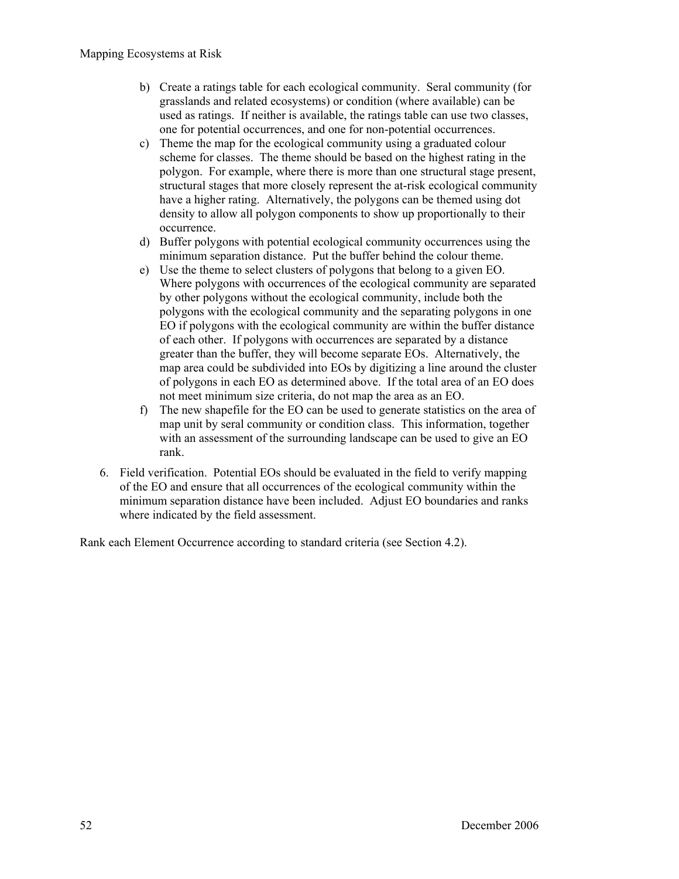b) Create a ratings table for each ecological community. Seral community (for grasslands and related ecosystems) or condition (where available) can be used as ratings. If neither is available, the ratings table can use two classes, one for potential occurrences, and one for non-potential occurrences.
c) Theme the map for the ecological community using a graduated colour scheme for classes. The theme should be based on the highest rating in the polygon. For example, where there is more than one structural stage present, structural stages that more closely represent the at-risk ecological community have a higher rating. Alternatively, the polygons can be themed using dot density to allow all polygon components to show up proportionally to their occurrence.
d) Buffer polygons with potential ecological community occurrences using the minimum separation distance. Put the buffer behind the colour theme.
e) Use the theme to select clusters of polygons that belong to a given EO. Where polygons with occurrences of the ecological community are separated by other polygons without the ecological community, include both the polygons with the ecological community and the separating polygons in one EO if polygons with the ecological community are within the buffer distance of each other. If polygons with occurrences are separated by a distance greater than the buffer, they will become separate EOs. Alternatively, the map area could be subdivided into EOs by digitizing a line around the cluster of polygons in each EO as determined above. If the total area of an EO does not meet minimum size criteria, do not map the area as an EO.
f) The new shapefile for the EO can be used to generate statistics on the area of map unit by seral community or condition class. This information, together with an assessment of the surrounding landscape can be used to give an EO rank.

6. Field verification. Potential EOs should be evaluated in the field to verify mapping of the EO and ensure that all occurrences of the ecological community within the minimum separation distance have been included. Adjust EO boundaries and ranks where indicated by the field assessment.

Rank each Element Occurrence according to standard criteria (see Section 4.2).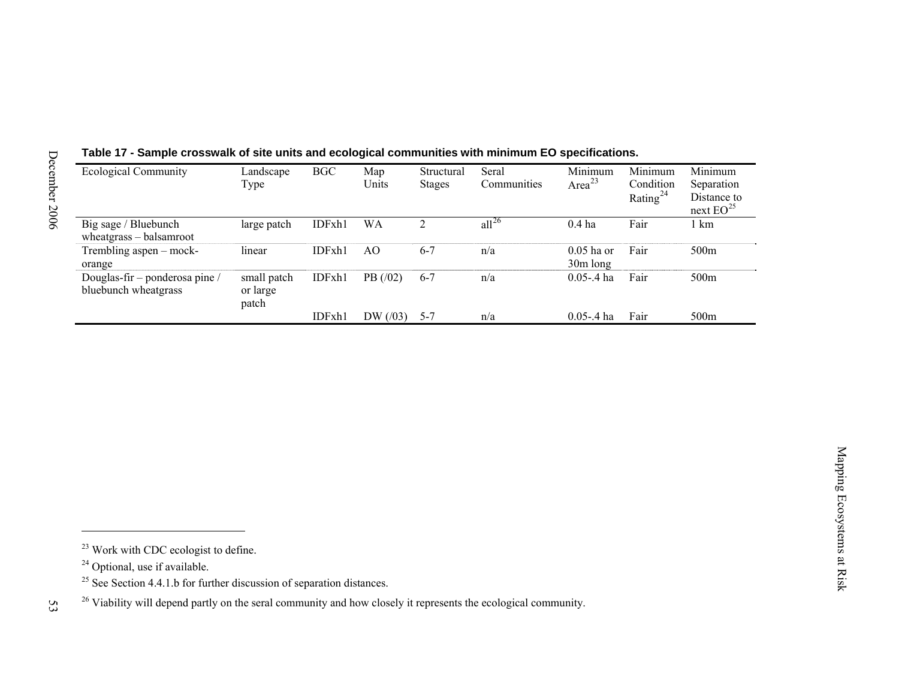**Table 17 - Sample crosswalk of site units and ecological communities with minimum EO specifications.**

| Ecological Community | Landscape Type | BGC | Map Units | Structural Stages | Seral Communities | Minimum Area[23] | Minimum Condition Rating[24] | Minimum Separation Distance to next EO[25] |
|---|---|---|---|---|---|---|---|---|
| Big sage / Bluebunch wheatgrass – balsamroot | large patch | IDFxh1 | WA | 2 | all[26] | 0.4 ha | Fair | 1 km |
| Trembling aspen – mock-orange | linear | IDFxh1 | AO | 6-7 | n/a | 0.05 ha or 30m long | Fair | 500m |
| Douglas-fir – ponderosa pine / bluebunch wheatgrass | small patch or large patch | IDFxh1 | PB (/02) | 6-7 | n/a | 0.05-.4 ha | Fair | 500m |
| | | IDFxh1 | DW (/03) | 5-7 | n/a | 0.05-.4 ha | Fair | 500m |

[23] Work with CDC ecologist to define.

[24] Optional, use if available.

[25] See Section 4.4.1.b for further discussion of separation distances.

[26] Viability will depend partly on the seral community and how closely it represents the ecological community.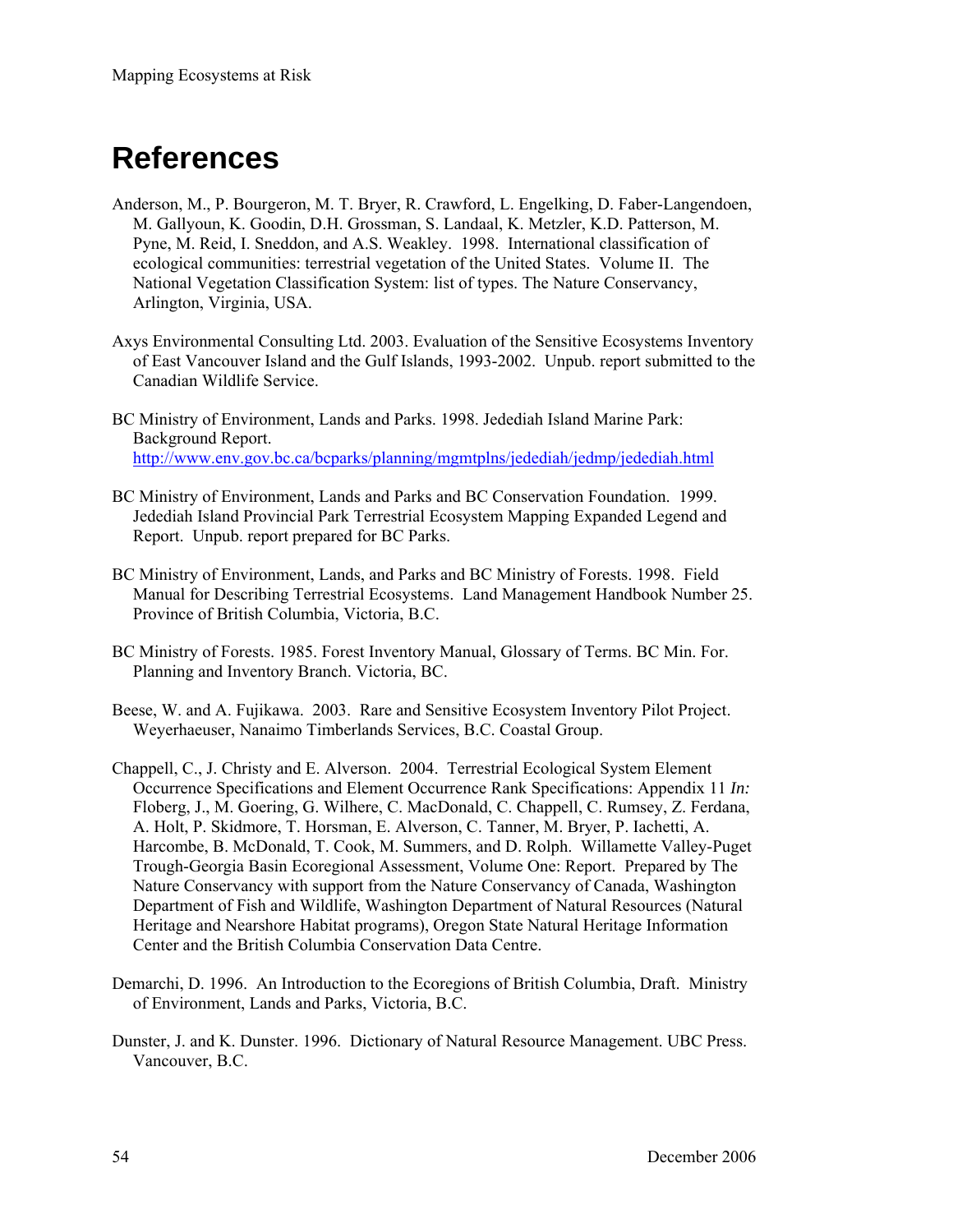# References

Anderson, M., P. Bourgeron, M. T. Bryer, R. Crawford, L. Engelking, D. Faber-Langendoen, M. Gallyoun, K. Goodin, D.H. Grossman, S. Landaal, K. Metzler, K.D. Patterson, M. Pyne, M. Reid, I. Sneddon, and A.S. Weakley. 1998. International classification of ecological communities: terrestrial vegetation of the United States. Volume II. The National Vegetation Classification System: list of types. The Nature Conservancy, Arlington, Virginia, USA.

Axys Environmental Consulting Ltd. 2003. Evaluation of the Sensitive Ecosystems Inventory of East Vancouver Island and the Gulf Islands, 1993-2002. Unpub. report submitted to the Canadian Wildlife Service.

BC Ministry of Environment, Lands and Parks. 1998. Jedediah Island Marine Park: Background Report. http://www.env.gov.bc.ca/bcparks/planning/mgmtplns/jedediah/jedmp/jedediah.html

BC Ministry of Environment, Lands and Parks and BC Conservation Foundation. 1999. Jedediah Island Provincial Park Terrestrial Ecosystem Mapping Expanded Legend and Report. Unpub. report prepared for BC Parks.

BC Ministry of Environment, Lands, and Parks and BC Ministry of Forests. 1998. Field Manual for Describing Terrestrial Ecosystems. Land Management Handbook Number 25. Province of British Columbia, Victoria, B.C.

BC Ministry of Forests. 1985. Forest Inventory Manual, Glossary of Terms. BC Min. For. Planning and Inventory Branch. Victoria, BC.

Beese, W. and A. Fujikawa. 2003. Rare and Sensitive Ecosystem Inventory Pilot Project. Weyerhaeuser, Nanaimo Timberlands Services, B.C. Coastal Group.

Chappell, C., J. Christy and E. Alverson. 2004. Terrestrial Ecological System Element Occurrence Specifications and Element Occurrence Rank Specifications: Appendix 11 *In:* Floberg, J., M. Goering, G. Wilhere, C. MacDonald, C. Chappell, C. Rumsey, Z. Ferdana, A. Holt, P. Skidmore, T. Horsman, E. Alverson, C. Tanner, M. Bryer, P. Iachetti, A. Harcombe, B. McDonald, T. Cook, M. Summers, and D. Rolph. Willamette Valley-Puget Trough-Georgia Basin Ecoregional Assessment, Volume One: Report. Prepared by The Nature Conservancy with support from the Nature Conservancy of Canada, Washington Department of Fish and Wildlife, Washington Department of Natural Resources (Natural Heritage and Nearshore Habitat programs), Oregon State Natural Heritage Information Center and the British Columbia Conservation Data Centre.

Demarchi, D. 1996. An Introduction to the Ecoregions of British Columbia, Draft. Ministry of Environment, Lands and Parks, Victoria, B.C.

Dunster, J. and K. Dunster. 1996. Dictionary of Natural Resource Management. UBC Press. Vancouver, B.C.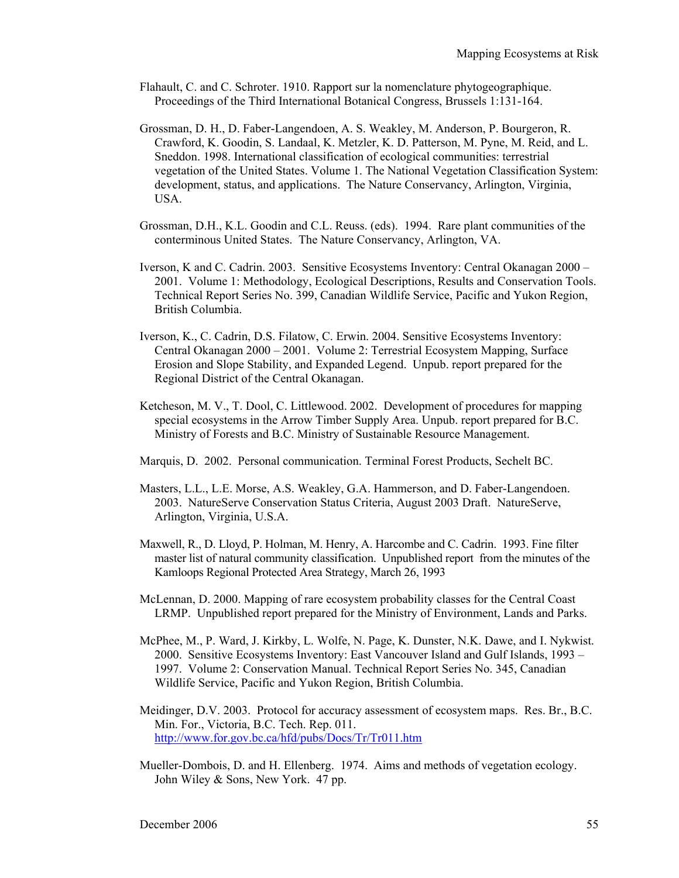Flahault, C. and C. Schroter. 1910. Rapport sur la nomenclature phytogeographique. Proceedings of the Third International Botanical Congress, Brussels 1:131-164.

Grossman, D. H., D. Faber-Langendoen, A. S. Weakley, M. Anderson, P. Bourgeron, R. Crawford, K. Goodin, S. Landaal, K. Metzler, K. D. Patterson, M. Pyne, M. Reid, and L. Sneddon. 1998. International classification of ecological communities: terrestrial vegetation of the United States. Volume 1. The National Vegetation Classification System: development, status, and applications. The Nature Conservancy, Arlington, Virginia, USA.

Grossman, D.H., K.L. Goodin and C.L. Reuss. (eds). 1994. Rare plant communities of the conterminous United States. The Nature Conservancy, Arlington, VA.

Iverson, K and C. Cadrin. 2003. Sensitive Ecosystems Inventory: Central Okanagan 2000 – 2001. Volume 1: Methodology, Ecological Descriptions, Results and Conservation Tools. Technical Report Series No. 399, Canadian Wildlife Service, Pacific and Yukon Region, British Columbia.

Iverson, K., C. Cadrin, D.S. Filatow, C. Erwin. 2004. Sensitive Ecosystems Inventory: Central Okanagan 2000 – 2001. Volume 2: Terrestrial Ecosystem Mapping, Surface Erosion and Slope Stability, and Expanded Legend. Unpub. report prepared for the Regional District of the Central Okanagan.

Ketcheson, M. V., T. Dool, C. Littlewood. 2002. Development of procedures for mapping special ecosystems in the Arrow Timber Supply Area. Unpub. report prepared for B.C. Ministry of Forests and B.C. Ministry of Sustainable Resource Management.

Marquis, D. 2002. Personal communication. Terminal Forest Products, Sechelt BC.

Masters, L.L., L.E. Morse, A.S. Weakley, G.A. Hammerson, and D. Faber-Langendoen. 2003. NatureServe Conservation Status Criteria, August 2003 Draft. NatureServe, Arlington, Virginia, U.S.A.

Maxwell, R., D. Lloyd, P. Holman, M. Henry, A. Harcombe and C. Cadrin. 1993. Fine filter master list of natural community classification. Unpublished report from the minutes of the Kamloops Regional Protected Area Strategy, March 26, 1993

McLennan, D. 2000. Mapping of rare ecosystem probability classes for the Central Coast LRMP. Unpublished report prepared for the Ministry of Environment, Lands and Parks.

McPhee, M., P. Ward, J. Kirkby, L. Wolfe, N. Page, K. Dunster, N.K. Dawe, and I. Nykwist. 2000. Sensitive Ecosystems Inventory: East Vancouver Island and Gulf Islands, 1993 – 1997. Volume 2: Conservation Manual. Technical Report Series No. 345, Canadian Wildlife Service, Pacific and Yukon Region, British Columbia.

Meidinger, D.V. 2003. Protocol for accuracy assessment of ecosystem maps. Res. Br., B.C. Min. For., Victoria, B.C. Tech. Rep. 011. http://www.for.gov.bc.ca/hfd/pubs/Docs/Tr/Tr011.htm

Mueller-Dombois, D. and H. Ellenberg. 1974. Aims and methods of vegetation ecology. John Wiley & Sons, New York. 47 pp.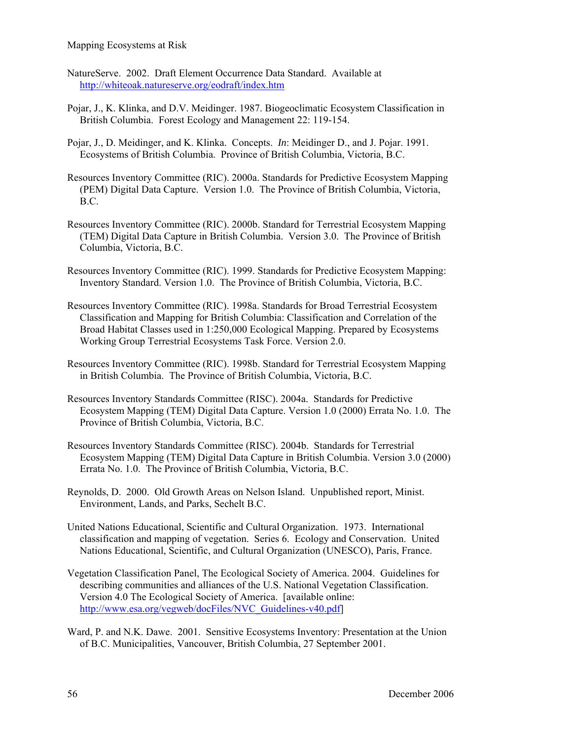NatureServe. 2002. Draft Element Occurrence Data Standard. Available at http://whiteoak.natureserve.org/eodraft/index.htm

Pojar, J., K. Klinka, and D.V. Meidinger. 1987. Biogeoclimatic Ecosystem Classification in British Columbia. Forest Ecology and Management 22: 119-154.

Pojar, J., D. Meidinger, and K. Klinka. Concepts. *In*: Meidinger D., and J. Pojar. 1991. Ecosystems of British Columbia. Province of British Columbia, Victoria, B.C.

Resources Inventory Committee (RIC). 2000a. Standards for Predictive Ecosystem Mapping (PEM) Digital Data Capture. Version 1.0. The Province of British Columbia, Victoria, B.C.

Resources Inventory Committee (RIC). 2000b. Standard for Terrestrial Ecosystem Mapping (TEM) Digital Data Capture in British Columbia. Version 3.0. The Province of British Columbia, Victoria, B.C.

Resources Inventory Committee (RIC). 1999. Standards for Predictive Ecosystem Mapping: Inventory Standard. Version 1.0. The Province of British Columbia, Victoria, B.C.

Resources Inventory Committee (RIC). 1998a. Standards for Broad Terrestrial Ecosystem Classification and Mapping for British Columbia: Classification and Correlation of the Broad Habitat Classes used in 1:250,000 Ecological Mapping. Prepared by Ecosystems Working Group Terrestrial Ecosystems Task Force. Version 2.0.

Resources Inventory Committee (RIC). 1998b. Standard for Terrestrial Ecosystem Mapping in British Columbia. The Province of British Columbia, Victoria, B.C.

Resources Inventory Standards Committee (RISC). 2004a. Standards for Predictive Ecosystem Mapping (TEM) Digital Data Capture. Version 1.0 (2000) Errata No. 1.0. The Province of British Columbia, Victoria, B.C.

Resources Inventory Standards Committee (RISC). 2004b. Standards for Terrestrial Ecosystem Mapping (TEM) Digital Data Capture in British Columbia. Version 3.0 (2000) Errata No. 1.0. The Province of British Columbia, Victoria, B.C.

Reynolds, D. 2000. Old Growth Areas on Nelson Island. Unpublished report, Minist. Environment, Lands, and Parks, Sechelt B.C.

United Nations Educational, Scientific and Cultural Organization. 1973. International classification and mapping of vegetation. Series 6. Ecology and Conservation. United Nations Educational, Scientific, and Cultural Organization (UNESCO), Paris, France.

Vegetation Classification Panel, The Ecological Society of America. 2004. Guidelines for describing communities and alliances of the U.S. National Vegetation Classification. Version 4.0 The Ecological Society of America. [available online: http://www.esa.org/vegweb/docFiles/NVC_Guidelines-v40.pdf]

Ward, P. and N.K. Dawe. 2001. Sensitive Ecosystems Inventory: Presentation at the Union of B.C. Municipalities, Vancouver, British Columbia, 27 September 2001.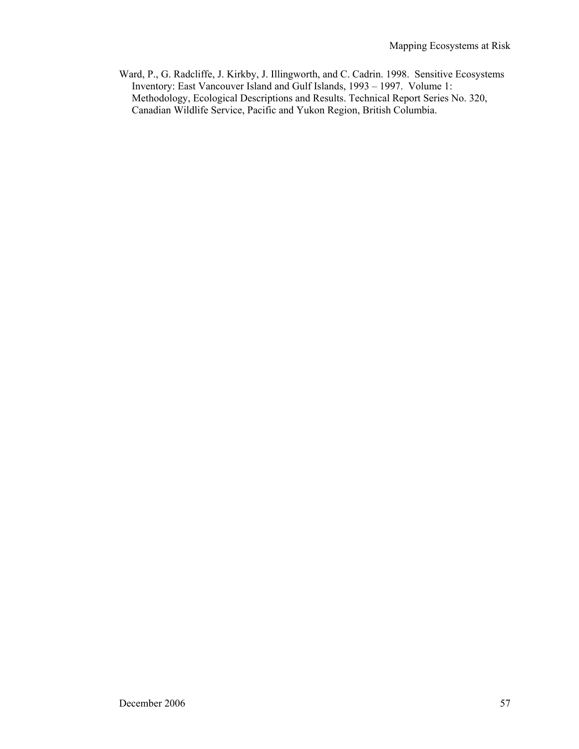Ward, P., G. Radcliffe, J. Kirkby, J. Illingworth, and C. Cadrin. 1998. Sensitive Ecosystems Inventory: East Vancouver Island and Gulf Islands, 1993 – 1997. Volume 1: Methodology, Ecological Descriptions and Results. Technical Report Series No. 320, Canadian Wildlife Service, Pacific and Yukon Region, British Columbia.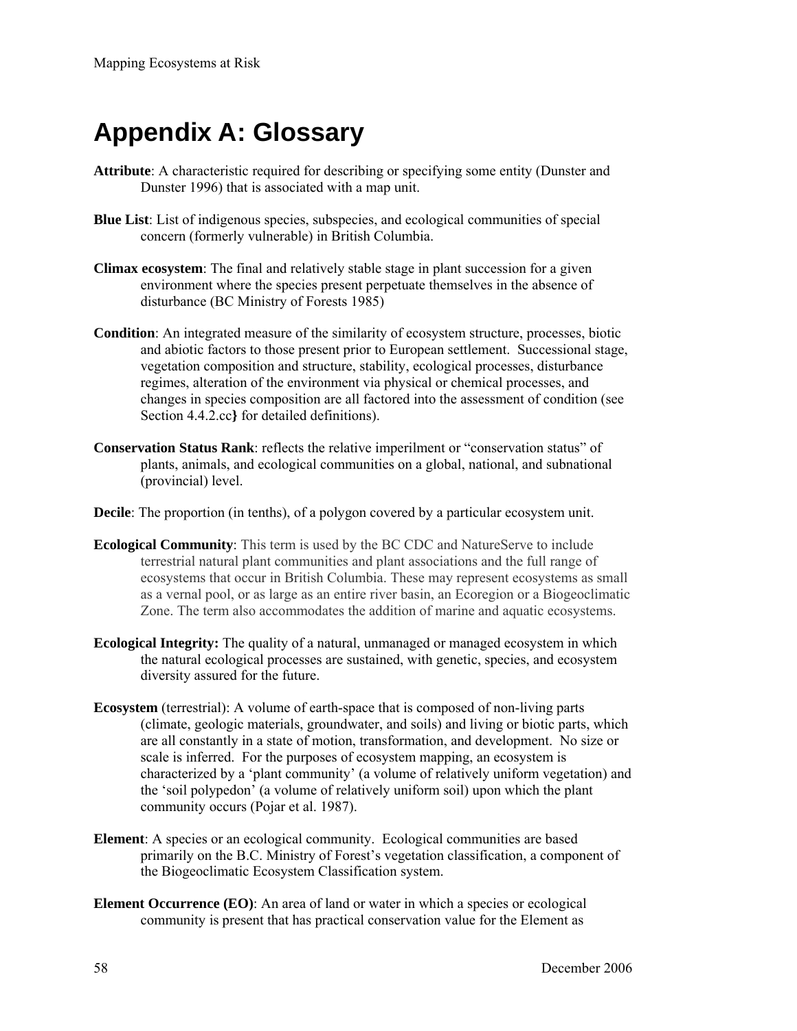# Appendix A: Glossary

**Attribute**: A characteristic required for describing or specifying some entity (Dunster and Dunster 1996) that is associated with a map unit.

**Blue List**: List of indigenous species, subspecies, and ecological communities of special concern (formerly vulnerable) in British Columbia.

**Climax ecosystem**: The final and relatively stable stage in plant succession for a given environment where the species present perpetuate themselves in the absence of disturbance (BC Ministry of Forests 1985)

**Condition**: An integrated measure of the similarity of ecosystem structure, processes, biotic and abiotic factors to those present prior to European settlement. Successional stage, vegetation composition and structure, stability, ecological processes, disturbance regimes, alteration of the environment via physical or chemical processes, and changes in species composition are all factored into the assessment of condition (see Section 4.4.2.cc**}** for detailed definitions).

**Conservation Status Rank**: reflects the relative imperilment or "conservation status" of plants, animals, and ecological communities on a global, national, and subnational (provincial) level.

**Decile**: The proportion (in tenths), of a polygon covered by a particular ecosystem unit.

**Ecological Community**: This term is used by the BC CDC and NatureServe to include terrestrial natural plant communities and plant associations and the full range of ecosystems that occur in British Columbia. These may represent ecosystems as small as a vernal pool, or as large as an entire river basin, an Ecoregion or a Biogeoclimatic Zone. The term also accommodates the addition of marine and aquatic ecosystems.

**Ecological Integrity:** The quality of a natural, unmanaged or managed ecosystem in which the natural ecological processes are sustained, with genetic, species, and ecosystem diversity assured for the future.

**Ecosystem** (terrestrial): A volume of earth-space that is composed of non-living parts (climate, geologic materials, groundwater, and soils) and living or biotic parts, which are all constantly in a state of motion, transformation, and development. No size or scale is inferred. For the purposes of ecosystem mapping, an ecosystem is characterized by a 'plant community' (a volume of relatively uniform vegetation) and the 'soil polypedon' (a volume of relatively uniform soil) upon which the plant community occurs (Pojar et al. 1987).

**Element**: A species or an ecological community. Ecological communities are based primarily on the B.C. Ministry of Forest's vegetation classification, a component of the Biogeoclimatic Ecosystem Classification system.

**Element Occurrence (EO)**: An area of land or water in which a species or ecological community is present that has practical conservation value for the Element as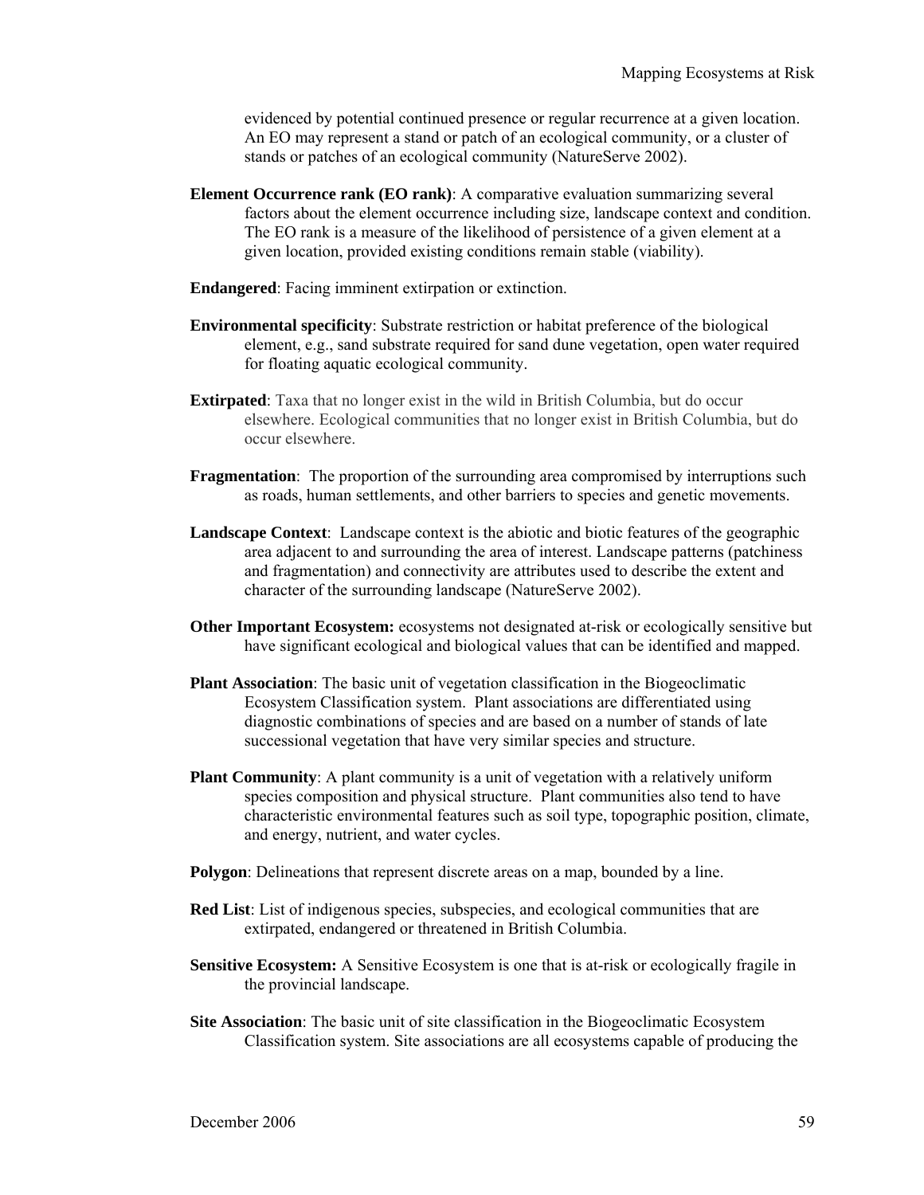evidenced by potential continued presence or regular recurrence at a given location. An EO may represent a stand or patch of an ecological community, or a cluster of stands or patches of an ecological community (NatureServe 2002).

**Element Occurrence rank (EO rank)**: A comparative evaluation summarizing several factors about the element occurrence including size, landscape context and condition. The EO rank is a measure of the likelihood of persistence of a given element at a given location, provided existing conditions remain stable (viability).

**Endangered**: Facing imminent extirpation or extinction.

**Environmental specificity**: Substrate restriction or habitat preference of the biological element, e.g., sand substrate required for sand dune vegetation, open water required for floating aquatic ecological community.

**Extirpated**: Taxa that no longer exist in the wild in British Columbia, but do occur elsewhere. Ecological communities that no longer exist in British Columbia, but do occur elsewhere.

**Fragmentation**: The proportion of the surrounding area compromised by interruptions such as roads, human settlements, and other barriers to species and genetic movements.

**Landscape Context**: Landscape context is the abiotic and biotic features of the geographic area adjacent to and surrounding the area of interest. Landscape patterns (patchiness and fragmentation) and connectivity are attributes used to describe the extent and character of the surrounding landscape (NatureServe 2002).

**Other Important Ecosystem:** ecosystems not designated at-risk or ecologically sensitive but have significant ecological and biological values that can be identified and mapped.

**Plant Association**: The basic unit of vegetation classification in the Biogeoclimatic Ecosystem Classification system. Plant associations are differentiated using diagnostic combinations of species and are based on a number of stands of late successional vegetation that have very similar species and structure.

**Plant Community**: A plant community is a unit of vegetation with a relatively uniform species composition and physical structure. Plant communities also tend to have characteristic environmental features such as soil type, topographic position, climate, and energy, nutrient, and water cycles.

**Polygon**: Delineations that represent discrete areas on a map, bounded by a line.

**Red List**: List of indigenous species, subspecies, and ecological communities that are extirpated, endangered or threatened in British Columbia.

**Sensitive Ecosystem:** A Sensitive Ecosystem is one that is at-risk or ecologically fragile in the provincial landscape.

**Site Association**: The basic unit of site classification in the Biogeoclimatic Ecosystem Classification system. Site associations are all ecosystems capable of producing the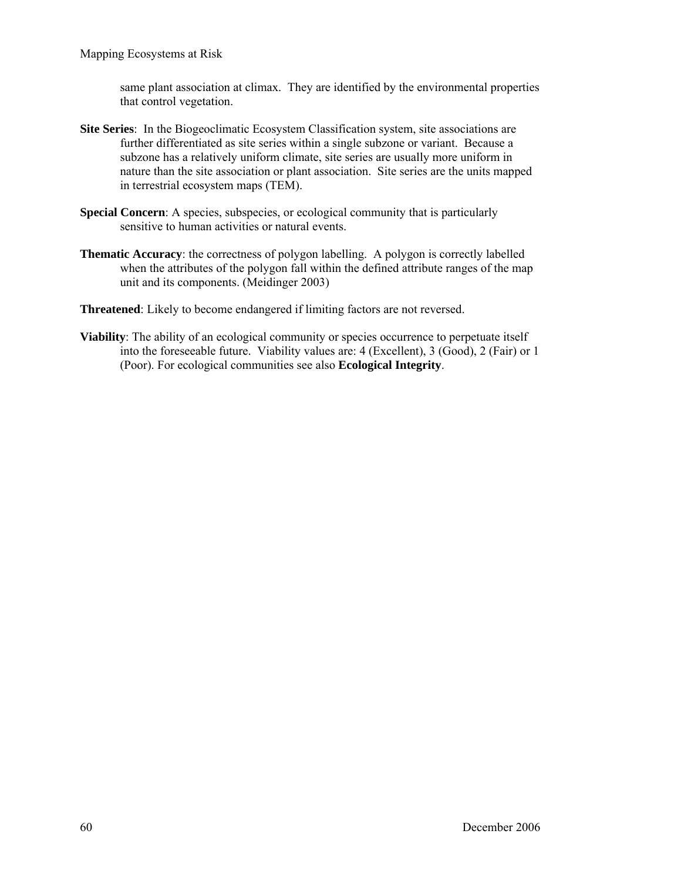same plant association at climax. They are identified by the environmental properties that control vegetation.

**Site Series**: In the Biogeoclimatic Ecosystem Classification system, site associations are further differentiated as site series within a single subzone or variant. Because a subzone has a relatively uniform climate, site series are usually more uniform in nature than the site association or plant association. Site series are the units mapped in terrestrial ecosystem maps (TEM).

**Special Concern**: A species, subspecies, or ecological community that is particularly sensitive to human activities or natural events.

**Thematic Accuracy**: the correctness of polygon labelling. A polygon is correctly labelled when the attributes of the polygon fall within the defined attribute ranges of the map unit and its components. (Meidinger 2003)

**Threatened**: Likely to become endangered if limiting factors are not reversed.

**Viability**: The ability of an ecological community or species occurrence to perpetuate itself into the foreseeable future. Viability values are: 4 (Excellent), 3 (Good), 2 (Fair) or 1 (Poor). For ecological communities see also **Ecological Integrity**.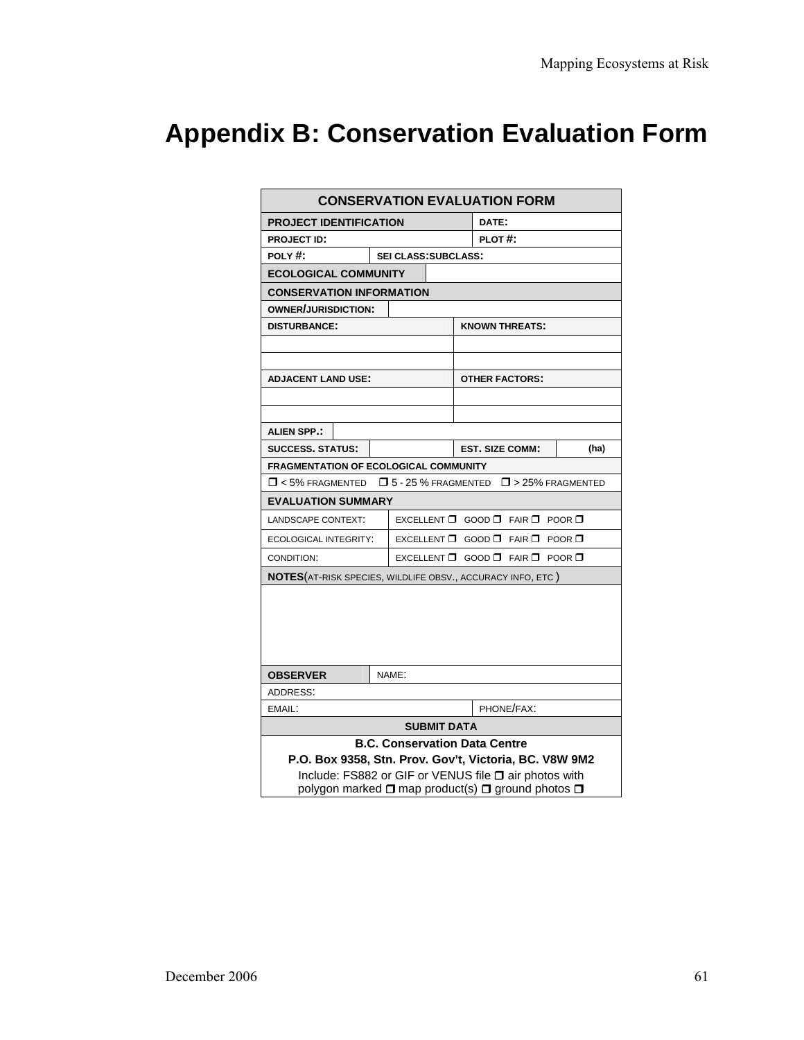# Appendix B: Conservation Evaluation Form

| CONSERVATION EVALUATION FORM | | | |
|---|---|---|---|
| **PROJECT IDENTIFICATION** | | **DATE:** | |
| **PROJECT ID:** | | **PLOT #:** | |
| **POLY #:** | **SEI CLASS:SUBCLASS:** | | |
| **ECOLOGICAL COMMUNITY** | | | |
| **CONSERVATION INFORMATION** | | | |
| **OWNER/JURISDICTION:** | | | |
| **DISTURBANCE:** | | **KNOWN THREATS:** | |
| | | | |
| | | | |
| **ADJACENT LAND USE:** | | **OTHER FACTORS:** | |
| | | | |
| | | | |
| **ALIEN SPP.:** | | | |
| **SUCCESS. STATUS:** | | **EST. SIZE COMM:** | **(ha)** |
| **FRAGMENTATION OF ECOLOGICAL COMMUNITY** | | | |
| ❒ < 5% FRAGMENTED ❒ 5 - 25 % FRAGMENTED ❒ > 25% FRAGMENTED | | | |
| **EVALUATION SUMMARY** | | | |
| LANDSCAPE CONTEXT: | EXCELLENT ❒ GOOD ❒ FAIR ❒ POOR ❒ | | |
| ECOLOGICAL INTEGRITY: | EXCELLENT ❒ GOOD ❒ FAIR ❒ POOR ❒ | | |
| CONDITION: | EXCELLENT ❒ GOOD ❒ FAIR ❒ POOR ❒ | | |
| **NOTES**(AT-RISK SPECIES, WILDLIFE OBSV., ACCURACY INFO, ETC ) | | | |
| | | | |
| **OBSERVER** | NAME: | | |
| ADDRESS: | | | |
| EMAIL: | | PHONE/FAX: | |
| **SUBMIT DATA** | | | |
| **B.C. Conservation Data Centre**<br>**P.O. Box 9358, Stn. Prov. Gov't, Victoria, BC. V8W 9M2**<br>Include: FS882 or GIF or VENUS file ❒ air photos with polygon marked ❒ map product(s) ❒ ground photos ❒ | | | |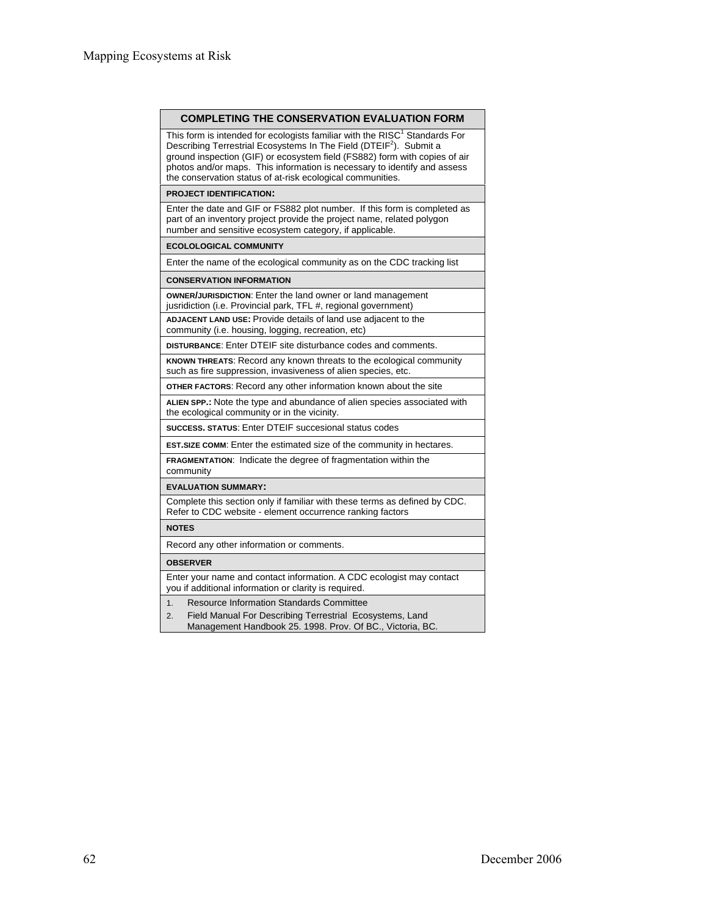| COMPLETING THE CONSERVATION EVALUATION FORM |
| --- |
| This form is intended for ecologists familiar with the RISC[1] Standards For Describing Terrestrial Ecosystems In The Field (DTEIF[2]). Submit a ground inspection (GIF) or ecosystem field (FS882) form with copies of air photos and/or maps. This information is necessary to identify and assess the conservation status of at-risk ecological communities. |
| **PROJECT IDENTIFICATION:** |
| Enter the date and GIF or FS882 plot number. If this form is completed as part of an inventory project provide the project name, related polygon number and sensitive ecosystem category, if applicable. |
| **ECOLOGICAL COMMUNITY** |
| Enter the name of the ecological community as on the CDC tracking list |
| **CONSERVATION INFORMATION** |
| **OWNER/JURISDICTION**: Enter the land owner or land management jusridiction (i.e. Provincial park, TFL #, regional government) |
| **ADJACENT LAND USE:** Provide details of land use adjacent to the community (i.e. housing, logging, recreation, etc) |
| **DISTURBANCE**: Enter DTEIF site disturbance codes and comments. |
| **KNOWN THREATS**: Record any known threats to the ecological community such as fire suppression, invasiveness of alien species, etc. |
| **OTHER FACTORS**: Record any other information known about the site |
| **ALIEN SPP.:** Note the type and abundance of alien species associated with the ecological community or in the vicinity. |
| **SUCCESS. STATUS**: Enter DTEIF succesional status codes |
| **EST.SIZE COMM**: Enter the estimated size of the community in hectares. |
| **FRAGMENTATION**: Indicate the degree of fragmentation within the community |
| **EVALUATION SUMMARY:** |
| Complete this section only if familiar with these terms as defined by CDC. Refer to CDC website - element occurrence ranking factors |
| **NOTES** |
| Record any other information or comments. |
| **OBSERVER** |
| Enter your name and contact information. A CDC ecologist may contact you if additional information or clarity is required. |
| 1. Resource Information Standards Committee<br>2. Field Manual For Describing Terrestrial Ecosystems, Land Management Handbook 25. 1998. Prov. Of BC., Victoria, BC. |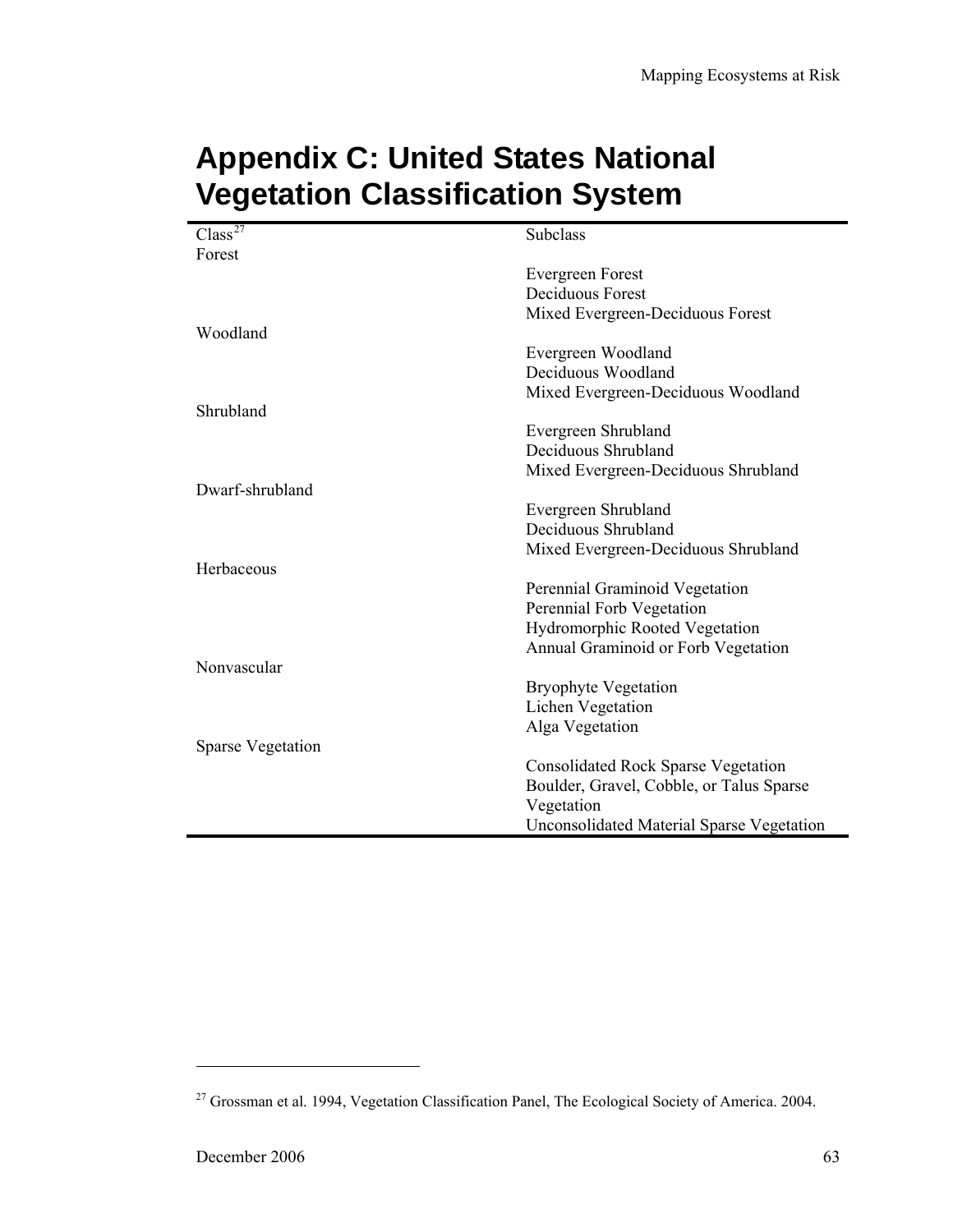# Appendix C: United States National Vegetation Classification System

| Class[27] | Subclass |
|---|---|
| Forest | |
| | Evergreen Forest |
| | Deciduous Forest |
| | Mixed Evergreen-Deciduous Forest |
| Woodland | |
| | Evergreen Woodland |
| | Deciduous Woodland |
| | Mixed Evergreen-Deciduous Woodland |
| Shrubland | |
| | Evergreen Shrubland |
| | Deciduous Shrubland |
| | Mixed Evergreen-Deciduous Shrubland |
| Dwarf-shrubland | |
| | Evergreen Shrubland |
| | Deciduous Shrubland |
| | Mixed Evergreen-Deciduous Shrubland |
| Herbaceous | |
| | Perennial Graminoid Vegetation |
| | Perennial Forb Vegetation |
| | Hydromorphic Rooted Vegetation |
| | Annual Graminoid or Forb Vegetation |
| Nonvascular | |
| | Bryophyte Vegetation |
| | Lichen Vegetation |
| | Alga Vegetation |
| Sparse Vegetation | |
| | Consolidated Rock Sparse Vegetation |
| | Boulder, Gravel, Cobble, or Talus Sparse Vegetation |
| | Unconsolidated Material Sparse Vegetation |

[27] Grossman et al. 1994, Vegetation Classification Panel, The Ecological Society of America. 2004.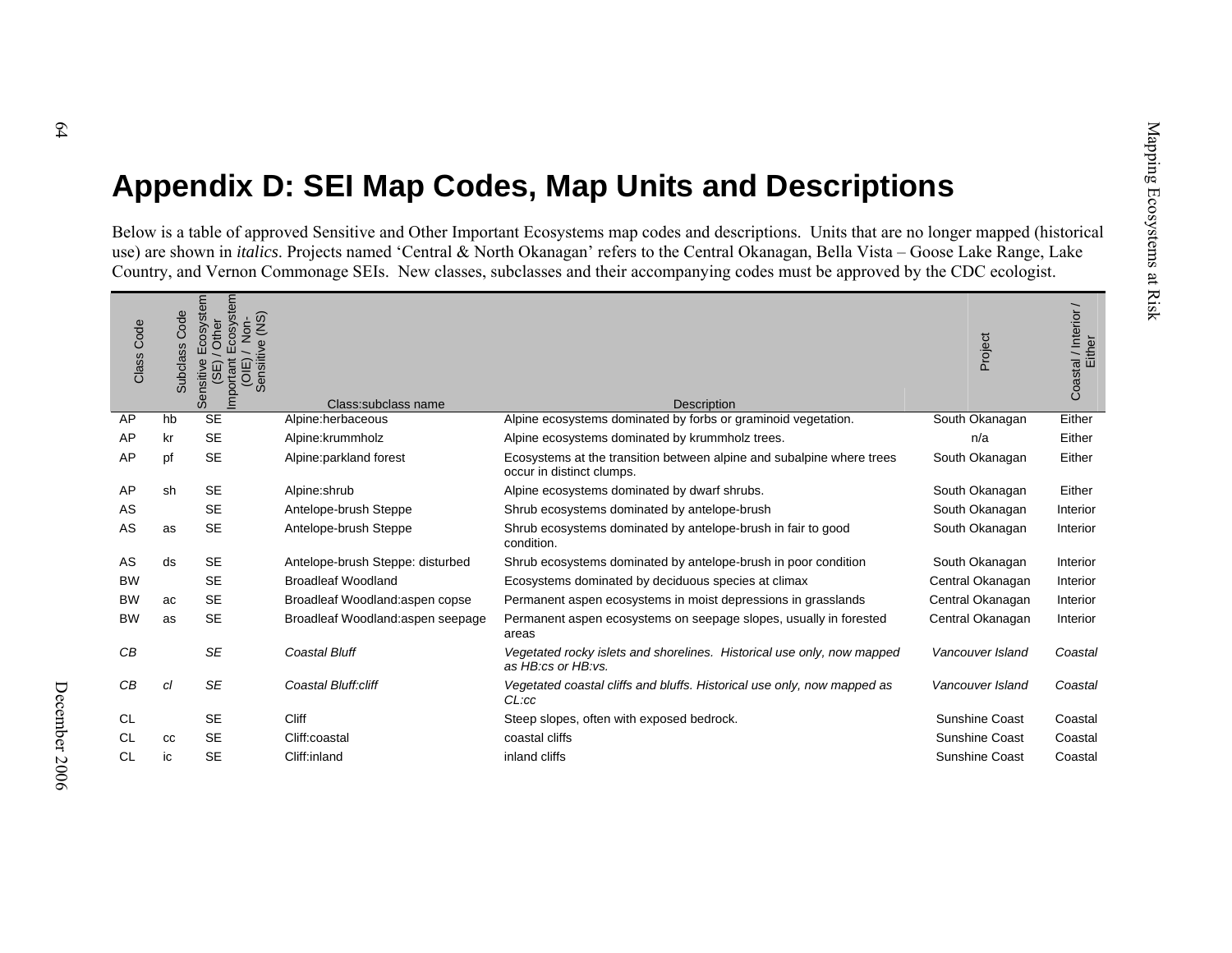# Appendix D: SEI Map Codes, Map Units and Descriptions

Below is a table of approved Sensitive and Other Important Ecosystems map codes and descriptions. Units that are no longer mapped (historical use) are shown in *italics*. Projects named 'Central & North Okanagan' refers to the Central Okanagan, Bella Vista – Goose Lake Range, Lake Country, and Vernon Commonage SEIs. New classes, subclasses and their accompanying codes must be approved by the CDC ecologist.

| Class Code | Subclass Code | Sensitive Ecosystem (SE) / Other Important Ecosystem (OIE) / Non-Sensitive (NS) | Class:subclass name | Description | Project | Coastal / Interior / Either |
|---|---|---|---|---|---|---|
| AP | hb | SE | Alpine:herbaceous | Alpine ecosystems dominated by forbs or graminoid vegetation. | South Okanagan | Either |
| AP | kr | SE | Alpine:krummholz | Alpine ecosystems dominated by krummholz trees. | n/a | Either |
| AP | pf | SE | Alpine:parkland forest | Ecosystems at the transition between alpine and subalpine where trees occur in distinct clumps. | South Okanagan | Either |
| AP | sh | SE | Alpine:shrub | Alpine ecosystems dominated by dwarf shrubs. | South Okanagan | Either |
| AS | | SE | Antelope-brush Steppe | Shrub ecosystems dominated by antelope-brush | South Okanagan | Interior |
| AS | as | SE | Antelope-brush Steppe | Shrub ecosystems dominated by antelope-brush in fair to good condition. | South Okanagan | Interior |
| AS | ds | SE | Antelope-brush Steppe: disturbed | Shrub ecosystems dominated by antelope-brush in poor condition | South Okanagan | Interior |
| BW | | SE | Broadleaf Woodland | Ecosystems dominated by deciduous species at climax | Central Okanagan | Interior |
| BW | ac | SE | Broadleaf Woodland:aspen copse | Permanent aspen ecosystems in moist depressions in grasslands | Central Okanagan | Interior |
| BW | as | SE | Broadleaf Woodland:aspen seepage | Permanent aspen ecosystems on seepage slopes, usually in forested areas | Central Okanagan | Interior |
| *CB* | | *SE* | *Coastal Bluff* | *Vegetated rocky islets and shorelines. Historical use only, now mapped as HB:cs or HB:vs.* | *Vancouver Island* | *Coastal* |
| *CB* | *cl* | *SE* | *Coastal Bluff:cliff* | *Vegetated coastal cliffs and bluffs. Historical use only, now mapped as CL:cc* | *Vancouver Island* | *Coastal* |
| CL | | SE | Cliff | Steep slopes, often with exposed bedrock. | Sunshine Coast | Coastal |
| CL | cc | SE | Cliff:coastal | coastal cliffs | Sunshine Coast | Coastal |
| CL | ic | SE | Cliff:inland | inland cliffs | Sunshine Coast | Coastal |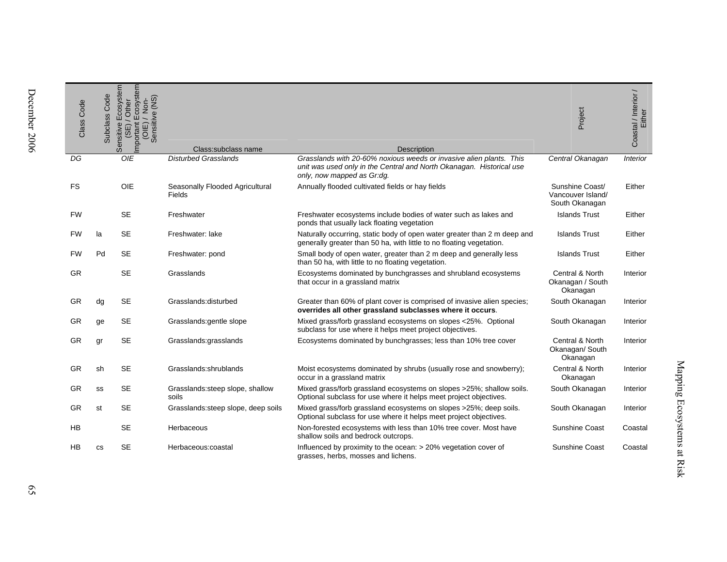| Class Code | Subclass Code | Sensitive Ecosystem (SE) / Other Important Ecosystem (OIE) / Non-Sensitive (NS) | Class:subclass name | Description | Project | Coastal / Interior / Either |
|---|---|---|---|---|---|---|
| *DG* | | *OIE* | *Disturbed Grasslands* | *Grasslands with 20-60% noxious weeds or invasive alien plants. This unit was used only in the Central and North Okanagan. Historical use only, now mapped as Gr:dg.* | *Central Okanagan* | *Interior* |
| FS | | OIE | Seasonally Flooded Agricultural Fields | Annually flooded cultivated fields or hay fields | Sunshine Coast/ Vancouver Island/ South Okanagan | Either |
| FW | | SE | Freshwater | Freshwater ecosystems include bodies of water such as lakes and ponds that usually lack floating vegetation | Islands Trust | Either |
| FW | la | SE | Freshwater: lake | Naturally occurring, static body of open water greater than 2 m deep and generally greater than 50 ha, with little to no floating vegetation. | Islands Trust | Either |
| FW | Pd | SE | Freshwater: pond | Small body of open water, greater than 2 m deep and generally less than 50 ha, with little to no floating vegetation. | Islands Trust | Either |
| GR | | SE | Grasslands | Ecosystems dominated by bunchgrasses and shrubland ecosystems that occur in a grassland matrix | Central & North Okanagan / South Okanagan | Interior |
| GR | dg | SE | Grasslands:disturbed | Greater than 60% of plant cover is comprised of invasive alien species; **overrides all other grassland subclasses where it occurs**. | South Okanagan | Interior |
| GR | ge | SE | Grasslands:gentle slope | Mixed grass/forb grassland ecosystems on slopes <25%. Optional subclass for use where it helps meet project objectives. | South Okanagan | Interior |
| GR | gr | SE | Grasslands:grasslands | Ecosystems dominated by bunchgrasses; less than 10% tree cover | Central & North Okanagan/ South Okanagan | Interior |
| GR | sh | SE | Grasslands:shrublands | Moist ecosystems dominated by shrubs (usually rose and snowberry); occur in a grassland matrix | Central & North Okanagan | Interior |
| GR | ss | SE | Grasslands:steep slope, shallow soils | Mixed grass/forb grassland ecosystems on slopes >25%; shallow soils. Optional subclass for use where it helps meet project objectives. | South Okanagan | Interior |
| GR | st | SE | Grasslands:steep slope, deep soils | Mixed grass/forb grassland ecosystems on slopes >25%; deep soils. Optional subclass for use where it helps meet project objectives. | South Okanagan | Interior |
| HB | | SE | Herbaceous | Non-forested ecosystems with less than 10% tree cover. Most have shallow soils and bedrock outcrops. | Sunshine Coast | Coastal |
| HB | cs | SE | Herbaceous:coastal | Influenced by proximity to the ocean: > 20% vegetation cover of grasses, herbs, mosses and lichens. | Sunshine Coast | Coastal |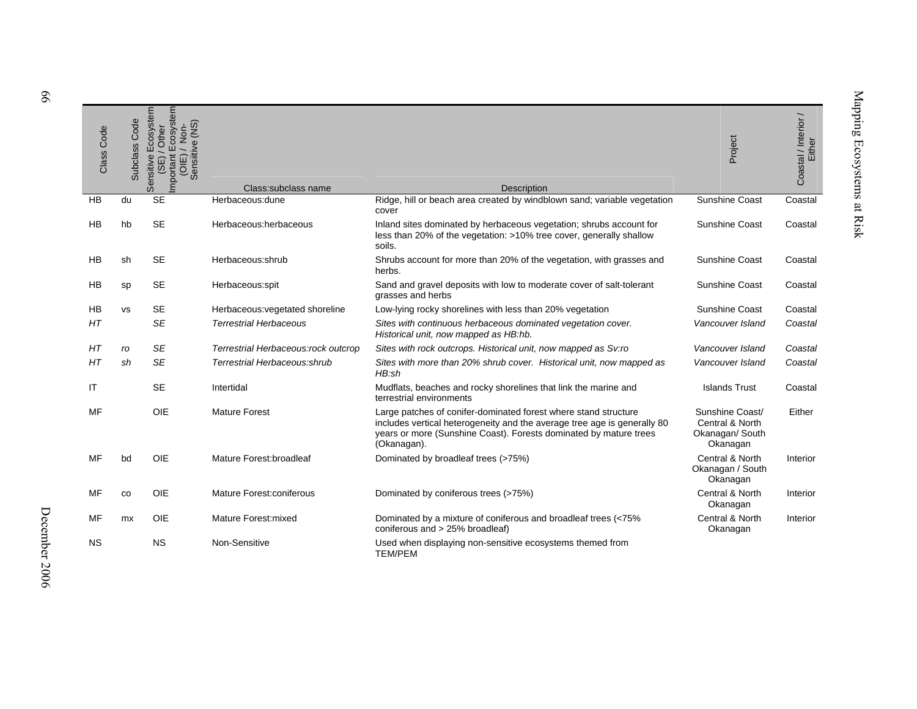| Class Code | Subclass Code | Sensitive Ecosystem (SE) / Other Important Ecosystem (OIE) / Non-Sensiitive (NS) | Class:subclass name | Description | Project | Coastal / Interior / Either |
|---|---|---|---|---|---|---|
| HB | du | SE | Herbaceous:dune | Ridge, hill or beach area created by windblown sand; variable vegetation cover | Sunshine Coast | Coastal |
| HB | hb | SE | Herbaceous:herbaceous | Inland sites dominated by herbaceous vegetation; shrubs account for less than 20% of the vegetation: >10% tree cover, generally shallow soils. | Sunshine Coast | Coastal |
| HB | sh | SE | Herbaceous:shrub | Shrubs account for more than 20% of the vegetation, with grasses and herbs. | Sunshine Coast | Coastal |
| HB | sp | SE | Herbaceous:spit | Sand and gravel deposits with low to moderate cover of salt-tolerant grasses and herbs | Sunshine Coast | Coastal |
| HB | vs | SE | Herbaceous:vegetated shoreline | Low-lying rocky shorelines with less than 20% vegetation | Sunshine Coast | Coastal |
| *HT* | | *SE* | *Terrestrial Herbaceous* | *Sites with continuous herbaceous dominated vegetation cover. Historical unit, now mapped as HB:hb.* | *Vancouver Island* | *Coastal* |
| *HT* | *ro* | *SE* | *Terrestrial Herbaceous:rock outcrop* | *Sites with rock outcrops. Historical unit, now mapped as Sv:ro* | *Vancouver Island* | *Coastal* |
| *HT* | *sh* | *SE* | *Terrestrial Herbaceous:shrub* | *Sites with more than 20% shrub cover. Historical unit, now mapped as HB:sh* | *Vancouver Island* | *Coastal* |
| IT | | SE | Intertidal | Mudflats, beaches and rocky shorelines that link the marine and terrestrial environments | Islands Trust | Coastal |
| MF | | OIE | Mature Forest | Large patches of conifer-dominated forest where stand structure includes vertical heterogeneity and the average tree age is generally 80 years or more (Sunshine Coast). Forests dominated by mature trees (Okanagan). | Sunshine Coast/ Central & North Okanagan/ South Okanagan | Either |
| MF | bd | OIE | Mature Forest:broadleaf | Dominated by broadleaf trees (>75%) | Central & North Okanagan / South Okanagan | Interior |
| MF | co | OIE | Mature Forest:coniferous | Dominated by coniferous trees (>75%) | Central & North Okanagan | Interior |
| MF | mx | OIE | Mature Forest:mixed | Dominated by a mixture of coniferous and broadleaf trees (<75% coniferous and > 25% broadleaf) | Central & North Okanagan | Interior |
| NS | | NS | Non-Sensitive | Used when displaying non-sensitive ecosystems themed from TEM/PEM | | |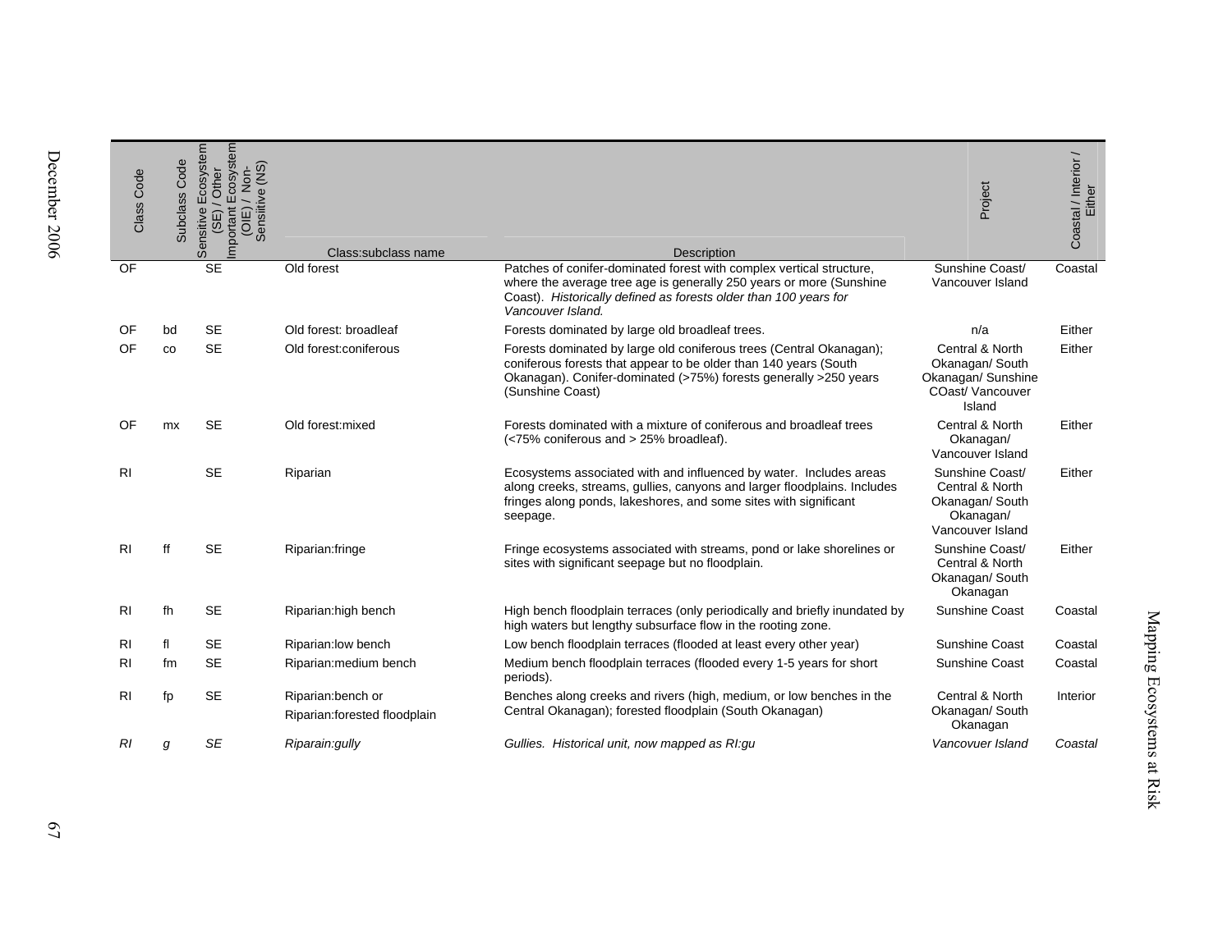| Class Code | Subclass Code | Sensitive Ecosystem (SE) / Other Important Ecosystem (OIE) / Non-Sensitive (NS) | Class:subclass name | Description | Project | Coastal / Interior / Either |
|---|---|---|---|---|---|---|
| OF | | SE | Old forest | Patches of conifer-dominated forest with complex vertical structure, where the average tree age is generally 250 years or more (Sunshine Coast). *Historically defined as forests older than 100 years for Vancouver Island.* | Sunshine Coast/ Vancouver Island | Coastal |
| OF | bd | SE | Old forest: broadleaf | Forests dominated by large old broadleaf trees. | n/a | Either |
| OF | co | SE | Old forest:coniferous | Forests dominated by large old coniferous trees (Central Okanagan); coniferous forests that appear to be older than 140 years (South Okanagan). Conifer-dominated (>75%) forests generally >250 years (Sunshine Coast) | Central & North Okanagan/ South Okanagan/ Sunshine COast/ Vancouver Island | Either |
| OF | mx | SE | Old forest:mixed | Forests dominated with a mixture of coniferous and broadleaf trees (<75% coniferous and > 25% broadleaf). | Central & North Okanagan/ Vancouver Island | Either |
| RI | | SE | Riparian | Ecosystems associated with and influenced by water. Includes areas along creeks, streams, gullies, canyons and larger floodplains. Includes fringes along ponds, lakeshores, and some sites with significant seepage. | Sunshine Coast/ Central & North Okanagan/ South Okanagan/ Vancouver Island | Either |
| RI | ff | SE | Riparian:fringe | Fringe ecosystems associated with streams, pond or lake shorelines or sites with significant seepage but no floodplain. | Sunshine Coast/ Central & North Okanagan/ South Okanagan | Either |
| RI | fh | SE | Riparian:high bench | High bench floodplain terraces (only periodically and briefly inundated by high waters but lengthy subsurface flow in the rooting zone. | Sunshine Coast | Coastal |
| RI | fl | SE | Riparian:low bench | Low bench floodplain terraces (flooded at least every other year) | Sunshine Coast | Coastal |
| RI | fm | SE | Riparian:medium bench | Medium bench floodplain terraces (flooded every 1-5 years for short periods). | Sunshine Coast | Coastal |
| RI | fp | SE | Riparian:bench or Riparian:forested floodplain | Benches along creeks and rivers (high, medium, or low benches in the Central Okanagan); forested floodplain (South Okanagan) | Central & North Okanagan/ South Okanagan | Interior |
| *RI* | *g* | *SE* | *Riparain:gully* | *Gullies. Historical unit, now mapped as RI:gu* | *Vancovuer Island* | *Coastal* |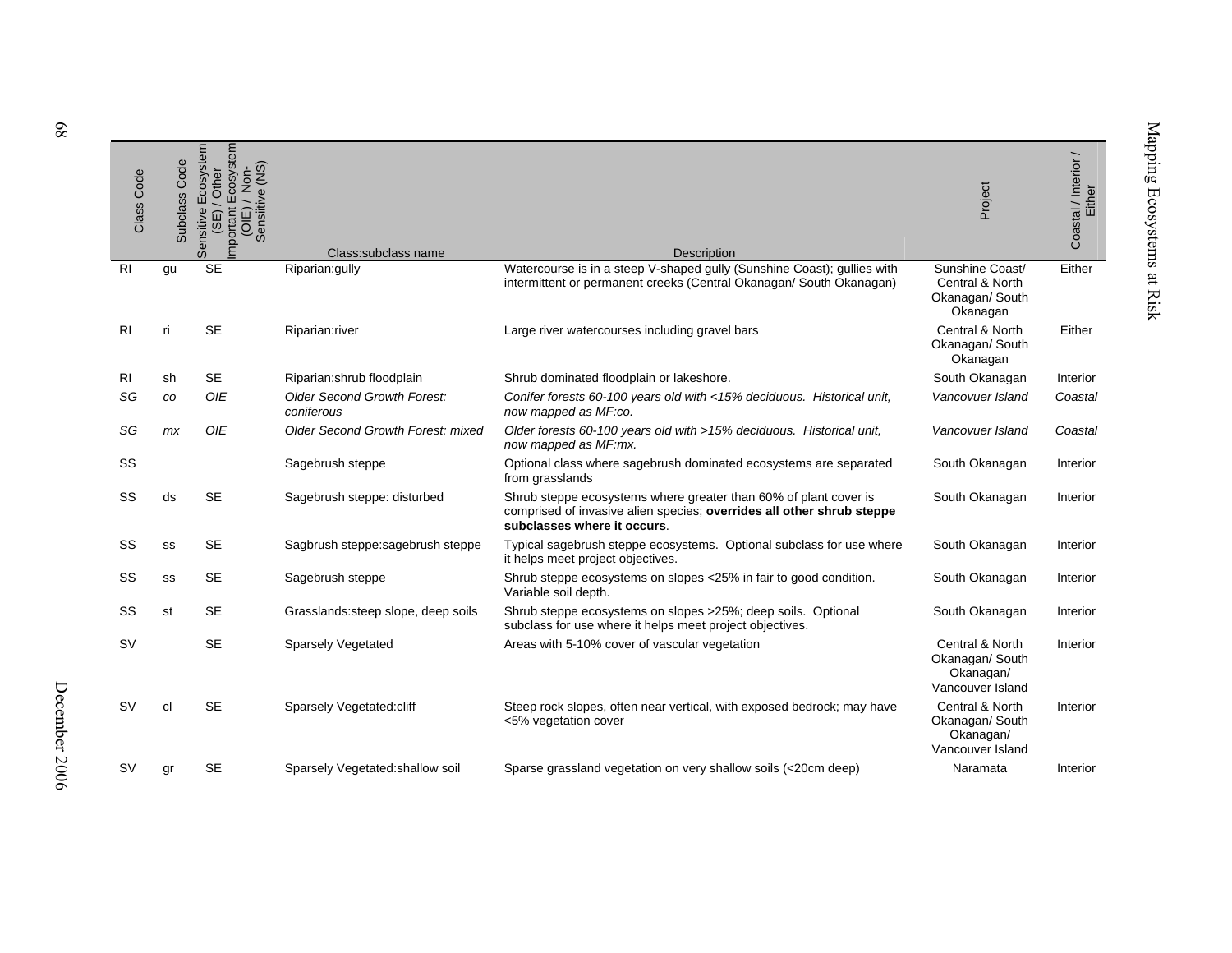| Class Code | Subclass Code | Sensitive Ecosystem (SE) / Other Important Ecosystem (OIE) / Non-Sensiitive (NS) | Class:subclass name | Description | Project | Coastal / Interior / Either |
|---|---|---|---|---|---|---|
| RI | gu | SE | Riparian:gully | Watercourse is in a steep V-shaped gully (Sunshine Coast); gullies with intermittent or permanent creeks (Central Okanagan/ South Okanagan) | Sunshine Coast/ Central & North Okanagan/ South Okanagan | Either |
| RI | ri | SE | Riparian:river | Large river watercourses including gravel bars | Central & North Okanagan/ South Okanagan | Either |
| RI | sh | SE | Riparian:shrub floodplain | Shrub dominated floodplain or lakeshore. | South Okanagan | Interior |
| *SG* | *co* | *OIE* | *Older Second Growth Forest: coniferous* | *Conifer forests 60-100 years old with <15% deciduous. Historical unit, now mapped as MF:co.* | *Vancovuer Island* | *Coastal* |
| *SG* | *mx* | *OIE* | *Older Second Growth Forest: mixed* | *Older forests 60-100 years old with >15% deciduous. Historical unit, now mapped as MF:mx.* | *Vancovuer Island* | *Coastal* |
| SS | | | Sagebrush steppe | Optional class where sagebrush dominated ecosystems are separated from grasslands | South Okanagan | Interior |
| SS | ds | SE | Sagebrush steppe: disturbed | Shrub steppe ecosystems where greater than 60% of plant cover is comprised of invasive alien species; **overrides all other shrub steppe subclasses where it occurs**. | South Okanagan | Interior |
| SS | ss | SE | Sagbrush steppe:sagebrush steppe | Typical sagebrush steppe ecosystems. Optional subclass for use where it helps meet project objectives. | South Okanagan | Interior |
| SS | ss | SE | Sagebrush steppe | Shrub steppe ecosystems on slopes <25% in fair to good condition. Variable soil depth. | South Okanagan | Interior |
| SS | st | SE | Grasslands:steep slope, deep soils | Shrub steppe ecosystems on slopes >25%; deep soils. Optional subclass for use where it helps meet project objectives. | South Okanagan | Interior |
| SV | | SE | Sparsely Vegetated | Areas with 5-10% cover of vascular vegetation | Central & North Okanagan/ South Okanagan/ Vancouver Island | Interior |
| SV | cl | SE | Sparsely Vegetated:cliff | Steep rock slopes, often near vertical, with exposed bedrock; may have <5% vegetation cover | Central & North Okanagan/ South Okanagan/ Vancouver Island | Interior |
| SV | gr | SE | Sparsely Vegetated:shallow soil | Sparse grassland vegetation on very shallow soils (<20cm deep) | Naramata | Interior |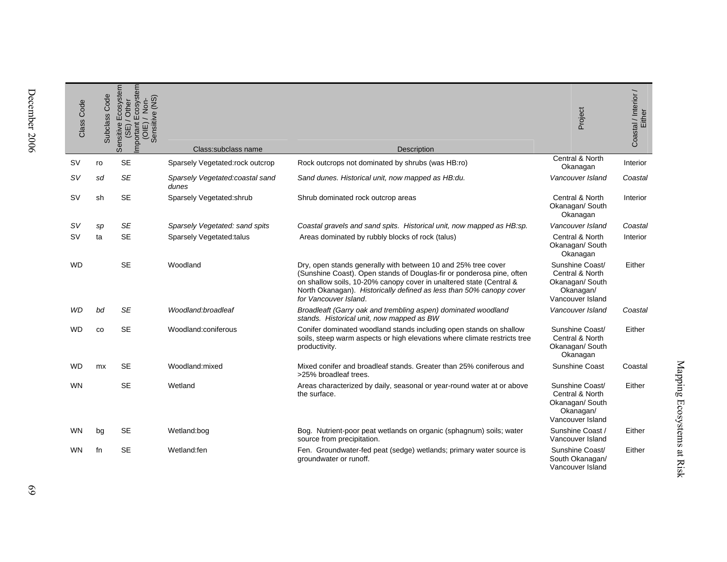| Class Code | Subclass Code | Sensitive Ecosystem (SE) / Other Important Ecosystem (OIE) / Non-Sensiitive (NS) | Class:subclass name | Description | Project | Coastal / Interior / Either |
|---|---|---|---|---|---|---|
| SV | ro | SE | Sparsely Vegetated:rock outcrop | Rock outcrops not dominated by shrubs (was HB:ro) | Central & North Okanagan | Interior |
| *SV* | *sd* | *SE* | *Sparsely Vegetated:coastal sand dunes* | *Sand dunes. Historical unit, now mapped as HB:du.* | *Vancouver Island* | *Coastal* |
| SV | sh | SE | Sparsely Vegetated:shrub | Shrub dominated rock outcrop areas | Central & North Okanagan/ South Okanagan | Interior |
| *SV* | *sp* | *SE* | *Sparsely Vegetated: sand spits* | *Coastal gravels and sand spits. Historical unit, now mapped as HB:sp.* | *Vancouver Island* | *Coastal* |
| SV | ta | SE | Sparsely Vegetated:talus | Areas dominated by rubbly blocks of rock (talus) | Central & North Okanagan/ South Okanagan | Interior |
| WD | | SE | Woodland | Dry, open stands generally with between 10 and 25% tree cover (Sunshine Coast). Open stands of Douglas-fir or ponderosa pine, often on shallow soils, 10-20% canopy cover in unaltered state (Central & North Okanagan). *Historically defined as less than 50% canopy cover for Vancouver Island*. | Sunshine Coast/ Central & North Okanagan/ South Okanagan/ Vancouver Island | Either |
| *WD* | *bd* | *SE* | *Woodland:broadleaf* | *Broadleaft (Garry oak and trembling aspen) dominated woodland stands. Historical unit, now mapped as BW* | *Vancouver Island* | *Coastal* |
| WD | co | SE | Woodland:coniferous | Conifer dominated woodland stands including open stands on shallow soils, steep warm aspects or high elevations where climate restricts tree productivity. | Sunshine Coast/ Central & North Okanagan/ South Okanagan | Either |
| WD | mx | SE | Woodland:mixed | Mixed conifer and broadleaf stands. Greater than 25% coniferous and >25% broadleaf trees. | Sunshine Coast | Coastal |
| WN | | SE | Wetland | Areas characterized by daily, seasonal or year-round water at or above the surface. | Sunshine Coast/ Central & North Okanagan/ South Okanagan/ Vancouver Island | Either |
| WN | bg | SE | Wetland:bog | Bog. Nutrient-poor peat wetlands on organic (sphagnum) soils; water source from precipitation. | Sunshine Coast / Vancouver Island | Either |
| WN | fn | SE | Wetland:fen | Fen. Groundwater-fed peat (sedge) wetlands; primary water source is groundwater or runoff. | Sunshine Coast/ South Okanagan/ Vancouver Island | Either |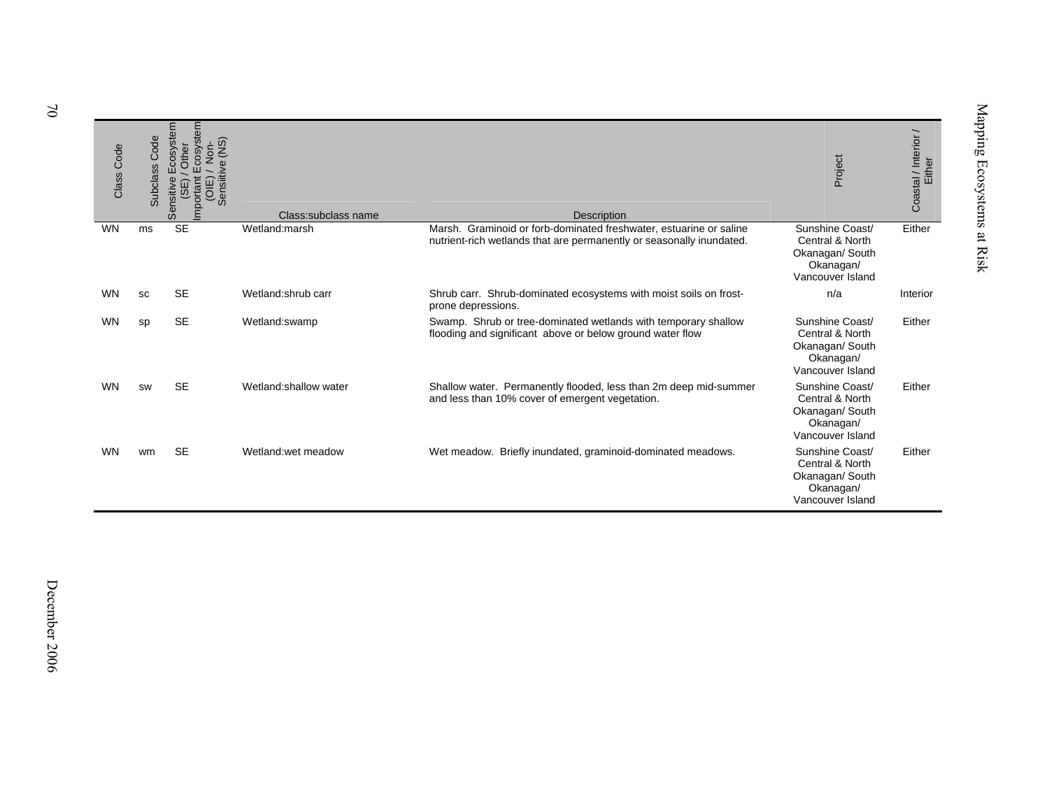| Class Code | Subclass Code | Sensitive Ecosystem (SE) / Other Important Ecosystem (OIE) / Non-Sensiitive (NS) | Class:subclass name | Description | Project | Coastal / Interior / Either |
|---|---|---|---|---|---|---|
| WN | ms | SE | Wetland:marsh | Marsh. Graminoid or forb-dominated freshwater, estuarine or saline nutrient-rich wetlands that are permanently or seasonally inundated. | Sunshine Coast/ Central & North Okanagan/ South Okanagan/ Vancouver Island | Either |
| WN | sc | SE | Wetland:shrub carr | Shrub carr. Shrub-dominated ecosystems with moist soils on frost-prone depressions. | n/a | Interior |
| WN | sp | SE | Wetland:swamp | Swamp. Shrub or tree-dominated wetlands with temporary shallow flooding and significant above or below ground water flow | Sunshine Coast/ Central & North Okanagan/ South Okanagan/ Vancouver Island | Either |
| WN | sw | SE | Wetland:shallow water | Shallow water. Permanently flooded, less than 2m deep mid-summer and less than 10% cover of emergent vegetation. | Sunshine Coast/ Central & North Okanagan/ South Okanagan/ Vancouver Island | Either |
| WN | wm | SE | Wetland:wet meadow | Wet meadow. Briefly inundated, graminoid-dominated meadows. | Sunshine Coast/ Central & North Okanagan/ South Okanagan/ Vancouver Island | Either |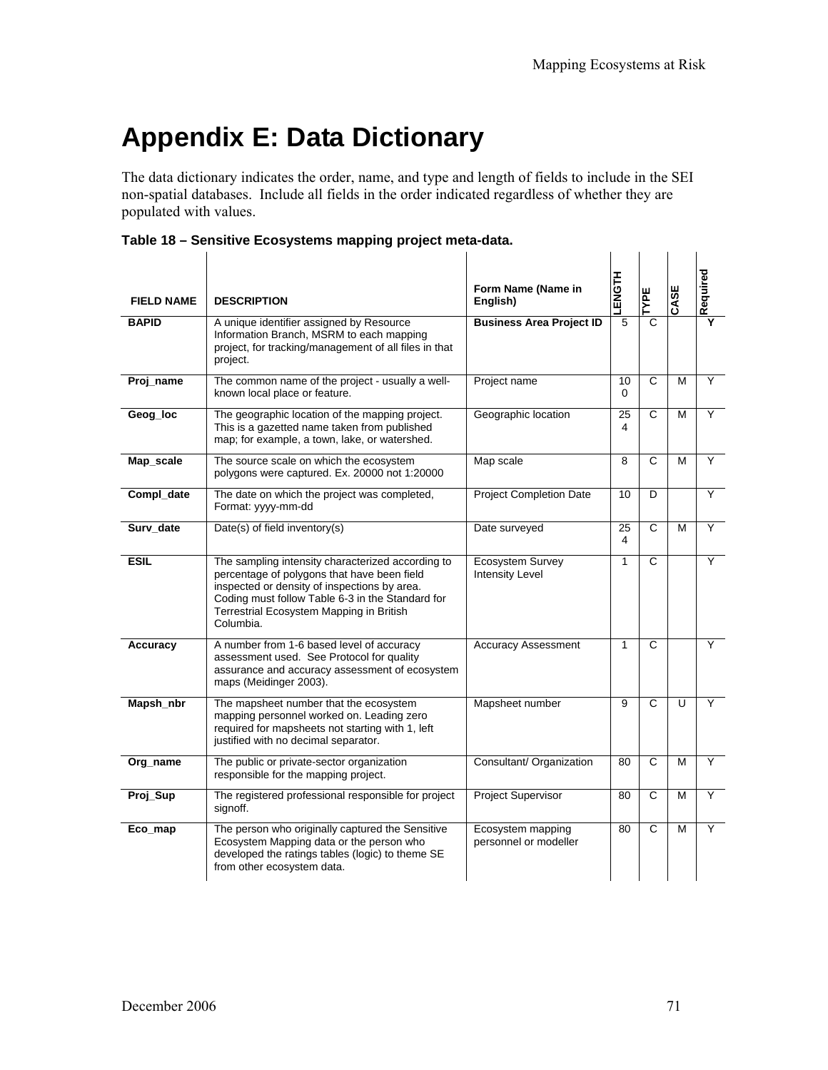# Appendix E: Data Dictionary

The data dictionary indicates the order, name, and type and length of fields to include in the SEI non-spatial databases. Include all fields in the order indicated regardless of whether they are populated with values.

**Table 18 – Sensitive Ecosystems mapping project meta-data.**

| FIELD NAME | DESCRIPTION | Form Name (Name in English) | LENGTH | TYPE | CASE | Required |
|---|---|---|---|---|---|---|
| **BAPID** | A unique identifier assigned by Resource Information Branch, MSRM to each mapping project, for tracking/management of all files in that project. | **Business Area Project ID** | 5 | C | | **Y** |
| **Proj_name** | The common name of the project - usually a well-known local place or feature. | Project name | 100 | C | M | Y |
| **Geog_loc** | The geographic location of the mapping project. This is a gazetted name taken from published map; for example, a town, lake, or watershed. | Geographic location | 254 | C | M | Y |
| **Map_scale** | The source scale on which the ecosystem polygons were captured. Ex. 20000 not 1:20000 | Map scale | 8 | C | M | Y |
| **Compl_date** | The date on which the project was completed, Format: yyyy-mm-dd | Project Completion Date | 10 | D | | Y |
| **Surv_date** | Date(s) of field inventory(s) | Date surveyed | 254 | C | M | Y |
| **ESIL** | The sampling intensity characterized according to percentage of polygons that have been field inspected or density of inspections by area. Coding must follow Table 6-3 in the Standard for Terrestrial Ecosystem Mapping in British Columbia. | Ecosystem Survey Intensity Level | 1 | C | | Y |
| **Accuracy** | A number from 1-6 based level of accuracy assessment used. See Protocol for quality assurance and accuracy assessment of ecosystem maps (Meidinger 2003). | Accuracy Assessment | 1 | C | | Y |
| **Mapsh_nbr** | The mapsheet number that the ecosystem mapping personnel worked on. Leading zero required for mapsheets not starting with 1, left justified with no decimal separator. | Mapsheet number | 9 | C | U | Y |
| **Org_name** | The public or private-sector organization responsible for the mapping project. | Consultant/ Organization | 80 | C | M | Y |
| **Proj_Sup** | The registered professional responsible for project signoff. | Project Supervisor | 80 | C | M | Y |
| **Eco_map** | The person who originally captured the Sensitive Ecosystem Mapping data or the person who developed the ratings tables (logic) to theme SE from other ecosystem data. | Ecosystem mapping personnel or modeller | 80 | C | M | Y |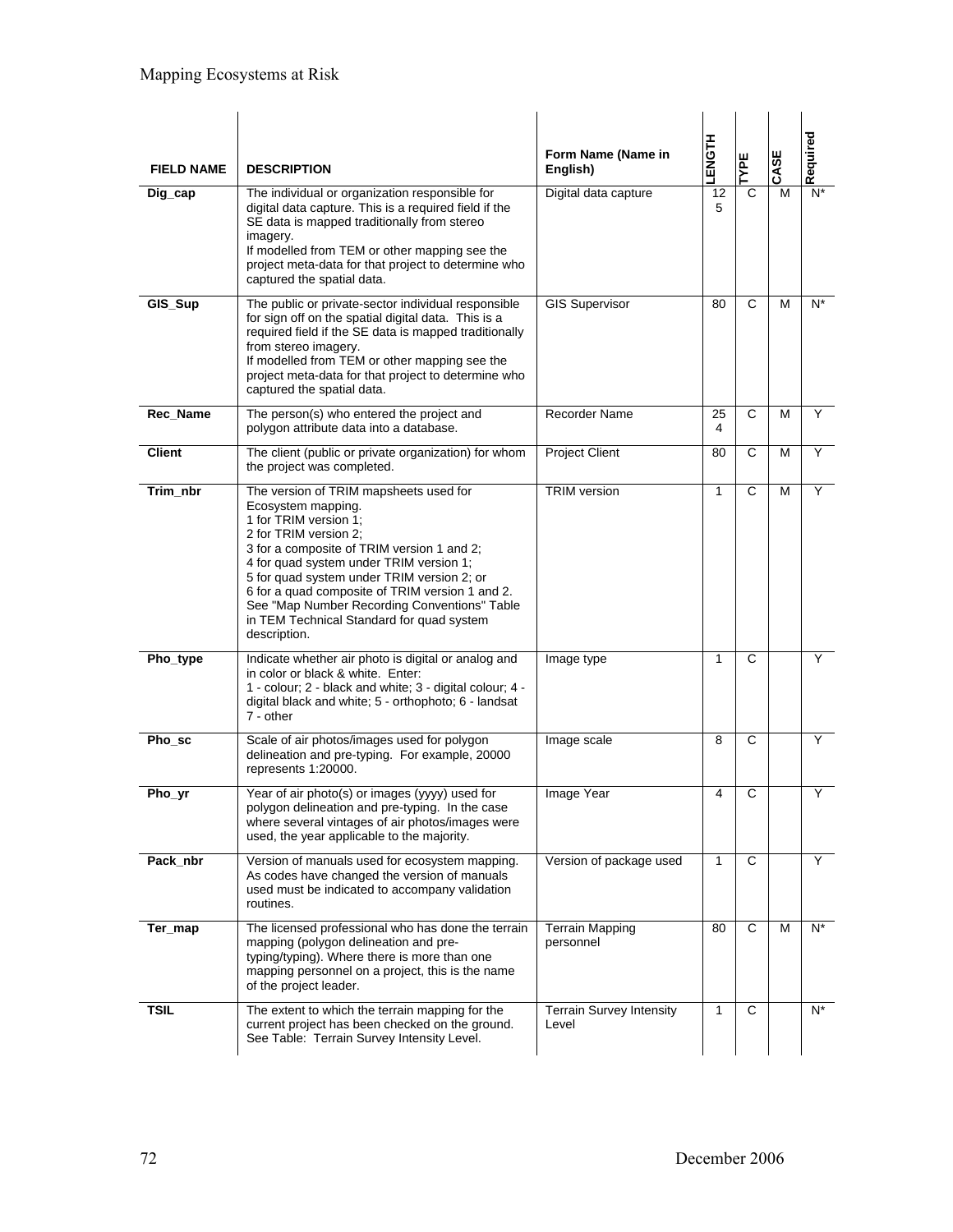| FIELD NAME | DESCRIPTION | Form Name (Name in English) | LENGTH | TYPE | CASE | Required |
|---|---|---|---|---|---|---|
| **Dig_cap** | The individual or organization responsible for digital data capture. This is a required field if the SE data is mapped traditionally from stereo imagery.<br>If modelled from TEM or other mapping see the project meta-data for that project to determine who captured the spatial data. | Digital data capture | 125 | C | M | N* |
| **GIS_Sup** | The public or private-sector individual responsible for sign off on the spatial digital data. This is a required field if the SE data is mapped traditionally from stereo imagery.<br>If modelled from TEM or other mapping see the project meta-data for that project to determine who captured the spatial data. | GIS Supervisor | 80 | C | M | N* |
| **Rec_Name** | The person(s) who entered the project and polygon attribute data into a database. | Recorder Name | 254 | C | M | Y |
| **Client** | The client (public or private organization) for whom the project was completed. | Project Client | 80 | C | M | Y |
| **Trim_nbr** | The version of TRIM mapsheets used for Ecosystem mapping.<br>1 for TRIM version 1;<br>2 for TRIM version 2;<br>3 for a composite of TRIM version 1 and 2;<br>4 for quad system under TRIM version 1;<br>5 for quad system under TRIM version 2; or<br>6 for a quad composite of TRIM version 1 and 2.<br>See "Map Number Recording Conventions" Table in TEM Technical Standard for quad system description. | TRIM version | 1 | C | M | Y |
| **Pho_type** | Indicate whether air photo is digital or analog and in color or black & white. Enter:<br>1 - colour; 2 - black and white; 3 - digital colour; 4 - digital black and white; 5 - orthophoto; 6 - landsat 7 - other | Image type | 1 | C | | Y |
| **Pho_sc** | Scale of air photos/images used for polygon delineation and pre-typing. For example, 20000 represents 1:20000. | Image scale | 8 | C | | Y |
| **Pho_yr** | Year of air photo(s) or images (yyyy) used for polygon delineation and pre-typing. In the case where several vintages of air photos/images were used, the year applicable to the majority. | Image Year | 4 | C | | Y |
| **Pack_nbr** | Version of manuals used for ecosystem mapping. As codes have changed the version of manuals used must be indicated to accompany validation routines. | Version of package used | 1 | C | | Y |
| **Ter_map** | The licensed professional who has done the terrain mapping (polygon delineation and pre-typing/typing). Where there is more than one mapping personnel on a project, this is the name of the project leader. | Terrain Mapping personnel | 80 | C | M | N* |
| **TSIL** | The extent to which the terrain mapping for the current project has been checked on the ground. See Table: Terrain Survey Intensity Level. | Terrain Survey Intensity Level | 1 | C | | N* |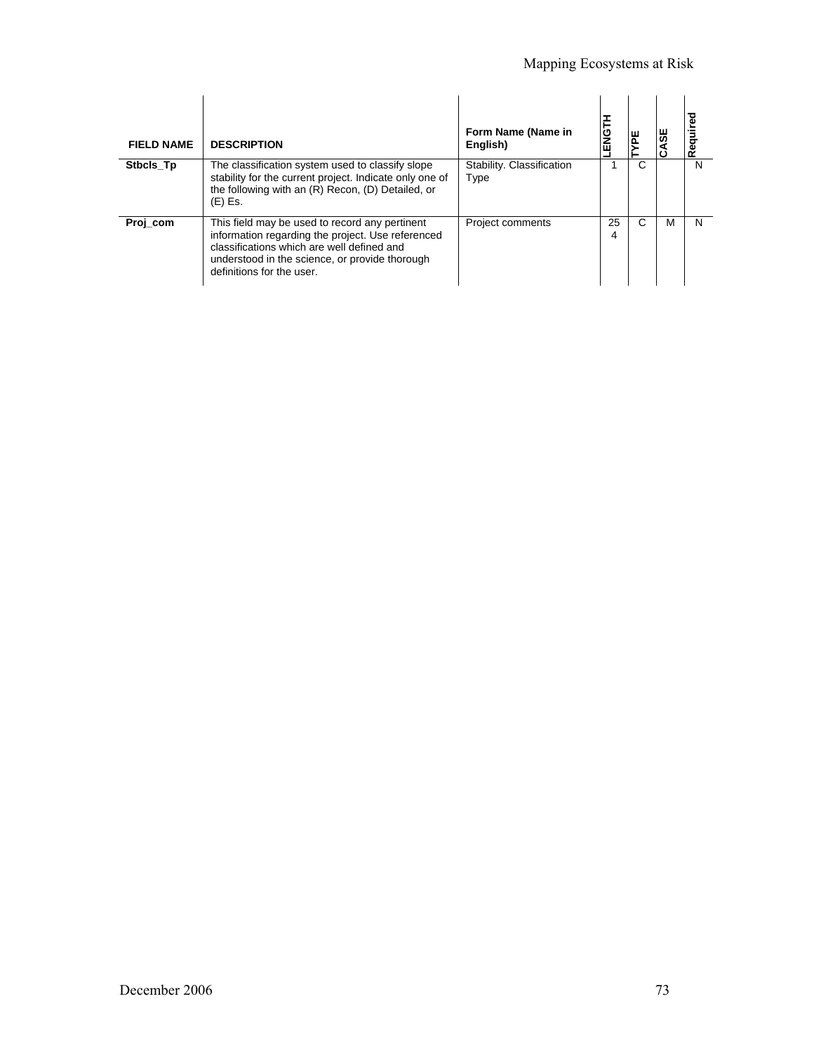| FIELD NAME | DESCRIPTION | Form Name (Name in English) | LENGTH | TYPE | CASE | Required |
|---|---|---|---|---|---|---|
| **Stbcls_Tp** | The classification system used to classify slope stability for the current project. Indicate only one of the following with an (R) Recon, (D) Detailed, or (E) Es. | Stability. Classification Type | 1 | C | | N |
| **Proj_com** | This field may be used to record any pertinent information regarding the project. Use referenced classifications which are well defined and understood in the science, or provide thorough definitions for the user. | Project comments | 254 | C | M | N |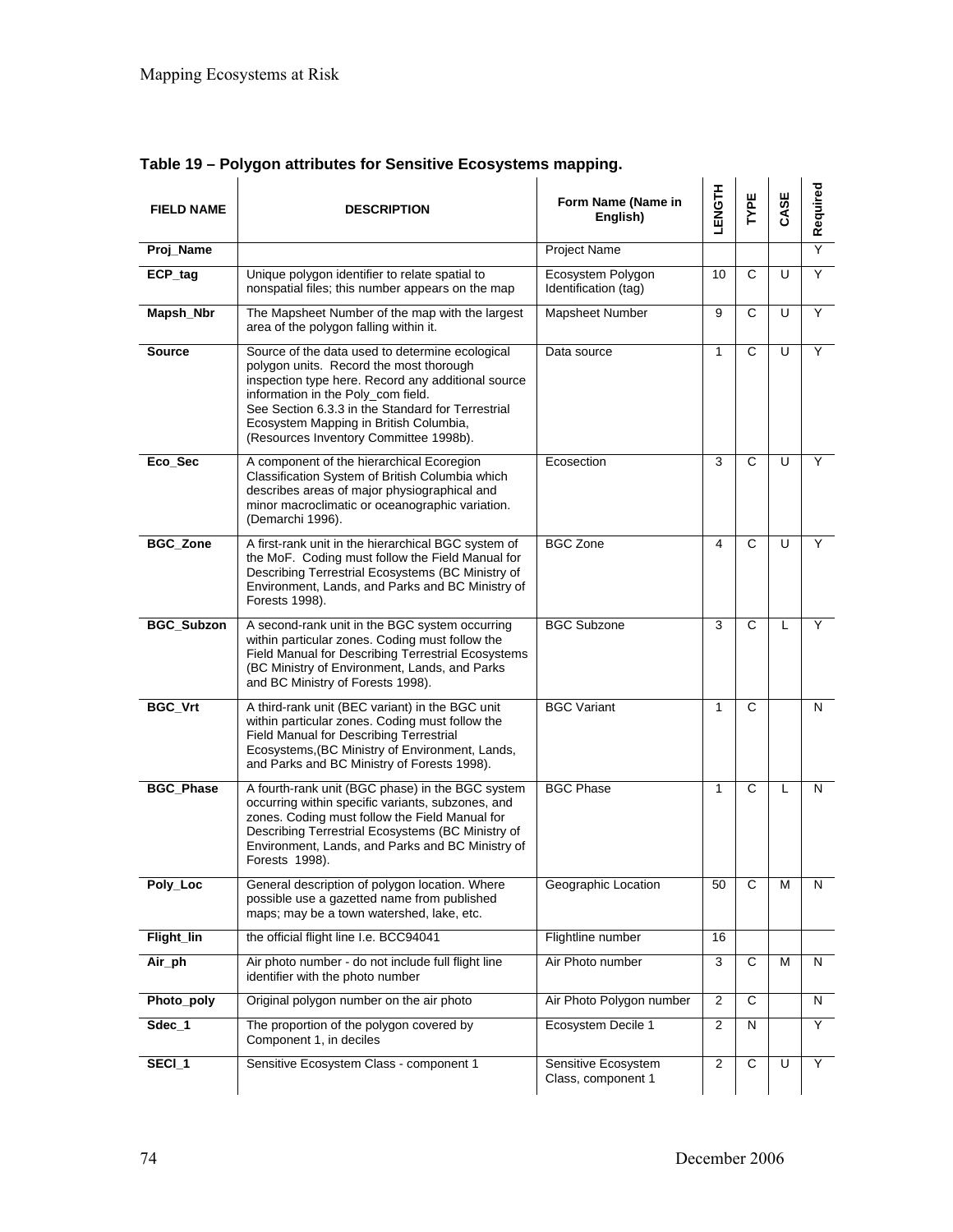**Table 19 – Polygon attributes for Sensitive Ecosystems mapping.**

| FIELD NAME | DESCRIPTION | Form Name (Name in English) | LENGTH | TYPE | CASE | Required |
|---|---|---|---|---|---|---|
| **Proj_Name** | | Project Name | | | | Y |
| **ECP_tag** | Unique polygon identifier to relate spatial to nonspatial files; this number appears on the map | Ecosystem Polygon Identification (tag) | 10 | C | U | Y |
| **Mapsh_Nbr** | The Mapsheet Number of the map with the largest area of the polygon falling within it. | Mapsheet Number | 9 | C | U | Y |
| **Source** | Source of the data used to determine ecological polygon units. Record the most thorough inspection type here. Record any additional source information in the Poly_com field. See Section 6.3.3 in the Standard for Terrestrial Ecosystem Mapping in British Columbia, (Resources Inventory Committee 1998b). | Data source | 1 | C | U | Y |
| **Eco_Sec** | A component of the hierarchical Ecoregion Classification System of British Columbia which describes areas of major physiographical and minor macroclimatic or oceanographic variation. (Demarchi 1996). | Ecosection | 3 | C | U | Y |
| **BGC_Zone** | A first-rank unit in the hierarchical BGC system of the MoF. Coding must follow the Field Manual for Describing Terrestrial Ecosystems (BC Ministry of Environment, Lands, and Parks and BC Ministry of Forests 1998). | BGC Zone | 4 | C | U | Y |
| **BGC_Subzon** | A second-rank unit in the BGC system occurring within particular zones. Coding must follow the Field Manual for Describing Terrestrial Ecosystems (BC Ministry of Environment, Lands, and Parks and BC Ministry of Forests 1998). | BGC Subzone | 3 | C | L | Y |
| **BGC_Vrt** | A third-rank unit (BEC variant) in the BGC unit within particular zones. Coding must follow the Field Manual for Describing Terrestrial Ecosystems,(BC Ministry of Environment, Lands, and Parks and BC Ministry of Forests 1998). | BGC Variant | 1 | C | | N |
| **BGC_Phase** | A fourth-rank unit (BGC phase) in the BGC system occurring within specific variants, subzones, and zones. Coding must follow the Field Manual for Describing Terrestrial Ecosystems (BC Ministry of Environment, Lands, and Parks and BC Ministry of Forests 1998). | BGC Phase | 1 | C | L | N |
| **Poly_Loc** | General description of polygon location. Where possible use a gazetted name from published maps; may be a town watershed, lake, etc. | Geographic Location | 50 | C | M | N |
| **Flight_lin** | the official flight line I.e. BCC94041 | Flightline number | 16 | | | |
| **Air_ph** | Air photo number - do not include full flight line identifier with the photo number | Air Photo number | 3 | C | M | N |
| **Photo_poly** | Original polygon number on the air photo | Air Photo Polygon number | 2 | C | | N |
| **Sdec_1** | The proportion of the polygon covered by Component 1, in deciles | Ecosystem Decile 1 | 2 | N | | Y |
| **SECl_1** | Sensitive Ecosystem Class - component 1 | Sensitive Ecosystem Class, component 1 | 2 | C | U | Y |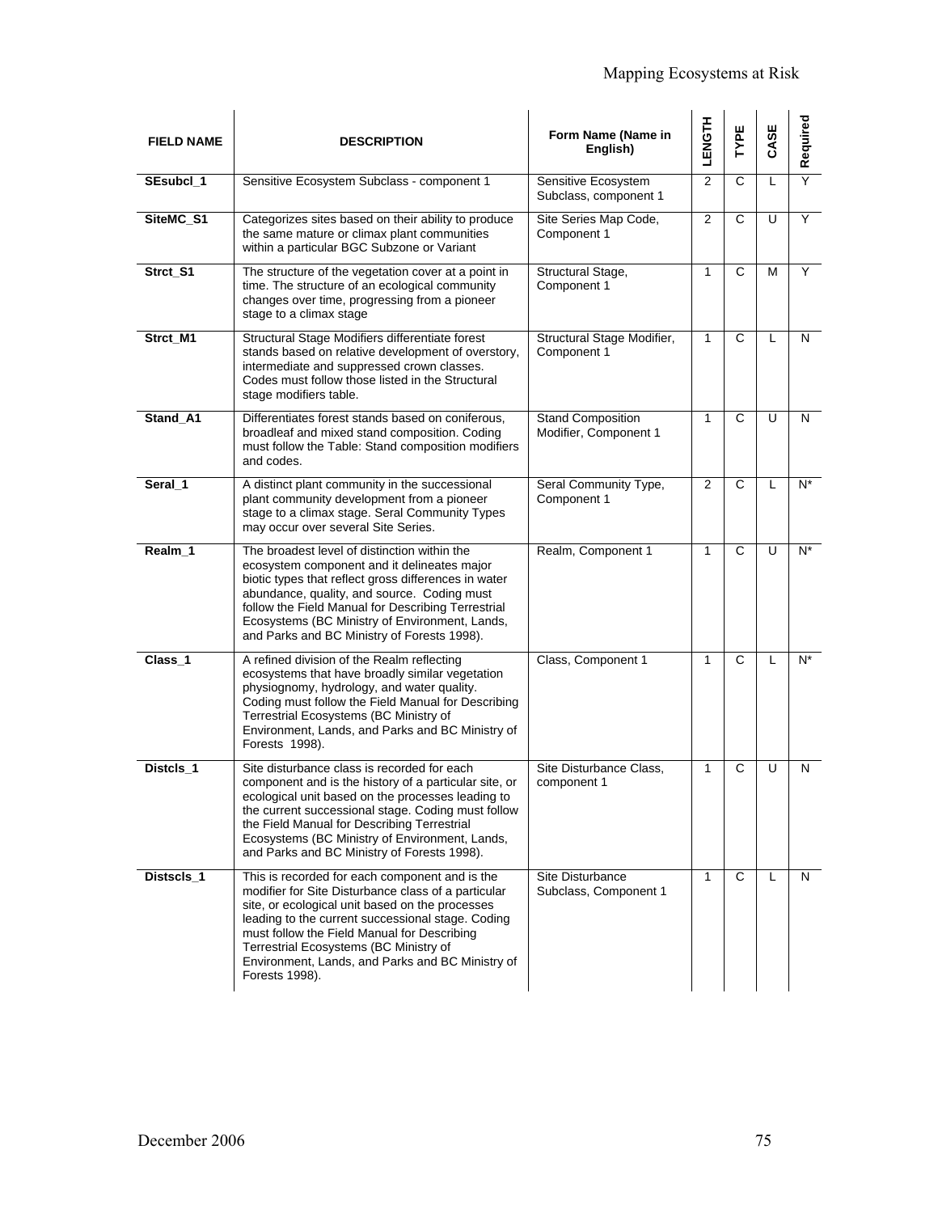| FIELD NAME | DESCRIPTION | Form Name (Name in English) | LENGTH | TYPE | CASE | Required |
|---|---|---|---|---|---|---|
| **SEsubcl_1** | Sensitive Ecosystem Subclass - component 1 | Sensitive Ecosystem Subclass, component 1 | 2 | C | L | Y |
| **SiteMC_S1** | Categorizes sites based on their ability to produce the same mature or climax plant communities within a particular BGC Subzone or Variant | Site Series Map Code, Component 1 | 2 | C | U | Y |
| **Strct_S1** | The structure of the vegetation cover at a point in time. The structure of an ecological community changes over time, progressing from a pioneer stage to a climax stage | Structural Stage, Component 1 | 1 | C | M | Y |
| **Strct_M1** | Structural Stage Modifiers differentiate forest stands based on relative development of overstory, intermediate and suppressed crown classes. Codes must follow those listed in the Structural stage modifiers table. | Structural Stage Modifier, Component 1 | 1 | C | L | N |
| **Stand_A1** | Differentiates forest stands based on coniferous, broadleaf and mixed stand composition. Coding must follow the Table: Stand composition modifiers and codes. | Stand Composition Modifier, Component 1 | 1 | C | U | N |
| **Seral_1** | A distinct plant community in the successional plant community development from a pioneer stage to a climax stage. Seral Community Types may occur over several Site Series. | Seral Community Type, Component 1 | 2 | C | L | N* |
| **Realm_1** | The broadest level of distinction within the ecosystem component and it delineates major biotic types that reflect gross differences in water abundance, quality, and source. Coding must follow the Field Manual for Describing Terrestrial Ecosystems (BC Ministry of Environment, Lands, and Parks and BC Ministry of Forests 1998). | Realm, Component 1 | 1 | C | U | N* |
| **Class_1** | A refined division of the Realm reflecting ecosystems that have broadly similar vegetation physiognomy, hydrology, and water quality. Coding must follow the Field Manual for Describing Terrestrial Ecosystems (BC Ministry of Environment, Lands, and Parks and BC Ministry of Forests 1998). | Class, Component 1 | 1 | C | L | N* |
| **Distcls_1** | Site disturbance class is recorded for each component and is the history of a particular site, or ecological unit based on the processes leading to the current successional stage. Coding must follow the Field Manual for Describing Terrestrial Ecosystems (BC Ministry of Environment, Lands, and Parks and BC Ministry of Forests 1998). | Site Disturbance Class, component 1 | 1 | C | U | N |
| **Distscls_1** | This is recorded for each component and is the modifier for Site Disturbance class of a particular site, or ecological unit based on the processes leading to the current successional stage. Coding must follow the Field Manual for Describing Terrestrial Ecosystems (BC Ministry of Environment, Lands, and Parks and BC Ministry of Forests 1998). | Site Disturbance Subclass, Component 1 | 1 | C | L | N |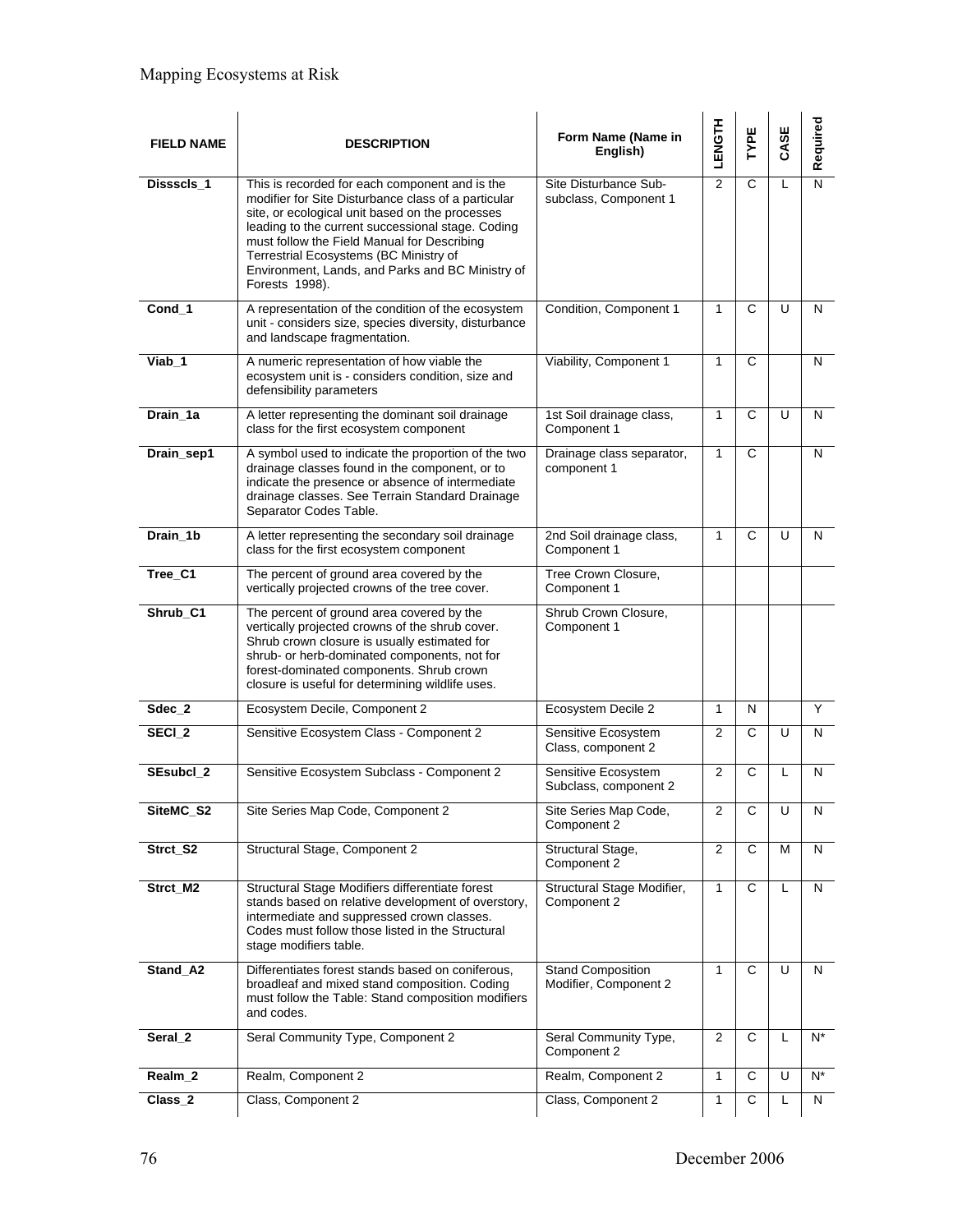| FIELD NAME | DESCRIPTION | Form Name (Name in English) | LENGTH | TYPE | CASE | Required |
|---|---|---|---|---|---|---|
| **Dissscls_1** | This is recorded for each component and is the modifier for Site Disturbance class of a particular site, or ecological unit based on the processes leading to the current successional stage. Coding must follow the Field Manual for Describing Terrestrial Ecosystems (BC Ministry of Environment, Lands, and Parks and BC Ministry of Forests 1998). | Site Disturbance Sub-subclass, Component 1 | 2 | C | L | N |
| **Cond_1** | A representation of the condition of the ecosystem unit - considers size, species diversity, disturbance and landscape fragmentation. | Condition, Component 1 | 1 | C | U | N |
| **Viab_1** | A numeric representation of how viable the ecosystem unit is - considers condition, size and defensibility parameters | Viability, Component 1 | 1 | C | | N |
| **Drain_1a** | A letter representing the dominant soil drainage class for the first ecosystem component | 1st Soil drainage class, Component 1 | 1 | C | U | N |
| **Drain_sep1** | A symbol used to indicate the proportion of the two drainage classes found in the component, or to indicate the presence or absence of intermediate drainage classes. See Terrain Standard Drainage Separator Codes Table. | Drainage class separator, component 1 | 1 | C | | N |
| **Drain_1b** | A letter representing the secondary soil drainage class for the first ecosystem component | 2nd Soil drainage class, Component 1 | 1 | C | U | N |
| **Tree_C1** | The percent of ground area covered by the vertically projected crowns of the tree cover. | Tree Crown Closure, Component 1 | | | | |
| **Shrub_C1** | The percent of ground area covered by the vertically projected crowns of the shrub cover. Shrub crown closure is usually estimated for shrub- or herb-dominated components, not for forest-dominated components. Shrub crown closure is useful for determining wildlife uses. | Shrub Crown Closure, Component 1 | | | | |
| **Sdec_2** | Ecosystem Decile, Component 2 | Ecosystem Decile 2 | 1 | N | | Y |
| **SECl_2** | Sensitive Ecosystem Class - Component 2 | Sensitive Ecosystem Class, component 2 | 2 | C | U | N |
| **SEsubcl_2** | Sensitive Ecosystem Subclass - Component 2 | Sensitive Ecosystem Subclass, component 2 | 2 | C | L | N |
| **SiteMC_S2** | Site Series Map Code, Component 2 | Site Series Map Code, Component 2 | 2 | C | U | N |
| **Strct_S2** | Structural Stage, Component 2 | Structural Stage, Component 2 | 2 | C | M | N |
| **Strct_M2** | Structural Stage Modifiers differentiate forest stands based on relative development of overstory, intermediate and suppressed crown classes. Codes must follow those listed in the Structural stage modifiers table. | Structural Stage Modifier, Component 2 | 1 | C | L | N |
| **Stand_A2** | Differentiates forest stands based on coniferous, broadleaf and mixed stand composition. Coding must follow the Table: Stand composition modifiers and codes. | Stand Composition Modifier, Component 2 | 1 | C | U | N |
| **Seral_2** | Seral Community Type, Component 2 | Seral Community Type, Component 2 | 2 | C | L | N* |
| **Realm_2** | Realm, Component 2 | Realm, Component 2 | 1 | C | U | N* |
| **Class_2** | Class, Component 2 | Class, Component 2 | 1 | C | L | N |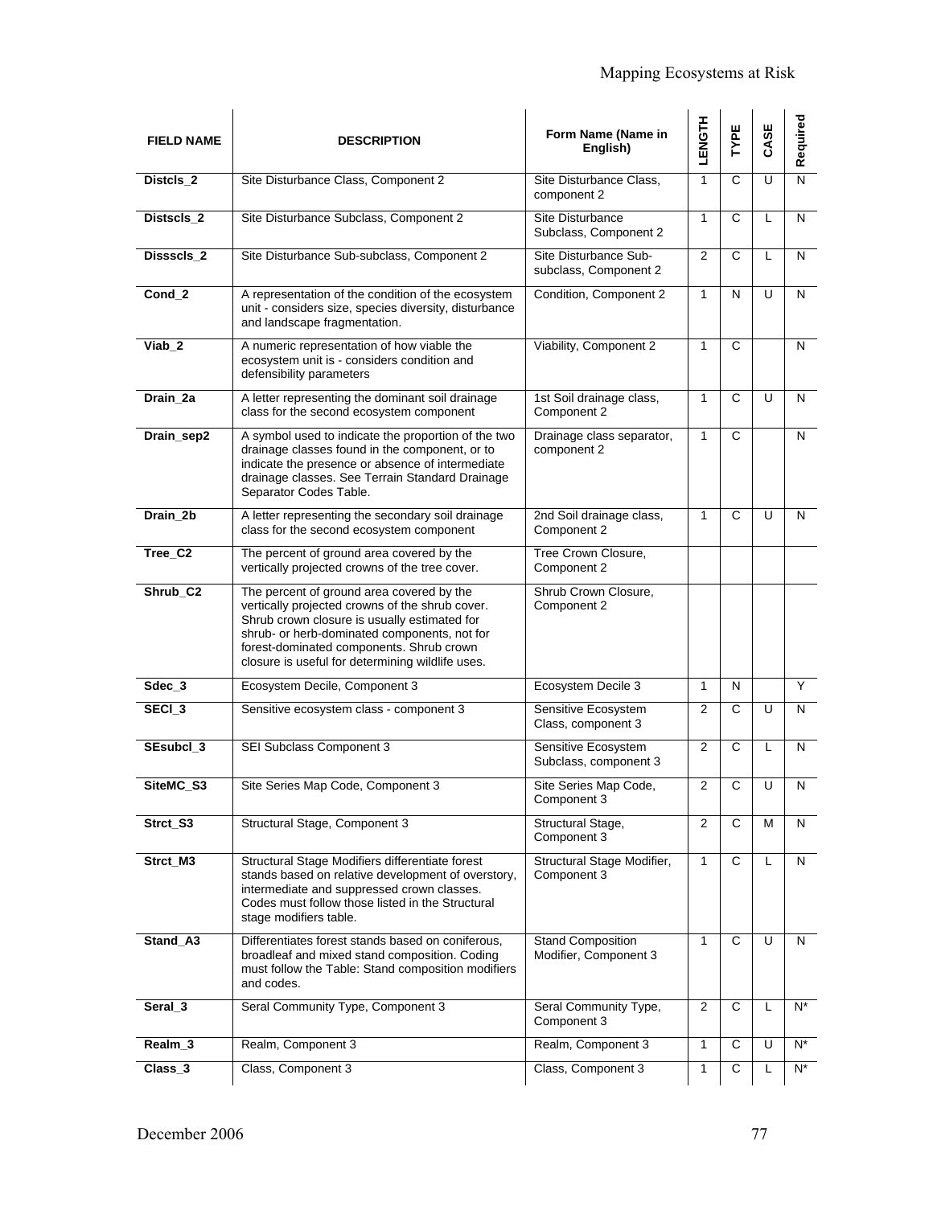| FIELD NAME | DESCRIPTION | Form Name (Name in English) | LENGTH | TYPE | CASE | Required |
|---|---|---|---|---|---|---|
| **Distcls_2** | Site Disturbance Class, Component 2 | Site Disturbance Class, component 2 | 1 | C | U | N |
| **Distscls_2** | Site Disturbance Subclass, Component 2 | Site Disturbance Subclass, Component 2 | 1 | C | L | N |
| **Dissscls_2** | Site Disturbance Sub-subclass, Component 2 | Site Disturbance Sub-subclass, Component 2 | 2 | C | L | N |
| **Cond_2** | A representation of the condition of the ecosystem unit - considers size, species diversity, disturbance and landscape fragmentation. | Condition, Component 2 | 1 | N | U | N |
| **Viab_2** | A numeric representation of how viable the ecosystem unit is - considers condition and defensibility parameters | Viability, Component 2 | 1 | C | | N |
| **Drain_2a** | A letter representing the dominant soil drainage class for the second ecosystem component | 1st Soil drainage class, Component 2 | 1 | C | U | N |
| **Drain_sep2** | A symbol used to indicate the proportion of the two drainage classes found in the component, or to indicate the presence or absence of intermediate drainage classes. See Terrain Standard Drainage Separator Codes Table. | Drainage class separator, component 2 | 1 | C | | N |
| **Drain_2b** | A letter representing the secondary soil drainage class for the second ecosystem component | 2nd Soil drainage class, Component 2 | 1 | C | U | N |
| **Tree_C2** | The percent of ground area covered by the vertically projected crowns of the tree cover. | Tree Crown Closure, Component 2 | | | | |
| **Shrub_C2** | The percent of ground area covered by the vertically projected crowns of the shrub cover. Shrub crown closure is usually estimated for shrub- or herb-dominated components, not for forest-dominated components. Shrub crown closure is useful for determining wildlife uses. | Shrub Crown Closure, Component 2 | | | | |
| **Sdec_3** | Ecosystem Decile, Component 3 | Ecosystem Decile 3 | 1 | N | | Y |
| **SECl_3** | Sensitive ecosystem class - component 3 | Sensitive Ecosystem Class, component 3 | 2 | C | U | N |
| **SEsubcl_3** | SEI Subclass Component 3 | Sensitive Ecosystem Subclass, component 3 | 2 | C | L | N |
| **SiteMC_S3** | Site Series Map Code, Component 3 | Site Series Map Code, Component 3 | 2 | C | U | N |
| **Strct_S3** | Structural Stage, Component 3 | Structural Stage, Component 3 | 2 | C | M | N |
| **Strct_M3** | Structural Stage Modifiers differentiate forest stands based on relative development of overstory, intermediate and suppressed crown classes. Codes must follow those listed in the Structural stage modifiers table. | Structural Stage Modifier, Component 3 | 1 | C | L | N |
| **Stand_A3** | Differentiates forest stands based on coniferous, broadleaf and mixed stand composition. Coding must follow the Table: Stand composition modifiers and codes. | Stand Composition Modifier, Component 3 | 1 | C | U | N |
| **Seral_3** | Seral Community Type, Component 3 | Seral Community Type, Component 3 | 2 | C | L | N* |
| **Realm_3** | Realm, Component 3 | Realm, Component 3 | 1 | C | U | N* |
| **Class_3** | Class, Component 3 | Class, Component 3 | 1 | C | L | N* |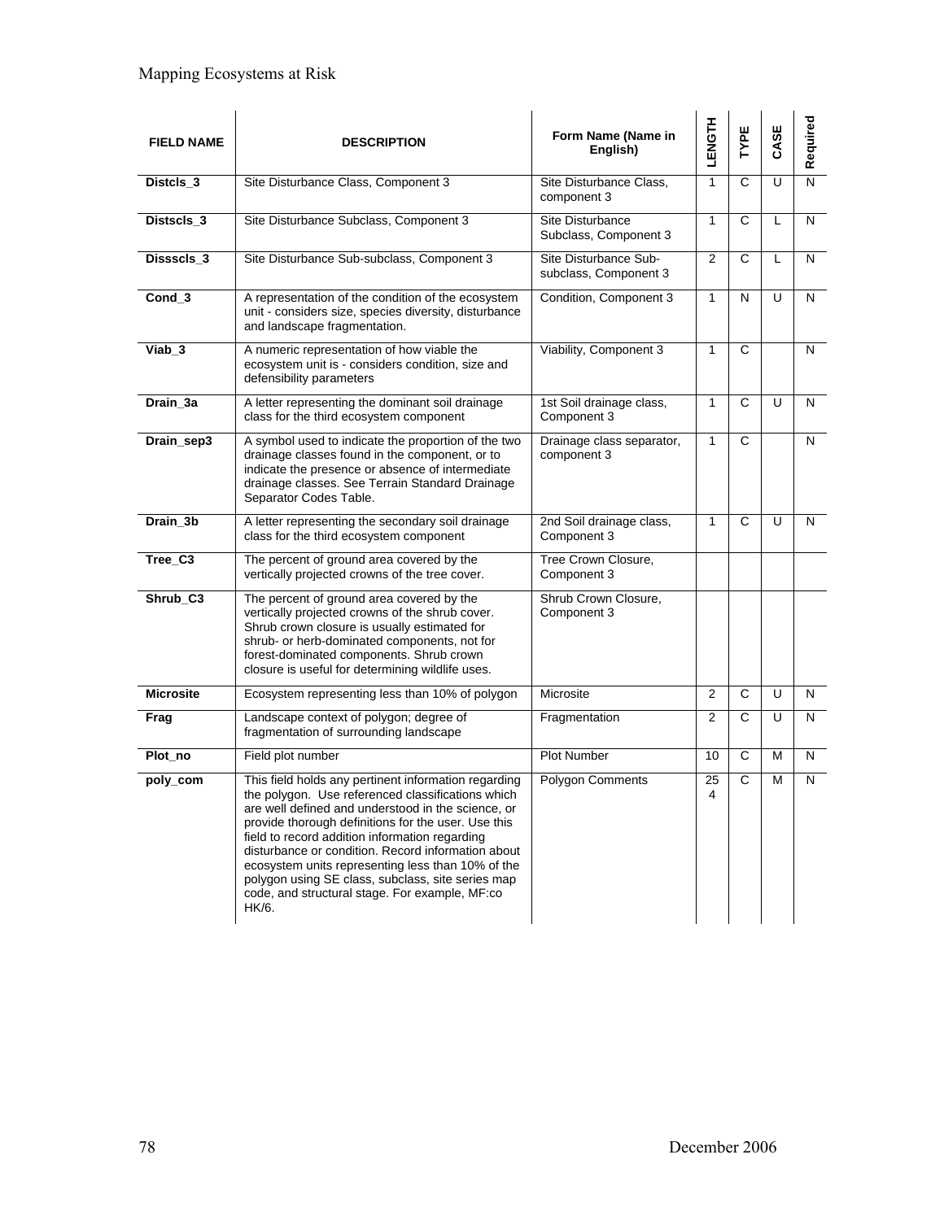| FIELD NAME | DESCRIPTION | Form Name (Name in English) | LENGTH | TYPE | CASE | Required |
|---|---|---|---|---|---|---|
| **Distcls_3** | Site Disturbance Class, Component 3 | Site Disturbance Class, component 3 | 1 | C | U | N |
| **Distscls_3** | Site Disturbance Subclass, Component 3 | Site Disturbance Subclass, Component 3 | 1 | C | L | N |
| **Dissscls_3** | Site Disturbance Sub-subclass, Component 3 | Site Disturbance Sub-subclass, Component 3 | 2 | C | L | N |
| **Cond_3** | A representation of the condition of the ecosystem unit - considers size, species diversity, disturbance and landscape fragmentation. | Condition, Component 3 | 1 | N | U | N |
| **Viab_3** | A numeric representation of how viable the ecosystem unit is - considers condition, size and defensibility parameters | Viability, Component 3 | 1 | C | | N |
| **Drain_3a** | A letter representing the dominant soil drainage class for the third ecosystem component | 1st Soil drainage class, Component 3 | 1 | C | U | N |
| **Drain_sep3** | A symbol used to indicate the proportion of the two drainage classes found in the component, or to indicate the presence or absence of intermediate drainage classes. See Terrain Standard Drainage Separator Codes Table. | Drainage class separator, component 3 | 1 | C | | N |
| **Drain_3b** | A letter representing the secondary soil drainage class for the third ecosystem component | 2nd Soil drainage class, Component 3 | 1 | C | U | N |
| **Tree_C3** | The percent of ground area covered by the vertically projected crowns of the tree cover. | Tree Crown Closure, Component 3 | | | | |
| **Shrub_C3** | The percent of ground area covered by the vertically projected crowns of the shrub cover. Shrub crown closure is usually estimated for shrub- or herb-dominated components, not for forest-dominated components. Shrub crown closure is useful for determining wildlife uses. | Shrub Crown Closure, Component 3 | | | | |
| **Microsite** | Ecosystem representing less than 10% of polygon | Microsite | 2 | C | U | N |
| **Frag** | Landscape context of polygon; degree of fragmentation of surrounding landscape | Fragmentation | 2 | C | U | N |
| **Plot_no** | Field plot number | Plot Number | 10 | C | M | N |
| **poly_com** | This field holds any pertinent information regarding the polygon. Use referenced classifications which are well defined and understood in the science, or provide thorough definitions for the user. Use this field to record addition information regarding disturbance or condition. Record information about ecosystem units representing less than 10% of the polygon using SE class, subclass, site series map code, and structural stage. For example, MF:co HK/6. | Polygon Comments | 254 | C | M | N |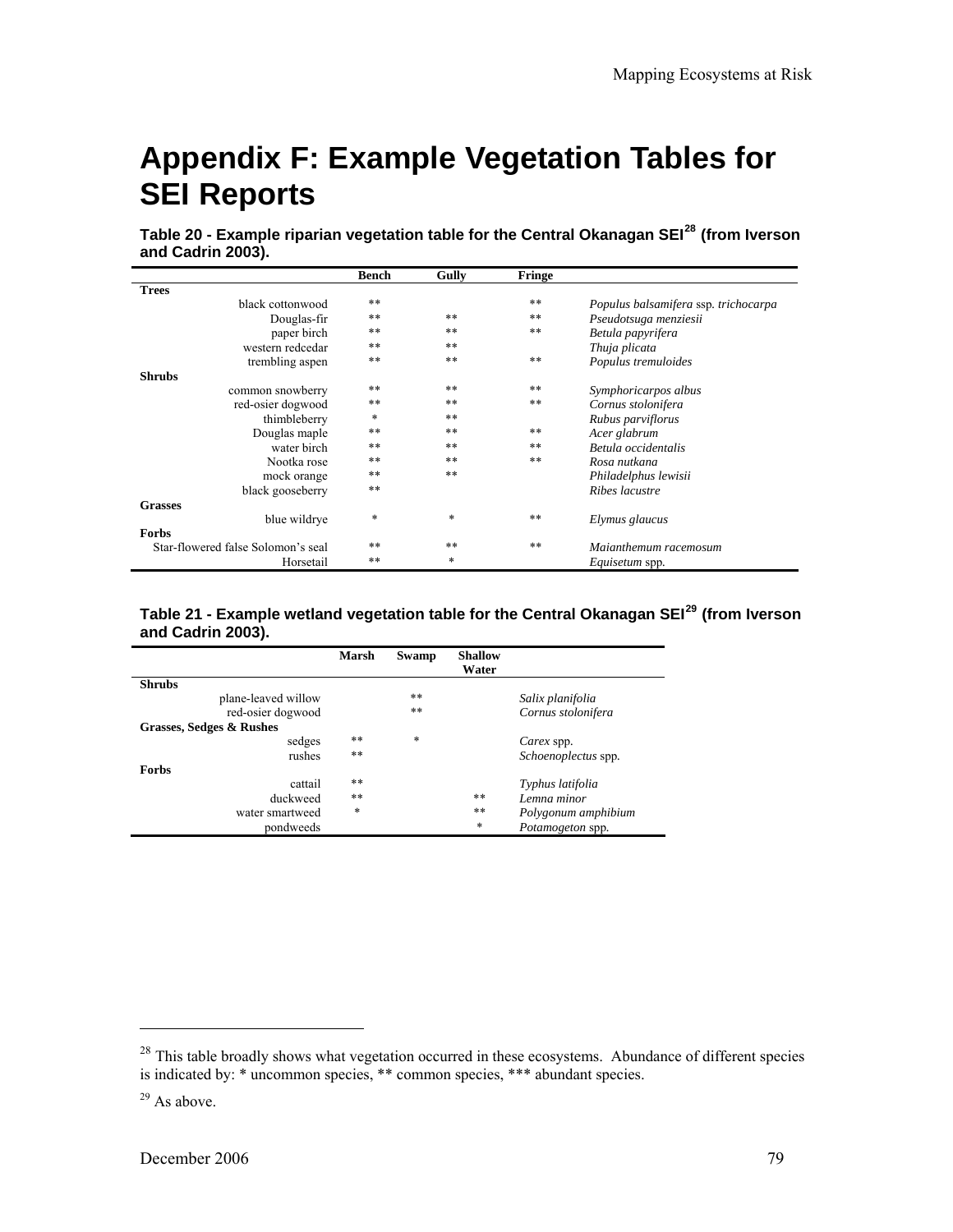# Appendix F: Example Vegetation Tables for SEI Reports

**Table 20 - Example riparian vegetation table for the Central Okanagan SEI[28] (from Iverson and Cadrin 2003).**

| | Bench | Gully | Fringe | |
|---|---|---|---|---|
| **Trees** | | | | |
| black cottonwood | ** | | ** | *Populus balsamifera* ssp. *trichocarpa* |
| Douglas-fir | ** | ** | ** | *Pseudotsuga menziesii* |
| paper birch | ** | ** | ** | *Betula papyrifera* |
| western redcedar | ** | ** | | *Thuja plicata* |
| trembling aspen | ** | ** | ** | *Populus tremuloides* |
| **Shrubs** | | | | |
| common snowberry | ** | ** | ** | *Symphoricarpos albus* |
| red-osier dogwood | ** | ** | ** | *Cornus stolonifera* |
| thimbleberry | * | ** | | *Rubus parviflorus* |
| Douglas maple | ** | ** | ** | *Acer glabrum* |
| water birch | ** | ** | ** | *Betula occidentalis* |
| Nootka rose | ** | ** | ** | *Rosa nutkana* |
| mock orange | ** | ** | | *Philadelphus lewisii* |
| black gooseberry | ** | | | *Ribes lacustre* |
| **Grasses** | | | | |
| blue wildrye | * | * | ** | *Elymus glaucus* |
| **Forbs** | | | | |
| Star-flowered false Solomon's seal | ** | ** | ** | *Maianthemum racemosum* |
| Horsetail | ** | * | | *Equisetum* spp. |

**Table 21 - Example wetland vegetation table for the Central Okanagan SEI[29] (from Iverson and Cadrin 2003).**

| | Marsh | Swamp | Shallow Water | |
|---|---|---|---|---|
| **Shrubs** | | | | |
| plane-leaved willow | | ** | | *Salix planifolia* |
| red-osier dogwood | | ** | | *Cornus stolonifera* |
| **Grasses, Sedges & Rushes** | | | | |
| sedges | ** | * | | *Carex* spp. |
| rushes | ** | | | *Schoenoplectus* spp. |
| **Forbs** | | | | |
| cattail | ** | | | *Typhus latifolia* |
| duckweed | ** | | ** | *Lemna minor* |
| water smartweed | * | | ** | *Polygonum amphibium* |
| pondweeds | | | * | *Potamogeton* spp. |

[28] This table broadly shows what vegetation occurred in these ecosystems. Abundance of different species is indicated by: * uncommon species, ** common species, *** abundant species.

[29] As above.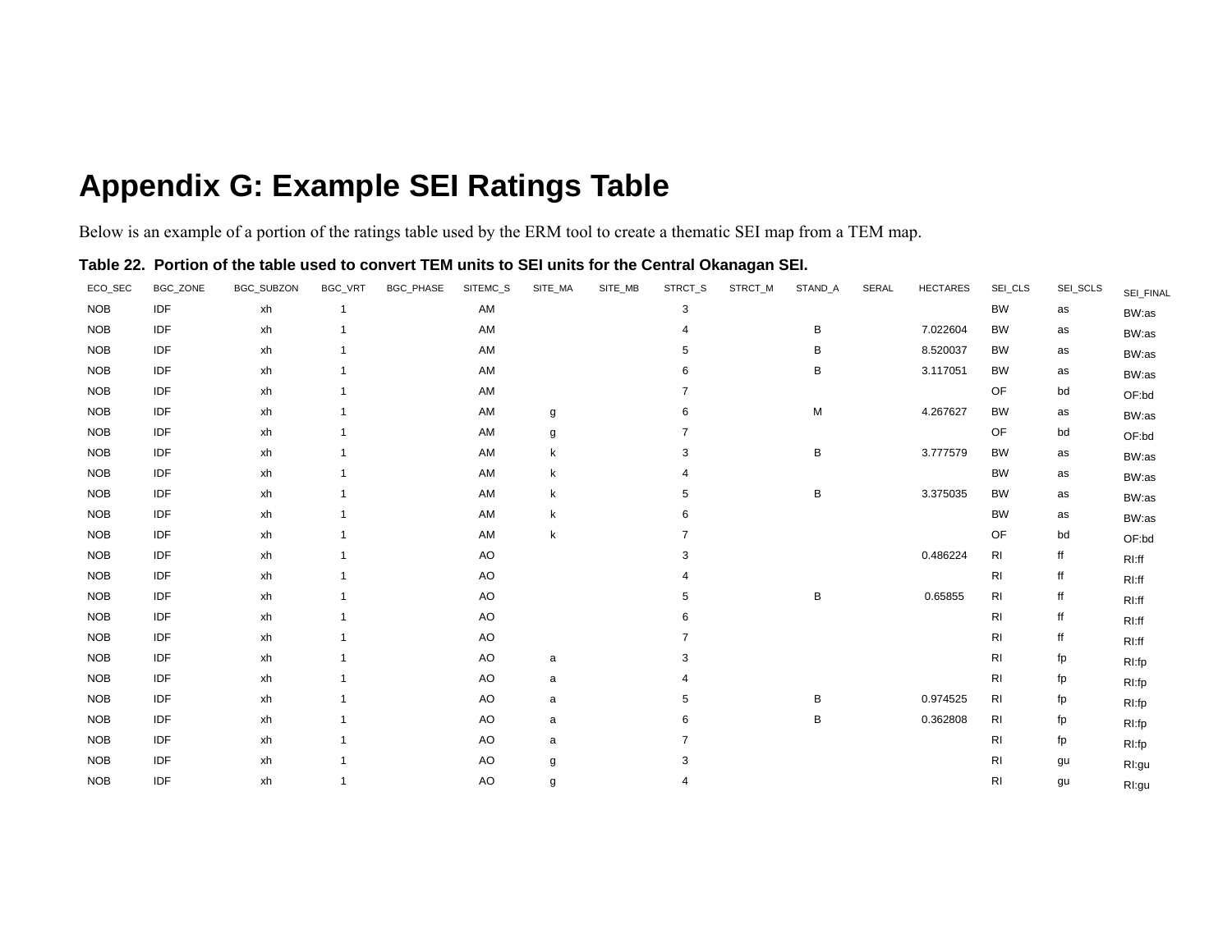# Appendix G: Example SEI Ratings Table

Below is an example of a portion of the ratings table used by the ERM tool to create a thematic SEI map from a TEM map.

**Table 22. Portion of the table used to convert TEM units to SEI units for the Central Okanagan SEI.**

| ECO_SEC | BGC_ZONE | BGC_SUBZON | BGC_VRT | BGC_PHASE | SITEMC_S | SITE_MA | SITE_MB | STRCT_S | STRCT_M | STAND_A | SERAL | HECTARES | SEI_CLS | SEI_SCLS | SEI_FINAL |
|---|---|---|---|---|---|---|---|---|---|---|---|---|---|---|---|
| NOB | IDF | xh | 1 | | AM | | | 3 | | | | | BW | as | BW:as |
| NOB | IDF | xh | 1 | | AM | | | 4 | | B | | 7.022604 | BW | as | BW:as |
| NOB | IDF | xh | 1 | | AM | | | 5 | | B | | 8.520037 | BW | as | BW:as |
| NOB | IDF | xh | 1 | | AM | | | 6 | | B | | 3.117051 | BW | as | BW:as |
| NOB | IDF | xh | 1 | | AM | | | 7 | | | | | OF | bd | OF:bd |
| NOB | IDF | xh | 1 | | AM | g | | 6 | | M | | 4.267627 | BW | as | BW:as |
| NOB | IDF | xh | 1 | | AM | g | | 7 | | | | | OF | bd | OF:bd |
| NOB | IDF | xh | 1 | | AM | k | | 3 | | B | | 3.777579 | BW | as | BW:as |
| NOB | IDF | xh | 1 | | AM | k | | 4 | | | | | BW | as | BW:as |
| NOB | IDF | xh | 1 | | AM | k | | 5 | | B | | 3.375035 | BW | as | BW:as |
| NOB | IDF | xh | 1 | | AM | k | | 6 | | | | | BW | as | BW:as |
| NOB | IDF | xh | 1 | | AM | k | | 7 | | | | | OF | bd | OF:bd |
| NOB | IDF | xh | 1 | | AO | | | 3 | | | | 0.486224 | RI | ff | RI:ff |
| NOB | IDF | xh | 1 | | AO | | | 4 | | | | | RI | ff | RI:ff |
| NOB | IDF | xh | 1 | | AO | | | 5 | | B | | 0.65855 | RI | ff | RI:ff |
| NOB | IDF | xh | 1 | | AO | | | 6 | | | | | RI | ff | RI:ff |
| NOB | IDF | xh | 1 | | AO | | | 7 | | | | | RI | ff | RI:ff |
| NOB | IDF | xh | 1 | | AO | a | | 3 | | | | | RI | fp | RI:fp |
| NOB | IDF | xh | 1 | | AO | a | | 4 | | | | | RI | fp | RI:fp |
| NOB | IDF | xh | 1 | | AO | a | | 5 | | B | | 0.974525 | RI | fp | RI:fp |
| NOB | IDF | xh | 1 | | AO | a | | 6 | | B | | 0.362808 | RI | fp | RI:fp |
| NOB | IDF | xh | 1 | | AO | a | | 7 | | | | | RI | fp | RI:fp |
| NOB | IDF | xh | 1 | | AO | g | | 3 | | | | | RI | gu | RI:gu |
| NOB | IDF | xh | 1 | | AO | g | | 4 | | | | | RI | gu | RI:gu |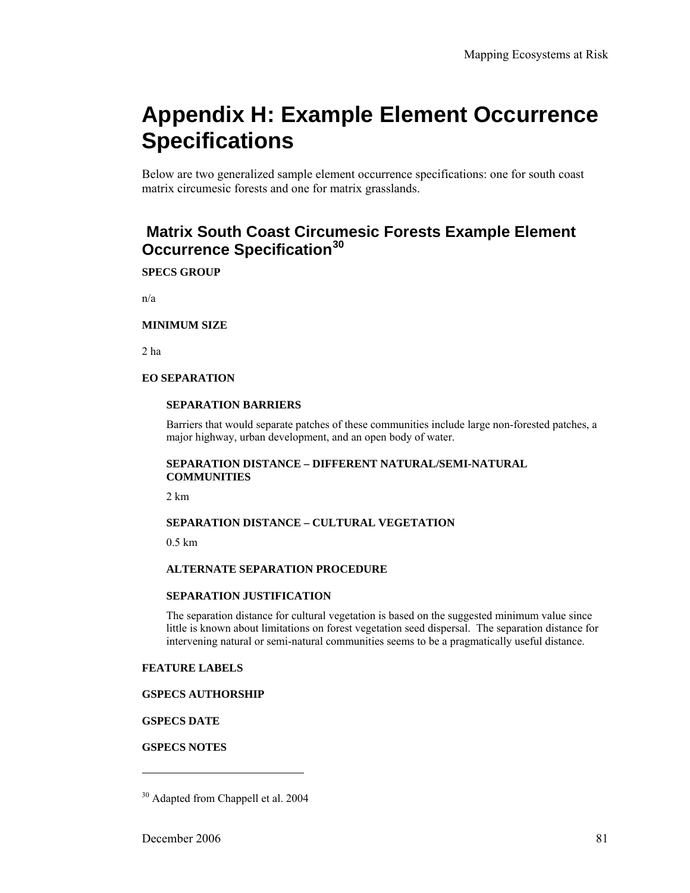# Appendix H: Example Element Occurrence Specifications

Below are two generalized sample element occurrence specifications: one for south coast matrix circumesic forests and one for matrix grasslands.

## Matrix South Coast Circumesic Forests Example Element Occurrence Specification[30]

**SPECS GROUP**

n/a

**MINIMUM SIZE**

2 ha

**EO SEPARATION**

**SEPARATION BARRIERS**

Barriers that would separate patches of these communities include large non-forested patches, a major highway, urban development, and an open body of water.

**SEPARATION DISTANCE – DIFFERENT NATURAL/SEMI-NATURAL COMMUNITIES**

2 km

**SEPARATION DISTANCE – CULTURAL VEGETATION**

0.5 km

**ALTERNATE SEPARATION PROCEDURE**

**SEPARATION JUSTIFICATION**

The separation distance for cultural vegetation is based on the suggested minimum value since little is known about limitations on forest vegetation seed dispersal. The separation distance for intervening natural or semi-natural communities seems to be a pragmatically useful distance.

**FEATURE LABELS**

**GSPECS AUTHORSHIP**

**GSPECS DATE**

**GSPECS NOTES**

---

[30] Adapted from Chappell et al. 2004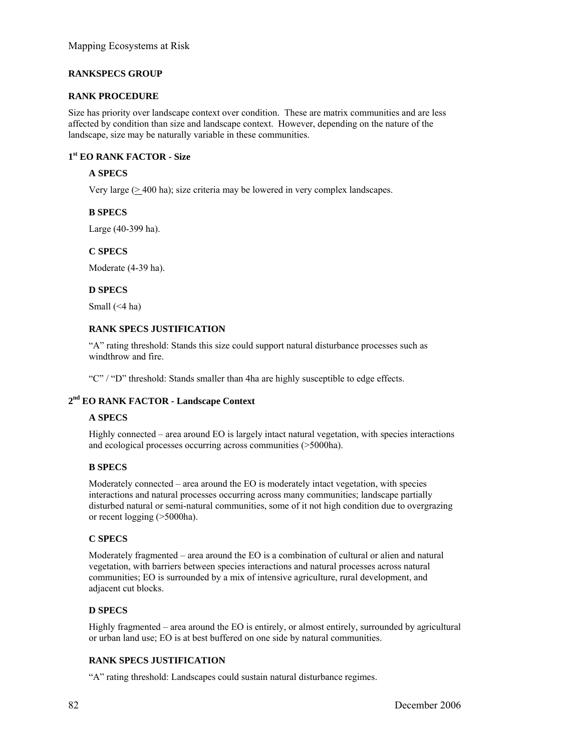### RANKSPECS GROUP

### RANK PROCEDURE

Size has priority over landscape context over condition. These are matrix communities and are less affected by condition than size and landscape context. However, depending on the nature of the landscape, size may be naturally variable in these communities.

### 1st EO RANK FACTOR - Size

**A SPECS**

Very large (≥ 400 ha); size criteria may be lowered in very complex landscapes.

**B SPECS**

Large (40-399 ha).

**C SPECS**

Moderate (4-39 ha).

**D SPECS**

Small (<4 ha)

**RANK SPECS JUSTIFICATION**

"A" rating threshold: Stands this size could support natural disturbance processes such as windthrow and fire.

"C" / "D" threshold: Stands smaller than 4ha are highly susceptible to edge effects.

### 2nd EO RANK FACTOR - Landscape Context

**A SPECS**

Highly connected – area around EO is largely intact natural vegetation, with species interactions and ecological processes occurring across communities (>5000ha).

**B SPECS**

Moderately connected – area around the EO is moderately intact vegetation, with species interactions and natural processes occurring across many communities; landscape partially disturbed natural or semi-natural communities, some of it not high condition due to overgrazing or recent logging (>5000ha).

**C SPECS**

Moderately fragmented – area around the EO is a combination of cultural or alien and natural vegetation, with barriers between species interactions and natural processes across natural communities; EO is surrounded by a mix of intensive agriculture, rural development, and adjacent cut blocks.

**D SPECS**

Highly fragmented – area around the EO is entirely, or almost entirely, surrounded by agricultural or urban land use; EO is at best buffered on one side by natural communities.

**RANK SPECS JUSTIFICATION**

"A" rating threshold: Landscapes could sustain natural disturbance regimes.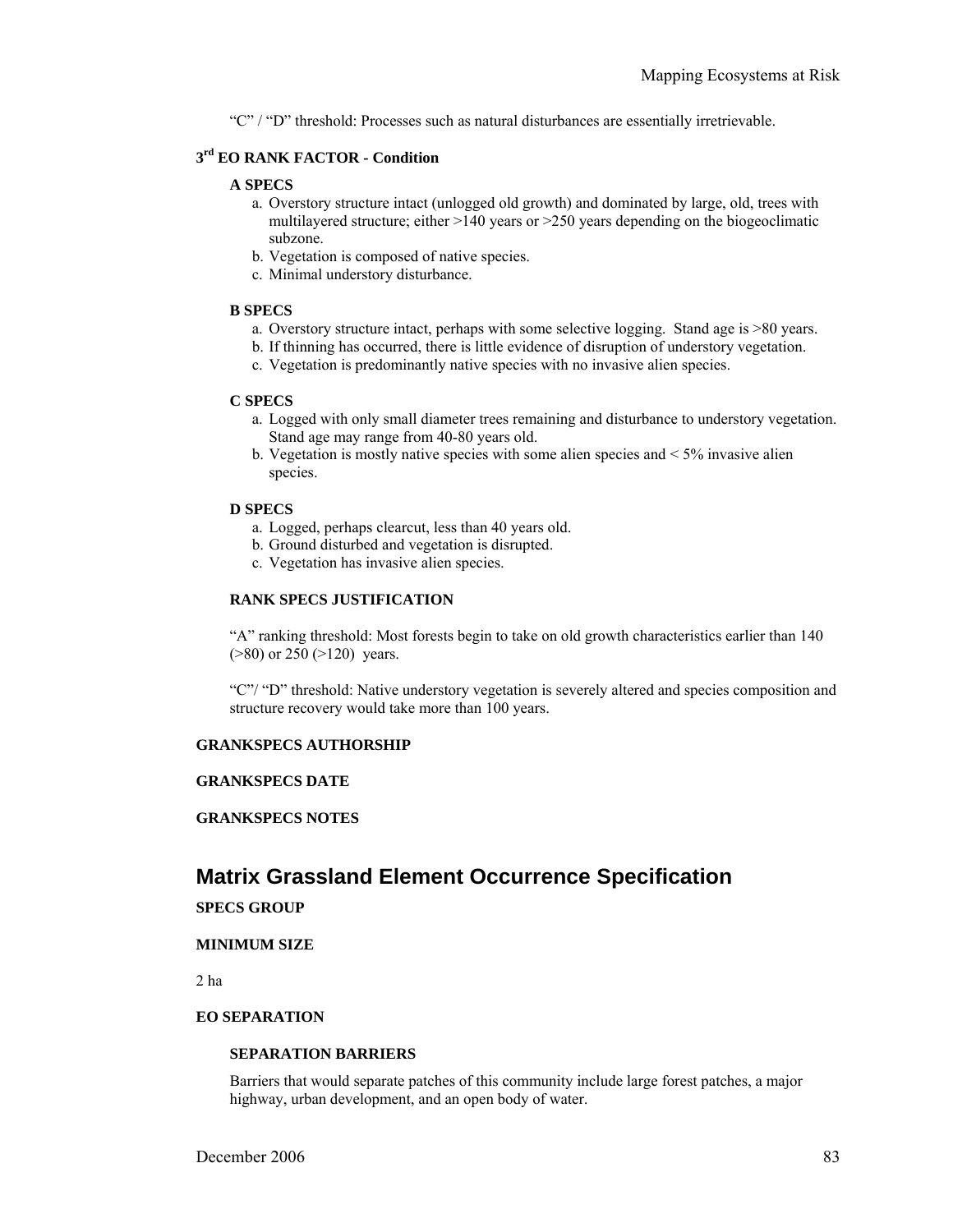"C" / "D" threshold: Processes such as natural disturbances are essentially irretrievable.

### 3rd EO RANK FACTOR - Condition

**A SPECS**

a. Overstory structure intact (unlogged old growth) and dominated by large, old, trees with multilayered structure; either >140 years or >250 years depending on the biogeoclimatic subzone.
b. Vegetation is composed of native species.
c. Minimal understory disturbance.

**B SPECS**

a. Overstory structure intact, perhaps with some selective logging. Stand age is >80 years.
b. If thinning has occurred, there is little evidence of disruption of understory vegetation.
c. Vegetation is predominantly native species with no invasive alien species.

**C SPECS**

a. Logged with only small diameter trees remaining and disturbance to understory vegetation. Stand age may range from 40-80 years old.
b. Vegetation is mostly native species with some alien species and < 5% invasive alien species.

**D SPECS**

a. Logged, perhaps clearcut, less than 40 years old.
b. Ground disturbed and vegetation is disrupted.
c. Vegetation has invasive alien species.

**RANK SPECS JUSTIFICATION**

"A" ranking threshold: Most forests begin to take on old growth characteristics earlier than 140 (>80) or 250 (>120) years.

"C"/ "D" threshold: Native understory vegetation is severely altered and species composition and structure recovery would take more than 100 years.

**GRANKSPECS AUTHORSHIP**

**GRANKSPECS DATE**

**GRANKSPECS NOTES**

## Matrix Grassland Element Occurrence Specification

**SPECS GROUP**

**MINIMUM SIZE**

2 ha

**EO SEPARATION**

**SEPARATION BARRIERS**

Barriers that would separate patches of this community include large forest patches, a major highway, urban development, and an open body of water.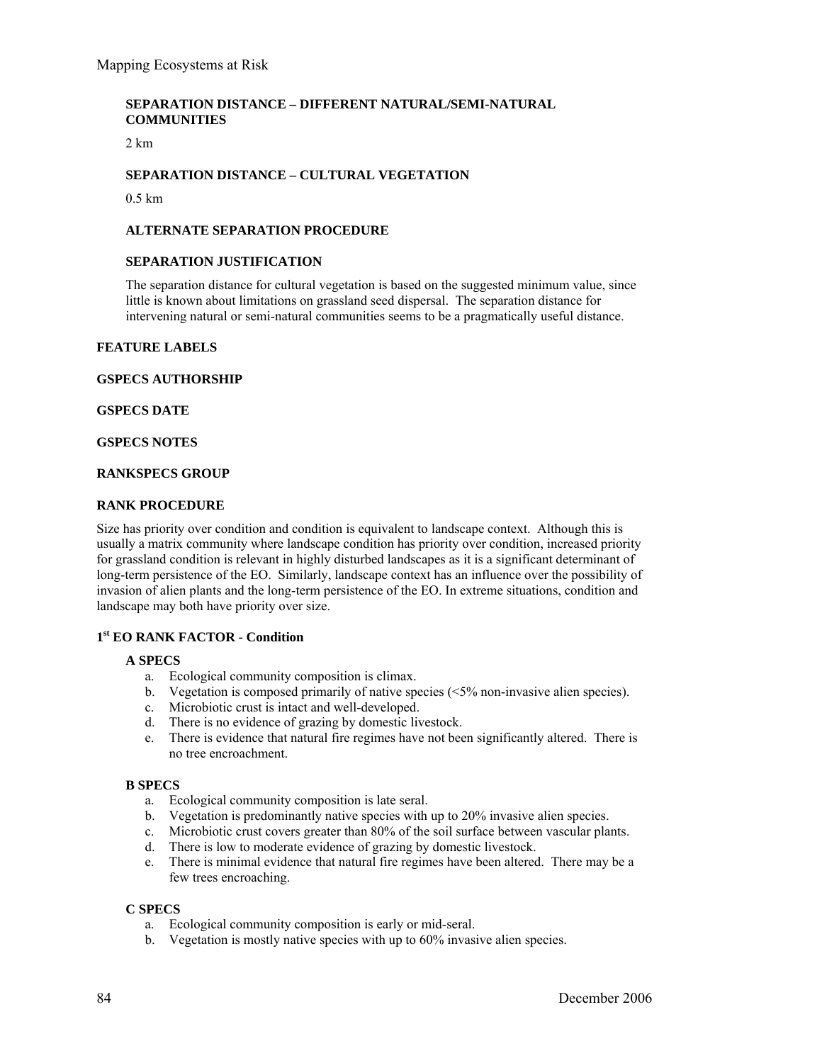### SEPARATION DISTANCE – DIFFERENT NATURAL/SEMI-NATURAL COMMUNITIES

2 km

### SEPARATION DISTANCE – CULTURAL VEGETATION

0.5 km

### ALTERNATE SEPARATION PROCEDURE

### SEPARATION JUSTIFICATION

The separation distance for cultural vegetation is based on the suggested minimum value, since little is known about limitations on grassland seed dispersal. The separation distance for intervening natural or semi-natural communities seems to be a pragmatically useful distance.

## FEATURE LABELS

## GSPECS AUTHORSHIP

## GSPECS DATE

## GSPECS NOTES

## RANKSPECS GROUP

## RANK PROCEDURE

Size has priority over condition and condition is equivalent to landscape context. Although this is usually a matrix community where landscape condition has priority over condition, increased priority for grassland condition is relevant in highly disturbed landscapes as it is a significant determinant of long-term persistence of the EO. Similarly, landscape context has an influence over the possibility of invasion of alien plants and the long-term persistence of the EO. In extreme situations, condition and landscape may both have priority over size.

## 1st EO RANK FACTOR - Condition

### A SPECS

a. Ecological community composition is climax.
b. Vegetation is composed primarily of native species (<5% non-invasive alien species).
c. Microbiotic crust is intact and well-developed.
d. There is no evidence of grazing by domestic livestock.
e. There is evidence that natural fire regimes have not been significantly altered. There is no tree encroachment.

### B SPECS

a. Ecological community composition is late seral.
b. Vegetation is predominantly native species with up to 20% invasive alien species.
c. Microbiotic crust covers greater than 80% of the soil surface between vascular plants.
d. There is low to moderate evidence of grazing by domestic livestock.
e. There is minimal evidence that natural fire regimes have been altered. There may be a few trees encroaching.

### C SPECS

a. Ecological community composition is early or mid-seral.
b. Vegetation is mostly native species with up to 60% invasive alien species.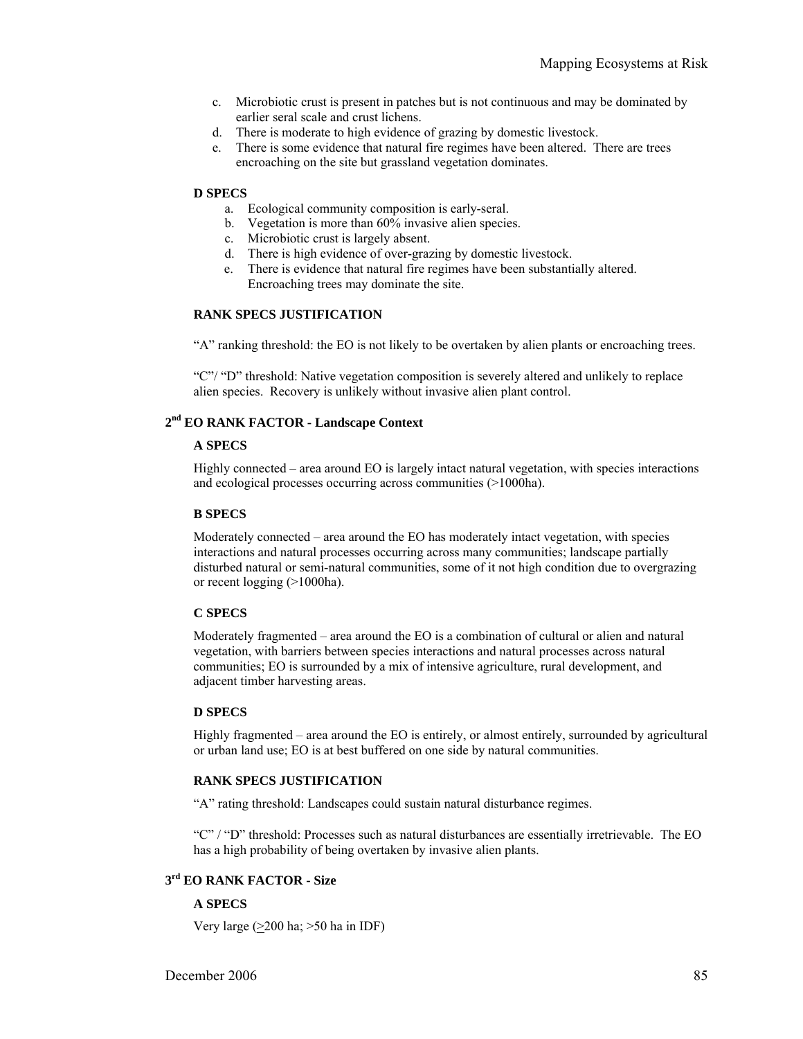c. Microbiotic crust is present in patches but is not continuous and may be dominated by earlier seral scale and crust lichens.
d. There is moderate to high evidence of grazing by domestic livestock.
e. There is some evidence that natural fire regimes have been altered. There are trees encroaching on the site but grassland vegetation dominates.

**D SPECS**

a. Ecological community composition is early-seral.
b. Vegetation is more than 60% invasive alien species.
c. Microbiotic crust is largely absent.
d. There is high evidence of over-grazing by domestic livestock.
e. There is evidence that natural fire regimes have been substantially altered. Encroaching trees may dominate the site.

**RANK SPECS JUSTIFICATION**

"A" ranking threshold: the EO is not likely to be overtaken by alien plants or encroaching trees.

"C"/ "D" threshold: Native vegetation composition is severely altered and unlikely to replace alien species. Recovery is unlikely without invasive alien plant control.

### 2nd EO RANK FACTOR - Landscape Context

**A SPECS**

Highly connected – area around EO is largely intact natural vegetation, with species interactions and ecological processes occurring across communities (>1000ha).

**B SPECS**

Moderately connected – area around the EO has moderately intact vegetation, with species interactions and natural processes occurring across many communities; landscape partially disturbed natural or semi-natural communities, some of it not high condition due to overgrazing or recent logging (>1000ha).

**C SPECS**

Moderately fragmented – area around the EO is a combination of cultural or alien and natural vegetation, with barriers between species interactions and natural processes across natural communities; EO is surrounded by a mix of intensive agriculture, rural development, and adjacent timber harvesting areas.

**D SPECS**

Highly fragmented – area around the EO is entirely, or almost entirely, surrounded by agricultural or urban land use; EO is at best buffered on one side by natural communities.

**RANK SPECS JUSTIFICATION**

"A" rating threshold: Landscapes could sustain natural disturbance regimes.

"C" / "D" threshold: Processes such as natural disturbances are essentially irretrievable. The EO has a high probability of being overtaken by invasive alien plants.

### 3rd EO RANK FACTOR - Size

**A SPECS**

Very large (≥200 ha; >50 ha in IDF)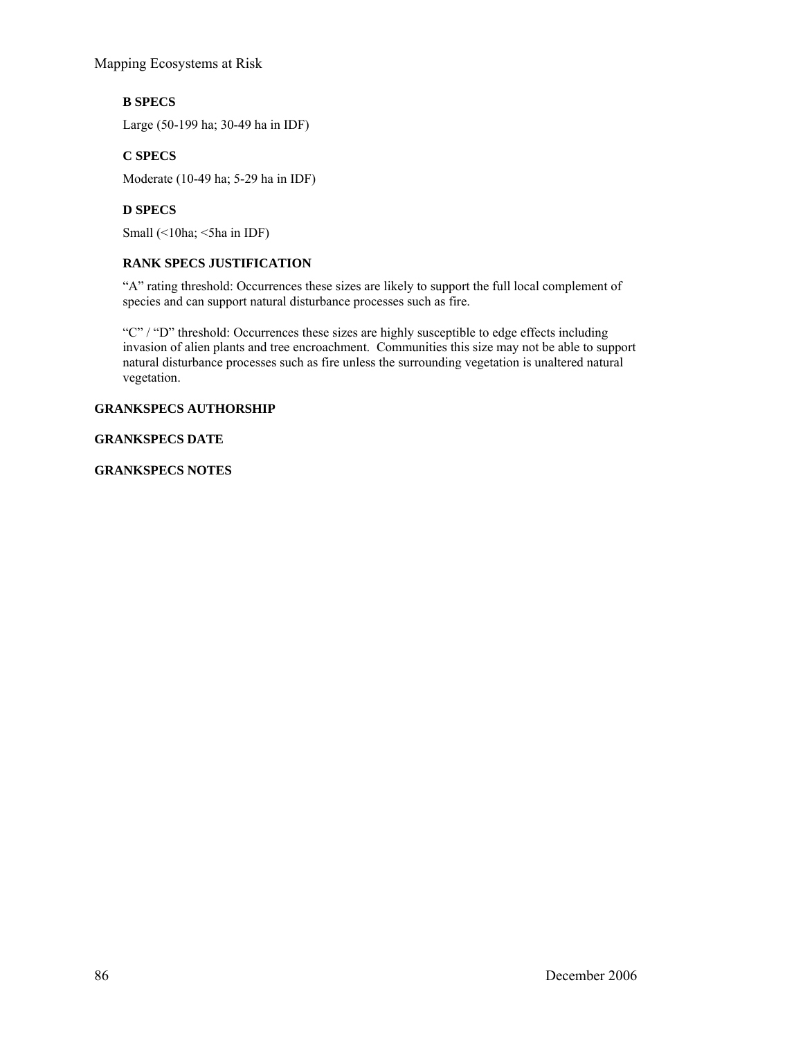**B SPECS**

Large (50-199 ha; 30-49 ha in IDF)

**C SPECS**

Moderate (10-49 ha; 5-29 ha in IDF)

**D SPECS**

Small (<10ha; <5ha in IDF)

**RANK SPECS JUSTIFICATION**

"A" rating threshold: Occurrences these sizes are likely to support the full local complement of species and can support natural disturbance processes such as fire.

"C" / "D" threshold: Occurrences these sizes are highly susceptible to edge effects including invasion of alien plants and tree encroachment. Communities this size may not be able to support natural disturbance processes such as fire unless the surrounding vegetation is unaltered natural vegetation.

**GRANKSPECS AUTHORSHIP**

**GRANKSPECS DATE**

**GRANKSPECS NOTES**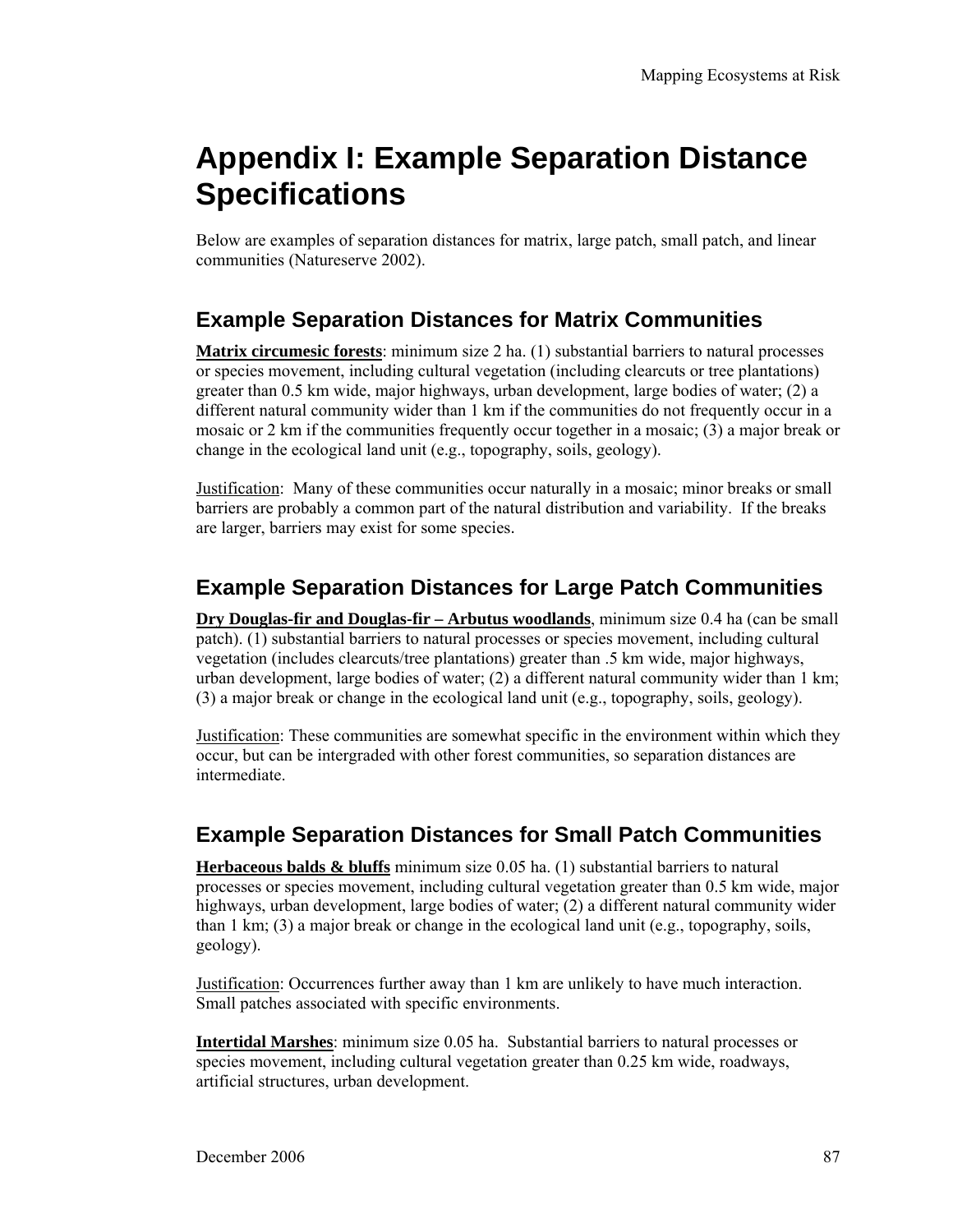# Appendix I: Example Separation Distance Specifications

Below are examples of separation distances for matrix, large patch, small patch, and linear communities (Natureserve 2002).

## Example Separation Distances for Matrix Communities

**Matrix circumesic forests**: minimum size 2 ha. (1) substantial barriers to natural processes or species movement, including cultural vegetation (including clearcuts or tree plantations) greater than 0.5 km wide, major highways, urban development, large bodies of water; (2) a different natural community wider than 1 km if the communities do not frequently occur in a mosaic or 2 km if the communities frequently occur together in a mosaic; (3) a major break or change in the ecological land unit (e.g., topography, soils, geology).

Justification: Many of these communities occur naturally in a mosaic; minor breaks or small barriers are probably a common part of the natural distribution and variability. If the breaks are larger, barriers may exist for some species.

## Example Separation Distances for Large Patch Communities

**Dry Douglas-fir and Douglas-fir – Arbutus woodlands**, minimum size 0.4 ha (can be small patch). (1) substantial barriers to natural processes or species movement, including cultural vegetation (includes clearcuts/tree plantations) greater than .5 km wide, major highways, urban development, large bodies of water; (2) a different natural community wider than 1 km; (3) a major break or change in the ecological land unit (e.g., topography, soils, geology).

Justification: These communities are somewhat specific in the environment within which they occur, but can be intergraded with other forest communities, so separation distances are intermediate.

## Example Separation Distances for Small Patch Communities

**Herbaceous balds & bluffs** minimum size 0.05 ha. (1) substantial barriers to natural processes or species movement, including cultural vegetation greater than 0.5 km wide, major highways, urban development, large bodies of water; (2) a different natural community wider than 1 km; (3) a major break or change in the ecological land unit (e.g., topography, soils, geology).

Justification: Occurrences further away than 1 km are unlikely to have much interaction. Small patches associated with specific environments.

**Intertidal Marshes**: minimum size 0.05 ha. Substantial barriers to natural processes or species movement, including cultural vegetation greater than 0.25 km wide, roadways, artificial structures, urban development.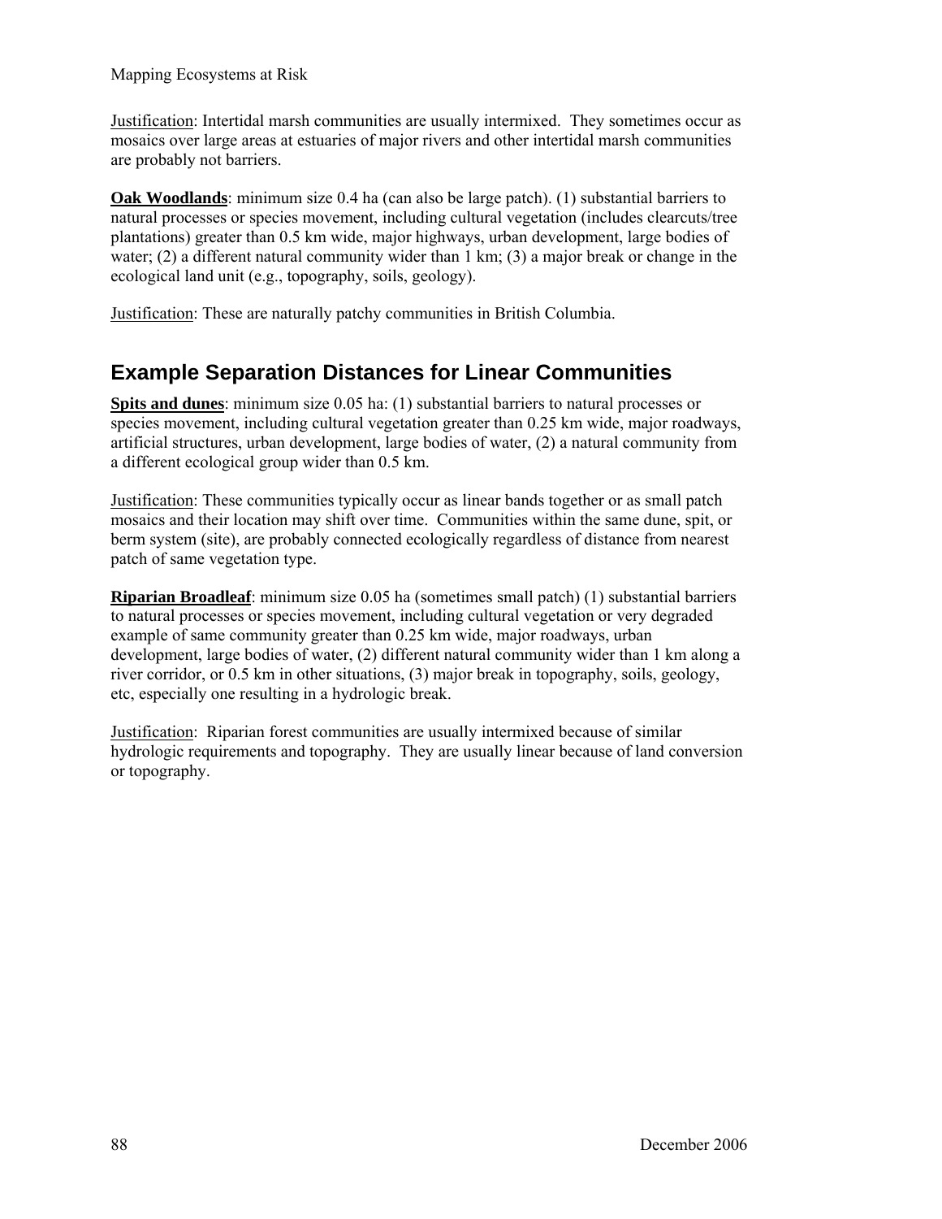Justification: Intertidal marsh communities are usually intermixed. They sometimes occur as mosaics over large areas at estuaries of major rivers and other intertidal marsh communities are probably not barriers.

**Oak Woodlands**: minimum size 0.4 ha (can also be large patch). (1) substantial barriers to natural processes or species movement, including cultural vegetation (includes clearcuts/tree plantations) greater than 0.5 km wide, major highways, urban development, large bodies of water; (2) a different natural community wider than 1 km; (3) a major break or change in the ecological land unit (e.g., topography, soils, geology).

Justification: These are naturally patchy communities in British Columbia.

## Example Separation Distances for Linear Communities

**Spits and dunes**: minimum size 0.05 ha: (1) substantial barriers to natural processes or species movement, including cultural vegetation greater than 0.25 km wide, major roadways, artificial structures, urban development, large bodies of water, (2) a natural community from a different ecological group wider than 0.5 km.

Justification: These communities typically occur as linear bands together or as small patch mosaics and their location may shift over time. Communities within the same dune, spit, or berm system (site), are probably connected ecologically regardless of distance from nearest patch of same vegetation type.

**Riparian Broadleaf**: minimum size 0.05 ha (sometimes small patch) (1) substantial barriers to natural processes or species movement, including cultural vegetation or very degraded example of same community greater than 0.25 km wide, major roadways, urban development, large bodies of water, (2) different natural community wider than 1 km along a river corridor, or 0.5 km in other situations, (3) major break in topography, soils, geology, etc, especially one resulting in a hydrologic break.

Justification: Riparian forest communities are usually intermixed because of similar hydrologic requirements and topography. They are usually linear because of land conversion or topography.